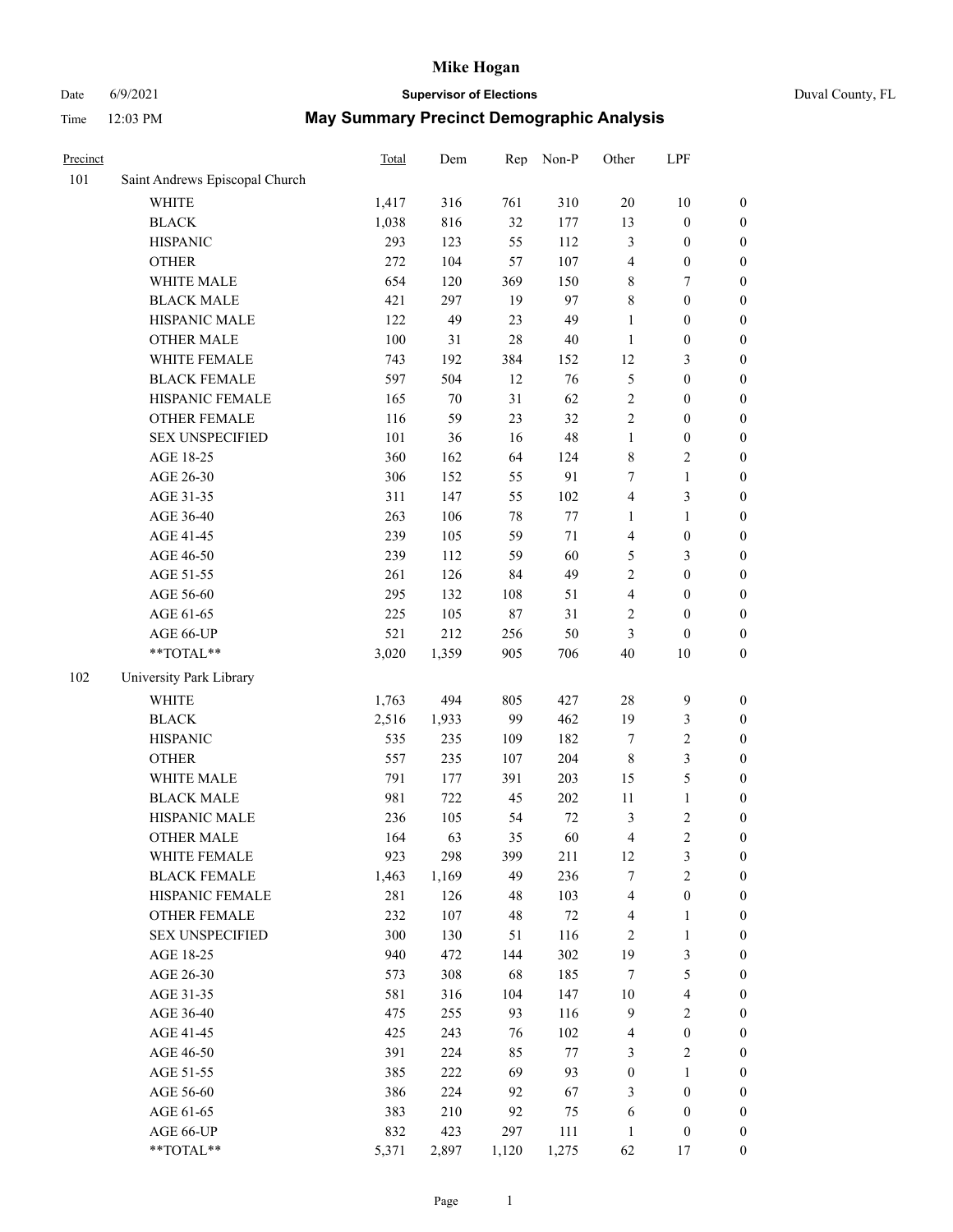# Mike Hogan

Date 6/9/2021 **Supervisor of Elections** Duval County, FL

Time 12:03 PM **May Summary Precinct Demographic Analysis**

| Precinct | | Total | Dem | Rep | Non-P | Other | LPF | |
|---|---|---|---|---|---|---|---|---|
| 101 | Saint Andrews Episcopal Church | | | | | | | |
| | WHITE | 1,417 | 316 | 761 | 310 | 20 | 10 | 0 |
| | BLACK | 1,038 | 816 | 32 | 177 | 13 | 0 | 0 |
| | HISPANIC | 293 | 123 | 55 | 112 | 3 | 0 | 0 |
| | OTHER | 272 | 104 | 57 | 107 | 4 | 0 | 0 |
| | WHITE MALE | 654 | 120 | 369 | 150 | 8 | 7 | 0 |
| | BLACK MALE | 421 | 297 | 19 | 97 | 8 | 0 | 0 |
| | HISPANIC MALE | 122 | 49 | 23 | 49 | 1 | 0 | 0 |
| | OTHER MALE | 100 | 31 | 28 | 40 | 1 | 0 | 0 |
| | WHITE FEMALE | 743 | 192 | 384 | 152 | 12 | 3 | 0 |
| | BLACK FEMALE | 597 | 504 | 12 | 76 | 5 | 0 | 0 |
| | HISPANIC FEMALE | 165 | 70 | 31 | 62 | 2 | 0 | 0 |
| | OTHER FEMALE | 116 | 59 | 23 | 32 | 2 | 0 | 0 |
| | SEX UNSPECIFIED | 101 | 36 | 16 | 48 | 1 | 0 | 0 |
| | AGE 18-25 | 360 | 162 | 64 | 124 | 8 | 2 | 0 |
| | AGE 26-30 | 306 | 152 | 55 | 91 | 7 | 1 | 0 |
| | AGE 31-35 | 311 | 147 | 55 | 102 | 4 | 3 | 0 |
| | AGE 36-40 | 263 | 106 | 78 | 77 | 1 | 1 | 0 |
| | AGE 41-45 | 239 | 105 | 59 | 71 | 4 | 0 | 0 |
| | AGE 46-50 | 239 | 112 | 59 | 60 | 5 | 3 | 0 |
| | AGE 51-55 | 261 | 126 | 84 | 49 | 2 | 0 | 0 |
| | AGE 56-60 | 295 | 132 | 108 | 51 | 4 | 0 | 0 |
| | AGE 61-65 | 225 | 105 | 87 | 31 | 2 | 0 | 0 |
| | AGE 66-UP | 521 | 212 | 256 | 50 | 3 | 0 | 0 |
| | **TOTAL** | 3,020 | 1,359 | 905 | 706 | 40 | 10 | 0 |
| 102 | University Park Library | | | | | | | |
| | WHITE | 1,763 | 494 | 805 | 427 | 28 | 9 | 0 |
| | BLACK | 2,516 | 1,933 | 99 | 462 | 19 | 3 | 0 |
| | HISPANIC | 535 | 235 | 109 | 182 | 7 | 2 | 0 |
| | OTHER | 557 | 235 | 107 | 204 | 8 | 3 | 0 |
| | WHITE MALE | 791 | 177 | 391 | 203 | 15 | 5 | 0 |
| | BLACK MALE | 981 | 722 | 45 | 202 | 11 | 1 | 0 |
| | HISPANIC MALE | 236 | 105 | 54 | 72 | 3 | 2 | 0 |
| | OTHER MALE | 164 | 63 | 35 | 60 | 4 | 2 | 0 |
| | WHITE FEMALE | 923 | 298 | 399 | 211 | 12 | 3 | 0 |
| | BLACK FEMALE | 1,463 | 1,169 | 49 | 236 | 7 | 2 | 0 |
| | HISPANIC FEMALE | 281 | 126 | 48 | 103 | 4 | 0 | 0 |
| | OTHER FEMALE | 232 | 107 | 48 | 72 | 4 | 1 | 0 |
| | SEX UNSPECIFIED | 300 | 130 | 51 | 116 | 2 | 1 | 0 |
| | AGE 18-25 | 940 | 472 | 144 | 302 | 19 | 3 | 0 |
| | AGE 26-30 | 573 | 308 | 68 | 185 | 7 | 5 | 0 |
| | AGE 31-35 | 581 | 316 | 104 | 147 | 10 | 4 | 0 |
| | AGE 36-40 | 475 | 255 | 93 | 116 | 9 | 2 | 0 |
| | AGE 41-45 | 425 | 243 | 76 | 102 | 4 | 0 | 0 |
| | AGE 46-50 | 391 | 224 | 85 | 77 | 3 | 2 | 0 |
| | AGE 51-55 | 385 | 222 | 69 | 93 | 0 | 1 | 0 |
| | AGE 56-60 | 386 | 224 | 92 | 67 | 3 | 0 | 0 |
| | AGE 61-65 | 383 | 210 | 92 | 75 | 6 | 0 | 0 |
| | AGE 66-UP | 832 | 423 | 297 | 111 | 1 | 0 | 0 |
| | **TOTAL** | 5,371 | 2,897 | 1,120 | 1,275 | 62 | 17 | 0 |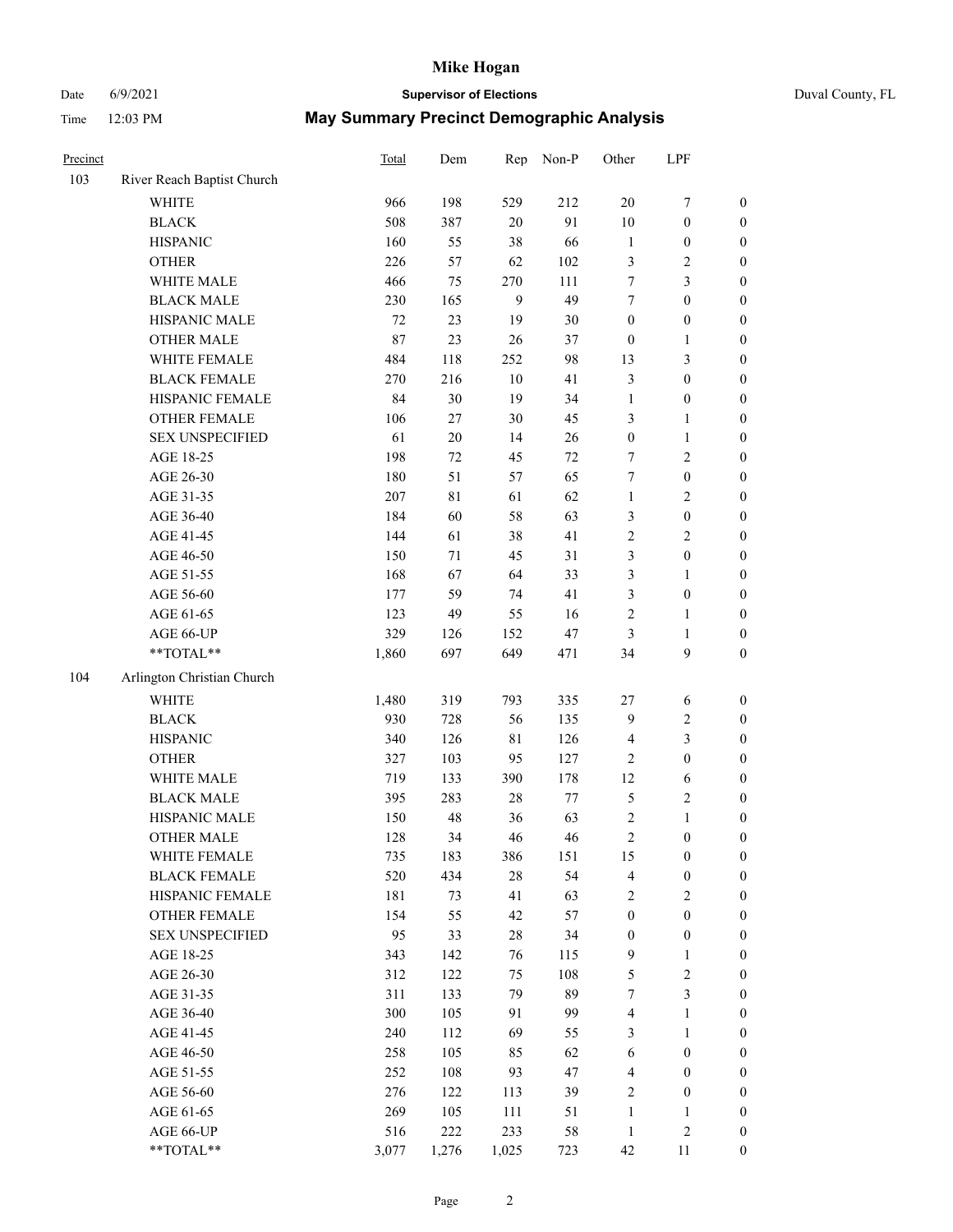# Mike Hogan

Date 6/9/2021 **Supervisor of Elections** Duval County, FL

Time 12:03 PM **May Summary Precinct Demographic Analysis**

| Precinct | | Total | Dem | Rep | Non-P | Other | LPF | |
|---|---|---|---|---|---|---|---|---|
| 103 | River Reach Baptist Church | | | | | | | |
| | WHITE | 966 | 198 | 529 | 212 | 20 | 7 | 0 |
| | BLACK | 508 | 387 | 20 | 91 | 10 | 0 | 0 |
| | HISPANIC | 160 | 55 | 38 | 66 | 1 | 0 | 0 |
| | OTHER | 226 | 57 | 62 | 102 | 3 | 2 | 0 |
| | WHITE MALE | 466 | 75 | 270 | 111 | 7 | 3 | 0 |
| | BLACK MALE | 230 | 165 | 9 | 49 | 7 | 0 | 0 |
| | HISPANIC MALE | 72 | 23 | 19 | 30 | 0 | 0 | 0 |
| | OTHER MALE | 87 | 23 | 26 | 37 | 0 | 1 | 0 |
| | WHITE FEMALE | 484 | 118 | 252 | 98 | 13 | 3 | 0 |
| | BLACK FEMALE | 270 | 216 | 10 | 41 | 3 | 0 | 0 |
| | HISPANIC FEMALE | 84 | 30 | 19 | 34 | 1 | 0 | 0 |
| | OTHER FEMALE | 106 | 27 | 30 | 45 | 3 | 1 | 0 |
| | SEX UNSPECIFIED | 61 | 20 | 14 | 26 | 0 | 1 | 0 |
| | AGE 18-25 | 198 | 72 | 45 | 72 | 7 | 2 | 0 |
| | AGE 26-30 | 180 | 51 | 57 | 65 | 7 | 0 | 0 |
| | AGE 31-35 | 207 | 81 | 61 | 62 | 1 | 2 | 0 |
| | AGE 36-40 | 184 | 60 | 58 | 63 | 3 | 0 | 0 |
| | AGE 41-45 | 144 | 61 | 38 | 41 | 2 | 2 | 0 |
| | AGE 46-50 | 150 | 71 | 45 | 31 | 3 | 0 | 0 |
| | AGE 51-55 | 168 | 67 | 64 | 33 | 3 | 1 | 0 |
| | AGE 56-60 | 177 | 59 | 74 | 41 | 3 | 0 | 0 |
| | AGE 61-65 | 123 | 49 | 55 | 16 | 2 | 1 | 0 |
| | AGE 66-UP | 329 | 126 | 152 | 47 | 3 | 1 | 0 |
| | **TOTAL** | 1,860 | 697 | 649 | 471 | 34 | 9 | 0 |
| 104 | Arlington Christian Church | | | | | | | |
| | WHITE | 1,480 | 319 | 793 | 335 | 27 | 6 | 0 |
| | BLACK | 930 | 728 | 56 | 135 | 9 | 2 | 0 |
| | HISPANIC | 340 | 126 | 81 | 126 | 4 | 3 | 0 |
| | OTHER | 327 | 103 | 95 | 127 | 2 | 0 | 0 |
| | WHITE MALE | 719 | 133 | 390 | 178 | 12 | 6 | 0 |
| | BLACK MALE | 395 | 283 | 28 | 77 | 5 | 2 | 0 |
| | HISPANIC MALE | 150 | 48 | 36 | 63 | 2 | 1 | 0 |
| | OTHER MALE | 128 | 34 | 46 | 46 | 2 | 0 | 0 |
| | WHITE FEMALE | 735 | 183 | 386 | 151 | 15 | 0 | 0 |
| | BLACK FEMALE | 520 | 434 | 28 | 54 | 4 | 0 | 0 |
| | HISPANIC FEMALE | 181 | 73 | 41 | 63 | 2 | 2 | 0 |
| | OTHER FEMALE | 154 | 55 | 42 | 57 | 0 | 0 | 0 |
| | SEX UNSPECIFIED | 95 | 33 | 28 | 34 | 0 | 0 | 0 |
| | AGE 18-25 | 343 | 142 | 76 | 115 | 9 | 1 | 0 |
| | AGE 26-30 | 312 | 122 | 75 | 108 | 5 | 2 | 0 |
| | AGE 31-35 | 311 | 133 | 79 | 89 | 7 | 3 | 0 |
| | AGE 36-40 | 300 | 105 | 91 | 99 | 4 | 1 | 0 |
| | AGE 41-45 | 240 | 112 | 69 | 55 | 3 | 1 | 0 |
| | AGE 46-50 | 258 | 105 | 85 | 62 | 6 | 0 | 0 |
| | AGE 51-55 | 252 | 108 | 93 | 47 | 4 | 0 | 0 |
| | AGE 56-60 | 276 | 122 | 113 | 39 | 2 | 0 | 0 |
| | AGE 61-65 | 269 | 105 | 111 | 51 | 1 | 1 | 0 |
| | AGE 66-UP | 516 | 222 | 233 | 58 | 1 | 2 | 0 |
| | **TOTAL** | 3,077 | 1,276 | 1,025 | 723 | 42 | 11 | 0 |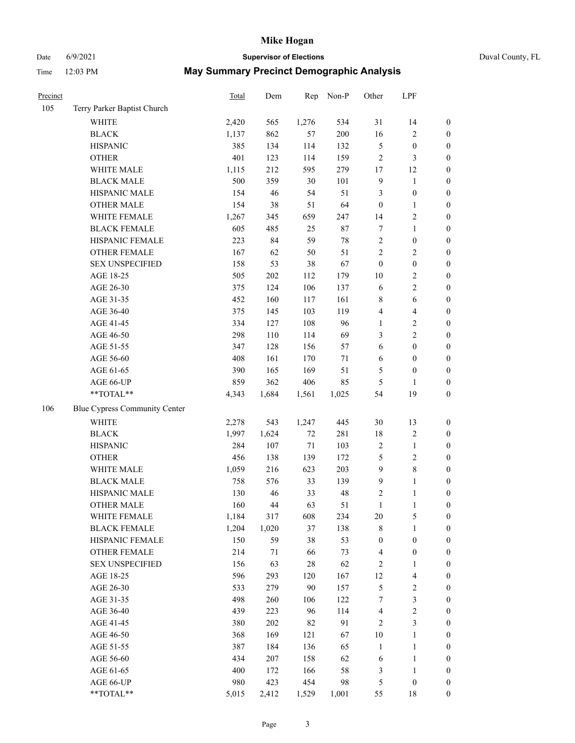# Mike Hogan

Date 6/9/2021 **Supervisor of Elections** Duval County, FL

Time 12:03 PM **May Summary Precinct Demographic Analysis**

| Precinct | | Total | Dem | Rep | Non-P | Other | LPF | |
|---|---|---|---|---|---|---|---|---|
| 105 | Terry Parker Baptist Church | | | | | | | |
| | WHITE | 2,420 | 565 | 1,276 | 534 | 31 | 14 | 0 |
| | BLACK | 1,137 | 862 | 57 | 200 | 16 | 2 | 0 |
| | HISPANIC | 385 | 134 | 114 | 132 | 5 | 0 | 0 |
| | OTHER | 401 | 123 | 114 | 159 | 2 | 3 | 0 |
| | WHITE MALE | 1,115 | 212 | 595 | 279 | 17 | 12 | 0 |
| | BLACK MALE | 500 | 359 | 30 | 101 | 9 | 1 | 0 |
| | HISPANIC MALE | 154 | 46 | 54 | 51 | 3 | 0 | 0 |
| | OTHER MALE | 154 | 38 | 51 | 64 | 0 | 1 | 0 |
| | WHITE FEMALE | 1,267 | 345 | 659 | 247 | 14 | 2 | 0 |
| | BLACK FEMALE | 605 | 485 | 25 | 87 | 7 | 1 | 0 |
| | HISPANIC FEMALE | 223 | 84 | 59 | 78 | 2 | 0 | 0 |
| | OTHER FEMALE | 167 | 62 | 50 | 51 | 2 | 2 | 0 |
| | SEX UNSPECIFIED | 158 | 53 | 38 | 67 | 0 | 0 | 0 |
| | AGE 18-25 | 505 | 202 | 112 | 179 | 10 | 2 | 0 |
| | AGE 26-30 | 375 | 124 | 106 | 137 | 6 | 2 | 0 |
| | AGE 31-35 | 452 | 160 | 117 | 161 | 8 | 6 | 0 |
| | AGE 36-40 | 375 | 145 | 103 | 119 | 4 | 4 | 0 |
| | AGE 41-45 | 334 | 127 | 108 | 96 | 1 | 2 | 0 |
| | AGE 46-50 | 298 | 110 | 114 | 69 | 3 | 2 | 0 |
| | AGE 51-55 | 347 | 128 | 156 | 57 | 6 | 0 | 0 |
| | AGE 56-60 | 408 | 161 | 170 | 71 | 6 | 0 | 0 |
| | AGE 61-65 | 390 | 165 | 169 | 51 | 5 | 0 | 0 |
| | AGE 66-UP | 859 | 362 | 406 | 85 | 5 | 1 | 0 |
| | **TOTAL** | 4,343 | 1,684 | 1,561 | 1,025 | 54 | 19 | 0 |
| 106 | Blue Cypress Community Center | | | | | | | |
| | WHITE | 2,278 | 543 | 1,247 | 445 | 30 | 13 | 0 |
| | BLACK | 1,997 | 1,624 | 72 | 281 | 18 | 2 | 0 |
| | HISPANIC | 284 | 107 | 71 | 103 | 2 | 1 | 0 |
| | OTHER | 456 | 138 | 139 | 172 | 5 | 2 | 0 |
| | WHITE MALE | 1,059 | 216 | 623 | 203 | 9 | 8 | 0 |
| | BLACK MALE | 758 | 576 | 33 | 139 | 9 | 1 | 0 |
| | HISPANIC MALE | 130 | 46 | 33 | 48 | 2 | 1 | 0 |
| | OTHER MALE | 160 | 44 | 63 | 51 | 1 | 1 | 0 |
| | WHITE FEMALE | 1,184 | 317 | 608 | 234 | 20 | 5 | 0 |
| | BLACK FEMALE | 1,204 | 1,020 | 37 | 138 | 8 | 1 | 0 |
| | HISPANIC FEMALE | 150 | 59 | 38 | 53 | 0 | 0 | 0 |
| | OTHER FEMALE | 214 | 71 | 66 | 73 | 4 | 0 | 0 |
| | SEX UNSPECIFIED | 156 | 63 | 28 | 62 | 2 | 1 | 0 |
| | AGE 18-25 | 596 | 293 | 120 | 167 | 12 | 4 | 0 |
| | AGE 26-30 | 533 | 279 | 90 | 157 | 5 | 2 | 0 |
| | AGE 31-35 | 498 | 260 | 106 | 122 | 7 | 3 | 0 |
| | AGE 36-40 | 439 | 223 | 96 | 114 | 4 | 2 | 0 |
| | AGE 41-45 | 380 | 202 | 82 | 91 | 2 | 3 | 0 |
| | AGE 46-50 | 368 | 169 | 121 | 67 | 10 | 1 | 0 |
| | AGE 51-55 | 387 | 184 | 136 | 65 | 1 | 1 | 0 |
| | AGE 56-60 | 434 | 207 | 158 | 62 | 6 | 1 | 0 |
| | AGE 61-65 | 400 | 172 | 166 | 58 | 3 | 1 | 0 |
| | AGE 66-UP | 980 | 423 | 454 | 98 | 5 | 0 | 0 |
| | **TOTAL** | 5,015 | 2,412 | 1,529 | 1,001 | 55 | 18 | 0 |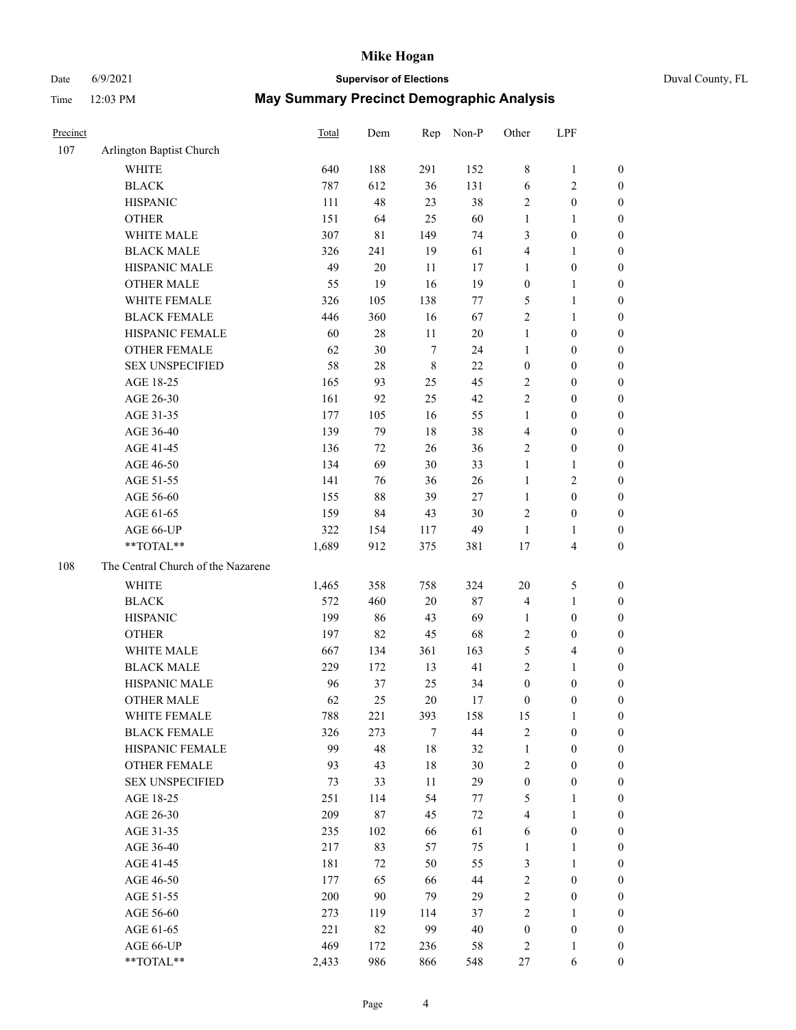# Mike Hogan

Date 6/9/2021 **Supervisor of Elections** Duval County, FL

Time 12:03 PM **May Summary Precinct Demographic Analysis**

| Precinct | | Total | Dem | Rep | Non-P | Other | LPF | |
|---|---|---|---|---|---|---|---|---|
| 107 | Arlington Baptist Church | | | | | | | |
| | WHITE | 640 | 188 | 291 | 152 | 8 | 1 | 0 |
| | BLACK | 787 | 612 | 36 | 131 | 6 | 2 | 0 |
| | HISPANIC | 111 | 48 | 23 | 38 | 2 | 0 | 0 |
| | OTHER | 151 | 64 | 25 | 60 | 1 | 1 | 0 |
| | WHITE MALE | 307 | 81 | 149 | 74 | 3 | 0 | 0 |
| | BLACK MALE | 326 | 241 | 19 | 61 | 4 | 1 | 0 |
| | HISPANIC MALE | 49 | 20 | 11 | 17 | 1 | 0 | 0 |
| | OTHER MALE | 55 | 19 | 16 | 19 | 0 | 1 | 0 |
| | WHITE FEMALE | 326 | 105 | 138 | 77 | 5 | 1 | 0 |
| | BLACK FEMALE | 446 | 360 | 16 | 67 | 2 | 1 | 0 |
| | HISPANIC FEMALE | 60 | 28 | 11 | 20 | 1 | 0 | 0 |
| | OTHER FEMALE | 62 | 30 | 7 | 24 | 1 | 0 | 0 |
| | SEX UNSPECIFIED | 58 | 28 | 8 | 22 | 0 | 0 | 0 |
| | AGE 18-25 | 165 | 93 | 25 | 45 | 2 | 0 | 0 |
| | AGE 26-30 | 161 | 92 | 25 | 42 | 2 | 0 | 0 |
| | AGE 31-35 | 177 | 105 | 16 | 55 | 1 | 0 | 0 |
| | AGE 36-40 | 139 | 79 | 18 | 38 | 4 | 0 | 0 |
| | AGE 41-45 | 136 | 72 | 26 | 36 | 2 | 0 | 0 |
| | AGE 46-50 | 134 | 69 | 30 | 33 | 1 | 1 | 0 |
| | AGE 51-55 | 141 | 76 | 36 | 26 | 1 | 2 | 0 |
| | AGE 56-60 | 155 | 88 | 39 | 27 | 1 | 0 | 0 |
| | AGE 61-65 | 159 | 84 | 43 | 30 | 2 | 0 | 0 |
| | AGE 66-UP | 322 | 154 | 117 | 49 | 1 | 1 | 0 |
| | **TOTAL** | 1,689 | 912 | 375 | 381 | 17 | 4 | 0 |
| 108 | The Central Church of the Nazarene | | | | | | | |
| | WHITE | 1,465 | 358 | 758 | 324 | 20 | 5 | 0 |
| | BLACK | 572 | 460 | 20 | 87 | 4 | 1 | 0 |
| | HISPANIC | 199 | 86 | 43 | 69 | 1 | 0 | 0 |
| | OTHER | 197 | 82 | 45 | 68 | 2 | 0 | 0 |
| | WHITE MALE | 667 | 134 | 361 | 163 | 5 | 4 | 0 |
| | BLACK MALE | 229 | 172 | 13 | 41 | 2 | 1 | 0 |
| | HISPANIC MALE | 96 | 37 | 25 | 34 | 0 | 0 | 0 |
| | OTHER MALE | 62 | 25 | 20 | 17 | 0 | 0 | 0 |
| | WHITE FEMALE | 788 | 221 | 393 | 158 | 15 | 1 | 0 |
| | BLACK FEMALE | 326 | 273 | 7 | 44 | 2 | 0 | 0 |
| | HISPANIC FEMALE | 99 | 48 | 18 | 32 | 1 | 0 | 0 |
| | OTHER FEMALE | 93 | 43 | 18 | 30 | 2 | 0 | 0 |
| | SEX UNSPECIFIED | 73 | 33 | 11 | 29 | 0 | 0 | 0 |
| | AGE 18-25 | 251 | 114 | 54 | 77 | 5 | 1 | 0 |
| | AGE 26-30 | 209 | 87 | 45 | 72 | 4 | 1 | 0 |
| | AGE 31-35 | 235 | 102 | 66 | 61 | 6 | 0 | 0 |
| | AGE 36-40 | 217 | 83 | 57 | 75 | 1 | 1 | 0 |
| | AGE 41-45 | 181 | 72 | 50 | 55 | 3 | 1 | 0 |
| | AGE 46-50 | 177 | 65 | 66 | 44 | 2 | 0 | 0 |
| | AGE 51-55 | 200 | 90 | 79 | 29 | 2 | 0 | 0 |
| | AGE 56-60 | 273 | 119 | 114 | 37 | 2 | 1 | 0 |
| | AGE 61-65 | 221 | 82 | 99 | 40 | 0 | 0 | 0 |
| | AGE 66-UP | 469 | 172 | 236 | 58 | 2 | 1 | 0 |
| | **TOTAL** | 2,433 | 986 | 866 | 548 | 27 | 6 | 0 |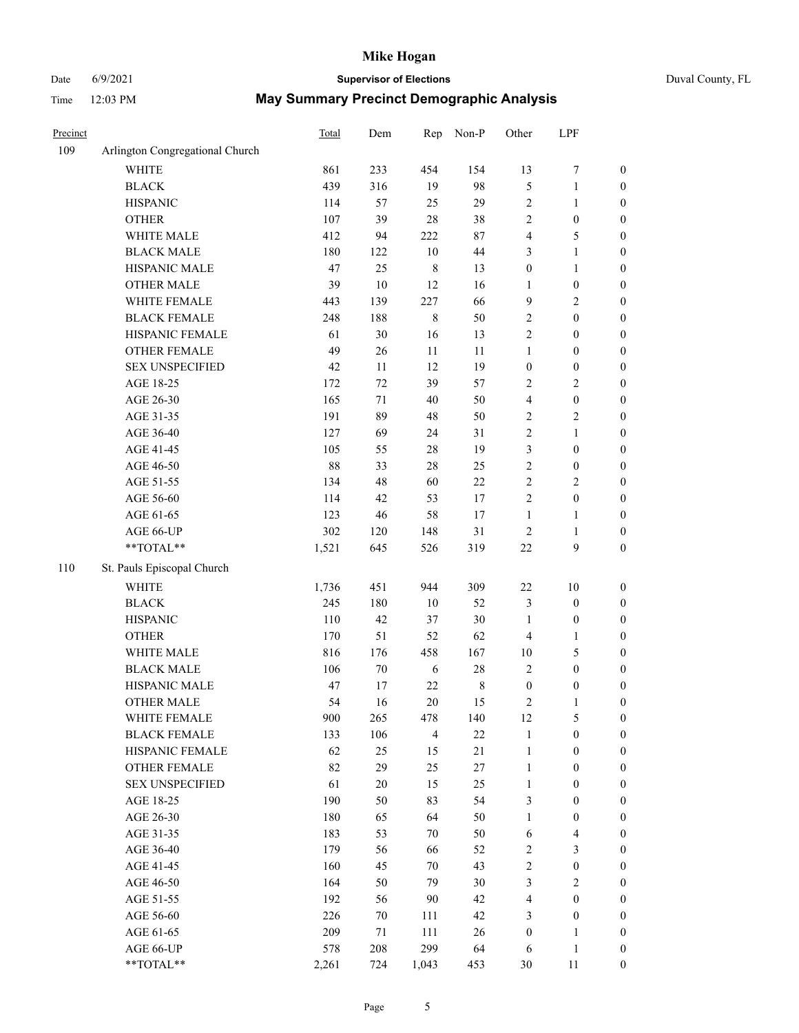# Mike Hogan

Date 6/9/2021 **Supervisor of Elections** Duval County, FL

Time 12:03 PM **May Summary Precinct Demographic Analysis**

| Precinct | | Total | Dem | Rep | Non-P | Other | LPF | |
|---|---|---|---|---|---|---|---|---|
| 109 | Arlington Congregational Church | | | | | | | |
| | WHITE | 861 | 233 | 454 | 154 | 13 | 7 | 0 |
| | BLACK | 439 | 316 | 19 | 98 | 5 | 1 | 0 |
| | HISPANIC | 114 | 57 | 25 | 29 | 2 | 1 | 0 |
| | OTHER | 107 | 39 | 28 | 38 | 2 | 0 | 0 |
| | WHITE MALE | 412 | 94 | 222 | 87 | 4 | 5 | 0 |
| | BLACK MALE | 180 | 122 | 10 | 44 | 3 | 1 | 0 |
| | HISPANIC MALE | 47 | 25 | 8 | 13 | 0 | 1 | 0 |
| | OTHER MALE | 39 | 10 | 12 | 16 | 1 | 0 | 0 |
| | WHITE FEMALE | 443 | 139 | 227 | 66 | 9 | 2 | 0 |
| | BLACK FEMALE | 248 | 188 | 8 | 50 | 2 | 0 | 0 |
| | HISPANIC FEMALE | 61 | 30 | 16 | 13 | 2 | 0 | 0 |
| | OTHER FEMALE | 49 | 26 | 11 | 11 | 1 | 0 | 0 |
| | SEX UNSPECIFIED | 42 | 11 | 12 | 19 | 0 | 0 | 0 |
| | AGE 18-25 | 172 | 72 | 39 | 57 | 2 | 2 | 0 |
| | AGE 26-30 | 165 | 71 | 40 | 50 | 4 | 0 | 0 |
| | AGE 31-35 | 191 | 89 | 48 | 50 | 2 | 2 | 0 |
| | AGE 36-40 | 127 | 69 | 24 | 31 | 2 | 1 | 0 |
| | AGE 41-45 | 105 | 55 | 28 | 19 | 3 | 0 | 0 |
| | AGE 46-50 | 88 | 33 | 28 | 25 | 2 | 0 | 0 |
| | AGE 51-55 | 134 | 48 | 60 | 22 | 2 | 2 | 0 |
| | AGE 56-60 | 114 | 42 | 53 | 17 | 2 | 0 | 0 |
| | AGE 61-65 | 123 | 46 | 58 | 17 | 1 | 1 | 0 |
| | AGE 66-UP | 302 | 120 | 148 | 31 | 2 | 1 | 0 |
| | **TOTAL** | 1,521 | 645 | 526 | 319 | 22 | 9 | 0 |
| 110 | St. Pauls Episcopal Church | | | | | | | |
| | WHITE | 1,736 | 451 | 944 | 309 | 22 | 10 | 0 |
| | BLACK | 245 | 180 | 10 | 52 | 3 | 0 | 0 |
| | HISPANIC | 110 | 42 | 37 | 30 | 1 | 0 | 0 |
| | OTHER | 170 | 51 | 52 | 62 | 4 | 1 | 0 |
| | WHITE MALE | 816 | 176 | 458 | 167 | 10 | 5 | 0 |
| | BLACK MALE | 106 | 70 | 6 | 28 | 2 | 0 | 0 |
| | HISPANIC MALE | 47 | 17 | 22 | 8 | 0 | 0 | 0 |
| | OTHER MALE | 54 | 16 | 20 | 15 | 2 | 1 | 0 |
| | WHITE FEMALE | 900 | 265 | 478 | 140 | 12 | 5 | 0 |
| | BLACK FEMALE | 133 | 106 | 4 | 22 | 1 | 0 | 0 |
| | HISPANIC FEMALE | 62 | 25 | 15 | 21 | 1 | 0 | 0 |
| | OTHER FEMALE | 82 | 29 | 25 | 27 | 1 | 0 | 0 |
| | SEX UNSPECIFIED | 61 | 20 | 15 | 25 | 1 | 0 | 0 |
| | AGE 18-25 | 190 | 50 | 83 | 54 | 3 | 0 | 0 |
| | AGE 26-30 | 180 | 65 | 64 | 50 | 1 | 0 | 0 |
| | AGE 31-35 | 183 | 53 | 70 | 50 | 6 | 4 | 0 |
| | AGE 36-40 | 179 | 56 | 66 | 52 | 2 | 3 | 0 |
| | AGE 41-45 | 160 | 45 | 70 | 43 | 2 | 0 | 0 |
| | AGE 46-50 | 164 | 50 | 79 | 30 | 3 | 2 | 0 |
| | AGE 51-55 | 192 | 56 | 90 | 42 | 4 | 0 | 0 |
| | AGE 56-60 | 226 | 70 | 111 | 42 | 3 | 0 | 0 |
| | AGE 61-65 | 209 | 71 | 111 | 26 | 0 | 1 | 0 |
| | AGE 66-UP | 578 | 208 | 299 | 64 | 6 | 1 | 0 |
| | **TOTAL** | 2,261 | 724 | 1,043 | 453 | 30 | 11 | 0 |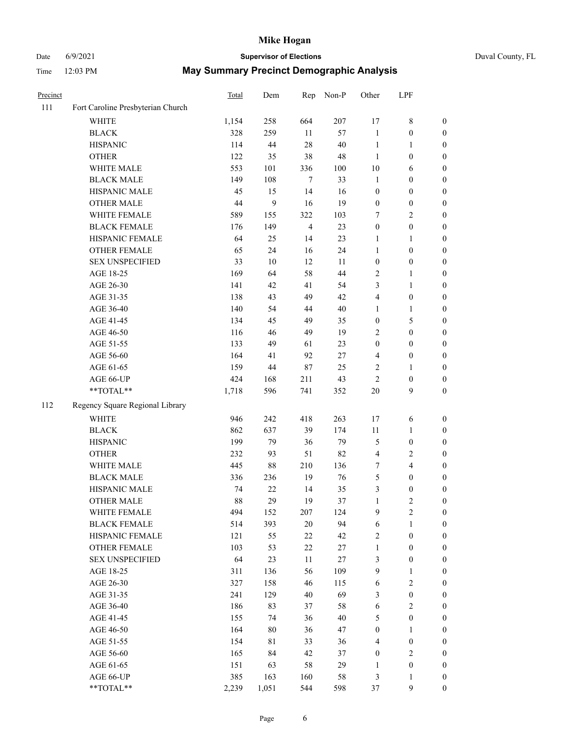# Mike Hogan

Date 6/9/2021 **Supervisor of Elections** Duval County, FL

Time 12:03 PM **May Summary Precinct Demographic Analysis**

| Precinct | | Total | Dem | Rep | Non-P | Other | LPF | |
|---|---|---|---|---|---|---|---|---|
| 111 | Fort Caroline Presbyterian Church | | | | | | | |
| | WHITE | 1,154 | 258 | 664 | 207 | 17 | 8 | 0 |
| | BLACK | 328 | 259 | 11 | 57 | 1 | 0 | 0 |
| | HISPANIC | 114 | 44 | 28 | 40 | 1 | 1 | 0 |
| | OTHER | 122 | 35 | 38 | 48 | 1 | 0 | 0 |
| | WHITE MALE | 553 | 101 | 336 | 100 | 10 | 6 | 0 |
| | BLACK MALE | 149 | 108 | 7 | 33 | 1 | 0 | 0 |
| | HISPANIC MALE | 45 | 15 | 14 | 16 | 0 | 0 | 0 |
| | OTHER MALE | 44 | 9 | 16 | 19 | 0 | 0 | 0 |
| | WHITE FEMALE | 589 | 155 | 322 | 103 | 7 | 2 | 0 |
| | BLACK FEMALE | 176 | 149 | 4 | 23 | 0 | 0 | 0 |
| | HISPANIC FEMALE | 64 | 25 | 14 | 23 | 1 | 1 | 0 |
| | OTHER FEMALE | 65 | 24 | 16 | 24 | 1 | 0 | 0 |
| | SEX UNSPECIFIED | 33 | 10 | 12 | 11 | 0 | 0 | 0 |
| | AGE 18-25 | 169 | 64 | 58 | 44 | 2 | 1 | 0 |
| | AGE 26-30 | 141 | 42 | 41 | 54 | 3 | 1 | 0 |
| | AGE 31-35 | 138 | 43 | 49 | 42 | 4 | 0 | 0 |
| | AGE 36-40 | 140 | 54 | 44 | 40 | 1 | 1 | 0 |
| | AGE 41-45 | 134 | 45 | 49 | 35 | 0 | 5 | 0 |
| | AGE 46-50 | 116 | 46 | 49 | 19 | 2 | 0 | 0 |
| | AGE 51-55 | 133 | 49 | 61 | 23 | 0 | 0 | 0 |
| | AGE 56-60 | 164 | 41 | 92 | 27 | 4 | 0 | 0 |
| | AGE 61-65 | 159 | 44 | 87 | 25 | 2 | 1 | 0 |
| | AGE 66-UP | 424 | 168 | 211 | 43 | 2 | 0 | 0 |
| | **TOTAL** | 1,718 | 596 | 741 | 352 | 20 | 9 | 0 |
| 112 | Regency Square Regional Library | | | | | | | |
| | WHITE | 946 | 242 | 418 | 263 | 17 | 6 | 0 |
| | BLACK | 862 | 637 | 39 | 174 | 11 | 1 | 0 |
| | HISPANIC | 199 | 79 | 36 | 79 | 5 | 0 | 0 |
| | OTHER | 232 | 93 | 51 | 82 | 4 | 2 | 0 |
| | WHITE MALE | 445 | 88 | 210 | 136 | 7 | 4 | 0 |
| | BLACK MALE | 336 | 236 | 19 | 76 | 5 | 0 | 0 |
| | HISPANIC MALE | 74 | 22 | 14 | 35 | 3 | 0 | 0 |
| | OTHER MALE | 88 | 29 | 19 | 37 | 1 | 2 | 0 |
| | WHITE FEMALE | 494 | 152 | 207 | 124 | 9 | 2 | 0 |
| | BLACK FEMALE | 514 | 393 | 20 | 94 | 6 | 1 | 0 |
| | HISPANIC FEMALE | 121 | 55 | 22 | 42 | 2 | 0 | 0 |
| | OTHER FEMALE | 103 | 53 | 22 | 27 | 1 | 0 | 0 |
| | SEX UNSPECIFIED | 64 | 23 | 11 | 27 | 3 | 0 | 0 |
| | AGE 18-25 | 311 | 136 | 56 | 109 | 9 | 1 | 0 |
| | AGE 26-30 | 327 | 158 | 46 | 115 | 6 | 2 | 0 |
| | AGE 31-35 | 241 | 129 | 40 | 69 | 3 | 0 | 0 |
| | AGE 36-40 | 186 | 83 | 37 | 58 | 6 | 2 | 0 |
| | AGE 41-45 | 155 | 74 | 36 | 40 | 5 | 0 | 0 |
| | AGE 46-50 | 164 | 80 | 36 | 47 | 0 | 1 | 0 |
| | AGE 51-55 | 154 | 81 | 33 | 36 | 4 | 0 | 0 |
| | AGE 56-60 | 165 | 84 | 42 | 37 | 0 | 2 | 0 |
| | AGE 61-65 | 151 | 63 | 58 | 29 | 1 | 0 | 0 |
| | AGE 66-UP | 385 | 163 | 160 | 58 | 3 | 1 | 0 |
| | **TOTAL** | 2,239 | 1,051 | 544 | 598 | 37 | 9 | 0 |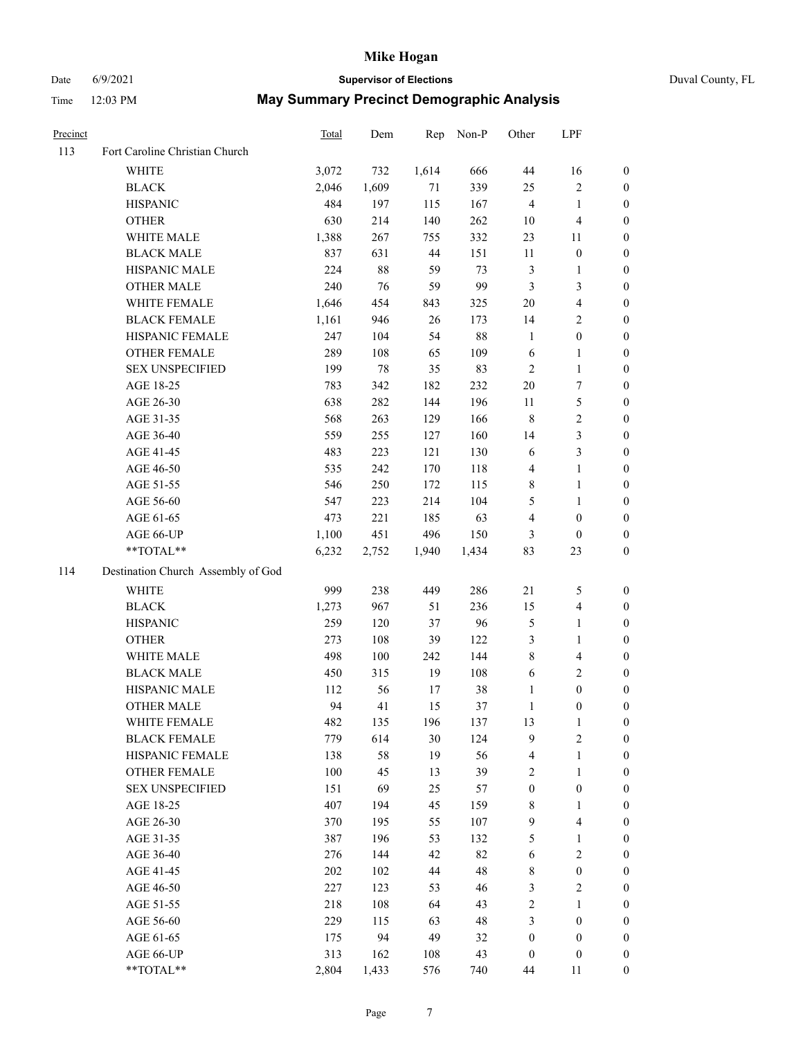# Mike Hogan

Date 6/9/2021 **Supervisor of Elections** Duval County, FL

Time 12:03 PM **May Summary Precinct Demographic Analysis**

| Precinct | | Total | Dem | Rep | Non-P | Other | LPF | |
|---|---|---|---|---|---|---|---|---|
| 113 | Fort Caroline Christian Church | | | | | | | |
| | WHITE | 3,072 | 732 | 1,614 | 666 | 44 | 16 | 0 |
| | BLACK | 2,046 | 1,609 | 71 | 339 | 25 | 2 | 0 |
| | HISPANIC | 484 | 197 | 115 | 167 | 4 | 1 | 0 |
| | OTHER | 630 | 214 | 140 | 262 | 10 | 4 | 0 |
| | WHITE MALE | 1,388 | 267 | 755 | 332 | 23 | 11 | 0 |
| | BLACK MALE | 837 | 631 | 44 | 151 | 11 | 0 | 0 |
| | HISPANIC MALE | 224 | 88 | 59 | 73 | 3 | 1 | 0 |
| | OTHER MALE | 240 | 76 | 59 | 99 | 3 | 3 | 0 |
| | WHITE FEMALE | 1,646 | 454 | 843 | 325 | 20 | 4 | 0 |
| | BLACK FEMALE | 1,161 | 946 | 26 | 173 | 14 | 2 | 0 |
| | HISPANIC FEMALE | 247 | 104 | 54 | 88 | 1 | 0 | 0 |
| | OTHER FEMALE | 289 | 108 | 65 | 109 | 6 | 1 | 0 |
| | SEX UNSPECIFIED | 199 | 78 | 35 | 83 | 2 | 1 | 0 |
| | AGE 18-25 | 783 | 342 | 182 | 232 | 20 | 7 | 0 |
| | AGE 26-30 | 638 | 282 | 144 | 196 | 11 | 5 | 0 |
| | AGE 31-35 | 568 | 263 | 129 | 166 | 8 | 2 | 0 |
| | AGE 36-40 | 559 | 255 | 127 | 160 | 14 | 3 | 0 |
| | AGE 41-45 | 483 | 223 | 121 | 130 | 6 | 3 | 0 |
| | AGE 46-50 | 535 | 242 | 170 | 118 | 4 | 1 | 0 |
| | AGE 51-55 | 546 | 250 | 172 | 115 | 8 | 1 | 0 |
| | AGE 56-60 | 547 | 223 | 214 | 104 | 5 | 1 | 0 |
| | AGE 61-65 | 473 | 221 | 185 | 63 | 4 | 0 | 0 |
| | AGE 66-UP | 1,100 | 451 | 496 | 150 | 3 | 0 | 0 |
| | **TOTAL** | 6,232 | 2,752 | 1,940 | 1,434 | 83 | 23 | 0 |
| 114 | Destination Church Assembly of God | | | | | | | |
| | WHITE | 999 | 238 | 449 | 286 | 21 | 5 | 0 |
| | BLACK | 1,273 | 967 | 51 | 236 | 15 | 4 | 0 |
| | HISPANIC | 259 | 120 | 37 | 96 | 5 | 1 | 0 |
| | OTHER | 273 | 108 | 39 | 122 | 3 | 1 | 0 |
| | WHITE MALE | 498 | 100 | 242 | 144 | 8 | 4 | 0 |
| | BLACK MALE | 450 | 315 | 19 | 108 | 6 | 2 | 0 |
| | HISPANIC MALE | 112 | 56 | 17 | 38 | 1 | 0 | 0 |
| | OTHER MALE | 94 | 41 | 15 | 37 | 1 | 0 | 0 |
| | WHITE FEMALE | 482 | 135 | 196 | 137 | 13 | 1 | 0 |
| | BLACK FEMALE | 779 | 614 | 30 | 124 | 9 | 2 | 0 |
| | HISPANIC FEMALE | 138 | 58 | 19 | 56 | 4 | 1 | 0 |
| | OTHER FEMALE | 100 | 45 | 13 | 39 | 2 | 1 | 0 |
| | SEX UNSPECIFIED | 151 | 69 | 25 | 57 | 0 | 0 | 0 |
| | AGE 18-25 | 407 | 194 | 45 | 159 | 8 | 1 | 0 |
| | AGE 26-30 | 370 | 195 | 55 | 107 | 9 | 4 | 0 |
| | AGE 31-35 | 387 | 196 | 53 | 132 | 5 | 1 | 0 |
| | AGE 36-40 | 276 | 144 | 42 | 82 | 6 | 2 | 0 |
| | AGE 41-45 | 202 | 102 | 44 | 48 | 8 | 0 | 0 |
| | AGE 46-50 | 227 | 123 | 53 | 46 | 3 | 2 | 0 |
| | AGE 51-55 | 218 | 108 | 64 | 43 | 2 | 1 | 0 |
| | AGE 56-60 | 229 | 115 | 63 | 48 | 3 | 0 | 0 |
| | AGE 61-65 | 175 | 94 | 49 | 32 | 0 | 0 | 0 |
| | AGE 66-UP | 313 | 162 | 108 | 43 | 0 | 0 | 0 |
| | **TOTAL** | 2,804 | 1,433 | 576 | 740 | 44 | 11 | 0 |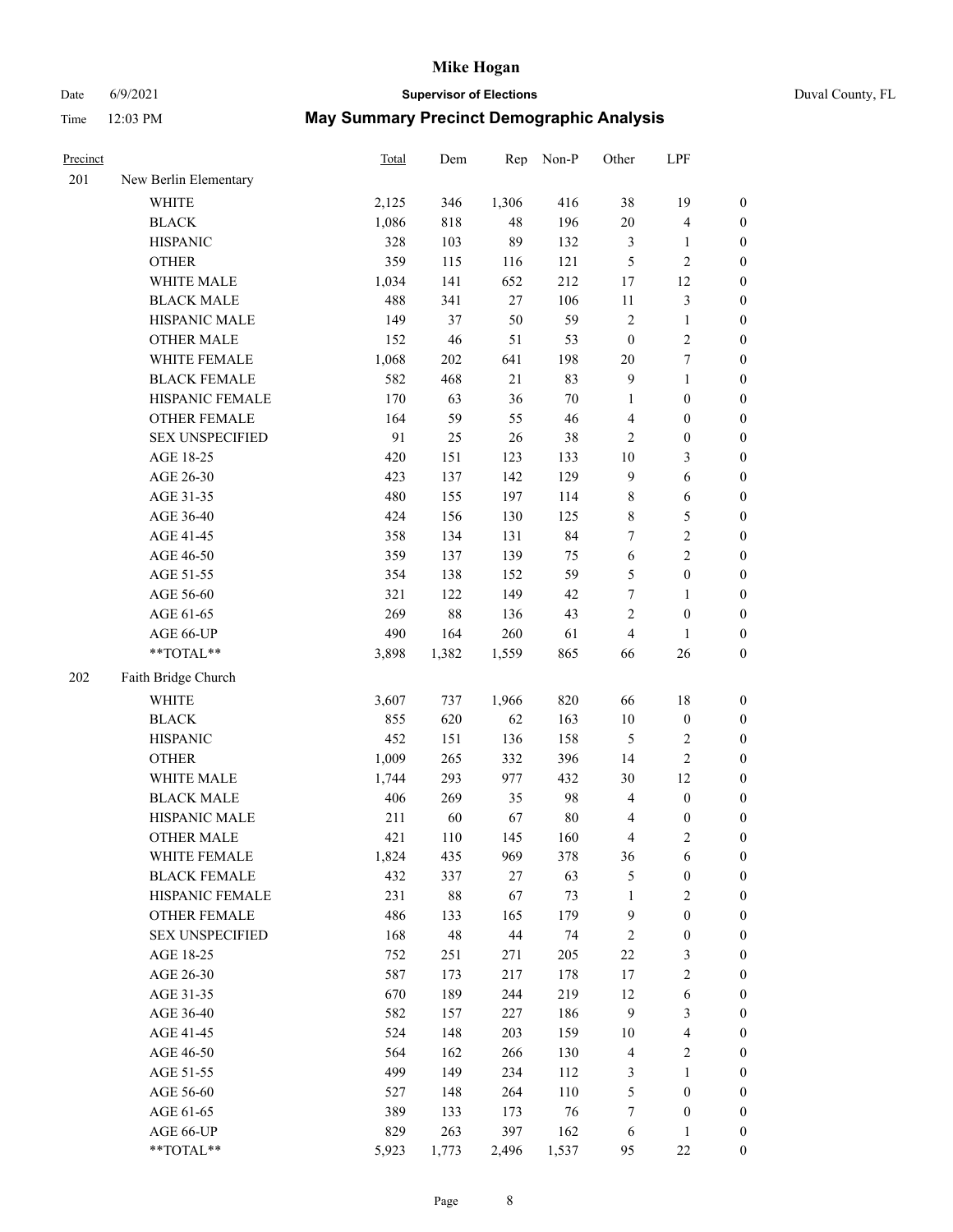# Mike Hogan

Date 6/9/2021 **Supervisor of Elections** Duval County, FL

Time 12:03 PM **May Summary Precinct Demographic Analysis**

| Precinct | | Total | Dem | Rep | Non-P | Other | LPF | |
|---|---|---|---|---|---|---|---|---|
| 201 | New Berlin Elementary | | | | | | | |
| | WHITE | 2,125 | 346 | 1,306 | 416 | 38 | 19 | 0 |
| | BLACK | 1,086 | 818 | 48 | 196 | 20 | 4 | 0 |
| | HISPANIC | 328 | 103 | 89 | 132 | 3 | 1 | 0 |
| | OTHER | 359 | 115 | 116 | 121 | 5 | 2 | 0 |
| | WHITE MALE | 1,034 | 141 | 652 | 212 | 17 | 12 | 0 |
| | BLACK MALE | 488 | 341 | 27 | 106 | 11 | 3 | 0 |
| | HISPANIC MALE | 149 | 37 | 50 | 59 | 2 | 1 | 0 |
| | OTHER MALE | 152 | 46 | 51 | 53 | 0 | 2 | 0 |
| | WHITE FEMALE | 1,068 | 202 | 641 | 198 | 20 | 7 | 0 |
| | BLACK FEMALE | 582 | 468 | 21 | 83 | 9 | 1 | 0 |
| | HISPANIC FEMALE | 170 | 63 | 36 | 70 | 1 | 0 | 0 |
| | OTHER FEMALE | 164 | 59 | 55 | 46 | 4 | 0 | 0 |
| | SEX UNSPECIFIED | 91 | 25 | 26 | 38 | 2 | 0 | 0 |
| | AGE 18-25 | 420 | 151 | 123 | 133 | 10 | 3 | 0 |
| | AGE 26-30 | 423 | 137 | 142 | 129 | 9 | 6 | 0 |
| | AGE 31-35 | 480 | 155 | 197 | 114 | 8 | 6 | 0 |
| | AGE 36-40 | 424 | 156 | 130 | 125 | 8 | 5 | 0 |
| | AGE 41-45 | 358 | 134 | 131 | 84 | 7 | 2 | 0 |
| | AGE 46-50 | 359 | 137 | 139 | 75 | 6 | 2 | 0 |
| | AGE 51-55 | 354 | 138 | 152 | 59 | 5 | 0 | 0 |
| | AGE 56-60 | 321 | 122 | 149 | 42 | 7 | 1 | 0 |
| | AGE 61-65 | 269 | 88 | 136 | 43 | 2 | 0 | 0 |
| | AGE 66-UP | 490 | 164 | 260 | 61 | 4 | 1 | 0 |
| | **TOTAL** | 3,898 | 1,382 | 1,559 | 865 | 66 | 26 | 0 |
| 202 | Faith Bridge Church | | | | | | | |
| | WHITE | 3,607 | 737 | 1,966 | 820 | 66 | 18 | 0 |
| | BLACK | 855 | 620 | 62 | 163 | 10 | 0 | 0 |
| | HISPANIC | 452 | 151 | 136 | 158 | 5 | 2 | 0 |
| | OTHER | 1,009 | 265 | 332 | 396 | 14 | 2 | 0 |
| | WHITE MALE | 1,744 | 293 | 977 | 432 | 30 | 12 | 0 |
| | BLACK MALE | 406 | 269 | 35 | 98 | 4 | 0 | 0 |
| | HISPANIC MALE | 211 | 60 | 67 | 80 | 4 | 0 | 0 |
| | OTHER MALE | 421 | 110 | 145 | 160 | 4 | 2 | 0 |
| | WHITE FEMALE | 1,824 | 435 | 969 | 378 | 36 | 6 | 0 |
| | BLACK FEMALE | 432 | 337 | 27 | 63 | 5 | 0 | 0 |
| | HISPANIC FEMALE | 231 | 88 | 67 | 73 | 1 | 2 | 0 |
| | OTHER FEMALE | 486 | 133 | 165 | 179 | 9 | 0 | 0 |
| | SEX UNSPECIFIED | 168 | 48 | 44 | 74 | 2 | 0 | 0 |
| | AGE 18-25 | 752 | 251 | 271 | 205 | 22 | 3 | 0 |
| | AGE 26-30 | 587 | 173 | 217 | 178 | 17 | 2 | 0 |
| | AGE 31-35 | 670 | 189 | 244 | 219 | 12 | 6 | 0 |
| | AGE 36-40 | 582 | 157 | 227 | 186 | 9 | 3 | 0 |
| | AGE 41-45 | 524 | 148 | 203 | 159 | 10 | 4 | 0 |
| | AGE 46-50 | 564 | 162 | 266 | 130 | 4 | 2 | 0 |
| | AGE 51-55 | 499 | 149 | 234 | 112 | 3 | 1 | 0 |
| | AGE 56-60 | 527 | 148 | 264 | 110 | 5 | 0 | 0 |
| | AGE 61-65 | 389 | 133 | 173 | 76 | 7 | 0 | 0 |
| | AGE 66-UP | 829 | 263 | 397 | 162 | 6 | 1 | 0 |
| | **TOTAL** | 5,923 | 1,773 | 2,496 | 1,537 | 95 | 22 | 0 |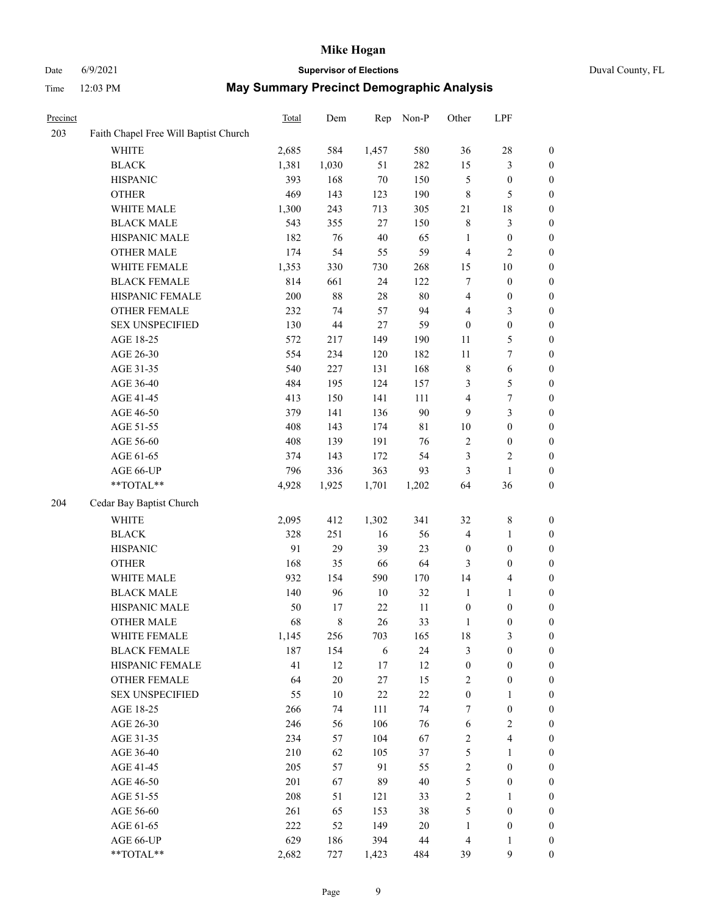# Mike Hogan

Date 6/9/2021 **Supervisor of Elections** Duval County, FL

Time 12:03 PM **May Summary Precinct Demographic Analysis**

| Precinct | | Total | Dem | Rep | Non-P | Other | LPF | |
|---|---|---|---|---|---|---|---|---|
| 203 | Faith Chapel Free Will Baptist Church | | | | | | | |
| | WHITE | 2,685 | 584 | 1,457 | 580 | 36 | 28 | 0 |
| | BLACK | 1,381 | 1,030 | 51 | 282 | 15 | 3 | 0 |
| | HISPANIC | 393 | 168 | 70 | 150 | 5 | 0 | 0 |
| | OTHER | 469 | 143 | 123 | 190 | 8 | 5 | 0 |
| | WHITE MALE | 1,300 | 243 | 713 | 305 | 21 | 18 | 0 |
| | BLACK MALE | 543 | 355 | 27 | 150 | 8 | 3 | 0 |
| | HISPANIC MALE | 182 | 76 | 40 | 65 | 1 | 0 | 0 |
| | OTHER MALE | 174 | 54 | 55 | 59 | 4 | 2 | 0 |
| | WHITE FEMALE | 1,353 | 330 | 730 | 268 | 15 | 10 | 0 |
| | BLACK FEMALE | 814 | 661 | 24 | 122 | 7 | 0 | 0 |
| | HISPANIC FEMALE | 200 | 88 | 28 | 80 | 4 | 0 | 0 |
| | OTHER FEMALE | 232 | 74 | 57 | 94 | 4 | 3 | 0 |
| | SEX UNSPECIFIED | 130 | 44 | 27 | 59 | 0 | 0 | 0 |
| | AGE 18-25 | 572 | 217 | 149 | 190 | 11 | 5 | 0 |
| | AGE 26-30 | 554 | 234 | 120 | 182 | 11 | 7 | 0 |
| | AGE 31-35 | 540 | 227 | 131 | 168 | 8 | 6 | 0 |
| | AGE 36-40 | 484 | 195 | 124 | 157 | 3 | 5 | 0 |
| | AGE 41-45 | 413 | 150 | 141 | 111 | 4 | 7 | 0 |
| | AGE 46-50 | 379 | 141 | 136 | 90 | 9 | 3 | 0 |
| | AGE 51-55 | 408 | 143 | 174 | 81 | 10 | 0 | 0 |
| | AGE 56-60 | 408 | 139 | 191 | 76 | 2 | 0 | 0 |
| | AGE 61-65 | 374 | 143 | 172 | 54 | 3 | 2 | 0 |
| | AGE 66-UP | 796 | 336 | 363 | 93 | 3 | 1 | 0 |
| | **TOTAL** | 4,928 | 1,925 | 1,701 | 1,202 | 64 | 36 | 0 |
| 204 | Cedar Bay Baptist Church | | | | | | | |
| | WHITE | 2,095 | 412 | 1,302 | 341 | 32 | 8 | 0 |
| | BLACK | 328 | 251 | 16 | 56 | 4 | 1 | 0 |
| | HISPANIC | 91 | 29 | 39 | 23 | 0 | 0 | 0 |
| | OTHER | 168 | 35 | 66 | 64 | 3 | 0 | 0 |
| | WHITE MALE | 932 | 154 | 590 | 170 | 14 | 4 | 0 |
| | BLACK MALE | 140 | 96 | 10 | 32 | 1 | 1 | 0 |
| | HISPANIC MALE | 50 | 17 | 22 | 11 | 0 | 0 | 0 |
| | OTHER MALE | 68 | 8 | 26 | 33 | 1 | 0 | 0 |
| | WHITE FEMALE | 1,145 | 256 | 703 | 165 | 18 | 3 | 0 |
| | BLACK FEMALE | 187 | 154 | 6 | 24 | 3 | 0 | 0 |
| | HISPANIC FEMALE | 41 | 12 | 17 | 12 | 0 | 0 | 0 |
| | OTHER FEMALE | 64 | 20 | 27 | 15 | 2 | 0 | 0 |
| | SEX UNSPECIFIED | 55 | 10 | 22 | 22 | 0 | 1 | 0 |
| | AGE 18-25 | 266 | 74 | 111 | 74 | 7 | 0 | 0 |
| | AGE 26-30 | 246 | 56 | 106 | 76 | 6 | 2 | 0 |
| | AGE 31-35 | 234 | 57 | 104 | 67 | 2 | 4 | 0 |
| | AGE 36-40 | 210 | 62 | 105 | 37 | 5 | 1 | 0 |
| | AGE 41-45 | 205 | 57 | 91 | 55 | 2 | 0 | 0 |
| | AGE 46-50 | 201 | 67 | 89 | 40 | 5 | 0 | 0 |
| | AGE 51-55 | 208 | 51 | 121 | 33 | 2 | 1 | 0 |
| | AGE 56-60 | 261 | 65 | 153 | 38 | 5 | 0 | 0 |
| | AGE 61-65 | 222 | 52 | 149 | 20 | 1 | 0 | 0 |
| | AGE 66-UP | 629 | 186 | 394 | 44 | 4 | 1 | 0 |
| | **TOTAL** | 2,682 | 727 | 1,423 | 484 | 39 | 9 | 0 |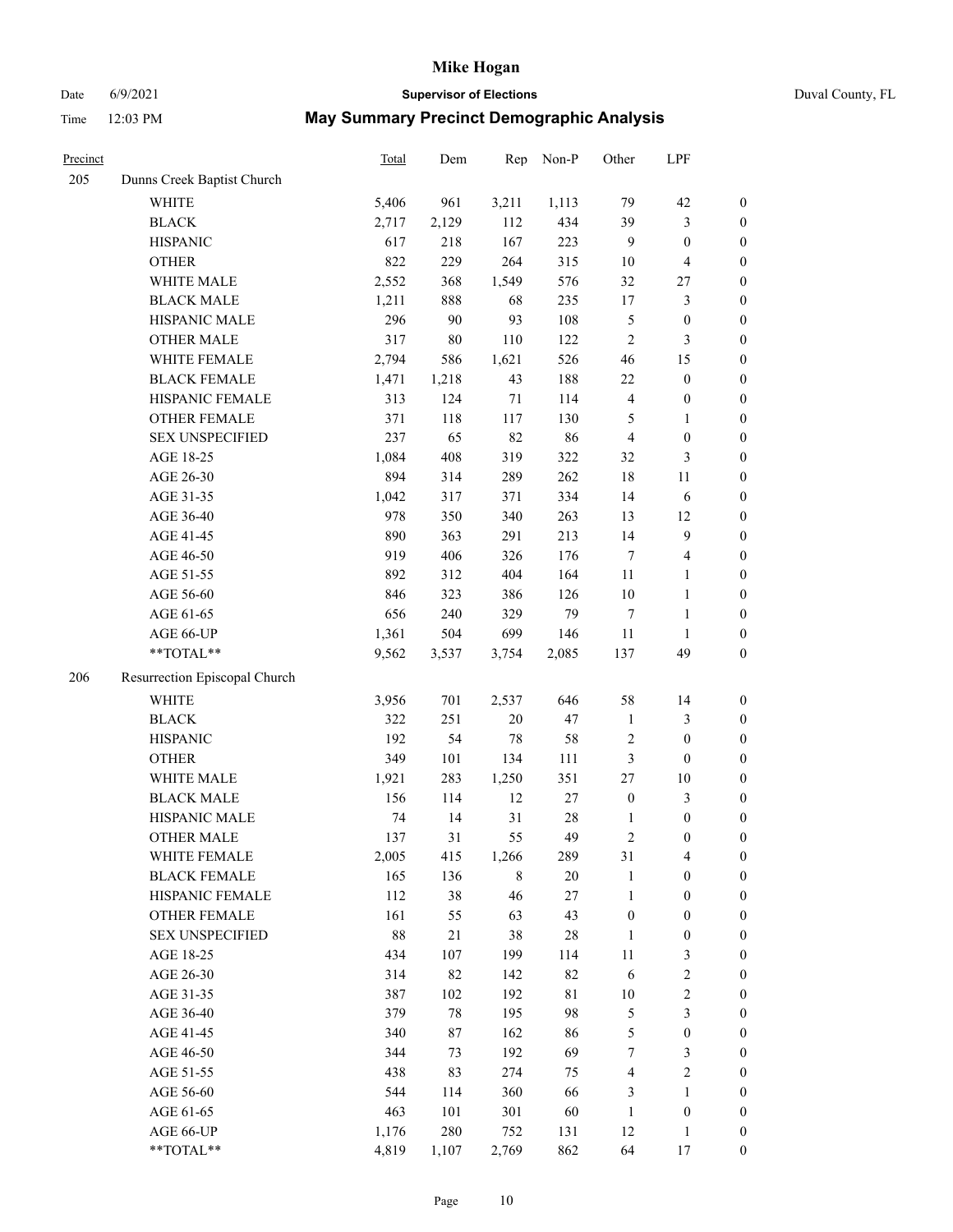# Mike Hogan

Date 6/9/2021 **Supervisor of Elections** Duval County, FL

Time 12:03 PM **May Summary Precinct Demographic Analysis**

| Precinct | | Total | Dem | Rep | Non-P | Other | LPF | |
|---|---|---|---|---|---|---|---|---|
| 205 | Dunns Creek Baptist Church | | | | | | | |
| | WHITE | 5,406 | 961 | 3,211 | 1,113 | 79 | 42 | 0 |
| | BLACK | 2,717 | 2,129 | 112 | 434 | 39 | 3 | 0 |
| | HISPANIC | 617 | 218 | 167 | 223 | 9 | 0 | 0 |
| | OTHER | 822 | 229 | 264 | 315 | 10 | 4 | 0 |
| | WHITE MALE | 2,552 | 368 | 1,549 | 576 | 32 | 27 | 0 |
| | BLACK MALE | 1,211 | 888 | 68 | 235 | 17 | 3 | 0 |
| | HISPANIC MALE | 296 | 90 | 93 | 108 | 5 | 0 | 0 |
| | OTHER MALE | 317 | 80 | 110 | 122 | 2 | 3 | 0 |
| | WHITE FEMALE | 2,794 | 586 | 1,621 | 526 | 46 | 15 | 0 |
| | BLACK FEMALE | 1,471 | 1,218 | 43 | 188 | 22 | 0 | 0 |
| | HISPANIC FEMALE | 313 | 124 | 71 | 114 | 4 | 0 | 0 |
| | OTHER FEMALE | 371 | 118 | 117 | 130 | 5 | 1 | 0 |
| | SEX UNSPECIFIED | 237 | 65 | 82 | 86 | 4 | 0 | 0 |
| | AGE 18-25 | 1,084 | 408 | 319 | 322 | 32 | 3 | 0 |
| | AGE 26-30 | 894 | 314 | 289 | 262 | 18 | 11 | 0 |
| | AGE 31-35 | 1,042 | 317 | 371 | 334 | 14 | 6 | 0 |
| | AGE 36-40 | 978 | 350 | 340 | 263 | 13 | 12 | 0 |
| | AGE 41-45 | 890 | 363 | 291 | 213 | 14 | 9 | 0 |
| | AGE 46-50 | 919 | 406 | 326 | 176 | 7 | 4 | 0 |
| | AGE 51-55 | 892 | 312 | 404 | 164 | 11 | 1 | 0 |
| | AGE 56-60 | 846 | 323 | 386 | 126 | 10 | 1 | 0 |
| | AGE 61-65 | 656 | 240 | 329 | 79 | 7 | 1 | 0 |
| | AGE 66-UP | 1,361 | 504 | 699 | 146 | 11 | 1 | 0 |
| | **TOTAL** | 9,562 | 3,537 | 3,754 | 2,085 | 137 | 49 | 0 |
| 206 | Resurrection Episcopal Church | | | | | | | |
| | WHITE | 3,956 | 701 | 2,537 | 646 | 58 | 14 | 0 |
| | BLACK | 322 | 251 | 20 | 47 | 1 | 3 | 0 |
| | HISPANIC | 192 | 54 | 78 | 58 | 2 | 0 | 0 |
| | OTHER | 349 | 101 | 134 | 111 | 3 | 0 | 0 |
| | WHITE MALE | 1,921 | 283 | 1,250 | 351 | 27 | 10 | 0 |
| | BLACK MALE | 156 | 114 | 12 | 27 | 0 | 3 | 0 |
| | HISPANIC MALE | 74 | 14 | 31 | 28 | 1 | 0 | 0 |
| | OTHER MALE | 137 | 31 | 55 | 49 | 2 | 0 | 0 |
| | WHITE FEMALE | 2,005 | 415 | 1,266 | 289 | 31 | 4 | 0 |
| | BLACK FEMALE | 165 | 136 | 8 | 20 | 1 | 0 | 0 |
| | HISPANIC FEMALE | 112 | 38 | 46 | 27 | 1 | 0 | 0 |
| | OTHER FEMALE | 161 | 55 | 63 | 43 | 0 | 0 | 0 |
| | SEX UNSPECIFIED | 88 | 21 | 38 | 28 | 1 | 0 | 0 |
| | AGE 18-25 | 434 | 107 | 199 | 114 | 11 | 3 | 0 |
| | AGE 26-30 | 314 | 82 | 142 | 82 | 6 | 2 | 0 |
| | AGE 31-35 | 387 | 102 | 192 | 81 | 10 | 2 | 0 |
| | AGE 36-40 | 379 | 78 | 195 | 98 | 5 | 3 | 0 |
| | AGE 41-45 | 340 | 87 | 162 | 86 | 5 | 0 | 0 |
| | AGE 46-50 | 344 | 73 | 192 | 69 | 7 | 3 | 0 |
| | AGE 51-55 | 438 | 83 | 274 | 75 | 4 | 2 | 0 |
| | AGE 56-60 | 544 | 114 | 360 | 66 | 3 | 1 | 0 |
| | AGE 61-65 | 463 | 101 | 301 | 60 | 1 | 0 | 0 |
| | AGE 66-UP | 1,176 | 280 | 752 | 131 | 12 | 1 | 0 |
| | **TOTAL** | 4,819 | 1,107 | 2,769 | 862 | 64 | 17 | 0 |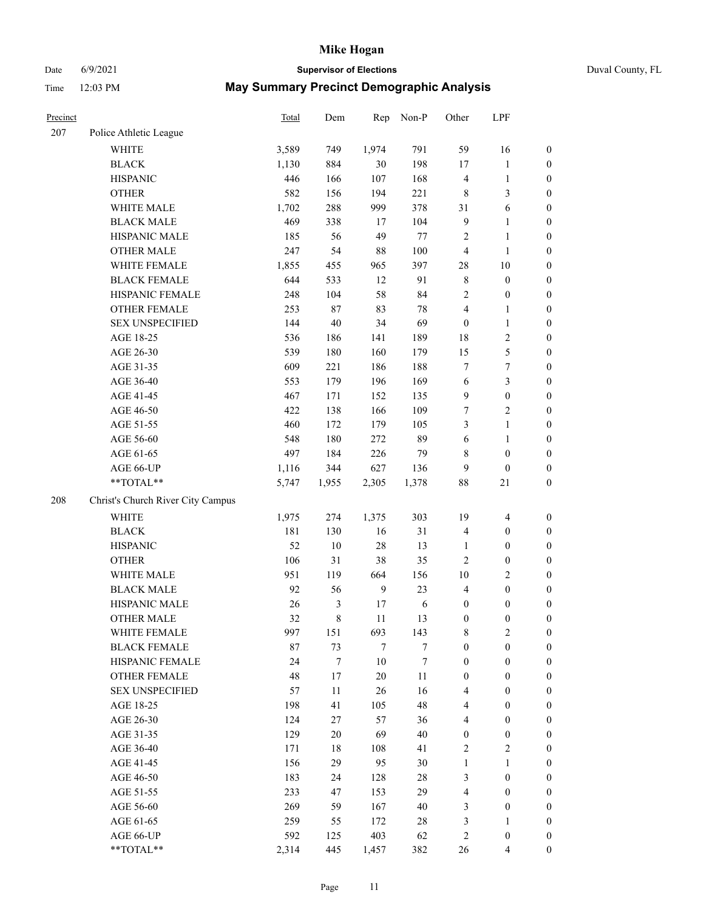# Mike Hogan

Date 6/9/2021 **Supervisor of Elections** Duval County, FL

Time 12:03 PM **May Summary Precinct Demographic Analysis**

| Precinct | | Total | Dem | Rep | Non-P | Other | LPF | |
|---|---|---|---|---|---|---|---|---|
| 207 | Police Athletic League | | | | | | | |
| | WHITE | 3,589 | 749 | 1,974 | 791 | 59 | 16 | 0 |
| | BLACK | 1,130 | 884 | 30 | 198 | 17 | 1 | 0 |
| | HISPANIC | 446 | 166 | 107 | 168 | 4 | 1 | 0 |
| | OTHER | 582 | 156 | 194 | 221 | 8 | 3 | 0 |
| | WHITE MALE | 1,702 | 288 | 999 | 378 | 31 | 6 | 0 |
| | BLACK MALE | 469 | 338 | 17 | 104 | 9 | 1 | 0 |
| | HISPANIC MALE | 185 | 56 | 49 | 77 | 2 | 1 | 0 |
| | OTHER MALE | 247 | 54 | 88 | 100 | 4 | 1 | 0 |
| | WHITE FEMALE | 1,855 | 455 | 965 | 397 | 28 | 10 | 0 |
| | BLACK FEMALE | 644 | 533 | 12 | 91 | 8 | 0 | 0 |
| | HISPANIC FEMALE | 248 | 104 | 58 | 84 | 2 | 0 | 0 |
| | OTHER FEMALE | 253 | 87 | 83 | 78 | 4 | 1 | 0 |
| | SEX UNSPECIFIED | 144 | 40 | 34 | 69 | 0 | 1 | 0 |
| | AGE 18-25 | 536 | 186 | 141 | 189 | 18 | 2 | 0 |
| | AGE 26-30 | 539 | 180 | 160 | 179 | 15 | 5 | 0 |
| | AGE 31-35 | 609 | 221 | 186 | 188 | 7 | 7 | 0 |
| | AGE 36-40 | 553 | 179 | 196 | 169 | 6 | 3 | 0 |
| | AGE 41-45 | 467 | 171 | 152 | 135 | 9 | 0 | 0 |
| | AGE 46-50 | 422 | 138 | 166 | 109 | 7 | 2 | 0 |
| | AGE 51-55 | 460 | 172 | 179 | 105 | 3 | 1 | 0 |
| | AGE 56-60 | 548 | 180 | 272 | 89 | 6 | 1 | 0 |
| | AGE 61-65 | 497 | 184 | 226 | 79 | 8 | 0 | 0 |
| | AGE 66-UP | 1,116 | 344 | 627 | 136 | 9 | 0 | 0 |
| | **TOTAL** | 5,747 | 1,955 | 2,305 | 1,378 | 88 | 21 | 0 |
| 208 | Christ's Church River City Campus | | | | | | | |
| | WHITE | 1,975 | 274 | 1,375 | 303 | 19 | 4 | 0 |
| | BLACK | 181 | 130 | 16 | 31 | 4 | 0 | 0 |
| | HISPANIC | 52 | 10 | 28 | 13 | 1 | 0 | 0 |
| | OTHER | 106 | 31 | 38 | 35 | 2 | 0 | 0 |
| | WHITE MALE | 951 | 119 | 664 | 156 | 10 | 2 | 0 |
| | BLACK MALE | 92 | 56 | 9 | 23 | 4 | 0 | 0 |
| | HISPANIC MALE | 26 | 3 | 17 | 6 | 0 | 0 | 0 |
| | OTHER MALE | 32 | 8 | 11 | 13 | 0 | 0 | 0 |
| | WHITE FEMALE | 997 | 151 | 693 | 143 | 8 | 2 | 0 |
| | BLACK FEMALE | 87 | 73 | 7 | 7 | 0 | 0 | 0 |
| | HISPANIC FEMALE | 24 | 7 | 10 | 7 | 0 | 0 | 0 |
| | OTHER FEMALE | 48 | 17 | 20 | 11 | 0 | 0 | 0 |
| | SEX UNSPECIFIED | 57 | 11 | 26 | 16 | 4 | 0 | 0 |
| | AGE 18-25 | 198 | 41 | 105 | 48 | 4 | 0 | 0 |
| | AGE 26-30 | 124 | 27 | 57 | 36 | 4 | 0 | 0 |
| | AGE 31-35 | 129 | 20 | 69 | 40 | 0 | 0 | 0 |
| | AGE 36-40 | 171 | 18 | 108 | 41 | 2 | 2 | 0 |
| | AGE 41-45 | 156 | 29 | 95 | 30 | 1 | 1 | 0 |
| | AGE 46-50 | 183 | 24 | 128 | 28 | 3 | 0 | 0 |
| | AGE 51-55 | 233 | 47 | 153 | 29 | 4 | 0 | 0 |
| | AGE 56-60 | 269 | 59 | 167 | 40 | 3 | 0 | 0 |
| | AGE 61-65 | 259 | 55 | 172 | 28 | 3 | 1 | 0 |
| | AGE 66-UP | 592 | 125 | 403 | 62 | 2 | 0 | 0 |
| | **TOTAL** | 2,314 | 445 | 1,457 | 382 | 26 | 4 | 0 |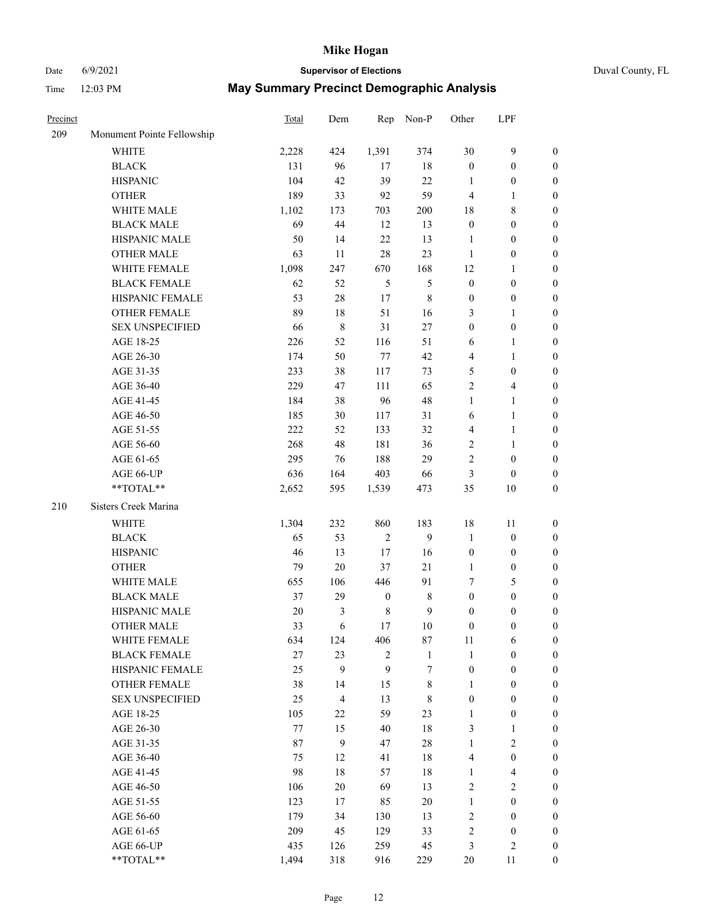# Mike Hogan

Date 6/9/2021 **Supervisor of Elections** Duval County, FL

Time 12:03 PM **May Summary Precinct Demographic Analysis**

| Precinct | | Total | Dem | Rep | Non-P | Other | LPF | |
|---|---|---|---|---|---|---|---|---|
| 209 | Monument Pointe Fellowship | | | | | | | |
| | WHITE | 2,228 | 424 | 1,391 | 374 | 30 | 9 | 0 |
| | BLACK | 131 | 96 | 17 | 18 | 0 | 0 | 0 |
| | HISPANIC | 104 | 42 | 39 | 22 | 1 | 0 | 0 |
| | OTHER | 189 | 33 | 92 | 59 | 4 | 1 | 0 |
| | WHITE MALE | 1,102 | 173 | 703 | 200 | 18 | 8 | 0 |
| | BLACK MALE | 69 | 44 | 12 | 13 | 0 | 0 | 0 |
| | HISPANIC MALE | 50 | 14 | 22 | 13 | 1 | 0 | 0 |
| | OTHER MALE | 63 | 11 | 28 | 23 | 1 | 0 | 0 |
| | WHITE FEMALE | 1,098 | 247 | 670 | 168 | 12 | 1 | 0 |
| | BLACK FEMALE | 62 | 52 | 5 | 5 | 0 | 0 | 0 |
| | HISPANIC FEMALE | 53 | 28 | 17 | 8 | 0 | 0 | 0 |
| | OTHER FEMALE | 89 | 18 | 51 | 16 | 3 | 1 | 0 |
| | SEX UNSPECIFIED | 66 | 8 | 31 | 27 | 0 | 0 | 0 |
| | AGE 18-25 | 226 | 52 | 116 | 51 | 6 | 1 | 0 |
| | AGE 26-30 | 174 | 50 | 77 | 42 | 4 | 1 | 0 |
| | AGE 31-35 | 233 | 38 | 117 | 73 | 5 | 0 | 0 |
| | AGE 36-40 | 229 | 47 | 111 | 65 | 2 | 4 | 0 |
| | AGE 41-45 | 184 | 38 | 96 | 48 | 1 | 1 | 0 |
| | AGE 46-50 | 185 | 30 | 117 | 31 | 6 | 1 | 0 |
| | AGE 51-55 | 222 | 52 | 133 | 32 | 4 | 1 | 0 |
| | AGE 56-60 | 268 | 48 | 181 | 36 | 2 | 1 | 0 |
| | AGE 61-65 | 295 | 76 | 188 | 29 | 2 | 0 | 0 |
| | AGE 66-UP | 636 | 164 | 403 | 66 | 3 | 0 | 0 |
| | **TOTAL** | 2,652 | 595 | 1,539 | 473 | 35 | 10 | 0 |
| 210 | Sisters Creek Marina | | | | | | | |
| | WHITE | 1,304 | 232 | 860 | 183 | 18 | 11 | 0 |
| | BLACK | 65 | 53 | 2 | 9 | 1 | 0 | 0 |
| | HISPANIC | 46 | 13 | 17 | 16 | 0 | 0 | 0 |
| | OTHER | 79 | 20 | 37 | 21 | 1 | 0 | 0 |
| | WHITE MALE | 655 | 106 | 446 | 91 | 7 | 5 | 0 |
| | BLACK MALE | 37 | 29 | 0 | 8 | 0 | 0 | 0 |
| | HISPANIC MALE | 20 | 3 | 8 | 9 | 0 | 0 | 0 |
| | OTHER MALE | 33 | 6 | 17 | 10 | 0 | 0 | 0 |
| | WHITE FEMALE | 634 | 124 | 406 | 87 | 11 | 6 | 0 |
| | BLACK FEMALE | 27 | 23 | 2 | 1 | 1 | 0 | 0 |
| | HISPANIC FEMALE | 25 | 9 | 9 | 7 | 0 | 0 | 0 |
| | OTHER FEMALE | 38 | 14 | 15 | 8 | 1 | 0 | 0 |
| | SEX UNSPECIFIED | 25 | 4 | 13 | 8 | 0 | 0 | 0 |
| | AGE 18-25 | 105 | 22 | 59 | 23 | 1 | 0 | 0 |
| | AGE 26-30 | 77 | 15 | 40 | 18 | 3 | 1 | 0 |
| | AGE 31-35 | 87 | 9 | 47 | 28 | 1 | 2 | 0 |
| | AGE 36-40 | 75 | 12 | 41 | 18 | 4 | 0 | 0 |
| | AGE 41-45 | 98 | 18 | 57 | 18 | 1 | 4 | 0 |
| | AGE 46-50 | 106 | 20 | 69 | 13 | 2 | 2 | 0 |
| | AGE 51-55 | 123 | 17 | 85 | 20 | 1 | 0 | 0 |
| | AGE 56-60 | 179 | 34 | 130 | 13 | 2 | 0 | 0 |
| | AGE 61-65 | 209 | 45 | 129 | 33 | 2 | 0 | 0 |
| | AGE 66-UP | 435 | 126 | 259 | 45 | 3 | 2 | 0 |
| | **TOTAL** | 1,494 | 318 | 916 | 229 | 20 | 11 | 0 |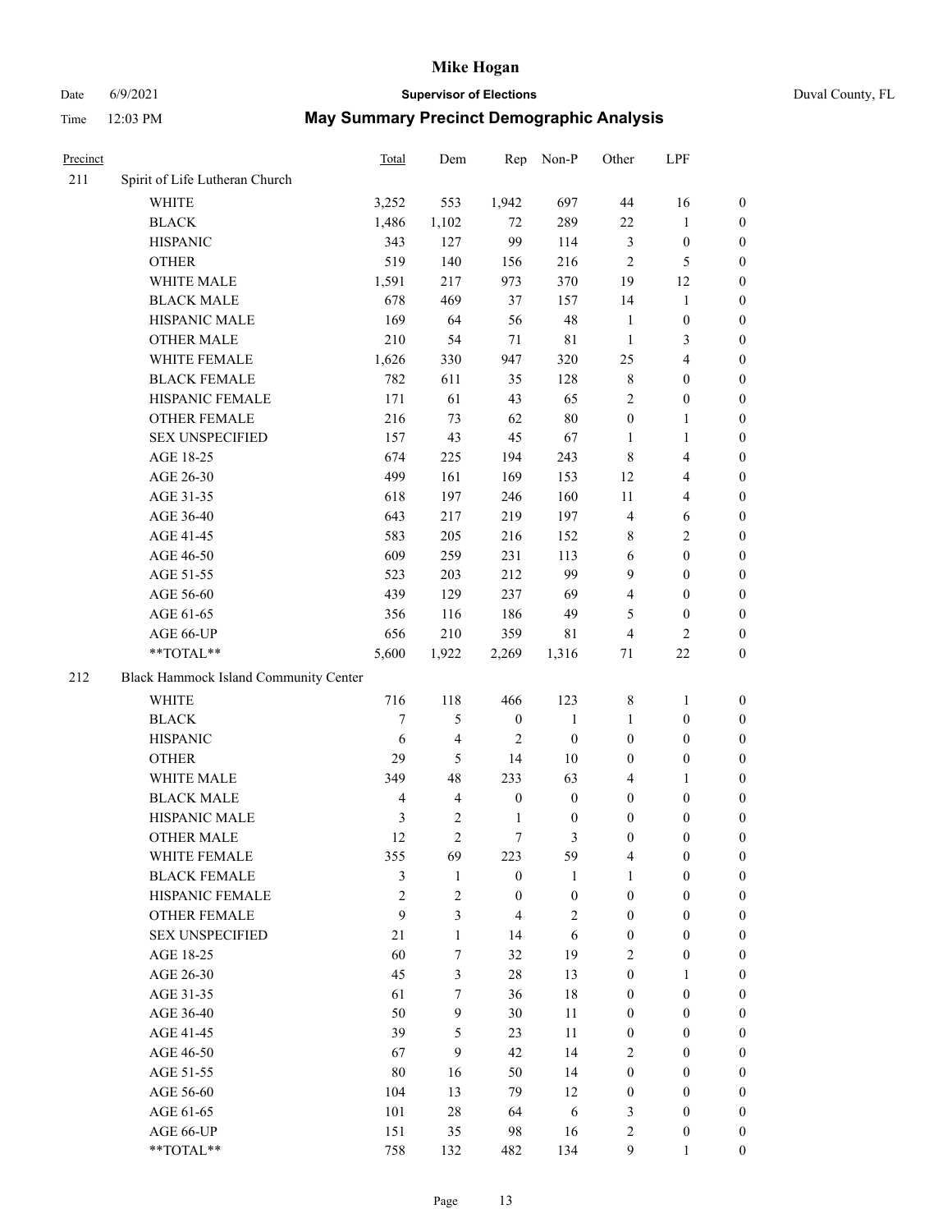| Precinct | | Total | Dem | Rep | Non-P | Other | LPF | |
|---|---|---|---|---|---|---|---|---|
| 211 | Spirit of Life Lutheran Church | | | | | | | |
| | WHITE | 3,252 | 553 | 1,942 | 697 | 44 | 16 | 0 |
| | BLACK | 1,486 | 1,102 | 72 | 289 | 22 | 1 | 0 |
| | HISPANIC | 343 | 127 | 99 | 114 | 3 | 0 | 0 |
| | OTHER | 519 | 140 | 156 | 216 | 2 | 5 | 0 |
| | WHITE MALE | 1,591 | 217 | 973 | 370 | 19 | 12 | 0 |
| | BLACK MALE | 678 | 469 | 37 | 157 | 14 | 1 | 0 |
| | HISPANIC MALE | 169 | 64 | 56 | 48 | 1 | 0 | 0 |
| | OTHER MALE | 210 | 54 | 71 | 81 | 1 | 3 | 0 |
| | WHITE FEMALE | 1,626 | 330 | 947 | 320 | 25 | 4 | 0 |
| | BLACK FEMALE | 782 | 611 | 35 | 128 | 8 | 0 | 0 |
| | HISPANIC FEMALE | 171 | 61 | 43 | 65 | 2 | 0 | 0 |
| | OTHER FEMALE | 216 | 73 | 62 | 80 | 0 | 1 | 0 |
| | SEX UNSPECIFIED | 157 | 43 | 45 | 67 | 1 | 1 | 0 |
| | AGE 18-25 | 674 | 225 | 194 | 243 | 8 | 4 | 0 |
| | AGE 26-30 | 499 | 161 | 169 | 153 | 12 | 4 | 0 |
| | AGE 31-35 | 618 | 197 | 246 | 160 | 11 | 4 | 0 |
| | AGE 36-40 | 643 | 217 | 219 | 197 | 4 | 6 | 0 |
| | AGE 41-45 | 583 | 205 | 216 | 152 | 8 | 2 | 0 |
| | AGE 46-50 | 609 | 259 | 231 | 113 | 6 | 0 | 0 |
| | AGE 51-55 | 523 | 203 | 212 | 99 | 9 | 0 | 0 |
| | AGE 56-60 | 439 | 129 | 237 | 69 | 4 | 0 | 0 |
| | AGE 61-65 | 356 | 116 | 186 | 49 | 5 | 0 | 0 |
| | AGE 66-UP | 656 | 210 | 359 | 81 | 4 | 2 | 0 |
| | **TOTAL** | 5,600 | 1,922 | 2,269 | 1,316 | 71 | 22 | 0 |
| 212 | Black Hammock Island Community Center | | | | | | | |
| | WHITE | 716 | 118 | 466 | 123 | 8 | 1 | 0 |
| | BLACK | 7 | 5 | 0 | 1 | 1 | 0 | 0 |
| | HISPANIC | 6 | 4 | 2 | 0 | 0 | 0 | 0 |
| | OTHER | 29 | 5 | 14 | 10 | 0 | 0 | 0 |
| | WHITE MALE | 349 | 48 | 233 | 63 | 4 | 1 | 0 |
| | BLACK MALE | 4 | 4 | 0 | 0 | 0 | 0 | 0 |
| | HISPANIC MALE | 3 | 2 | 1 | 0 | 0 | 0 | 0 |
| | OTHER MALE | 12 | 2 | 7 | 3 | 0 | 0 | 0 |
| | WHITE FEMALE | 355 | 69 | 223 | 59 | 4 | 0 | 0 |
| | BLACK FEMALE | 3 | 1 | 0 | 1 | 1 | 0 | 0 |
| | HISPANIC FEMALE | 2 | 2 | 0 | 0 | 0 | 0 | 0 |
| | OTHER FEMALE | 9 | 3 | 4 | 2 | 0 | 0 | 0 |
| | SEX UNSPECIFIED | 21 | 1 | 14 | 6 | 0 | 0 | 0 |
| | AGE 18-25 | 60 | 7 | 32 | 19 | 2 | 0 | 0 |
| | AGE 26-30 | 45 | 3 | 28 | 13 | 0 | 1 | 0 |
| | AGE 31-35 | 61 | 7 | 36 | 18 | 0 | 0 | 0 |
| | AGE 36-40 | 50 | 9 | 30 | 11 | 0 | 0 | 0 |
| | AGE 41-45 | 39 | 5 | 23 | 11 | 0 | 0 | 0 |
| | AGE 46-50 | 67 | 9 | 42 | 14 | 2 | 0 | 0 |
| | AGE 51-55 | 80 | 16 | 50 | 14 | 0 | 0 | 0 |
| | AGE 56-60 | 104 | 13 | 79 | 12 | 0 | 0 | 0 |
| | AGE 61-65 | 101 | 28 | 64 | 6 | 3 | 0 | 0 |
| | AGE 66-UP | 151 | 35 | 98 | 16 | 2 | 0 | 0 |
| | **TOTAL** | 758 | 132 | 482 | 134 | 9 | 1 | 0 |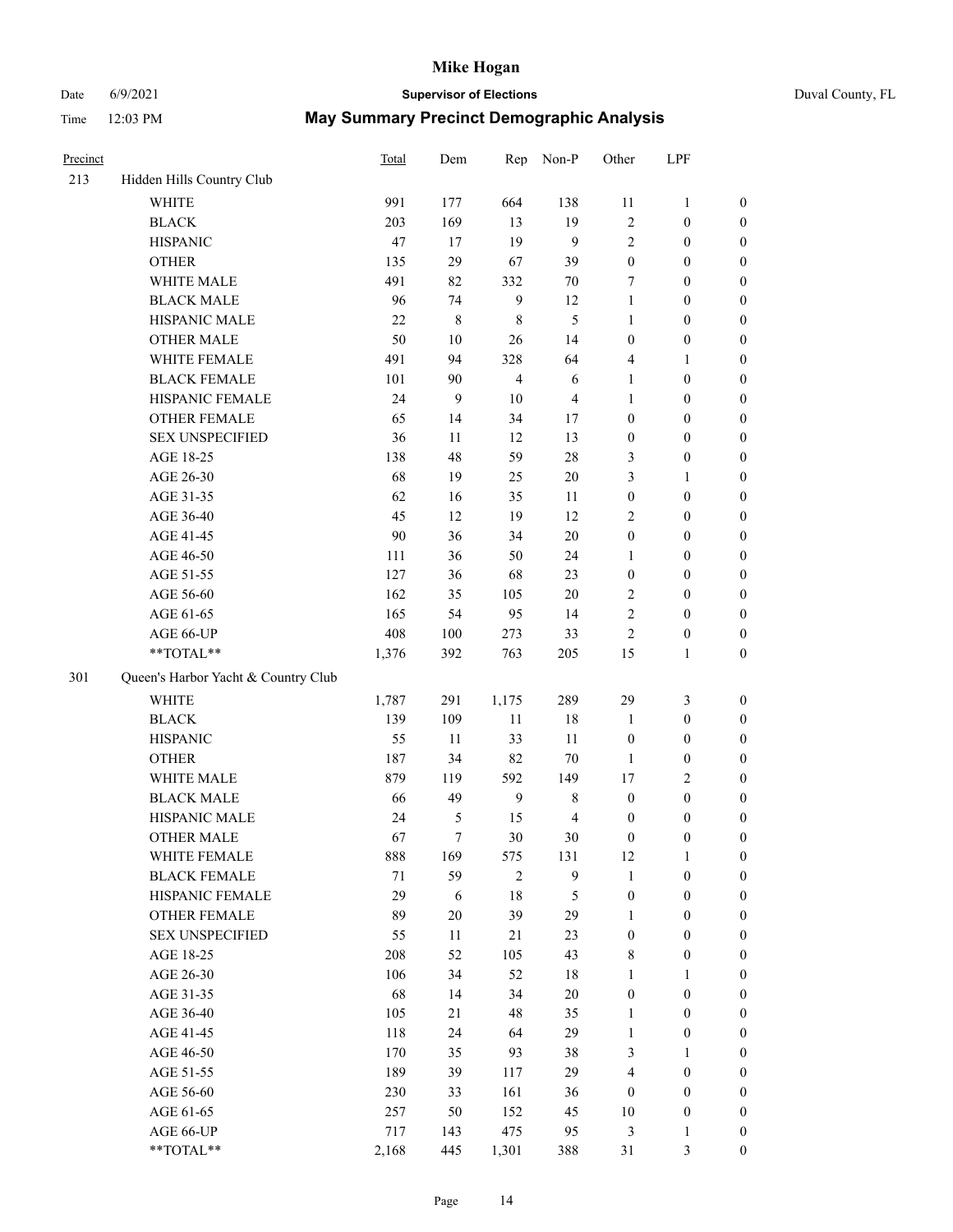# Mike Hogan

Date 6/9/2021 **Supervisor of Elections** Duval County, FL

Time 12:03 PM **May Summary Precinct Demographic Analysis**

| Precinct | | Total | Dem | Rep | Non-P | Other | LPF | |
|---|---|---|---|---|---|---|---|---|
| 213 | Hidden Hills Country Club | | | | | | | |
| | WHITE | 991 | 177 | 664 | 138 | 11 | 1 | 0 |
| | BLACK | 203 | 169 | 13 | 19 | 2 | 0 | 0 |
| | HISPANIC | 47 | 17 | 19 | 9 | 2 | 0 | 0 |
| | OTHER | 135 | 29 | 67 | 39 | 0 | 0 | 0 |
| | WHITE MALE | 491 | 82 | 332 | 70 | 7 | 0 | 0 |
| | BLACK MALE | 96 | 74 | 9 | 12 | 1 | 0 | 0 |
| | HISPANIC MALE | 22 | 8 | 8 | 5 | 1 | 0 | 0 |
| | OTHER MALE | 50 | 10 | 26 | 14 | 0 | 0 | 0 |
| | WHITE FEMALE | 491 | 94 | 328 | 64 | 4 | 1 | 0 |
| | BLACK FEMALE | 101 | 90 | 4 | 6 | 1 | 0 | 0 |
| | HISPANIC FEMALE | 24 | 9 | 10 | 4 | 1 | 0 | 0 |
| | OTHER FEMALE | 65 | 14 | 34 | 17 | 0 | 0 | 0 |
| | SEX UNSPECIFIED | 36 | 11 | 12 | 13 | 0 | 0 | 0 |
| | AGE 18-25 | 138 | 48 | 59 | 28 | 3 | 0 | 0 |
| | AGE 26-30 | 68 | 19 | 25 | 20 | 3 | 1 | 0 |
| | AGE 31-35 | 62 | 16 | 35 | 11 | 0 | 0 | 0 |
| | AGE 36-40 | 45 | 12 | 19 | 12 | 2 | 0 | 0 |
| | AGE 41-45 | 90 | 36 | 34 | 20 | 0 | 0 | 0 |
| | AGE 46-50 | 111 | 36 | 50 | 24 | 1 | 0 | 0 |
| | AGE 51-55 | 127 | 36 | 68 | 23 | 0 | 0 | 0 |
| | AGE 56-60 | 162 | 35 | 105 | 20 | 2 | 0 | 0 |
| | AGE 61-65 | 165 | 54 | 95 | 14 | 2 | 0 | 0 |
| | AGE 66-UP | 408 | 100 | 273 | 33 | 2 | 0 | 0 |
| | **TOTAL** | 1,376 | 392 | 763 | 205 | 15 | 1 | 0 |
| 301 | Queen's Harbor Yacht & Country Club | | | | | | | |
| | WHITE | 1,787 | 291 | 1,175 | 289 | 29 | 3 | 0 |
| | BLACK | 139 | 109 | 11 | 18 | 1 | 0 | 0 |
| | HISPANIC | 55 | 11 | 33 | 11 | 0 | 0 | 0 |
| | OTHER | 187 | 34 | 82 | 70 | 1 | 0 | 0 |
| | WHITE MALE | 879 | 119 | 592 | 149 | 17 | 2 | 0 |
| | BLACK MALE | 66 | 49 | 9 | 8 | 0 | 0 | 0 |
| | HISPANIC MALE | 24 | 5 | 15 | 4 | 0 | 0 | 0 |
| | OTHER MALE | 67 | 7 | 30 | 30 | 0 | 0 | 0 |
| | WHITE FEMALE | 888 | 169 | 575 | 131 | 12 | 1 | 0 |
| | BLACK FEMALE | 71 | 59 | 2 | 9 | 1 | 0 | 0 |
| | HISPANIC FEMALE | 29 | 6 | 18 | 5 | 0 | 0 | 0 |
| | OTHER FEMALE | 89 | 20 | 39 | 29 | 1 | 0 | 0 |
| | SEX UNSPECIFIED | 55 | 11 | 21 | 23 | 0 | 0 | 0 |
| | AGE 18-25 | 208 | 52 | 105 | 43 | 8 | 0 | 0 |
| | AGE 26-30 | 106 | 34 | 52 | 18 | 1 | 1 | 0 |
| | AGE 31-35 | 68 | 14 | 34 | 20 | 0 | 0 | 0 |
| | AGE 36-40 | 105 | 21 | 48 | 35 | 1 | 0 | 0 |
| | AGE 41-45 | 118 | 24 | 64 | 29 | 1 | 0 | 0 |
| | AGE 46-50 | 170 | 35 | 93 | 38 | 3 | 1 | 0 |
| | AGE 51-55 | 189 | 39 | 117 | 29 | 4 | 0 | 0 |
| | AGE 56-60 | 230 | 33 | 161 | 36 | 0 | 0 | 0 |
| | AGE 61-65 | 257 | 50 | 152 | 45 | 10 | 0 | 0 |
| | AGE 66-UP | 717 | 143 | 475 | 95 | 3 | 1 | 0 |
| | **TOTAL** | 2,168 | 445 | 1,301 | 388 | 31 | 3 | 0 |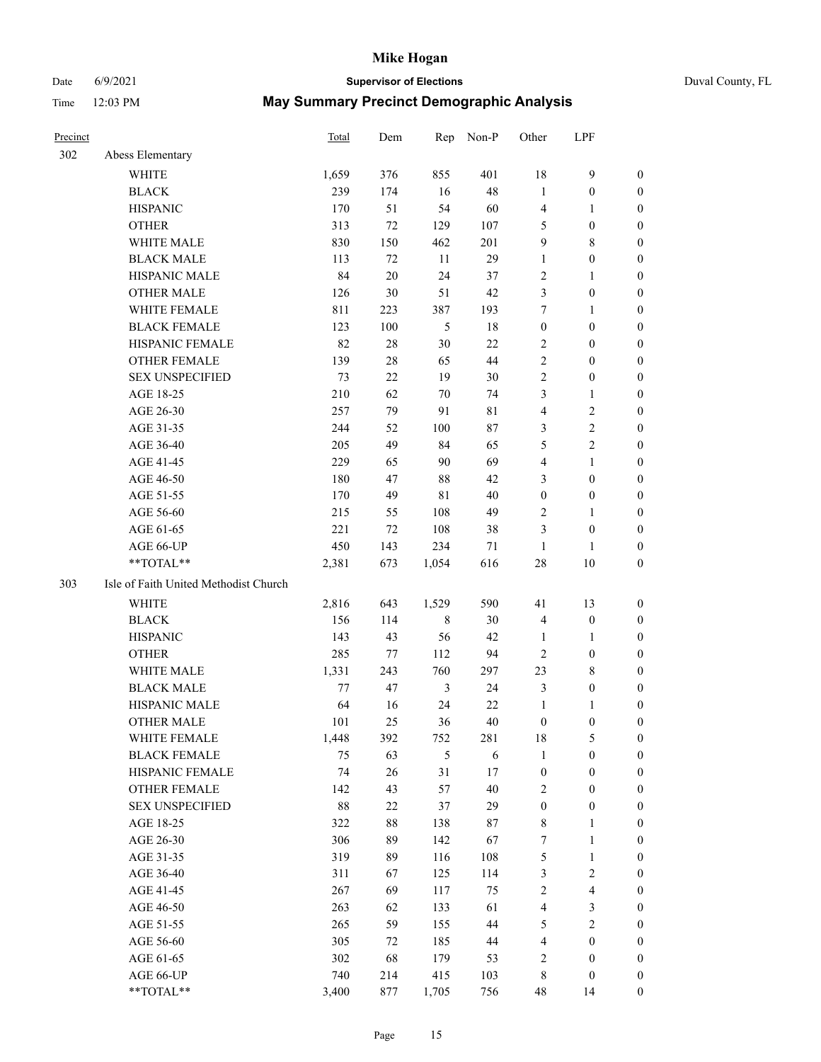# May Summary Precinct Demographic Analysis

| Precinct | | Total | Dem | Rep | Non-P | Other | LPF | |
|---|---|---|---|---|---|---|---|---|
| 302 | Abess Elementary | | | | | | | |
| | WHITE | 1,659 | 376 | 855 | 401 | 18 | 9 | 0 |
| | BLACK | 239 | 174 | 16 | 48 | 1 | 0 | 0 |
| | HISPANIC | 170 | 51 | 54 | 60 | 4 | 1 | 0 |
| | OTHER | 313 | 72 | 129 | 107 | 5 | 0 | 0 |
| | WHITE MALE | 830 | 150 | 462 | 201 | 9 | 8 | 0 |
| | BLACK MALE | 113 | 72 | 11 | 29 | 1 | 0 | 0 |
| | HISPANIC MALE | 84 | 20 | 24 | 37 | 2 | 1 | 0 |
| | OTHER MALE | 126 | 30 | 51 | 42 | 3 | 0 | 0 |
| | WHITE FEMALE | 811 | 223 | 387 | 193 | 7 | 1 | 0 |
| | BLACK FEMALE | 123 | 100 | 5 | 18 | 0 | 0 | 0 |
| | HISPANIC FEMALE | 82 | 28 | 30 | 22 | 2 | 0 | 0 |
| | OTHER FEMALE | 139 | 28 | 65 | 44 | 2 | 0 | 0 |
| | SEX UNSPECIFIED | 73 | 22 | 19 | 30 | 2 | 0 | 0 |
| | AGE 18-25 | 210 | 62 | 70 | 74 | 3 | 1 | 0 |
| | AGE 26-30 | 257 | 79 | 91 | 81 | 4 | 2 | 0 |
| | AGE 31-35 | 244 | 52 | 100 | 87 | 3 | 2 | 0 |
| | AGE 36-40 | 205 | 49 | 84 | 65 | 5 | 2 | 0 |
| | AGE 41-45 | 229 | 65 | 90 | 69 | 4 | 1 | 0 |
| | AGE 46-50 | 180 | 47 | 88 | 42 | 3 | 0 | 0 |
| | AGE 51-55 | 170 | 49 | 81 | 40 | 0 | 0 | 0 |
| | AGE 56-60 | 215 | 55 | 108 | 49 | 2 | 1 | 0 |
| | AGE 61-65 | 221 | 72 | 108 | 38 | 3 | 0 | 0 |
| | AGE 66-UP | 450 | 143 | 234 | 71 | 1 | 1 | 0 |
| | **TOTAL** | 2,381 | 673 | 1,054 | 616 | 28 | 10 | 0 |
| 303 | Isle of Faith United Methodist Church | | | | | | | |
| | WHITE | 2,816 | 643 | 1,529 | 590 | 41 | 13 | 0 |
| | BLACK | 156 | 114 | 8 | 30 | 4 | 0 | 0 |
| | HISPANIC | 143 | 43 | 56 | 42 | 1 | 1 | 0 |
| | OTHER | 285 | 77 | 112 | 94 | 2 | 0 | 0 |
| | WHITE MALE | 1,331 | 243 | 760 | 297 | 23 | 8 | 0 |
| | BLACK MALE | 77 | 47 | 3 | 24 | 3 | 0 | 0 |
| | HISPANIC MALE | 64 | 16 | 24 | 22 | 1 | 1 | 0 |
| | OTHER MALE | 101 | 25 | 36 | 40 | 0 | 0 | 0 |
| | WHITE FEMALE | 1,448 | 392 | 752 | 281 | 18 | 5 | 0 |
| | BLACK FEMALE | 75 | 63 | 5 | 6 | 1 | 0 | 0 |
| | HISPANIC FEMALE | 74 | 26 | 31 | 17 | 0 | 0 | 0 |
| | OTHER FEMALE | 142 | 43 | 57 | 40 | 2 | 0 | 0 |
| | SEX UNSPECIFIED | 88 | 22 | 37 | 29 | 0 | 0 | 0 |
| | AGE 18-25 | 322 | 88 | 138 | 87 | 8 | 1 | 0 |
| | AGE 26-30 | 306 | 89 | 142 | 67 | 7 | 1 | 0 |
| | AGE 31-35 | 319 | 89 | 116 | 108 | 5 | 1 | 0 |
| | AGE 36-40 | 311 | 67 | 125 | 114 | 3 | 2 | 0 |
| | AGE 41-45 | 267 | 69 | 117 | 75 | 2 | 4 | 0 |
| | AGE 46-50 | 263 | 62 | 133 | 61 | 4 | 3 | 0 |
| | AGE 51-55 | 265 | 59 | 155 | 44 | 5 | 2 | 0 |
| | AGE 56-60 | 305 | 72 | 185 | 44 | 4 | 0 | 0 |
| | AGE 61-65 | 302 | 68 | 179 | 53 | 2 | 0 | 0 |
| | AGE 66-UP | 740 | 214 | 415 | 103 | 8 | 0 | 0 |
| | **TOTAL** | 3,400 | 877 | 1,705 | 756 | 48 | 14 | 0 |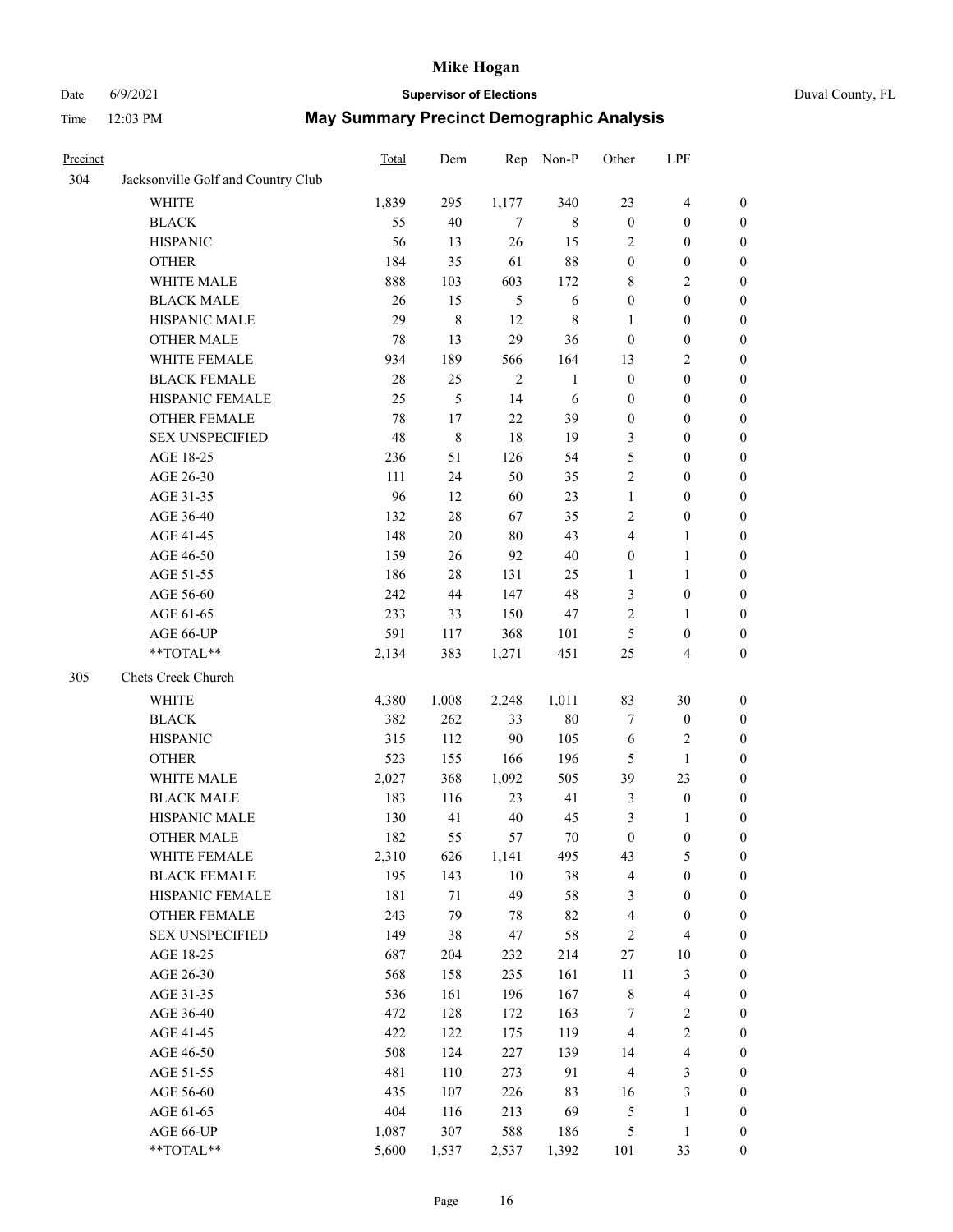# Mike Hogan

Date 6/9/2021 **Supervisor of Elections** Duval County, FL

Time 12:03 PM **May Summary Precinct Demographic Analysis**

| Precinct | | Total | Dem | Rep | Non-P | Other | LPF | |
|---|---|---|---|---|---|---|---|---|
| 304 | Jacksonville Golf and Country Club | | | | | | | |
| | WHITE | 1,839 | 295 | 1,177 | 340 | 23 | 4 | 0 |
| | BLACK | 55 | 40 | 7 | 8 | 0 | 0 | 0 |
| | HISPANIC | 56 | 13 | 26 | 15 | 2 | 0 | 0 |
| | OTHER | 184 | 35 | 61 | 88 | 0 | 0 | 0 |
| | WHITE MALE | 888 | 103 | 603 | 172 | 8 | 2 | 0 |
| | BLACK MALE | 26 | 15 | 5 | 6 | 0 | 0 | 0 |
| | HISPANIC MALE | 29 | 8 | 12 | 8 | 1 | 0 | 0 |
| | OTHER MALE | 78 | 13 | 29 | 36 | 0 | 0 | 0 |
| | WHITE FEMALE | 934 | 189 | 566 | 164 | 13 | 2 | 0 |
| | BLACK FEMALE | 28 | 25 | 2 | 1 | 0 | 0 | 0 |
| | HISPANIC FEMALE | 25 | 5 | 14 | 6 | 0 | 0 | 0 |
| | OTHER FEMALE | 78 | 17 | 22 | 39 | 0 | 0 | 0 |
| | SEX UNSPECIFIED | 48 | 8 | 18 | 19 | 3 | 0 | 0 |
| | AGE 18-25 | 236 | 51 | 126 | 54 | 5 | 0 | 0 |
| | AGE 26-30 | 111 | 24 | 50 | 35 | 2 | 0 | 0 |
| | AGE 31-35 | 96 | 12 | 60 | 23 | 1 | 0 | 0 |
| | AGE 36-40 | 132 | 28 | 67 | 35 | 2 | 0 | 0 |
| | AGE 41-45 | 148 | 20 | 80 | 43 | 4 | 1 | 0 |
| | AGE 46-50 | 159 | 26 | 92 | 40 | 0 | 1 | 0 |
| | AGE 51-55 | 186 | 28 | 131 | 25 | 1 | 1 | 0 |
| | AGE 56-60 | 242 | 44 | 147 | 48 | 3 | 0 | 0 |
| | AGE 61-65 | 233 | 33 | 150 | 47 | 2 | 1 | 0 |
| | AGE 66-UP | 591 | 117 | 368 | 101 | 5 | 0 | 0 |
| | **TOTAL** | 2,134 | 383 | 1,271 | 451 | 25 | 4 | 0 |
| 305 | Chets Creek Church | | | | | | | |
| | WHITE | 4,380 | 1,008 | 2,248 | 1,011 | 83 | 30 | 0 |
| | BLACK | 382 | 262 | 33 | 80 | 7 | 0 | 0 |
| | HISPANIC | 315 | 112 | 90 | 105 | 6 | 2 | 0 |
| | OTHER | 523 | 155 | 166 | 196 | 5 | 1 | 0 |
| | WHITE MALE | 2,027 | 368 | 1,092 | 505 | 39 | 23 | 0 |
| | BLACK MALE | 183 | 116 | 23 | 41 | 3 | 0 | 0 |
| | HISPANIC MALE | 130 | 41 | 40 | 45 | 3 | 1 | 0 |
| | OTHER MALE | 182 | 55 | 57 | 70 | 0 | 0 | 0 |
| | WHITE FEMALE | 2,310 | 626 | 1,141 | 495 | 43 | 5 | 0 |
| | BLACK FEMALE | 195 | 143 | 10 | 38 | 4 | 0 | 0 |
| | HISPANIC FEMALE | 181 | 71 | 49 | 58 | 3 | 0 | 0 |
| | OTHER FEMALE | 243 | 79 | 78 | 82 | 4 | 0 | 0 |
| | SEX UNSPECIFIED | 149 | 38 | 47 | 58 | 2 | 4 | 0 |
| | AGE 18-25 | 687 | 204 | 232 | 214 | 27 | 10 | 0 |
| | AGE 26-30 | 568 | 158 | 235 | 161 | 11 | 3 | 0 |
| | AGE 31-35 | 536 | 161 | 196 | 167 | 8 | 4 | 0 |
| | AGE 36-40 | 472 | 128 | 172 | 163 | 7 | 2 | 0 |
| | AGE 41-45 | 422 | 122 | 175 | 119 | 4 | 2 | 0 |
| | AGE 46-50 | 508 | 124 | 227 | 139 | 14 | 4 | 0 |
| | AGE 51-55 | 481 | 110 | 273 | 91 | 4 | 3 | 0 |
| | AGE 56-60 | 435 | 107 | 226 | 83 | 16 | 3 | 0 |
| | AGE 61-65 | 404 | 116 | 213 | 69 | 5 | 1 | 0 |
| | AGE 66-UP | 1,087 | 307 | 588 | 186 | 5 | 1 | 0 |
| | **TOTAL** | 5,600 | 1,537 | 2,537 | 1,392 | 101 | 33 | 0 |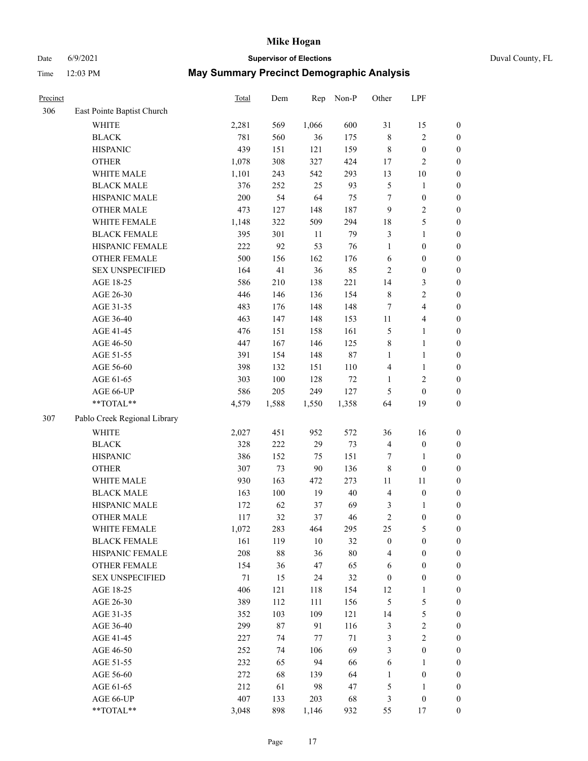# Mike Hogan

Date 6/9/2021 **Supervisor of Elections** Duval County, FL

Time 12:03 PM **May Summary Precinct Demographic Analysis**

| Precinct | | Total | Dem | Rep | Non-P | Other | LPF | |
|---|---|---|---|---|---|---|---|---|
| 306 | East Pointe Baptist Church | | | | | | | |
| | WHITE | 2,281 | 569 | 1,066 | 600 | 31 | 15 | 0 |
| | BLACK | 781 | 560 | 36 | 175 | 8 | 2 | 0 |
| | HISPANIC | 439 | 151 | 121 | 159 | 8 | 0 | 0 |
| | OTHER | 1,078 | 308 | 327 | 424 | 17 | 2 | 0 |
| | WHITE MALE | 1,101 | 243 | 542 | 293 | 13 | 10 | 0 |
| | BLACK MALE | 376 | 252 | 25 | 93 | 5 | 1 | 0 |
| | HISPANIC MALE | 200 | 54 | 64 | 75 | 7 | 0 | 0 |
| | OTHER MALE | 473 | 127 | 148 | 187 | 9 | 2 | 0 |
| | WHITE FEMALE | 1,148 | 322 | 509 | 294 | 18 | 5 | 0 |
| | BLACK FEMALE | 395 | 301 | 11 | 79 | 3 | 1 | 0 |
| | HISPANIC FEMALE | 222 | 92 | 53 | 76 | 1 | 0 | 0 |
| | OTHER FEMALE | 500 | 156 | 162 | 176 | 6 | 0 | 0 |
| | SEX UNSPECIFIED | 164 | 41 | 36 | 85 | 2 | 0 | 0 |
| | AGE 18-25 | 586 | 210 | 138 | 221 | 14 | 3 | 0 |
| | AGE 26-30 | 446 | 146 | 136 | 154 | 8 | 2 | 0 |
| | AGE 31-35 | 483 | 176 | 148 | 148 | 7 | 4 | 0 |
| | AGE 36-40 | 463 | 147 | 148 | 153 | 11 | 4 | 0 |
| | AGE 41-45 | 476 | 151 | 158 | 161 | 5 | 1 | 0 |
| | AGE 46-50 | 447 | 167 | 146 | 125 | 8 | 1 | 0 |
| | AGE 51-55 | 391 | 154 | 148 | 87 | 1 | 1 | 0 |
| | AGE 56-60 | 398 | 132 | 151 | 110 | 4 | 1 | 0 |
| | AGE 61-65 | 303 | 100 | 128 | 72 | 1 | 2 | 0 |
| | AGE 66-UP | 586 | 205 | 249 | 127 | 5 | 0 | 0 |
| | **TOTAL** | 4,579 | 1,588 | 1,550 | 1,358 | 64 | 19 | 0 |
| 307 | Pablo Creek Regional Library | | | | | | | |
| | WHITE | 2,027 | 451 | 952 | 572 | 36 | 16 | 0 |
| | BLACK | 328 | 222 | 29 | 73 | 4 | 0 | 0 |
| | HISPANIC | 386 | 152 | 75 | 151 | 7 | 1 | 0 |
| | OTHER | 307 | 73 | 90 | 136 | 8 | 0 | 0 |
| | WHITE MALE | 930 | 163 | 472 | 273 | 11 | 11 | 0 |
| | BLACK MALE | 163 | 100 | 19 | 40 | 4 | 0 | 0 |
| | HISPANIC MALE | 172 | 62 | 37 | 69 | 3 | 1 | 0 |
| | OTHER MALE | 117 | 32 | 37 | 46 | 2 | 0 | 0 |
| | WHITE FEMALE | 1,072 | 283 | 464 | 295 | 25 | 5 | 0 |
| | BLACK FEMALE | 161 | 119 | 10 | 32 | 0 | 0 | 0 |
| | HISPANIC FEMALE | 208 | 88 | 36 | 80 | 4 | 0 | 0 |
| | OTHER FEMALE | 154 | 36 | 47 | 65 | 6 | 0 | 0 |
| | SEX UNSPECIFIED | 71 | 15 | 24 | 32 | 0 | 0 | 0 |
| | AGE 18-25 | 406 | 121 | 118 | 154 | 12 | 1 | 0 |
| | AGE 26-30 | 389 | 112 | 111 | 156 | 5 | 5 | 0 |
| | AGE 31-35 | 352 | 103 | 109 | 121 | 14 | 5 | 0 |
| | AGE 36-40 | 299 | 87 | 91 | 116 | 3 | 2 | 0 |
| | AGE 41-45 | 227 | 74 | 77 | 71 | 3 | 2 | 0 |
| | AGE 46-50 | 252 | 74 | 106 | 69 | 3 | 0 | 0 |
| | AGE 51-55 | 232 | 65 | 94 | 66 | 6 | 1 | 0 |
| | AGE 56-60 | 272 | 68 | 139 | 64 | 1 | 0 | 0 |
| | AGE 61-65 | 212 | 61 | 98 | 47 | 5 | 1 | 0 |
| | AGE 66-UP | 407 | 133 | 203 | 68 | 3 | 0 | 0 |
| | **TOTAL** | 3,048 | 898 | 1,146 | 932 | 55 | 17 | 0 |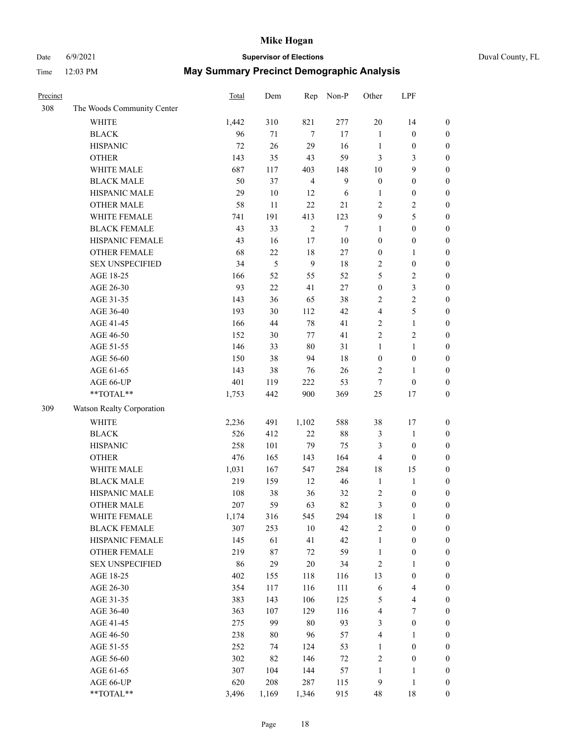# Mike Hogan

Date 6/9/2021 **Supervisor of Elections** Duval County, FL

Time 12:03 PM **May Summary Precinct Demographic Analysis**

| Precinct | | Total | Dem | Rep | Non-P | Other | LPF | |
|---|---|---|---|---|---|---|---|---|
| 308 | The Woods Community Center | | | | | | | |
| | WHITE | 1,442 | 310 | 821 | 277 | 20 | 14 | 0 |
| | BLACK | 96 | 71 | 7 | 17 | 1 | 0 | 0 |
| | HISPANIC | 72 | 26 | 29 | 16 | 1 | 0 | 0 |
| | OTHER | 143 | 35 | 43 | 59 | 3 | 3 | 0 |
| | WHITE MALE | 687 | 117 | 403 | 148 | 10 | 9 | 0 |
| | BLACK MALE | 50 | 37 | 4 | 9 | 0 | 0 | 0 |
| | HISPANIC MALE | 29 | 10 | 12 | 6 | 1 | 0 | 0 |
| | OTHER MALE | 58 | 11 | 22 | 21 | 2 | 2 | 0 |
| | WHITE FEMALE | 741 | 191 | 413 | 123 | 9 | 5 | 0 |
| | BLACK FEMALE | 43 | 33 | 2 | 7 | 1 | 0 | 0 |
| | HISPANIC FEMALE | 43 | 16 | 17 | 10 | 0 | 0 | 0 |
| | OTHER FEMALE | 68 | 22 | 18 | 27 | 0 | 1 | 0 |
| | SEX UNSPECIFIED | 34 | 5 | 9 | 18 | 2 | 0 | 0 |
| | AGE 18-25 | 166 | 52 | 55 | 52 | 5 | 2 | 0 |
| | AGE 26-30 | 93 | 22 | 41 | 27 | 0 | 3 | 0 |
| | AGE 31-35 | 143 | 36 | 65 | 38 | 2 | 2 | 0 |
| | AGE 36-40 | 193 | 30 | 112 | 42 | 4 | 5 | 0 |
| | AGE 41-45 | 166 | 44 | 78 | 41 | 2 | 1 | 0 |
| | AGE 46-50 | 152 | 30 | 77 | 41 | 2 | 2 | 0 |
| | AGE 51-55 | 146 | 33 | 80 | 31 | 1 | 1 | 0 |
| | AGE 56-60 | 150 | 38 | 94 | 18 | 0 | 0 | 0 |
| | AGE 61-65 | 143 | 38 | 76 | 26 | 2 | 1 | 0 |
| | AGE 66-UP | 401 | 119 | 222 | 53 | 7 | 0 | 0 |
| | **TOTAL** | 1,753 | 442 | 900 | 369 | 25 | 17 | 0 |
| 309 | Watson Realty Corporation | | | | | | | |
| | WHITE | 2,236 | 491 | 1,102 | 588 | 38 | 17 | 0 |
| | BLACK | 526 | 412 | 22 | 88 | 3 | 1 | 0 |
| | HISPANIC | 258 | 101 | 79 | 75 | 3 | 0 | 0 |
| | OTHER | 476 | 165 | 143 | 164 | 4 | 0 | 0 |
| | WHITE MALE | 1,031 | 167 | 547 | 284 | 18 | 15 | 0 |
| | BLACK MALE | 219 | 159 | 12 | 46 | 1 | 1 | 0 |
| | HISPANIC MALE | 108 | 38 | 36 | 32 | 2 | 0 | 0 |
| | OTHER MALE | 207 | 59 | 63 | 82 | 3 | 0 | 0 |
| | WHITE FEMALE | 1,174 | 316 | 545 | 294 | 18 | 1 | 0 |
| | BLACK FEMALE | 307 | 253 | 10 | 42 | 2 | 0 | 0 |
| | HISPANIC FEMALE | 145 | 61 | 41 | 42 | 1 | 0 | 0 |
| | OTHER FEMALE | 219 | 87 | 72 | 59 | 1 | 0 | 0 |
| | SEX UNSPECIFIED | 86 | 29 | 20 | 34 | 2 | 1 | 0 |
| | AGE 18-25 | 402 | 155 | 118 | 116 | 13 | 0 | 0 |
| | AGE 26-30 | 354 | 117 | 116 | 111 | 6 | 4 | 0 |
| | AGE 31-35 | 383 | 143 | 106 | 125 | 5 | 4 | 0 |
| | AGE 36-40 | 363 | 107 | 129 | 116 | 4 | 7 | 0 |
| | AGE 41-45 | 275 | 99 | 80 | 93 | 3 | 0 | 0 |
| | AGE 46-50 | 238 | 80 | 96 | 57 | 4 | 1 | 0 |
| | AGE 51-55 | 252 | 74 | 124 | 53 | 1 | 0 | 0 |
| | AGE 56-60 | 302 | 82 | 146 | 72 | 2 | 0 | 0 |
| | AGE 61-65 | 307 | 104 | 144 | 57 | 1 | 1 | 0 |
| | AGE 66-UP | 620 | 208 | 287 | 115 | 9 | 1 | 0 |
| | **TOTAL** | 3,496 | 1,169 | 1,346 | 915 | 48 | 18 | 0 |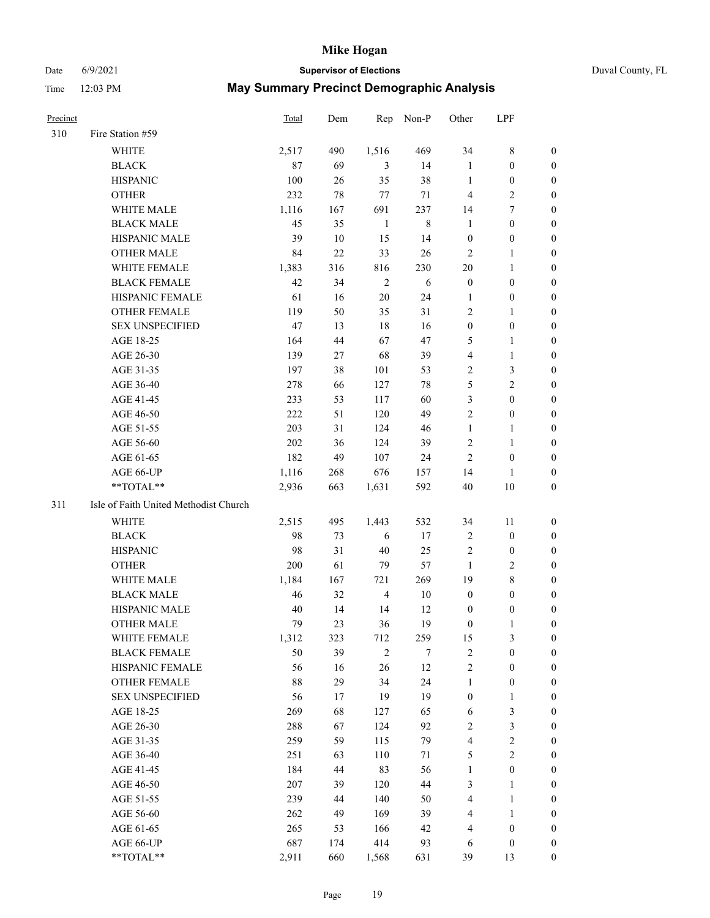# Mike Hogan

Date 6/9/2021 **Supervisor of Elections** Duval County, FL

Time 12:03 PM **May Summary Precinct Demographic Analysis**

| Precinct | | Total | Dem | Rep | Non-P | Other | LPF | |
|---|---|---|---|---|---|---|---|---|
| 310 | Fire Station #59 | | | | | | | |
| | WHITE | 2,517 | 490 | 1,516 | 469 | 34 | 8 | 0 |
| | BLACK | 87 | 69 | 3 | 14 | 1 | 0 | 0 |
| | HISPANIC | 100 | 26 | 35 | 38 | 1 | 0 | 0 |
| | OTHER | 232 | 78 | 77 | 71 | 4 | 2 | 0 |
| | WHITE MALE | 1,116 | 167 | 691 | 237 | 14 | 7 | 0 |
| | BLACK MALE | 45 | 35 | 1 | 8 | 1 | 0 | 0 |
| | HISPANIC MALE | 39 | 10 | 15 | 14 | 0 | 0 | 0 |
| | OTHER MALE | 84 | 22 | 33 | 26 | 2 | 1 | 0 |
| | WHITE FEMALE | 1,383 | 316 | 816 | 230 | 20 | 1 | 0 |
| | BLACK FEMALE | 42 | 34 | 2 | 6 | 0 | 0 | 0 |
| | HISPANIC FEMALE | 61 | 16 | 20 | 24 | 1 | 0 | 0 |
| | OTHER FEMALE | 119 | 50 | 35 | 31 | 2 | 1 | 0 |
| | SEX UNSPECIFIED | 47 | 13 | 18 | 16 | 0 | 0 | 0 |
| | AGE 18-25 | 164 | 44 | 67 | 47 | 5 | 1 | 0 |
| | AGE 26-30 | 139 | 27 | 68 | 39 | 4 | 1 | 0 |
| | AGE 31-35 | 197 | 38 | 101 | 53 | 2 | 3 | 0 |
| | AGE 36-40 | 278 | 66 | 127 | 78 | 5 | 2 | 0 |
| | AGE 41-45 | 233 | 53 | 117 | 60 | 3 | 0 | 0 |
| | AGE 46-50 | 222 | 51 | 120 | 49 | 2 | 0 | 0 |
| | AGE 51-55 | 203 | 31 | 124 | 46 | 1 | 1 | 0 |
| | AGE 56-60 | 202 | 36 | 124 | 39 | 2 | 1 | 0 |
| | AGE 61-65 | 182 | 49 | 107 | 24 | 2 | 0 | 0 |
| | AGE 66-UP | 1,116 | 268 | 676 | 157 | 14 | 1 | 0 |
| | **TOTAL** | 2,936 | 663 | 1,631 | 592 | 40 | 10 | 0 |
| 311 | Isle of Faith United Methodist Church | | | | | | | |
| | WHITE | 2,515 | 495 | 1,443 | 532 | 34 | 11 | 0 |
| | BLACK | 98 | 73 | 6 | 17 | 2 | 0 | 0 |
| | HISPANIC | 98 | 31 | 40 | 25 | 2 | 0 | 0 |
| | OTHER | 200 | 61 | 79 | 57 | 1 | 2 | 0 |
| | WHITE MALE | 1,184 | 167 | 721 | 269 | 19 | 8 | 0 |
| | BLACK MALE | 46 | 32 | 4 | 10 | 0 | 0 | 0 |
| | HISPANIC MALE | 40 | 14 | 14 | 12 | 0 | 0 | 0 |
| | OTHER MALE | 79 | 23 | 36 | 19 | 0 | 1 | 0 |
| | WHITE FEMALE | 1,312 | 323 | 712 | 259 | 15 | 3 | 0 |
| | BLACK FEMALE | 50 | 39 | 2 | 7 | 2 | 0 | 0 |
| | HISPANIC FEMALE | 56 | 16 | 26 | 12 | 2 | 0 | 0 |
| | OTHER FEMALE | 88 | 29 | 34 | 24 | 1 | 0 | 0 |
| | SEX UNSPECIFIED | 56 | 17 | 19 | 19 | 0 | 1 | 0 |
| | AGE 18-25 | 269 | 68 | 127 | 65 | 6 | 3 | 0 |
| | AGE 26-30 | 288 | 67 | 124 | 92 | 2 | 3 | 0 |
| | AGE 31-35 | 259 | 59 | 115 | 79 | 4 | 2 | 0 |
| | AGE 36-40 | 251 | 63 | 110 | 71 | 5 | 2 | 0 |
| | AGE 41-45 | 184 | 44 | 83 | 56 | 1 | 0 | 0 |
| | AGE 46-50 | 207 | 39 | 120 | 44 | 3 | 1 | 0 |
| | AGE 51-55 | 239 | 44 | 140 | 50 | 4 | 1 | 0 |
| | AGE 56-60 | 262 | 49 | 169 | 39 | 4 | 1 | 0 |
| | AGE 61-65 | 265 | 53 | 166 | 42 | 4 | 0 | 0 |
| | AGE 66-UP | 687 | 174 | 414 | 93 | 6 | 0 | 0 |
| | **TOTAL** | 2,911 | 660 | 1,568 | 631 | 39 | 13 | 0 |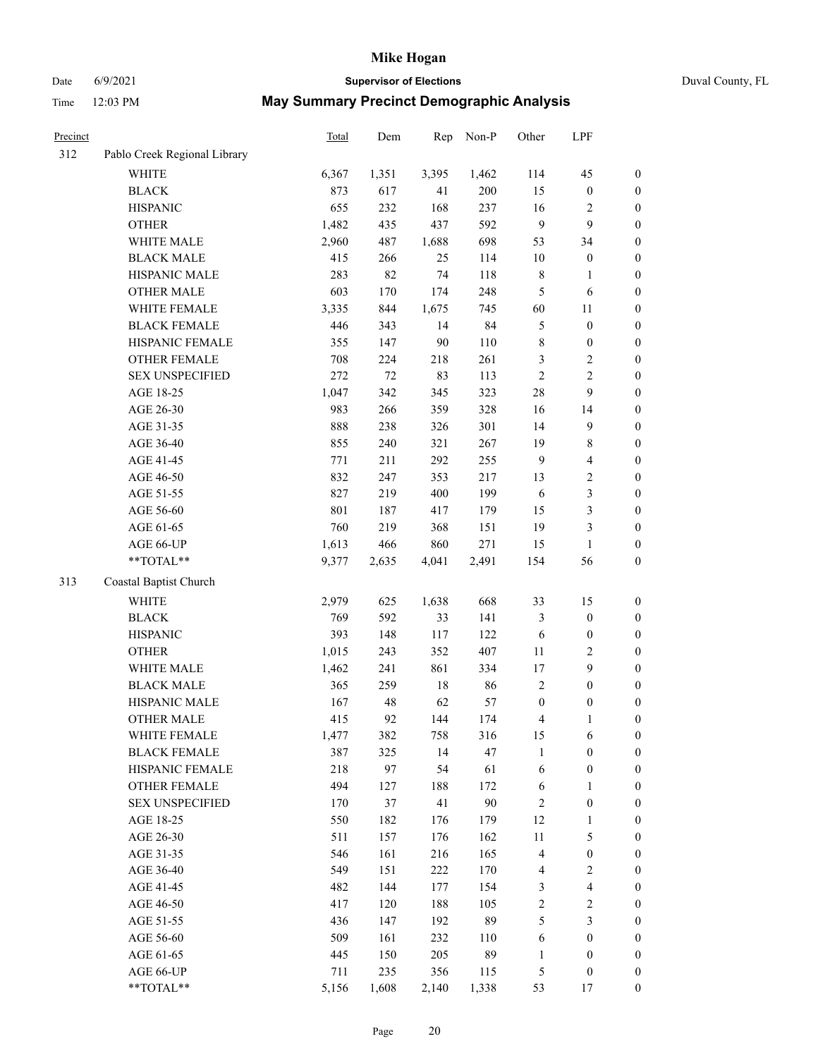# Mike Hogan

Date 6/9/2021 **Supervisor of Elections** Duval County, FL

Time 12:03 PM **May Summary Precinct Demographic Analysis**

| Precinct | | Total | Dem | Rep | Non-P | Other | LPF | |
|---|---|---|---|---|---|---|---|---|
| 312 | Pablo Creek Regional Library | | | | | | | |
| | WHITE | 6,367 | 1,351 | 3,395 | 1,462 | 114 | 45 | 0 |
| | BLACK | 873 | 617 | 41 | 200 | 15 | 0 | 0 |
| | HISPANIC | 655 | 232 | 168 | 237 | 16 | 2 | 0 |
| | OTHER | 1,482 | 435 | 437 | 592 | 9 | 9 | 0 |
| | WHITE MALE | 2,960 | 487 | 1,688 | 698 | 53 | 34 | 0 |
| | BLACK MALE | 415 | 266 | 25 | 114 | 10 | 0 | 0 |
| | HISPANIC MALE | 283 | 82 | 74 | 118 | 8 | 1 | 0 |
| | OTHER MALE | 603 | 170 | 174 | 248 | 5 | 6 | 0 |
| | WHITE FEMALE | 3,335 | 844 | 1,675 | 745 | 60 | 11 | 0 |
| | BLACK FEMALE | 446 | 343 | 14 | 84 | 5 | 0 | 0 |
| | HISPANIC FEMALE | 355 | 147 | 90 | 110 | 8 | 0 | 0 |
| | OTHER FEMALE | 708 | 224 | 218 | 261 | 3 | 2 | 0 |
| | SEX UNSPECIFIED | 272 | 72 | 83 | 113 | 2 | 2 | 0 |
| | AGE 18-25 | 1,047 | 342 | 345 | 323 | 28 | 9 | 0 |
| | AGE 26-30 | 983 | 266 | 359 | 328 | 16 | 14 | 0 |
| | AGE 31-35 | 888 | 238 | 326 | 301 | 14 | 9 | 0 |
| | AGE 36-40 | 855 | 240 | 321 | 267 | 19 | 8 | 0 |
| | AGE 41-45 | 771 | 211 | 292 | 255 | 9 | 4 | 0 |
| | AGE 46-50 | 832 | 247 | 353 | 217 | 13 | 2 | 0 |
| | AGE 51-55 | 827 | 219 | 400 | 199 | 6 | 3 | 0 |
| | AGE 56-60 | 801 | 187 | 417 | 179 | 15 | 3 | 0 |
| | AGE 61-65 | 760 | 219 | 368 | 151 | 19 | 3 | 0 |
| | AGE 66-UP | 1,613 | 466 | 860 | 271 | 15 | 1 | 0 |
| | **TOTAL** | 9,377 | 2,635 | 4,041 | 2,491 | 154 | 56 | 0 |
| 313 | Coastal Baptist Church | | | | | | | |
| | WHITE | 2,979 | 625 | 1,638 | 668 | 33 | 15 | 0 |
| | BLACK | 769 | 592 | 33 | 141 | 3 | 0 | 0 |
| | HISPANIC | 393 | 148 | 117 | 122 | 6 | 0 | 0 |
| | OTHER | 1,015 | 243 | 352 | 407 | 11 | 2 | 0 |
| | WHITE MALE | 1,462 | 241 | 861 | 334 | 17 | 9 | 0 |
| | BLACK MALE | 365 | 259 | 18 | 86 | 2 | 0 | 0 |
| | HISPANIC MALE | 167 | 48 | 62 | 57 | 0 | 0 | 0 |
| | OTHER MALE | 415 | 92 | 144 | 174 | 4 | 1 | 0 |
| | WHITE FEMALE | 1,477 | 382 | 758 | 316 | 15 | 6 | 0 |
| | BLACK FEMALE | 387 | 325 | 14 | 47 | 1 | 0 | 0 |
| | HISPANIC FEMALE | 218 | 97 | 54 | 61 | 6 | 0 | 0 |
| | OTHER FEMALE | 494 | 127 | 188 | 172 | 6 | 1 | 0 |
| | SEX UNSPECIFIED | 170 | 37 | 41 | 90 | 2 | 0 | 0 |
| | AGE 18-25 | 550 | 182 | 176 | 179 | 12 | 1 | 0 |
| | AGE 26-30 | 511 | 157 | 176 | 162 | 11 | 5 | 0 |
| | AGE 31-35 | 546 | 161 | 216 | 165 | 4 | 0 | 0 |
| | AGE 36-40 | 549 | 151 | 222 | 170 | 4 | 2 | 0 |
| | AGE 41-45 | 482 | 144 | 177 | 154 | 3 | 4 | 0 |
| | AGE 46-50 | 417 | 120 | 188 | 105 | 2 | 2 | 0 |
| | AGE 51-55 | 436 | 147 | 192 | 89 | 5 | 3 | 0 |
| | AGE 56-60 | 509 | 161 | 232 | 110 | 6 | 0 | 0 |
| | AGE 61-65 | 445 | 150 | 205 | 89 | 1 | 0 | 0 |
| | AGE 66-UP | 711 | 235 | 356 | 115 | 5 | 0 | 0 |
| | **TOTAL** | 5,156 | 1,608 | 2,140 | 1,338 | 53 | 17 | 0 |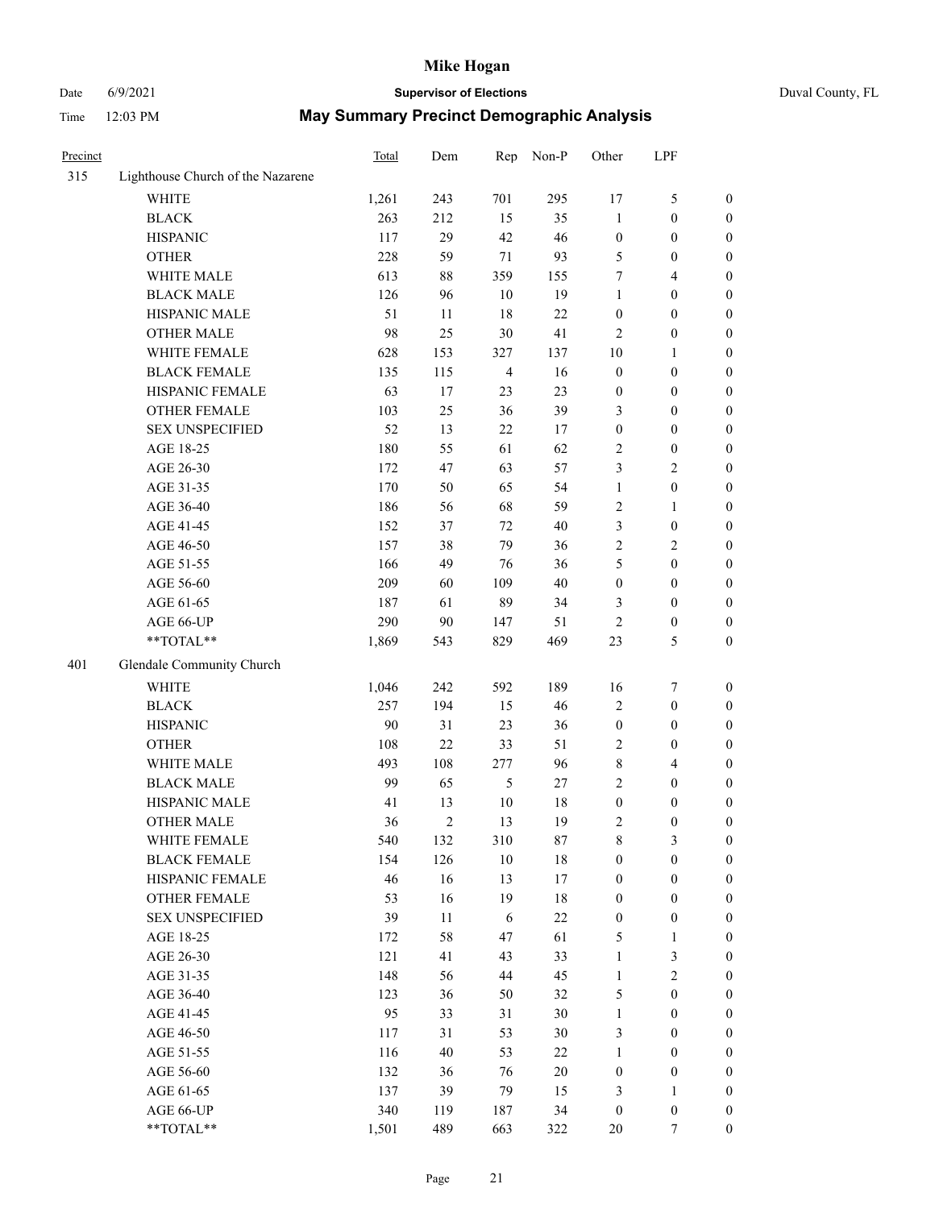# Mike Hogan

Date 6/9/2021 **Supervisor of Elections** Duval County, FL

Time 12:03 PM **May Summary Precinct Demographic Analysis**

| Precinct | | Total | Dem | Rep | Non-P | Other | LPF | |
|---|---|---|---|---|---|---|---|---|
| 315 | Lighthouse Church of the Nazarene | | | | | | | |
| | WHITE | 1,261 | 243 | 701 | 295 | 17 | 5 | 0 |
| | BLACK | 263 | 212 | 15 | 35 | 1 | 0 | 0 |
| | HISPANIC | 117 | 29 | 42 | 46 | 0 | 0 | 0 |
| | OTHER | 228 | 59 | 71 | 93 | 5 | 0 | 0 |
| | WHITE MALE | 613 | 88 | 359 | 155 | 7 | 4 | 0 |
| | BLACK MALE | 126 | 96 | 10 | 19 | 1 | 0 | 0 |
| | HISPANIC MALE | 51 | 11 | 18 | 22 | 0 | 0 | 0 |
| | OTHER MALE | 98 | 25 | 30 | 41 | 2 | 0 | 0 |
| | WHITE FEMALE | 628 | 153 | 327 | 137 | 10 | 1 | 0 |
| | BLACK FEMALE | 135 | 115 | 4 | 16 | 0 | 0 | 0 |
| | HISPANIC FEMALE | 63 | 17 | 23 | 23 | 0 | 0 | 0 |
| | OTHER FEMALE | 103 | 25 | 36 | 39 | 3 | 0 | 0 |
| | SEX UNSPECIFIED | 52 | 13 | 22 | 17 | 0 | 0 | 0 |
| | AGE 18-25 | 180 | 55 | 61 | 62 | 2 | 0 | 0 |
| | AGE 26-30 | 172 | 47 | 63 | 57 | 3 | 2 | 0 |
| | AGE 31-35 | 170 | 50 | 65 | 54 | 1 | 0 | 0 |
| | AGE 36-40 | 186 | 56 | 68 | 59 | 2 | 1 | 0 |
| | AGE 41-45 | 152 | 37 | 72 | 40 | 3 | 0 | 0 |
| | AGE 46-50 | 157 | 38 | 79 | 36 | 2 | 2 | 0 |
| | AGE 51-55 | 166 | 49 | 76 | 36 | 5 | 0 | 0 |
| | AGE 56-60 | 209 | 60 | 109 | 40 | 0 | 0 | 0 |
| | AGE 61-65 | 187 | 61 | 89 | 34 | 3 | 0 | 0 |
| | AGE 66-UP | 290 | 90 | 147 | 51 | 2 | 0 | 0 |
| | **TOTAL** | 1,869 | 543 | 829 | 469 | 23 | 5 | 0 |
| 401 | Glendale Community Church | | | | | | | |
| | WHITE | 1,046 | 242 | 592 | 189 | 16 | 7 | 0 |
| | BLACK | 257 | 194 | 15 | 46 | 2 | 0 | 0 |
| | HISPANIC | 90 | 31 | 23 | 36 | 0 | 0 | 0 |
| | OTHER | 108 | 22 | 33 | 51 | 2 | 0 | 0 |
| | WHITE MALE | 493 | 108 | 277 | 96 | 8 | 4 | 0 |
| | BLACK MALE | 99 | 65 | 5 | 27 | 2 | 0 | 0 |
| | HISPANIC MALE | 41 | 13 | 10 | 18 | 0 | 0 | 0 |
| | OTHER MALE | 36 | 2 | 13 | 19 | 2 | 0 | 0 |
| | WHITE FEMALE | 540 | 132 | 310 | 87 | 8 | 3 | 0 |
| | BLACK FEMALE | 154 | 126 | 10 | 18 | 0 | 0 | 0 |
| | HISPANIC FEMALE | 46 | 16 | 13 | 17 | 0 | 0 | 0 |
| | OTHER FEMALE | 53 | 16 | 19 | 18 | 0 | 0 | 0 |
| | SEX UNSPECIFIED | 39 | 11 | 6 | 22 | 0 | 0 | 0 |
| | AGE 18-25 | 172 | 58 | 47 | 61 | 5 | 1 | 0 |
| | AGE 26-30 | 121 | 41 | 43 | 33 | 1 | 3 | 0 |
| | AGE 31-35 | 148 | 56 | 44 | 45 | 1 | 2 | 0 |
| | AGE 36-40 | 123 | 36 | 50 | 32 | 5 | 0 | 0 |
| | AGE 41-45 | 95 | 33 | 31 | 30 | 1 | 0 | 0 |
| | AGE 46-50 | 117 | 31 | 53 | 30 | 3 | 0 | 0 |
| | AGE 51-55 | 116 | 40 | 53 | 22 | 1 | 0 | 0 |
| | AGE 56-60 | 132 | 36 | 76 | 20 | 0 | 0 | 0 |
| | AGE 61-65 | 137 | 39 | 79 | 15 | 3 | 1 | 0 |
| | AGE 66-UP | 340 | 119 | 187 | 34 | 0 | 0 | 0 |
| | **TOTAL** | 1,501 | 489 | 663 | 322 | 20 | 7 | 0 |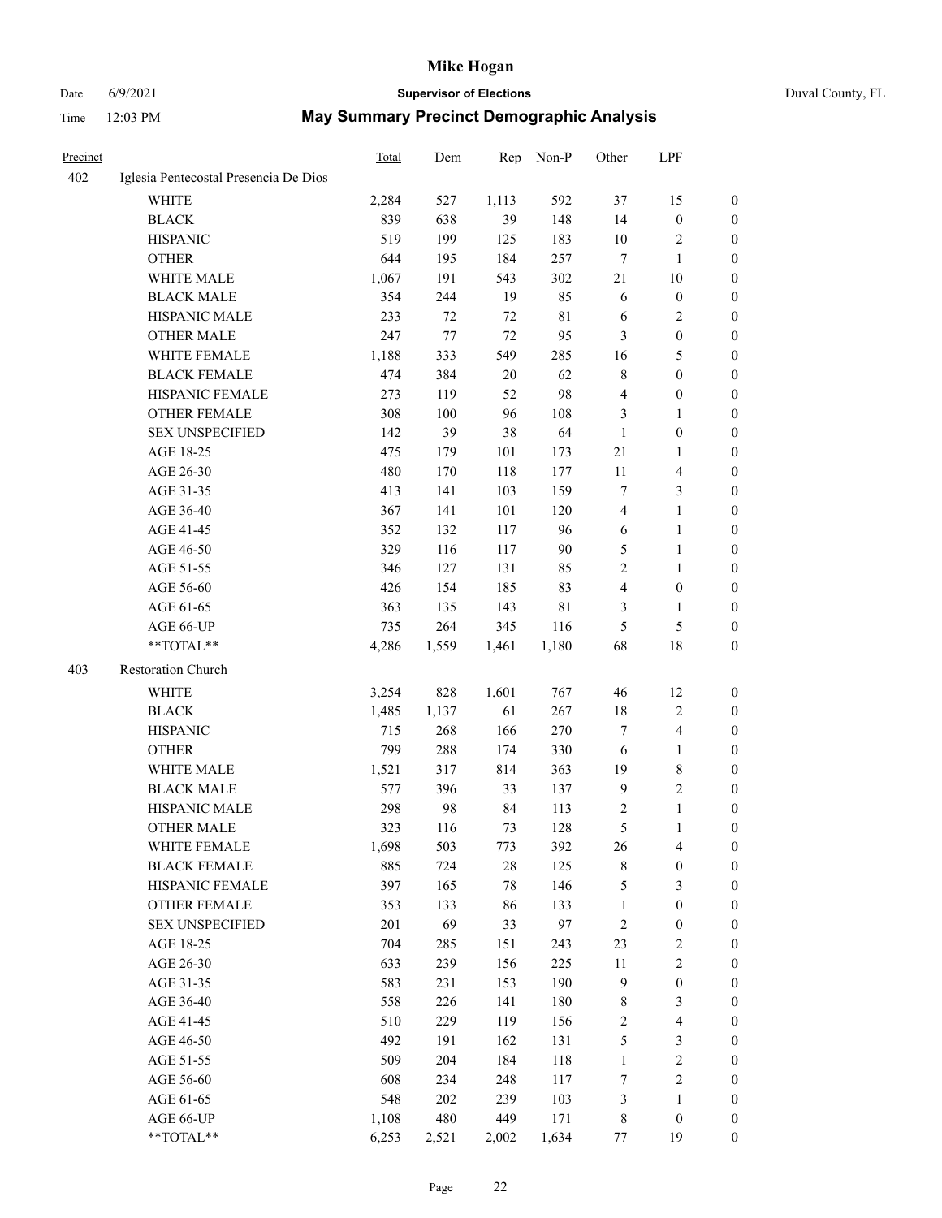# Mike Hogan

Date 6/9/2021 **Supervisor of Elections** Duval County, FL

Time 12:03 PM **May Summary Precinct Demographic Analysis**

| Precinct | | Total | Dem | Rep | Non-P | Other | LPF | |
|---|---|---|---|---|---|---|---|---|
| 402 | Iglesia Pentecostal Presencia De Dios | | | | | | | |
| | WHITE | 2,284 | 527 | 1,113 | 592 | 37 | 15 | 0 |
| | BLACK | 839 | 638 | 39 | 148 | 14 | 0 | 0 |
| | HISPANIC | 519 | 199 | 125 | 183 | 10 | 2 | 0 |
| | OTHER | 644 | 195 | 184 | 257 | 7 | 1 | 0 |
| | WHITE MALE | 1,067 | 191 | 543 | 302 | 21 | 10 | 0 |
| | BLACK MALE | 354 | 244 | 19 | 85 | 6 | 0 | 0 |
| | HISPANIC MALE | 233 | 72 | 72 | 81 | 6 | 2 | 0 |
| | OTHER MALE | 247 | 77 | 72 | 95 | 3 | 0 | 0 |
| | WHITE FEMALE | 1,188 | 333 | 549 | 285 | 16 | 5 | 0 |
| | BLACK FEMALE | 474 | 384 | 20 | 62 | 8 | 0 | 0 |
| | HISPANIC FEMALE | 273 | 119 | 52 | 98 | 4 | 0 | 0 |
| | OTHER FEMALE | 308 | 100 | 96 | 108 | 3 | 1 | 0 |
| | SEX UNSPECIFIED | 142 | 39 | 38 | 64 | 1 | 0 | 0 |
| | AGE 18-25 | 475 | 179 | 101 | 173 | 21 | 1 | 0 |
| | AGE 26-30 | 480 | 170 | 118 | 177 | 11 | 4 | 0 |
| | AGE 31-35 | 413 | 141 | 103 | 159 | 7 | 3 | 0 |
| | AGE 36-40 | 367 | 141 | 101 | 120 | 4 | 1 | 0 |
| | AGE 41-45 | 352 | 132 | 117 | 96 | 6 | 1 | 0 |
| | AGE 46-50 | 329 | 116 | 117 | 90 | 5 | 1 | 0 |
| | AGE 51-55 | 346 | 127 | 131 | 85 | 2 | 1 | 0 |
| | AGE 56-60 | 426 | 154 | 185 | 83 | 4 | 0 | 0 |
| | AGE 61-65 | 363 | 135 | 143 | 81 | 3 | 1 | 0 |
| | AGE 66-UP | 735 | 264 | 345 | 116 | 5 | 5 | 0 |
| | **TOTAL** | 4,286 | 1,559 | 1,461 | 1,180 | 68 | 18 | 0 |
| 403 | Restoration Church | | | | | | | |
| | WHITE | 3,254 | 828 | 1,601 | 767 | 46 | 12 | 0 |
| | BLACK | 1,485 | 1,137 | 61 | 267 | 18 | 2 | 0 |
| | HISPANIC | 715 | 268 | 166 | 270 | 7 | 4 | 0 |
| | OTHER | 799 | 288 | 174 | 330 | 6 | 1 | 0 |
| | WHITE MALE | 1,521 | 317 | 814 | 363 | 19 | 8 | 0 |
| | BLACK MALE | 577 | 396 | 33 | 137 | 9 | 2 | 0 |
| | HISPANIC MALE | 298 | 98 | 84 | 113 | 2 | 1 | 0 |
| | OTHER MALE | 323 | 116 | 73 | 128 | 5 | 1 | 0 |
| | WHITE FEMALE | 1,698 | 503 | 773 | 392 | 26 | 4 | 0 |
| | BLACK FEMALE | 885 | 724 | 28 | 125 | 8 | 0 | 0 |
| | HISPANIC FEMALE | 397 | 165 | 78 | 146 | 5 | 3 | 0 |
| | OTHER FEMALE | 353 | 133 | 86 | 133 | 1 | 0 | 0 |
| | SEX UNSPECIFIED | 201 | 69 | 33 | 97 | 2 | 0 | 0 |
| | AGE 18-25 | 704 | 285 | 151 | 243 | 23 | 2 | 0 |
| | AGE 26-30 | 633 | 239 | 156 | 225 | 11 | 2 | 0 |
| | AGE 31-35 | 583 | 231 | 153 | 190 | 9 | 0 | 0 |
| | AGE 36-40 | 558 | 226 | 141 | 180 | 8 | 3 | 0 |
| | AGE 41-45 | 510 | 229 | 119 | 156 | 2 | 4 | 0 |
| | AGE 46-50 | 492 | 191 | 162 | 131 | 5 | 3 | 0 |
| | AGE 51-55 | 509 | 204 | 184 | 118 | 1 | 2 | 0 |
| | AGE 56-60 | 608 | 234 | 248 | 117 | 7 | 2 | 0 |
| | AGE 61-65 | 548 | 202 | 239 | 103 | 3 | 1 | 0 |
| | AGE 66-UP | 1,108 | 480 | 449 | 171 | 8 | 0 | 0 |
| | **TOTAL** | 6,253 | 2,521 | 2,002 | 1,634 | 77 | 19 | 0 |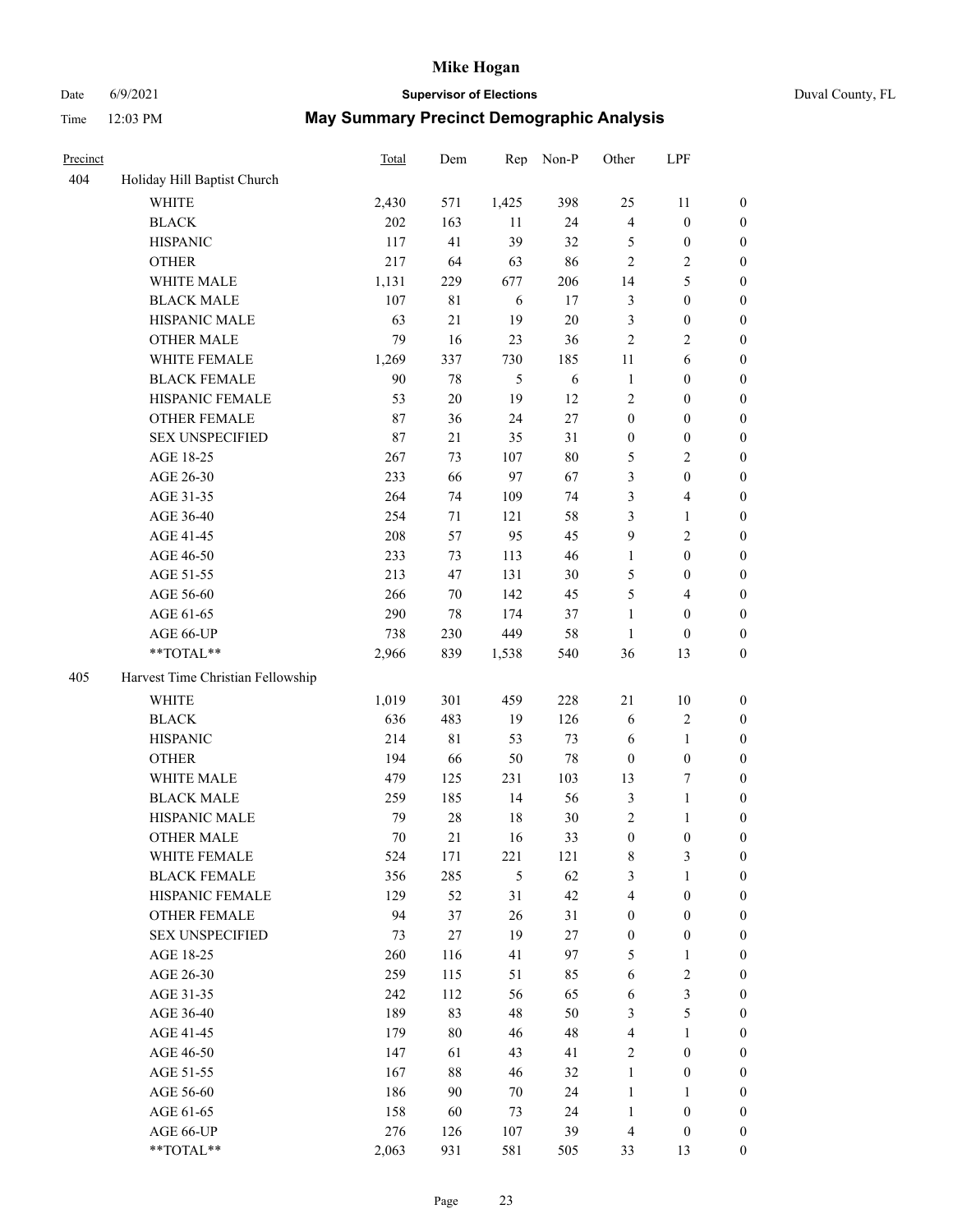# Mike Hogan

Date 6/9/2021 **Supervisor of Elections** Duval County, FL

Time 12:03 PM **May Summary Precinct Demographic Analysis**

| Precinct | | Total | Dem | Rep | Non-P | Other | LPF | |
|---|---|---|---|---|---|---|---|---|
| 404 | Holiday Hill Baptist Church | | | | | | | |
| | WHITE | 2,430 | 571 | 1,425 | 398 | 25 | 11 | 0 |
| | BLACK | 202 | 163 | 11 | 24 | 4 | 0 | 0 |
| | HISPANIC | 117 | 41 | 39 | 32 | 5 | 0 | 0 |
| | OTHER | 217 | 64 | 63 | 86 | 2 | 2 | 0 |
| | WHITE MALE | 1,131 | 229 | 677 | 206 | 14 | 5 | 0 |
| | BLACK MALE | 107 | 81 | 6 | 17 | 3 | 0 | 0 |
| | HISPANIC MALE | 63 | 21 | 19 | 20 | 3 | 0 | 0 |
| | OTHER MALE | 79 | 16 | 23 | 36 | 2 | 2 | 0 |
| | WHITE FEMALE | 1,269 | 337 | 730 | 185 | 11 | 6 | 0 |
| | BLACK FEMALE | 90 | 78 | 5 | 6 | 1 | 0 | 0 |
| | HISPANIC FEMALE | 53 | 20 | 19 | 12 | 2 | 0 | 0 |
| | OTHER FEMALE | 87 | 36 | 24 | 27 | 0 | 0 | 0 |
| | SEX UNSPECIFIED | 87 | 21 | 35 | 31 | 0 | 0 | 0 |
| | AGE 18-25 | 267 | 73 | 107 | 80 | 5 | 2 | 0 |
| | AGE 26-30 | 233 | 66 | 97 | 67 | 3 | 0 | 0 |
| | AGE 31-35 | 264 | 74 | 109 | 74 | 3 | 4 | 0 |
| | AGE 36-40 | 254 | 71 | 121 | 58 | 3 | 1 | 0 |
| | AGE 41-45 | 208 | 57 | 95 | 45 | 9 | 2 | 0 |
| | AGE 46-50 | 233 | 73 | 113 | 46 | 1 | 0 | 0 |
| | AGE 51-55 | 213 | 47 | 131 | 30 | 5 | 0 | 0 |
| | AGE 56-60 | 266 | 70 | 142 | 45 | 5 | 4 | 0 |
| | AGE 61-65 | 290 | 78 | 174 | 37 | 1 | 0 | 0 |
| | AGE 66-UP | 738 | 230 | 449 | 58 | 1 | 0 | 0 |
| | **TOTAL** | 2,966 | 839 | 1,538 | 540 | 36 | 13 | 0 |
| 405 | Harvest Time Christian Fellowship | | | | | | | |
| | WHITE | 1,019 | 301 | 459 | 228 | 21 | 10 | 0 |
| | BLACK | 636 | 483 | 19 | 126 | 6 | 2 | 0 |
| | HISPANIC | 214 | 81 | 53 | 73 | 6 | 1 | 0 |
| | OTHER | 194 | 66 | 50 | 78 | 0 | 0 | 0 |
| | WHITE MALE | 479 | 125 | 231 | 103 | 13 | 7 | 0 |
| | BLACK MALE | 259 | 185 | 14 | 56 | 3 | 1 | 0 |
| | HISPANIC MALE | 79 | 28 | 18 | 30 | 2 | 1 | 0 |
| | OTHER MALE | 70 | 21 | 16 | 33 | 0 | 0 | 0 |
| | WHITE FEMALE | 524 | 171 | 221 | 121 | 8 | 3 | 0 |
| | BLACK FEMALE | 356 | 285 | 5 | 62 | 3 | 1 | 0 |
| | HISPANIC FEMALE | 129 | 52 | 31 | 42 | 4 | 0 | 0 |
| | OTHER FEMALE | 94 | 37 | 26 | 31 | 0 | 0 | 0 |
| | SEX UNSPECIFIED | 73 | 27 | 19 | 27 | 0 | 0 | 0 |
| | AGE 18-25 | 260 | 116 | 41 | 97 | 5 | 1 | 0 |
| | AGE 26-30 | 259 | 115 | 51 | 85 | 6 | 2 | 0 |
| | AGE 31-35 | 242 | 112 | 56 | 65 | 6 | 3 | 0 |
| | AGE 36-40 | 189 | 83 | 48 | 50 | 3 | 5 | 0 |
| | AGE 41-45 | 179 | 80 | 46 | 48 | 4 | 1 | 0 |
| | AGE 46-50 | 147 | 61 | 43 | 41 | 2 | 0 | 0 |
| | AGE 51-55 | 167 | 88 | 46 | 32 | 1 | 0 | 0 |
| | AGE 56-60 | 186 | 90 | 70 | 24 | 1 | 1 | 0 |
| | AGE 61-65 | 158 | 60 | 73 | 24 | 1 | 0 | 0 |
| | AGE 66-UP | 276 | 126 | 107 | 39 | 4 | 0 | 0 |
| | **TOTAL** | 2,063 | 931 | 581 | 505 | 33 | 13 | 0 |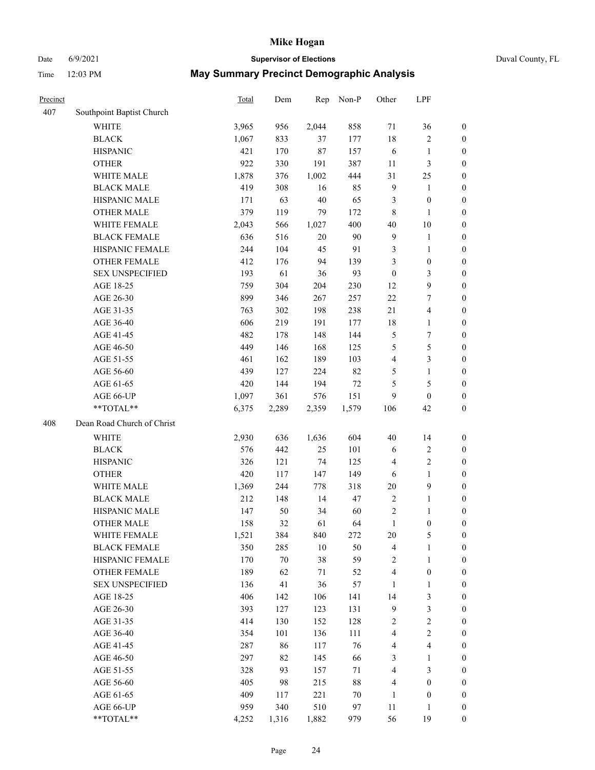# Mike Hogan

Date 6/9/2021 **Supervisor of Elections** Duval County, FL

Time 12:03 PM **May Summary Precinct Demographic Analysis**

| Precinct | | Total | Dem | Rep | Non-P | Other | LPF | |
|---|---|---|---|---|---|---|---|---|
| 407 | Southpoint Baptist Church | | | | | | | |
| | WHITE | 3,965 | 956 | 2,044 | 858 | 71 | 36 | 0 |
| | BLACK | 1,067 | 833 | 37 | 177 | 18 | 2 | 0 |
| | HISPANIC | 421 | 170 | 87 | 157 | 6 | 1 | 0 |
| | OTHER | 922 | 330 | 191 | 387 | 11 | 3 | 0 |
| | WHITE MALE | 1,878 | 376 | 1,002 | 444 | 31 | 25 | 0 |
| | BLACK MALE | 419 | 308 | 16 | 85 | 9 | 1 | 0 |
| | HISPANIC MALE | 171 | 63 | 40 | 65 | 3 | 0 | 0 |
| | OTHER MALE | 379 | 119 | 79 | 172 | 8 | 1 | 0 |
| | WHITE FEMALE | 2,043 | 566 | 1,027 | 400 | 40 | 10 | 0 |
| | BLACK FEMALE | 636 | 516 | 20 | 90 | 9 | 1 | 0 |
| | HISPANIC FEMALE | 244 | 104 | 45 | 91 | 3 | 1 | 0 |
| | OTHER FEMALE | 412 | 176 | 94 | 139 | 3 | 0 | 0 |
| | SEX UNSPECIFIED | 193 | 61 | 36 | 93 | 0 | 3 | 0 |
| | AGE 18-25 | 759 | 304 | 204 | 230 | 12 | 9 | 0 |
| | AGE 26-30 | 899 | 346 | 267 | 257 | 22 | 7 | 0 |
| | AGE 31-35 | 763 | 302 | 198 | 238 | 21 | 4 | 0 |
| | AGE 36-40 | 606 | 219 | 191 | 177 | 18 | 1 | 0 |
| | AGE 41-45 | 482 | 178 | 148 | 144 | 5 | 7 | 0 |
| | AGE 46-50 | 449 | 146 | 168 | 125 | 5 | 5 | 0 |
| | AGE 51-55 | 461 | 162 | 189 | 103 | 4 | 3 | 0 |
| | AGE 56-60 | 439 | 127 | 224 | 82 | 5 | 1 | 0 |
| | AGE 61-65 | 420 | 144 | 194 | 72 | 5 | 5 | 0 |
| | AGE 66-UP | 1,097 | 361 | 576 | 151 | 9 | 0 | 0 |
| | **TOTAL** | 6,375 | 2,289 | 2,359 | 1,579 | 106 | 42 | 0 |
| 408 | Dean Road Church of Christ | | | | | | | |
| | WHITE | 2,930 | 636 | 1,636 | 604 | 40 | 14 | 0 |
| | BLACK | 576 | 442 | 25 | 101 | 6 | 2 | 0 |
| | HISPANIC | 326 | 121 | 74 | 125 | 4 | 2 | 0 |
| | OTHER | 420 | 117 | 147 | 149 | 6 | 1 | 0 |
| | WHITE MALE | 1,369 | 244 | 778 | 318 | 20 | 9 | 0 |
| | BLACK MALE | 212 | 148 | 14 | 47 | 2 | 1 | 0 |
| | HISPANIC MALE | 147 | 50 | 34 | 60 | 2 | 1 | 0 |
| | OTHER MALE | 158 | 32 | 61 | 64 | 1 | 0 | 0 |
| | WHITE FEMALE | 1,521 | 384 | 840 | 272 | 20 | 5 | 0 |
| | BLACK FEMALE | 350 | 285 | 10 | 50 | 4 | 1 | 0 |
| | HISPANIC FEMALE | 170 | 70 | 38 | 59 | 2 | 1 | 0 |
| | OTHER FEMALE | 189 | 62 | 71 | 52 | 4 | 0 | 0 |
| | SEX UNSPECIFIED | 136 | 41 | 36 | 57 | 1 | 1 | 0 |
| | AGE 18-25 | 406 | 142 | 106 | 141 | 14 | 3 | 0 |
| | AGE 26-30 | 393 | 127 | 123 | 131 | 9 | 3 | 0 |
| | AGE 31-35 | 414 | 130 | 152 | 128 | 2 | 2 | 0 |
| | AGE 36-40 | 354 | 101 | 136 | 111 | 4 | 2 | 0 |
| | AGE 41-45 | 287 | 86 | 117 | 76 | 4 | 4 | 0 |
| | AGE 46-50 | 297 | 82 | 145 | 66 | 3 | 1 | 0 |
| | AGE 51-55 | 328 | 93 | 157 | 71 | 4 | 3 | 0 |
| | AGE 56-60 | 405 | 98 | 215 | 88 | 4 | 0 | 0 |
| | AGE 61-65 | 409 | 117 | 221 | 70 | 1 | 0 | 0 |
| | AGE 66-UP | 959 | 340 | 510 | 97 | 11 | 1 | 0 |
| | **TOTAL** | 4,252 | 1,316 | 1,882 | 979 | 56 | 19 | 0 |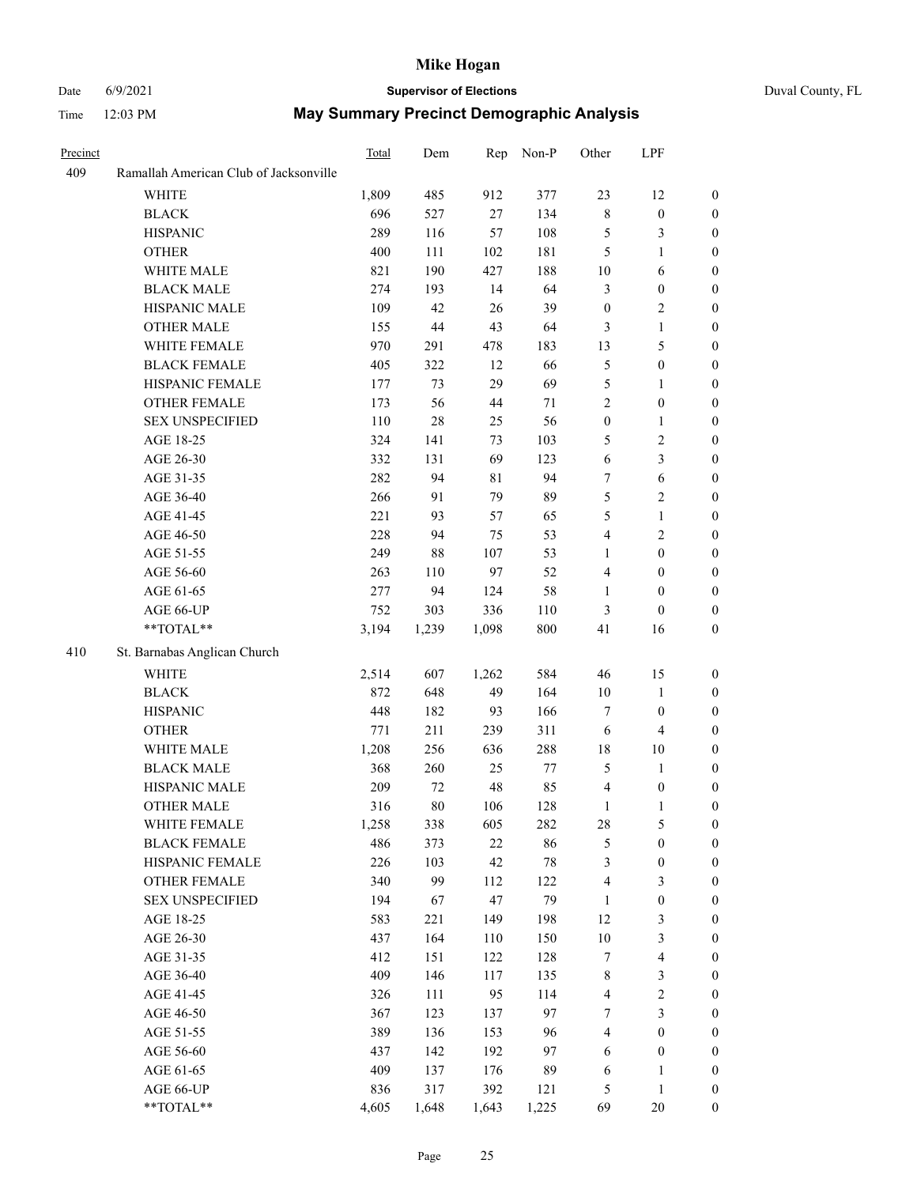# Mike Hogan

Date 6/9/2021 **Supervisor of Elections** Duval County, FL

Time 12:03 PM **May Summary Precinct Demographic Analysis**

| Precinct | | Total | Dem | Rep | Non-P | Other | LPF | |
|---|---|---|---|---|---|---|---|---|
| 409 | Ramallah American Club of Jacksonville | | | | | | | |
| | WHITE | 1,809 | 485 | 912 | 377 | 23 | 12 | 0 |
| | BLACK | 696 | 527 | 27 | 134 | 8 | 0 | 0 |
| | HISPANIC | 289 | 116 | 57 | 108 | 5 | 3 | 0 |
| | OTHER | 400 | 111 | 102 | 181 | 5 | 1 | 0 |
| | WHITE MALE | 821 | 190 | 427 | 188 | 10 | 6 | 0 |
| | BLACK MALE | 274 | 193 | 14 | 64 | 3 | 0 | 0 |
| | HISPANIC MALE | 109 | 42 | 26 | 39 | 0 | 2 | 0 |
| | OTHER MALE | 155 | 44 | 43 | 64 | 3 | 1 | 0 |
| | WHITE FEMALE | 970 | 291 | 478 | 183 | 13 | 5 | 0 |
| | BLACK FEMALE | 405 | 322 | 12 | 66 | 5 | 0 | 0 |
| | HISPANIC FEMALE | 177 | 73 | 29 | 69 | 5 | 1 | 0 |
| | OTHER FEMALE | 173 | 56 | 44 | 71 | 2 | 0 | 0 |
| | SEX UNSPECIFIED | 110 | 28 | 25 | 56 | 0 | 1 | 0 |
| | AGE 18-25 | 324 | 141 | 73 | 103 | 5 | 2 | 0 |
| | AGE 26-30 | 332 | 131 | 69 | 123 | 6 | 3 | 0 |
| | AGE 31-35 | 282 | 94 | 81 | 94 | 7 | 6 | 0 |
| | AGE 36-40 | 266 | 91 | 79 | 89 | 5 | 2 | 0 |
| | AGE 41-45 | 221 | 93 | 57 | 65 | 5 | 1 | 0 |
| | AGE 46-50 | 228 | 94 | 75 | 53 | 4 | 2 | 0 |
| | AGE 51-55 | 249 | 88 | 107 | 53 | 1 | 0 | 0 |
| | AGE 56-60 | 263 | 110 | 97 | 52 | 4 | 0 | 0 |
| | AGE 61-65 | 277 | 94 | 124 | 58 | 1 | 0 | 0 |
| | AGE 66-UP | 752 | 303 | 336 | 110 | 3 | 0 | 0 |
| | **TOTAL** | 3,194 | 1,239 | 1,098 | 800 | 41 | 16 | 0 |
| 410 | St. Barnabas Anglican Church | | | | | | | |
| | WHITE | 2,514 | 607 | 1,262 | 584 | 46 | 15 | 0 |
| | BLACK | 872 | 648 | 49 | 164 | 10 | 1 | 0 |
| | HISPANIC | 448 | 182 | 93 | 166 | 7 | 0 | 0 |
| | OTHER | 771 | 211 | 239 | 311 | 6 | 4 | 0 |
| | WHITE MALE | 1,208 | 256 | 636 | 288 | 18 | 10 | 0 |
| | BLACK MALE | 368 | 260 | 25 | 77 | 5 | 1 | 0 |
| | HISPANIC MALE | 209 | 72 | 48 | 85 | 4 | 0 | 0 |
| | OTHER MALE | 316 | 80 | 106 | 128 | 1 | 1 | 0 |
| | WHITE FEMALE | 1,258 | 338 | 605 | 282 | 28 | 5 | 0 |
| | BLACK FEMALE | 486 | 373 | 22 | 86 | 5 | 0 | 0 |
| | HISPANIC FEMALE | 226 | 103 | 42 | 78 | 3 | 0 | 0 |
| | OTHER FEMALE | 340 | 99 | 112 | 122 | 4 | 3 | 0 |
| | SEX UNSPECIFIED | 194 | 67 | 47 | 79 | 1 | 0 | 0 |
| | AGE 18-25 | 583 | 221 | 149 | 198 | 12 | 3 | 0 |
| | AGE 26-30 | 437 | 164 | 110 | 150 | 10 | 3 | 0 |
| | AGE 31-35 | 412 | 151 | 122 | 128 | 7 | 4 | 0 |
| | AGE 36-40 | 409 | 146 | 117 | 135 | 8 | 3 | 0 |
| | AGE 41-45 | 326 | 111 | 95 | 114 | 4 | 2 | 0 |
| | AGE 46-50 | 367 | 123 | 137 | 97 | 7 | 3 | 0 |
| | AGE 51-55 | 389 | 136 | 153 | 96 | 4 | 0 | 0 |
| | AGE 56-60 | 437 | 142 | 192 | 97 | 6 | 0 | 0 |
| | AGE 61-65 | 409 | 137 | 176 | 89 | 6 | 1 | 0 |
| | AGE 66-UP | 836 | 317 | 392 | 121 | 5 | 1 | 0 |
| | **TOTAL** | 4,605 | 1,648 | 1,643 | 1,225 | 69 | 20 | 0 |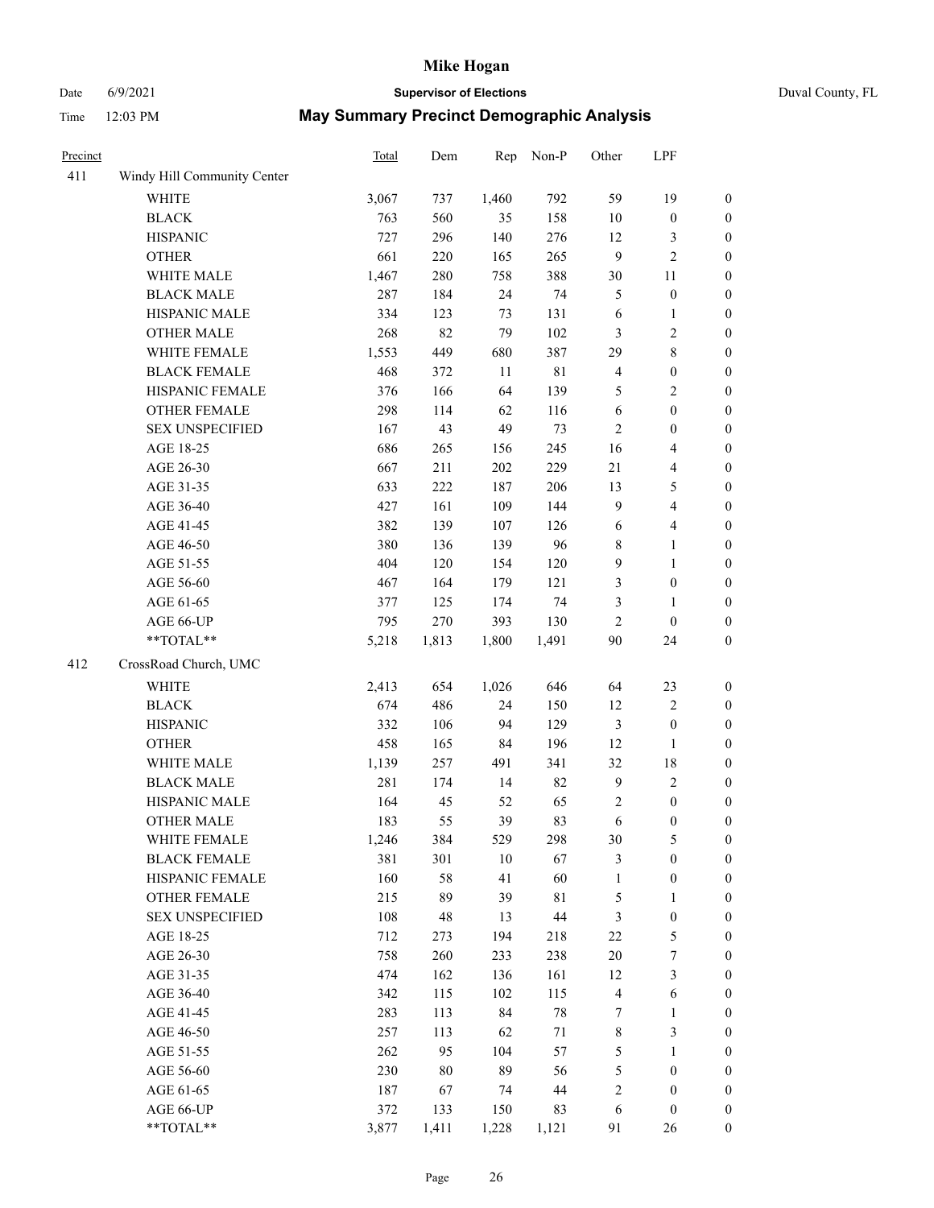| Precinct | | Total | Dem | Rep | Non-P | Other | LPF | |
|---|---|---|---|---|---|---|---|---|
| 411 | Windy Hill Community Center | | | | | | | |
| | WHITE | 3,067 | 737 | 1,460 | 792 | 59 | 19 | 0 |
| | BLACK | 763 | 560 | 35 | 158 | 10 | 0 | 0 |
| | HISPANIC | 727 | 296 | 140 | 276 | 12 | 3 | 0 |
| | OTHER | 661 | 220 | 165 | 265 | 9 | 2 | 0 |
| | WHITE MALE | 1,467 | 280 | 758 | 388 | 30 | 11 | 0 |
| | BLACK MALE | 287 | 184 | 24 | 74 | 5 | 0 | 0 |
| | HISPANIC MALE | 334 | 123 | 73 | 131 | 6 | 1 | 0 |
| | OTHER MALE | 268 | 82 | 79 | 102 | 3 | 2 | 0 |
| | WHITE FEMALE | 1,553 | 449 | 680 | 387 | 29 | 8 | 0 |
| | BLACK FEMALE | 468 | 372 | 11 | 81 | 4 | 0 | 0 |
| | HISPANIC FEMALE | 376 | 166 | 64 | 139 | 5 | 2 | 0 |
| | OTHER FEMALE | 298 | 114 | 62 | 116 | 6 | 0 | 0 |
| | SEX UNSPECIFIED | 167 | 43 | 49 | 73 | 2 | 0 | 0 |
| | AGE 18-25 | 686 | 265 | 156 | 245 | 16 | 4 | 0 |
| | AGE 26-30 | 667 | 211 | 202 | 229 | 21 | 4 | 0 |
| | AGE 31-35 | 633 | 222 | 187 | 206 | 13 | 5 | 0 |
| | AGE 36-40 | 427 | 161 | 109 | 144 | 9 | 4 | 0 |
| | AGE 41-45 | 382 | 139 | 107 | 126 | 6 | 4 | 0 |
| | AGE 46-50 | 380 | 136 | 139 | 96 | 8 | 1 | 0 |
| | AGE 51-55 | 404 | 120 | 154 | 120 | 9 | 1 | 0 |
| | AGE 56-60 | 467 | 164 | 179 | 121 | 3 | 0 | 0 |
| | AGE 61-65 | 377 | 125 | 174 | 74 | 3 | 1 | 0 |
| | AGE 66-UP | 795 | 270 | 393 | 130 | 2 | 0 | 0 |
| | **TOTAL** | 5,218 | 1,813 | 1,800 | 1,491 | 90 | 24 | 0 |
| 412 | CrossRoad Church, UMC | | | | | | | |
| | WHITE | 2,413 | 654 | 1,026 | 646 | 64 | 23 | 0 |
| | BLACK | 674 | 486 | 24 | 150 | 12 | 2 | 0 |
| | HISPANIC | 332 | 106 | 94 | 129 | 3 | 0 | 0 |
| | OTHER | 458 | 165 | 84 | 196 | 12 | 1 | 0 |
| | WHITE MALE | 1,139 | 257 | 491 | 341 | 32 | 18 | 0 |
| | BLACK MALE | 281 | 174 | 14 | 82 | 9 | 2 | 0 |
| | HISPANIC MALE | 164 | 45 | 52 | 65 | 2 | 0 | 0 |
| | OTHER MALE | 183 | 55 | 39 | 83 | 6 | 0 | 0 |
| | WHITE FEMALE | 1,246 | 384 | 529 | 298 | 30 | 5 | 0 |
| | BLACK FEMALE | 381 | 301 | 10 | 67 | 3 | 0 | 0 |
| | HISPANIC FEMALE | 160 | 58 | 41 | 60 | 1 | 0 | 0 |
| | OTHER FEMALE | 215 | 89 | 39 | 81 | 5 | 1 | 0 |
| | SEX UNSPECIFIED | 108 | 48 | 13 | 44 | 3 | 0 | 0 |
| | AGE 18-25 | 712 | 273 | 194 | 218 | 22 | 5 | 0 |
| | AGE 26-30 | 758 | 260 | 233 | 238 | 20 | 7 | 0 |
| | AGE 31-35 | 474 | 162 | 136 | 161 | 12 | 3 | 0 |
| | AGE 36-40 | 342 | 115 | 102 | 115 | 4 | 6 | 0 |
| | AGE 41-45 | 283 | 113 | 84 | 78 | 7 | 1 | 0 |
| | AGE 46-50 | 257 | 113 | 62 | 71 | 8 | 3 | 0 |
| | AGE 51-55 | 262 | 95 | 104 | 57 | 5 | 1 | 0 |
| | AGE 56-60 | 230 | 80 | 89 | 56 | 5 | 0 | 0 |
| | AGE 61-65 | 187 | 67 | 74 | 44 | 2 | 0 | 0 |
| | AGE 66-UP | 372 | 133 | 150 | 83 | 6 | 0 | 0 |
| | **TOTAL** | 3,877 | 1,411 | 1,228 | 1,121 | 91 | 26 | 0 |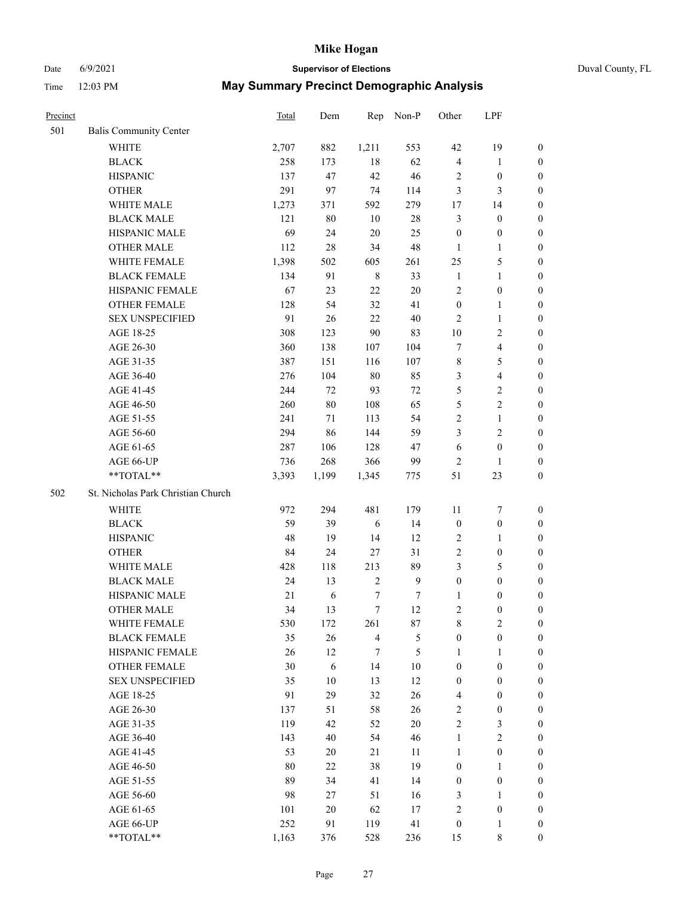# Mike Hogan

Date 6/9/2021 **Supervisor of Elections** Duval County, FL

Time 12:03 PM **May Summary Precinct Demographic Analysis**

| Precinct | | Total | Dem | Rep | Non-P | Other | LPF | |
|---|---|---|---|---|---|---|---|---|
| 501 | Balis Community Center | | | | | | | |
| | WHITE | 2,707 | 882 | 1,211 | 553 | 42 | 19 | 0 |
| | BLACK | 258 | 173 | 18 | 62 | 4 | 1 | 0 |
| | HISPANIC | 137 | 47 | 42 | 46 | 2 | 0 | 0 |
| | OTHER | 291 | 97 | 74 | 114 | 3 | 3 | 0 |
| | WHITE MALE | 1,273 | 371 | 592 | 279 | 17 | 14 | 0 |
| | BLACK MALE | 121 | 80 | 10 | 28 | 3 | 0 | 0 |
| | HISPANIC MALE | 69 | 24 | 20 | 25 | 0 | 0 | 0 |
| | OTHER MALE | 112 | 28 | 34 | 48 | 1 | 1 | 0 |
| | WHITE FEMALE | 1,398 | 502 | 605 | 261 | 25 | 5 | 0 |
| | BLACK FEMALE | 134 | 91 | 8 | 33 | 1 | 1 | 0 |
| | HISPANIC FEMALE | 67 | 23 | 22 | 20 | 2 | 0 | 0 |
| | OTHER FEMALE | 128 | 54 | 32 | 41 | 0 | 1 | 0 |
| | SEX UNSPECIFIED | 91 | 26 | 22 | 40 | 2 | 1 | 0 |
| | AGE 18-25 | 308 | 123 | 90 | 83 | 10 | 2 | 0 |
| | AGE 26-30 | 360 | 138 | 107 | 104 | 7 | 4 | 0 |
| | AGE 31-35 | 387 | 151 | 116 | 107 | 8 | 5 | 0 |
| | AGE 36-40 | 276 | 104 | 80 | 85 | 3 | 4 | 0 |
| | AGE 41-45 | 244 | 72 | 93 | 72 | 5 | 2 | 0 |
| | AGE 46-50 | 260 | 80 | 108 | 65 | 5 | 2 | 0 |
| | AGE 51-55 | 241 | 71 | 113 | 54 | 2 | 1 | 0 |
| | AGE 56-60 | 294 | 86 | 144 | 59 | 3 | 2 | 0 |
| | AGE 61-65 | 287 | 106 | 128 | 47 | 6 | 0 | 0 |
| | AGE 66-UP | 736 | 268 | 366 | 99 | 2 | 1 | 0 |
| | **TOTAL** | 3,393 | 1,199 | 1,345 | 775 | 51 | 23 | 0 |
| 502 | St. Nicholas Park Christian Church | | | | | | | |
| | WHITE | 972 | 294 | 481 | 179 | 11 | 7 | 0 |
| | BLACK | 59 | 39 | 6 | 14 | 0 | 0 | 0 |
| | HISPANIC | 48 | 19 | 14 | 12 | 2 | 1 | 0 |
| | OTHER | 84 | 24 | 27 | 31 | 2 | 0 | 0 |
| | WHITE MALE | 428 | 118 | 213 | 89 | 3 | 5 | 0 |
| | BLACK MALE | 24 | 13 | 2 | 9 | 0 | 0 | 0 |
| | HISPANIC MALE | 21 | 6 | 7 | 7 | 1 | 0 | 0 |
| | OTHER MALE | 34 | 13 | 7 | 12 | 2 | 0 | 0 |
| | WHITE FEMALE | 530 | 172 | 261 | 87 | 8 | 2 | 0 |
| | BLACK FEMALE | 35 | 26 | 4 | 5 | 0 | 0 | 0 |
| | HISPANIC FEMALE | 26 | 12 | 7 | 5 | 1 | 1 | 0 |
| | OTHER FEMALE | 30 | 6 | 14 | 10 | 0 | 0 | 0 |
| | SEX UNSPECIFIED | 35 | 10 | 13 | 12 | 0 | 0 | 0 |
| | AGE 18-25 | 91 | 29 | 32 | 26 | 4 | 0 | 0 |
| | AGE 26-30 | 137 | 51 | 58 | 26 | 2 | 0 | 0 |
| | AGE 31-35 | 119 | 42 | 52 | 20 | 2 | 3 | 0 |
| | AGE 36-40 | 143 | 40 | 54 | 46 | 1 | 2 | 0 |
| | AGE 41-45 | 53 | 20 | 21 | 11 | 1 | 0 | 0 |
| | AGE 46-50 | 80 | 22 | 38 | 19 | 0 | 1 | 0 |
| | AGE 51-55 | 89 | 34 | 41 | 14 | 0 | 0 | 0 |
| | AGE 56-60 | 98 | 27 | 51 | 16 | 3 | 1 | 0 |
| | AGE 61-65 | 101 | 20 | 62 | 17 | 2 | 0 | 0 |
| | AGE 66-UP | 252 | 91 | 119 | 41 | 0 | 1 | 0 |
| | **TOTAL** | 1,163 | 376 | 528 | 236 | 15 | 8 | 0 |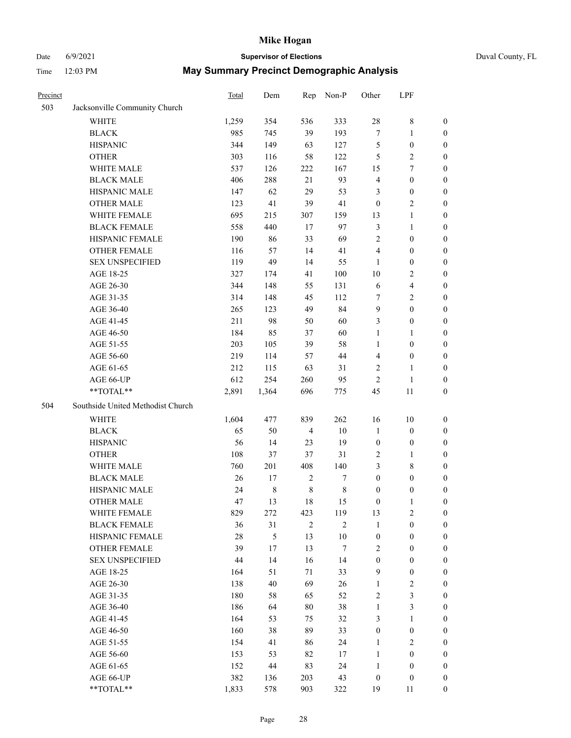# Mike Hogan

Date 6/9/2021 **Supervisor of Elections** Duval County, FL

Time 12:03 PM **May Summary Precinct Demographic Analysis**

| Precinct | | Total | Dem | Rep | Non-P | Other | LPF | |
|---|---|---|---|---|---|---|---|---|
| 503 | Jacksonville Community Church | | | | | | | |
| | WHITE | 1,259 | 354 | 536 | 333 | 28 | 8 | 0 |
| | BLACK | 985 | 745 | 39 | 193 | 7 | 1 | 0 |
| | HISPANIC | 344 | 149 | 63 | 127 | 5 | 0 | 0 |
| | OTHER | 303 | 116 | 58 | 122 | 5 | 2 | 0 |
| | WHITE MALE | 537 | 126 | 222 | 167 | 15 | 7 | 0 |
| | BLACK MALE | 406 | 288 | 21 | 93 | 4 | 0 | 0 |
| | HISPANIC MALE | 147 | 62 | 29 | 53 | 3 | 0 | 0 |
| | OTHER MALE | 123 | 41 | 39 | 41 | 0 | 2 | 0 |
| | WHITE FEMALE | 695 | 215 | 307 | 159 | 13 | 1 | 0 |
| | BLACK FEMALE | 558 | 440 | 17 | 97 | 3 | 1 | 0 |
| | HISPANIC FEMALE | 190 | 86 | 33 | 69 | 2 | 0 | 0 |
| | OTHER FEMALE | 116 | 57 | 14 | 41 | 4 | 0 | 0 |
| | SEX UNSPECIFIED | 119 | 49 | 14 | 55 | 1 | 0 | 0 |
| | AGE 18-25 | 327 | 174 | 41 | 100 | 10 | 2 | 0 |
| | AGE 26-30 | 344 | 148 | 55 | 131 | 6 | 4 | 0 |
| | AGE 31-35 | 314 | 148 | 45 | 112 | 7 | 2 | 0 |
| | AGE 36-40 | 265 | 123 | 49 | 84 | 9 | 0 | 0 |
| | AGE 41-45 | 211 | 98 | 50 | 60 | 3 | 0 | 0 |
| | AGE 46-50 | 184 | 85 | 37 | 60 | 1 | 1 | 0 |
| | AGE 51-55 | 203 | 105 | 39 | 58 | 1 | 0 | 0 |
| | AGE 56-60 | 219 | 114 | 57 | 44 | 4 | 0 | 0 |
| | AGE 61-65 | 212 | 115 | 63 | 31 | 2 | 1 | 0 |
| | AGE 66-UP | 612 | 254 | 260 | 95 | 2 | 1 | 0 |
| | **TOTAL** | 2,891 | 1,364 | 696 | 775 | 45 | 11 | 0 |
| 504 | Southside United Methodist Church | | | | | | | |
| | WHITE | 1,604 | 477 | 839 | 262 | 16 | 10 | 0 |
| | BLACK | 65 | 50 | 4 | 10 | 1 | 0 | 0 |
| | HISPANIC | 56 | 14 | 23 | 19 | 0 | 0 | 0 |
| | OTHER | 108 | 37 | 37 | 31 | 2 | 1 | 0 |
| | WHITE MALE | 760 | 201 | 408 | 140 | 3 | 8 | 0 |
| | BLACK MALE | 26 | 17 | 2 | 7 | 0 | 0 | 0 |
| | HISPANIC MALE | 24 | 8 | 8 | 8 | 0 | 0 | 0 |
| | OTHER MALE | 47 | 13 | 18 | 15 | 0 | 1 | 0 |
| | WHITE FEMALE | 829 | 272 | 423 | 119 | 13 | 2 | 0 |
| | BLACK FEMALE | 36 | 31 | 2 | 2 | 1 | 0 | 0 |
| | HISPANIC FEMALE | 28 | 5 | 13 | 10 | 0 | 0 | 0 |
| | OTHER FEMALE | 39 | 17 | 13 | 7 | 2 | 0 | 0 |
| | SEX UNSPECIFIED | 44 | 14 | 16 | 14 | 0 | 0 | 0 |
| | AGE 18-25 | 164 | 51 | 71 | 33 | 9 | 0 | 0 |
| | AGE 26-30 | 138 | 40 | 69 | 26 | 1 | 2 | 0 |
| | AGE 31-35 | 180 | 58 | 65 | 52 | 2 | 3 | 0 |
| | AGE 36-40 | 186 | 64 | 80 | 38 | 1 | 3 | 0 |
| | AGE 41-45 | 164 | 53 | 75 | 32 | 3 | 1 | 0 |
| | AGE 46-50 | 160 | 38 | 89 | 33 | 0 | 0 | 0 |
| | AGE 51-55 | 154 | 41 | 86 | 24 | 1 | 2 | 0 |
| | AGE 56-60 | 153 | 53 | 82 | 17 | 1 | 0 | 0 |
| | AGE 61-65 | 152 | 44 | 83 | 24 | 1 | 0 | 0 |
| | AGE 66-UP | 382 | 136 | 203 | 43 | 0 | 0 | 0 |
| | **TOTAL** | 1,833 | 578 | 903 | 322 | 19 | 11 | 0 |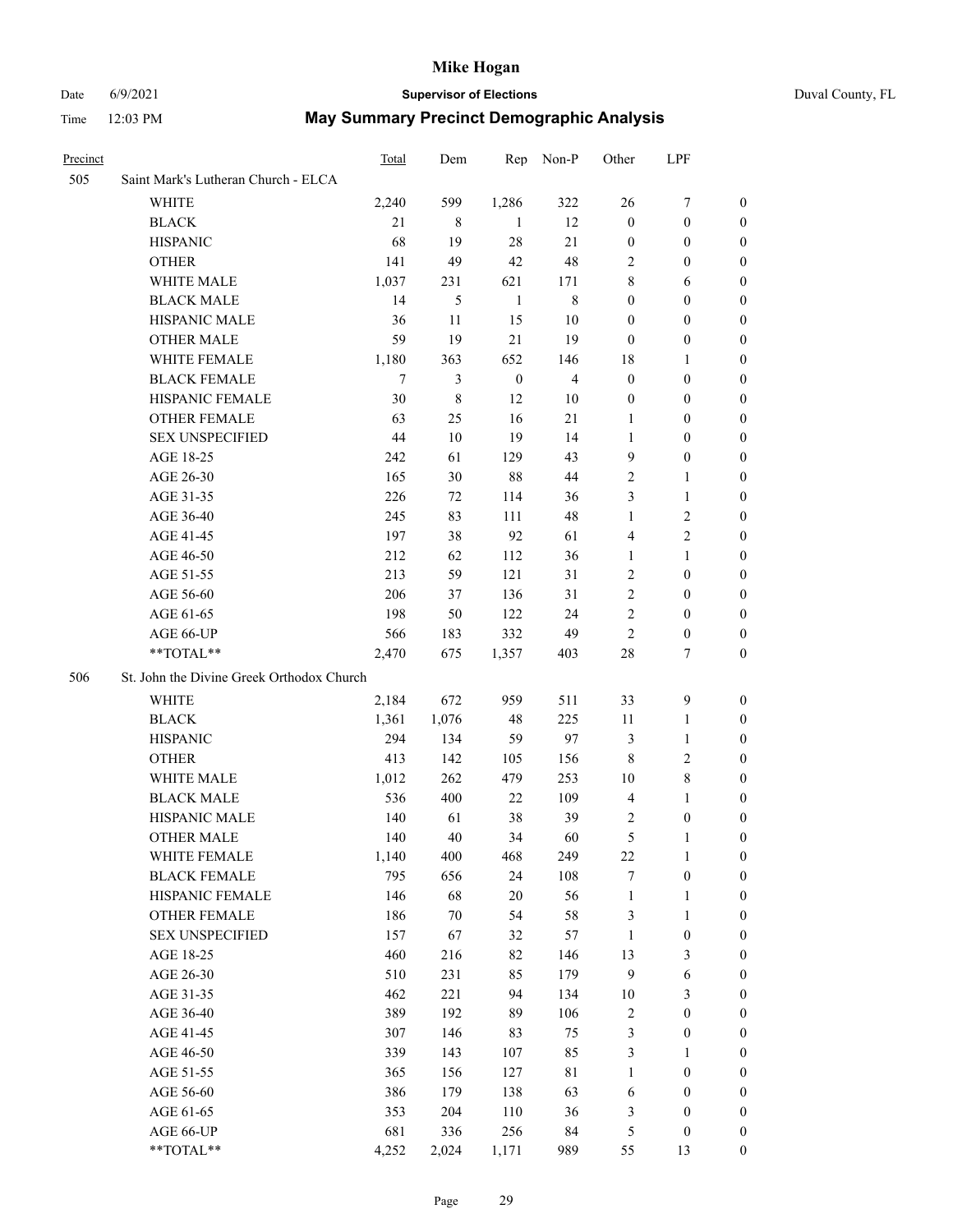# Mike Hogan

Date 6/9/2021 **Supervisor of Elections** Duval County, FL

Time 12:03 PM **May Summary Precinct Demographic Analysis**

| Precinct | | Total | Dem | Rep | Non-P | Other | LPF | |
|---|---|---|---|---|---|---|---|---|
| 505 | Saint Mark's Lutheran Church - ELCA | | | | | | | |
| | WHITE | 2,240 | 599 | 1,286 | 322 | 26 | 7 | 0 |
| | BLACK | 21 | 8 | 1 | 12 | 0 | 0 | 0 |
| | HISPANIC | 68 | 19 | 28 | 21 | 0 | 0 | 0 |
| | OTHER | 141 | 49 | 42 | 48 | 2 | 0 | 0 |
| | WHITE MALE | 1,037 | 231 | 621 | 171 | 8 | 6 | 0 |
| | BLACK MALE | 14 | 5 | 1 | 8 | 0 | 0 | 0 |
| | HISPANIC MALE | 36 | 11 | 15 | 10 | 0 | 0 | 0 |
| | OTHER MALE | 59 | 19 | 21 | 19 | 0 | 0 | 0 |
| | WHITE FEMALE | 1,180 | 363 | 652 | 146 | 18 | 1 | 0 |
| | BLACK FEMALE | 7 | 3 | 0 | 4 | 0 | 0 | 0 |
| | HISPANIC FEMALE | 30 | 8 | 12 | 10 | 0 | 0 | 0 |
| | OTHER FEMALE | 63 | 25 | 16 | 21 | 1 | 0 | 0 |
| | SEX UNSPECIFIED | 44 | 10 | 19 | 14 | 1 | 0 | 0 |
| | AGE 18-25 | 242 | 61 | 129 | 43 | 9 | 0 | 0 |
| | AGE 26-30 | 165 | 30 | 88 | 44 | 2 | 1 | 0 |
| | AGE 31-35 | 226 | 72 | 114 | 36 | 3 | 1 | 0 |
| | AGE 36-40 | 245 | 83 | 111 | 48 | 1 | 2 | 0 |
| | AGE 41-45 | 197 | 38 | 92 | 61 | 4 | 2 | 0 |
| | AGE 46-50 | 212 | 62 | 112 | 36 | 1 | 1 | 0 |
| | AGE 51-55 | 213 | 59 | 121 | 31 | 2 | 0 | 0 |
| | AGE 56-60 | 206 | 37 | 136 | 31 | 2 | 0 | 0 |
| | AGE 61-65 | 198 | 50 | 122 | 24 | 2 | 0 | 0 |
| | AGE 66-UP | 566 | 183 | 332 | 49 | 2 | 0 | 0 |
| | **TOTAL** | 2,470 | 675 | 1,357 | 403 | 28 | 7 | 0 |
| 506 | St. John the Divine Greek Orthodox Church | | | | | | | |
| | WHITE | 2,184 | 672 | 959 | 511 | 33 | 9 | 0 |
| | BLACK | 1,361 | 1,076 | 48 | 225 | 11 | 1 | 0 |
| | HISPANIC | 294 | 134 | 59 | 97 | 3 | 1 | 0 |
| | OTHER | 413 | 142 | 105 | 156 | 8 | 2 | 0 |
| | WHITE MALE | 1,012 | 262 | 479 | 253 | 10 | 8 | 0 |
| | BLACK MALE | 536 | 400 | 22 | 109 | 4 | 1 | 0 |
| | HISPANIC MALE | 140 | 61 | 38 | 39 | 2 | 0 | 0 |
| | OTHER MALE | 140 | 40 | 34 | 60 | 5 | 1 | 0 |
| | WHITE FEMALE | 1,140 | 400 | 468 | 249 | 22 | 1 | 0 |
| | BLACK FEMALE | 795 | 656 | 24 | 108 | 7 | 0 | 0 |
| | HISPANIC FEMALE | 146 | 68 | 20 | 56 | 1 | 1 | 0 |
| | OTHER FEMALE | 186 | 70 | 54 | 58 | 3 | 1 | 0 |
| | SEX UNSPECIFIED | 157 | 67 | 32 | 57 | 1 | 0 | 0 |
| | AGE 18-25 | 460 | 216 | 82 | 146 | 13 | 3 | 0 |
| | AGE 26-30 | 510 | 231 | 85 | 179 | 9 | 6 | 0 |
| | AGE 31-35 | 462 | 221 | 94 | 134 | 10 | 3 | 0 |
| | AGE 36-40 | 389 | 192 | 89 | 106 | 2 | 0 | 0 |
| | AGE 41-45 | 307 | 146 | 83 | 75 | 3 | 0 | 0 |
| | AGE 46-50 | 339 | 143 | 107 | 85 | 3 | 1 | 0 |
| | AGE 51-55 | 365 | 156 | 127 | 81 | 1 | 0 | 0 |
| | AGE 56-60 | 386 | 179 | 138 | 63 | 6 | 0 | 0 |
| | AGE 61-65 | 353 | 204 | 110 | 36 | 3 | 0 | 0 |
| | AGE 66-UP | 681 | 336 | 256 | 84 | 5 | 0 | 0 |
| | **TOTAL** | 4,252 | 2,024 | 1,171 | 989 | 55 | 13 | 0 |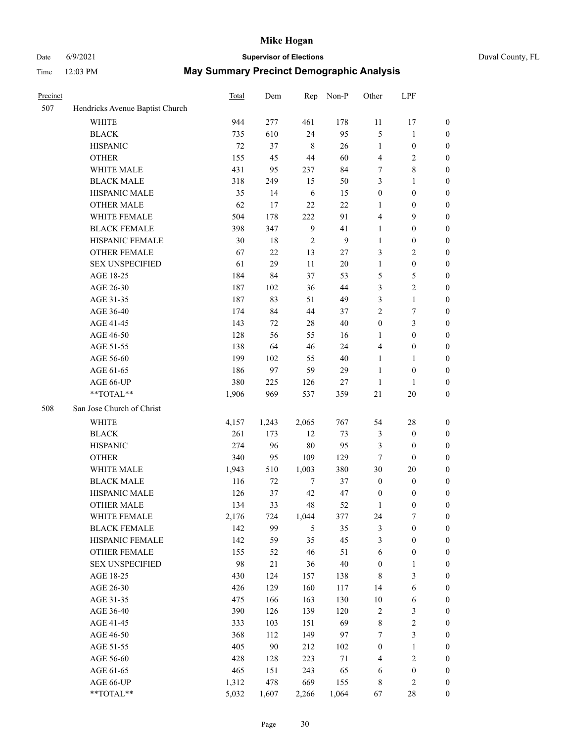# Mike Hogan

Date 6/9/2021 **Supervisor of Elections** Duval County, FL

Time 12:03 PM **May Summary Precinct Demographic Analysis**

| Precinct | | Total | Dem | Rep | Non-P | Other | LPF | |
|---|---|---|---|---|---|---|---|---|
| 507 | Hendricks Avenue Baptist Church | | | | | | | |
| | WHITE | 944 | 277 | 461 | 178 | 11 | 17 | 0 |
| | BLACK | 735 | 610 | 24 | 95 | 5 | 1 | 0 |
| | HISPANIC | 72 | 37 | 8 | 26 | 1 | 0 | 0 |
| | OTHER | 155 | 45 | 44 | 60 | 4 | 2 | 0 |
| | WHITE MALE | 431 | 95 | 237 | 84 | 7 | 8 | 0 |
| | BLACK MALE | 318 | 249 | 15 | 50 | 3 | 1 | 0 |
| | HISPANIC MALE | 35 | 14 | 6 | 15 | 0 | 0 | 0 |
| | OTHER MALE | 62 | 17 | 22 | 22 | 1 | 0 | 0 |
| | WHITE FEMALE | 504 | 178 | 222 | 91 | 4 | 9 | 0 |
| | BLACK FEMALE | 398 | 347 | 9 | 41 | 1 | 0 | 0 |
| | HISPANIC FEMALE | 30 | 18 | 2 | 9 | 1 | 0 | 0 |
| | OTHER FEMALE | 67 | 22 | 13 | 27 | 3 | 2 | 0 |
| | SEX UNSPECIFIED | 61 | 29 | 11 | 20 | 1 | 0 | 0 |
| | AGE 18-25 | 184 | 84 | 37 | 53 | 5 | 5 | 0 |
| | AGE 26-30 | 187 | 102 | 36 | 44 | 3 | 2 | 0 |
| | AGE 31-35 | 187 | 83 | 51 | 49 | 3 | 1 | 0 |
| | AGE 36-40 | 174 | 84 | 44 | 37 | 2 | 7 | 0 |
| | AGE 41-45 | 143 | 72 | 28 | 40 | 0 | 3 | 0 |
| | AGE 46-50 | 128 | 56 | 55 | 16 | 1 | 0 | 0 |
| | AGE 51-55 | 138 | 64 | 46 | 24 | 4 | 0 | 0 |
| | AGE 56-60 | 199 | 102 | 55 | 40 | 1 | 1 | 0 |
| | AGE 61-65 | 186 | 97 | 59 | 29 | 1 | 0 | 0 |
| | AGE 66-UP | 380 | 225 | 126 | 27 | 1 | 1 | 0 |
| | **TOTAL** | 1,906 | 969 | 537 | 359 | 21 | 20 | 0 |
| 508 | San Jose Church of Christ | | | | | | | |
| | WHITE | 4,157 | 1,243 | 2,065 | 767 | 54 | 28 | 0 |
| | BLACK | 261 | 173 | 12 | 73 | 3 | 0 | 0 |
| | HISPANIC | 274 | 96 | 80 | 95 | 3 | 0 | 0 |
| | OTHER | 340 | 95 | 109 | 129 | 7 | 0 | 0 |
| | WHITE MALE | 1,943 | 510 | 1,003 | 380 | 30 | 20 | 0 |
| | BLACK MALE | 116 | 72 | 7 | 37 | 0 | 0 | 0 |
| | HISPANIC MALE | 126 | 37 | 42 | 47 | 0 | 0 | 0 |
| | OTHER MALE | 134 | 33 | 48 | 52 | 1 | 0 | 0 |
| | WHITE FEMALE | 2,176 | 724 | 1,044 | 377 | 24 | 7 | 0 |
| | BLACK FEMALE | 142 | 99 | 5 | 35 | 3 | 0 | 0 |
| | HISPANIC FEMALE | 142 | 59 | 35 | 45 | 3 | 0 | 0 |
| | OTHER FEMALE | 155 | 52 | 46 | 51 | 6 | 0 | 0 |
| | SEX UNSPECIFIED | 98 | 21 | 36 | 40 | 0 | 1 | 0 |
| | AGE 18-25 | 430 | 124 | 157 | 138 | 8 | 3 | 0 |
| | AGE 26-30 | 426 | 129 | 160 | 117 | 14 | 6 | 0 |
| | AGE 31-35 | 475 | 166 | 163 | 130 | 10 | 6 | 0 |
| | AGE 36-40 | 390 | 126 | 139 | 120 | 2 | 3 | 0 |
| | AGE 41-45 | 333 | 103 | 151 | 69 | 8 | 2 | 0 |
| | AGE 46-50 | 368 | 112 | 149 | 97 | 7 | 3 | 0 |
| | AGE 51-55 | 405 | 90 | 212 | 102 | 0 | 1 | 0 |
| | AGE 56-60 | 428 | 128 | 223 | 71 | 4 | 2 | 0 |
| | AGE 61-65 | 465 | 151 | 243 | 65 | 6 | 0 | 0 |
| | AGE 66-UP | 1,312 | 478 | 669 | 155 | 8 | 2 | 0 |
| | **TOTAL** | 5,032 | 1,607 | 2,266 | 1,064 | 67 | 28 | 0 |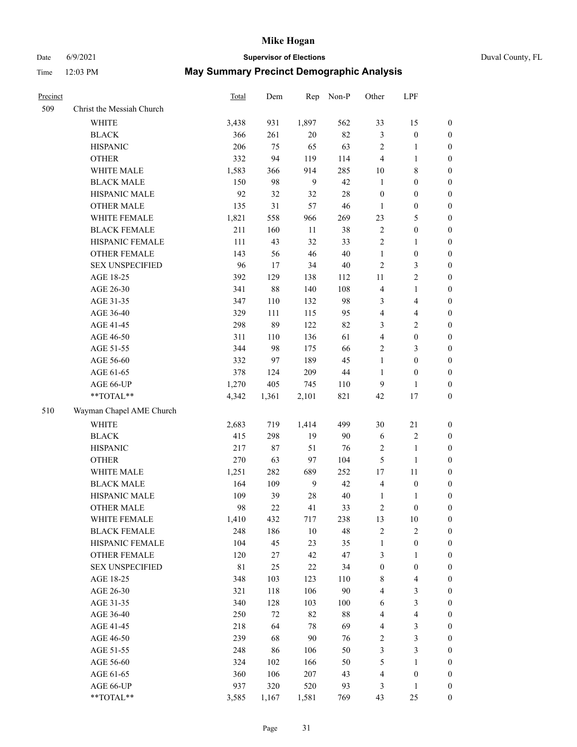# Mike Hogan

Date 6/9/2021 **Supervisor of Elections** Duval County, FL

Time 12:03 PM **May Summary Precinct Demographic Analysis**

| Precinct | | Total | Dem | Rep | Non-P | Other | LPF | |
|---|---|---|---|---|---|---|---|---|
| 509 | Christ the Messiah Church | | | | | | | |
| | WHITE | 3,438 | 931 | 1,897 | 562 | 33 | 15 | 0 |
| | BLACK | 366 | 261 | 20 | 82 | 3 | 0 | 0 |
| | HISPANIC | 206 | 75 | 65 | 63 | 2 | 1 | 0 |
| | OTHER | 332 | 94 | 119 | 114 | 4 | 1 | 0 |
| | WHITE MALE | 1,583 | 366 | 914 | 285 | 10 | 8 | 0 |
| | BLACK MALE | 150 | 98 | 9 | 42 | 1 | 0 | 0 |
| | HISPANIC MALE | 92 | 32 | 32 | 28 | 0 | 0 | 0 |
| | OTHER MALE | 135 | 31 | 57 | 46 | 1 | 0 | 0 |
| | WHITE FEMALE | 1,821 | 558 | 966 | 269 | 23 | 5 | 0 |
| | BLACK FEMALE | 211 | 160 | 11 | 38 | 2 | 0 | 0 |
| | HISPANIC FEMALE | 111 | 43 | 32 | 33 | 2 | 1 | 0 |
| | OTHER FEMALE | 143 | 56 | 46 | 40 | 1 | 0 | 0 |
| | SEX UNSPECIFIED | 96 | 17 | 34 | 40 | 2 | 3 | 0 |
| | AGE 18-25 | 392 | 129 | 138 | 112 | 11 | 2 | 0 |
| | AGE 26-30 | 341 | 88 | 140 | 108 | 4 | 1 | 0 |
| | AGE 31-35 | 347 | 110 | 132 | 98 | 3 | 4 | 0 |
| | AGE 36-40 | 329 | 111 | 115 | 95 | 4 | 4 | 0 |
| | AGE 41-45 | 298 | 89 | 122 | 82 | 3 | 2 | 0 |
| | AGE 46-50 | 311 | 110 | 136 | 61 | 4 | 0 | 0 |
| | AGE 51-55 | 344 | 98 | 175 | 66 | 2 | 3 | 0 |
| | AGE 56-60 | 332 | 97 | 189 | 45 | 1 | 0 | 0 |
| | AGE 61-65 | 378 | 124 | 209 | 44 | 1 | 0 | 0 |
| | AGE 66-UP | 1,270 | 405 | 745 | 110 | 9 | 1 | 0 |
| | **TOTAL** | 4,342 | 1,361 | 2,101 | 821 | 42 | 17 | 0 |
| 510 | Wayman Chapel AME Church | | | | | | | |
| | WHITE | 2,683 | 719 | 1,414 | 499 | 30 | 21 | 0 |
| | BLACK | 415 | 298 | 19 | 90 | 6 | 2 | 0 |
| | HISPANIC | 217 | 87 | 51 | 76 | 2 | 1 | 0 |
| | OTHER | 270 | 63 | 97 | 104 | 5 | 1 | 0 |
| | WHITE MALE | 1,251 | 282 | 689 | 252 | 17 | 11 | 0 |
| | BLACK MALE | 164 | 109 | 9 | 42 | 4 | 0 | 0 |
| | HISPANIC MALE | 109 | 39 | 28 | 40 | 1 | 1 | 0 |
| | OTHER MALE | 98 | 22 | 41 | 33 | 2 | 0 | 0 |
| | WHITE FEMALE | 1,410 | 432 | 717 | 238 | 13 | 10 | 0 |
| | BLACK FEMALE | 248 | 186 | 10 | 48 | 2 | 2 | 0 |
| | HISPANIC FEMALE | 104 | 45 | 23 | 35 | 1 | 0 | 0 |
| | OTHER FEMALE | 120 | 27 | 42 | 47 | 3 | 1 | 0 |
| | SEX UNSPECIFIED | 81 | 25 | 22 | 34 | 0 | 0 | 0 |
| | AGE 18-25 | 348 | 103 | 123 | 110 | 8 | 4 | 0 |
| | AGE 26-30 | 321 | 118 | 106 | 90 | 4 | 3 | 0 |
| | AGE 31-35 | 340 | 128 | 103 | 100 | 6 | 3 | 0 |
| | AGE 36-40 | 250 | 72 | 82 | 88 | 4 | 4 | 0 |
| | AGE 41-45 | 218 | 64 | 78 | 69 | 4 | 3 | 0 |
| | AGE 46-50 | 239 | 68 | 90 | 76 | 2 | 3 | 0 |
| | AGE 51-55 | 248 | 86 | 106 | 50 | 3 | 3 | 0 |
| | AGE 56-60 | 324 | 102 | 166 | 50 | 5 | 1 | 0 |
| | AGE 61-65 | 360 | 106 | 207 | 43 | 4 | 0 | 0 |
| | AGE 66-UP | 937 | 320 | 520 | 93 | 3 | 1 | 0 |
| | **TOTAL** | 3,585 | 1,167 | 1,581 | 769 | 43 | 25 | 0 |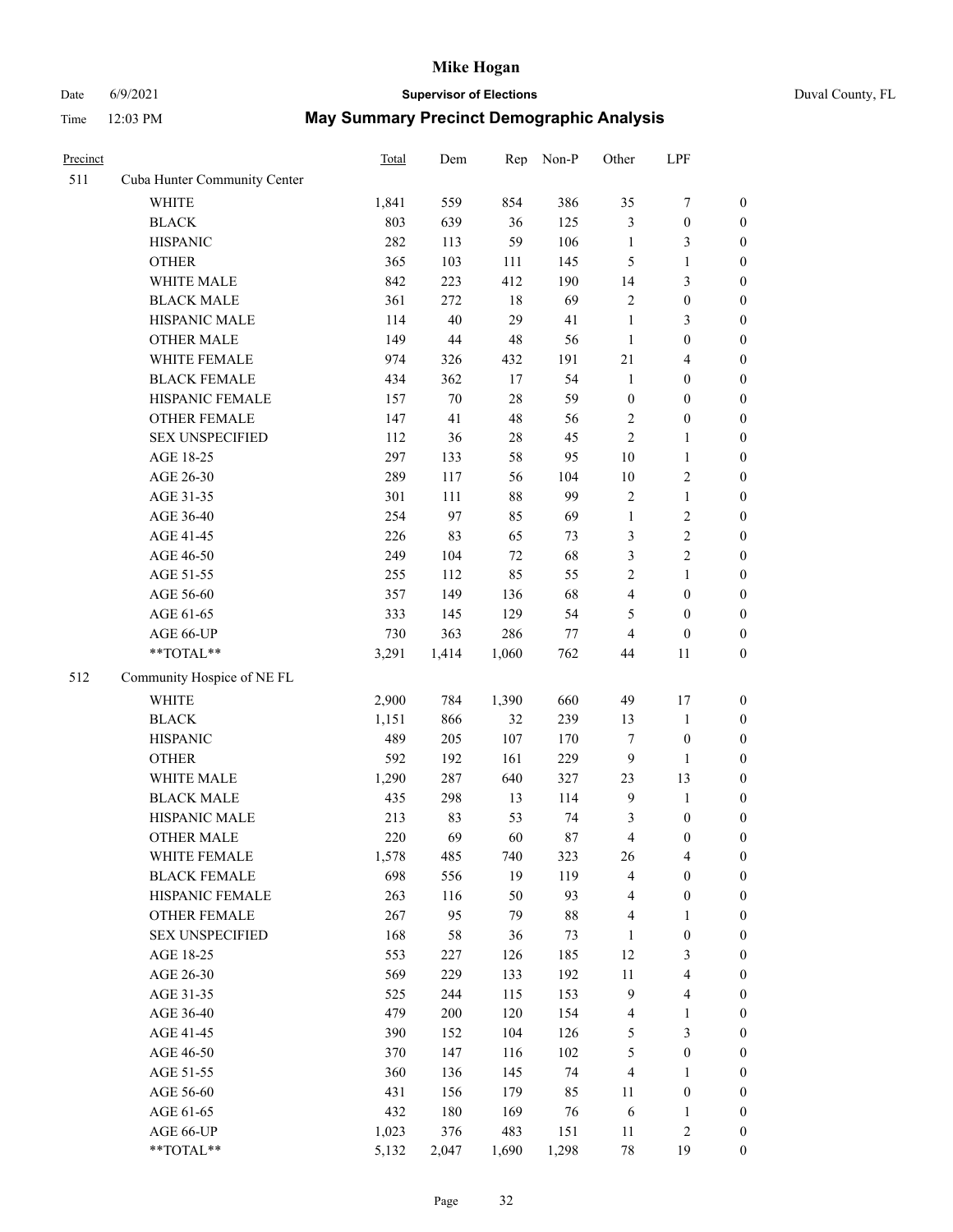| Precinct | | Total | Dem | Rep | Non-P | Other | LPF | |
|---|---|---|---|---|---|---|---|---|
| 511 | Cuba Hunter Community Center | | | | | | | |
| | WHITE | 1,841 | 559 | 854 | 386 | 35 | 7 | 0 |
| | BLACK | 803 | 639 | 36 | 125 | 3 | 0 | 0 |
| | HISPANIC | 282 | 113 | 59 | 106 | 1 | 3 | 0 |
| | OTHER | 365 | 103 | 111 | 145 | 5 | 1 | 0 |
| | WHITE MALE | 842 | 223 | 412 | 190 | 14 | 3 | 0 |
| | BLACK MALE | 361 | 272 | 18 | 69 | 2 | 0 | 0 |
| | HISPANIC MALE | 114 | 40 | 29 | 41 | 1 | 3 | 0 |
| | OTHER MALE | 149 | 44 | 48 | 56 | 1 | 0 | 0 |
| | WHITE FEMALE | 974 | 326 | 432 | 191 | 21 | 4 | 0 |
| | BLACK FEMALE | 434 | 362 | 17 | 54 | 1 | 0 | 0 |
| | HISPANIC FEMALE | 157 | 70 | 28 | 59 | 0 | 0 | 0 |
| | OTHER FEMALE | 147 | 41 | 48 | 56 | 2 | 0 | 0 |
| | SEX UNSPECIFIED | 112 | 36 | 28 | 45 | 2 | 1 | 0 |
| | AGE 18-25 | 297 | 133 | 58 | 95 | 10 | 1 | 0 |
| | AGE 26-30 | 289 | 117 | 56 | 104 | 10 | 2 | 0 |
| | AGE 31-35 | 301 | 111 | 88 | 99 | 2 | 1 | 0 |
| | AGE 36-40 | 254 | 97 | 85 | 69 | 1 | 2 | 0 |
| | AGE 41-45 | 226 | 83 | 65 | 73 | 3 | 2 | 0 |
| | AGE 46-50 | 249 | 104 | 72 | 68 | 3 | 2 | 0 |
| | AGE 51-55 | 255 | 112 | 85 | 55 | 2 | 1 | 0 |
| | AGE 56-60 | 357 | 149 | 136 | 68 | 4 | 0 | 0 |
| | AGE 61-65 | 333 | 145 | 129 | 54 | 5 | 0 | 0 |
| | AGE 66-UP | 730 | 363 | 286 | 77 | 4 | 0 | 0 |
| | **TOTAL** | 3,291 | 1,414 | 1,060 | 762 | 44 | 11 | 0 |
| 512 | Community Hospice of NE FL | | | | | | | |
| | WHITE | 2,900 | 784 | 1,390 | 660 | 49 | 17 | 0 |
| | BLACK | 1,151 | 866 | 32 | 239 | 13 | 1 | 0 |
| | HISPANIC | 489 | 205 | 107 | 170 | 7 | 0 | 0 |
| | OTHER | 592 | 192 | 161 | 229 | 9 | 1 | 0 |
| | WHITE MALE | 1,290 | 287 | 640 | 327 | 23 | 13 | 0 |
| | BLACK MALE | 435 | 298 | 13 | 114 | 9 | 1 | 0 |
| | HISPANIC MALE | 213 | 83 | 53 | 74 | 3 | 0 | 0 |
| | OTHER MALE | 220 | 69 | 60 | 87 | 4 | 0 | 0 |
| | WHITE FEMALE | 1,578 | 485 | 740 | 323 | 26 | 4 | 0 |
| | BLACK FEMALE | 698 | 556 | 19 | 119 | 4 | 0 | 0 |
| | HISPANIC FEMALE | 263 | 116 | 50 | 93 | 4 | 0 | 0 |
| | OTHER FEMALE | 267 | 95 | 79 | 88 | 4 | 1 | 0 |
| | SEX UNSPECIFIED | 168 | 58 | 36 | 73 | 1 | 0 | 0 |
| | AGE 18-25 | 553 | 227 | 126 | 185 | 12 | 3 | 0 |
| | AGE 26-30 | 569 | 229 | 133 | 192 | 11 | 4 | 0 |
| | AGE 31-35 | 525 | 244 | 115 | 153 | 9 | 4 | 0 |
| | AGE 36-40 | 479 | 200 | 120 | 154 | 4 | 1 | 0 |
| | AGE 41-45 | 390 | 152 | 104 | 126 | 5 | 3 | 0 |
| | AGE 46-50 | 370 | 147 | 116 | 102 | 5 | 0 | 0 |
| | AGE 51-55 | 360 | 136 | 145 | 74 | 4 | 1 | 0 |
| | AGE 56-60 | 431 | 156 | 179 | 85 | 11 | 0 | 0 |
| | AGE 61-65 | 432 | 180 | 169 | 76 | 6 | 1 | 0 |
| | AGE 66-UP | 1,023 | 376 | 483 | 151 | 11 | 2 | 0 |
| | **TOTAL** | 5,132 | 2,047 | 1,690 | 1,298 | 78 | 19 | 0 |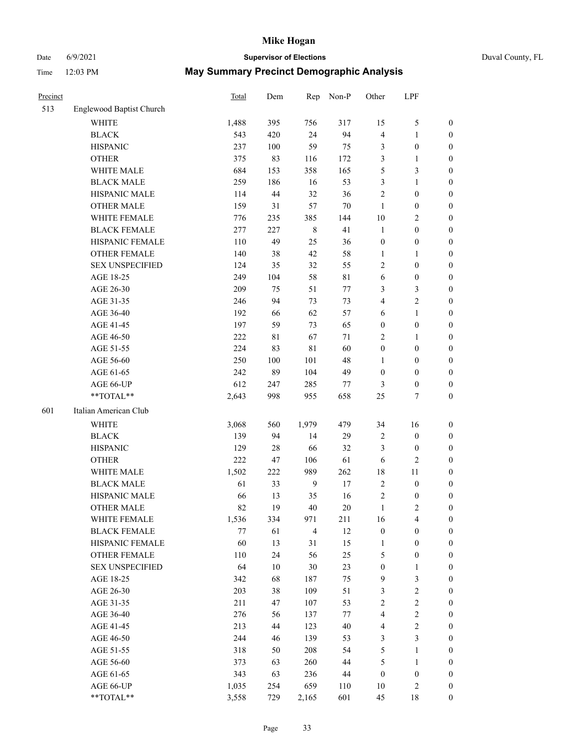# Mike Hogan

Date 6/9/2021 **Supervisor of Elections** Duval County, FL

Time 12:03 PM **May Summary Precinct Demographic Analysis**

| Precinct | | Total | Dem | Rep | Non-P | Other | LPF | |
|---|---|---|---|---|---|---|---|---|
| 513 | Englewood Baptist Church | | | | | | | |
| | WHITE | 1,488 | 395 | 756 | 317 | 15 | 5 | 0 |
| | BLACK | 543 | 420 | 24 | 94 | 4 | 1 | 0 |
| | HISPANIC | 237 | 100 | 59 | 75 | 3 | 0 | 0 |
| | OTHER | 375 | 83 | 116 | 172 | 3 | 1 | 0 |
| | WHITE MALE | 684 | 153 | 358 | 165 | 5 | 3 | 0 |
| | BLACK MALE | 259 | 186 | 16 | 53 | 3 | 1 | 0 |
| | HISPANIC MALE | 114 | 44 | 32 | 36 | 2 | 0 | 0 |
| | OTHER MALE | 159 | 31 | 57 | 70 | 1 | 0 | 0 |
| | WHITE FEMALE | 776 | 235 | 385 | 144 | 10 | 2 | 0 |
| | BLACK FEMALE | 277 | 227 | 8 | 41 | 1 | 0 | 0 |
| | HISPANIC FEMALE | 110 | 49 | 25 | 36 | 0 | 0 | 0 |
| | OTHER FEMALE | 140 | 38 | 42 | 58 | 1 | 1 | 0 |
| | SEX UNSPECIFIED | 124 | 35 | 32 | 55 | 2 | 0 | 0 |
| | AGE 18-25 | 249 | 104 | 58 | 81 | 6 | 0 | 0 |
| | AGE 26-30 | 209 | 75 | 51 | 77 | 3 | 3 | 0 |
| | AGE 31-35 | 246 | 94 | 73 | 73 | 4 | 2 | 0 |
| | AGE 36-40 | 192 | 66 | 62 | 57 | 6 | 1 | 0 |
| | AGE 41-45 | 197 | 59 | 73 | 65 | 0 | 0 | 0 |
| | AGE 46-50 | 222 | 81 | 67 | 71 | 2 | 1 | 0 |
| | AGE 51-55 | 224 | 83 | 81 | 60 | 0 | 0 | 0 |
| | AGE 56-60 | 250 | 100 | 101 | 48 | 1 | 0 | 0 |
| | AGE 61-65 | 242 | 89 | 104 | 49 | 0 | 0 | 0 |
| | AGE 66-UP | 612 | 247 | 285 | 77 | 3 | 0 | 0 |
| | **TOTAL** | 2,643 | 998 | 955 | 658 | 25 | 7 | 0 |
| 601 | Italian American Club | | | | | | | |
| | WHITE | 3,068 | 560 | 1,979 | 479 | 34 | 16 | 0 |
| | BLACK | 139 | 94 | 14 | 29 | 2 | 0 | 0 |
| | HISPANIC | 129 | 28 | 66 | 32 | 3 | 0 | 0 |
| | OTHER | 222 | 47 | 106 | 61 | 6 | 2 | 0 |
| | WHITE MALE | 1,502 | 222 | 989 | 262 | 18 | 11 | 0 |
| | BLACK MALE | 61 | 33 | 9 | 17 | 2 | 0 | 0 |
| | HISPANIC MALE | 66 | 13 | 35 | 16 | 2 | 0 | 0 |
| | OTHER MALE | 82 | 19 | 40 | 20 | 1 | 2 | 0 |
| | WHITE FEMALE | 1,536 | 334 | 971 | 211 | 16 | 4 | 0 |
| | BLACK FEMALE | 77 | 61 | 4 | 12 | 0 | 0 | 0 |
| | HISPANIC FEMALE | 60 | 13 | 31 | 15 | 1 | 0 | 0 |
| | OTHER FEMALE | 110 | 24 | 56 | 25 | 5 | 0 | 0 |
| | SEX UNSPECIFIED | 64 | 10 | 30 | 23 | 0 | 1 | 0 |
| | AGE 18-25 | 342 | 68 | 187 | 75 | 9 | 3 | 0 |
| | AGE 26-30 | 203 | 38 | 109 | 51 | 3 | 2 | 0 |
| | AGE 31-35 | 211 | 47 | 107 | 53 | 2 | 2 | 0 |
| | AGE 36-40 | 276 | 56 | 137 | 77 | 4 | 2 | 0 |
| | AGE 41-45 | 213 | 44 | 123 | 40 | 4 | 2 | 0 |
| | AGE 46-50 | 244 | 46 | 139 | 53 | 3 | 3 | 0 |
| | AGE 51-55 | 318 | 50 | 208 | 54 | 5 | 1 | 0 |
| | AGE 56-60 | 373 | 63 | 260 | 44 | 5 | 1 | 0 |
| | AGE 61-65 | 343 | 63 | 236 | 44 | 0 | 0 | 0 |
| | AGE 66-UP | 1,035 | 254 | 659 | 110 | 10 | 2 | 0 |
| | **TOTAL** | 3,558 | 729 | 2,165 | 601 | 45 | 18 | 0 |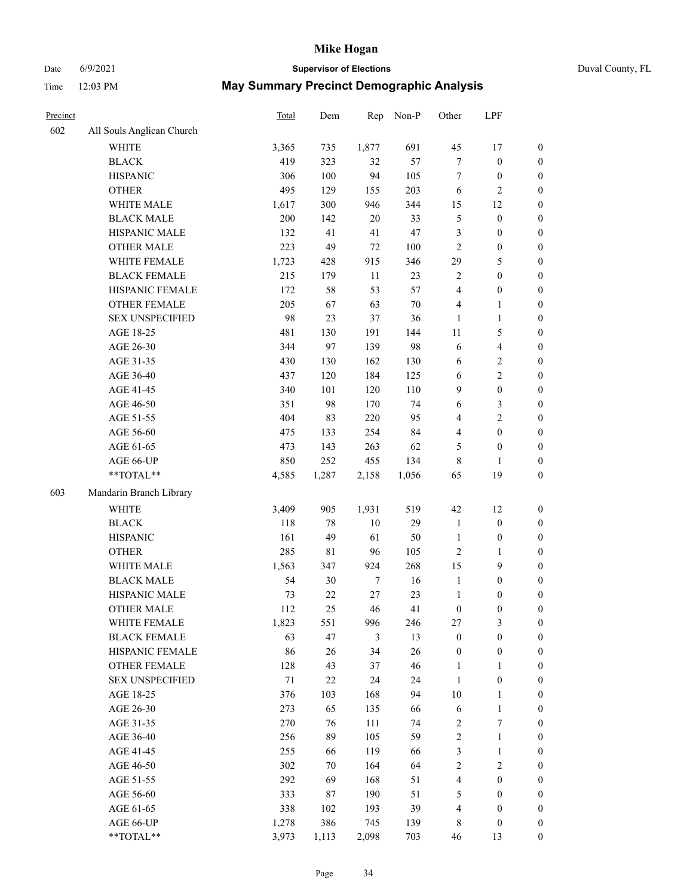# Mike Hogan

Date 6/9/2021 **Supervisor of Elections** Duval County, FL

Time 12:03 PM **May Summary Precinct Demographic Analysis**

| Precinct | | Total | Dem | Rep | Non-P | Other | LPF | |
|---|---|---|---|---|---|---|---|---|
| 602 | All Souls Anglican Church | | | | | | | |
| | WHITE | 3,365 | 735 | 1,877 | 691 | 45 | 17 | 0 |
| | BLACK | 419 | 323 | 32 | 57 | 7 | 0 | 0 |
| | HISPANIC | 306 | 100 | 94 | 105 | 7 | 0 | 0 |
| | OTHER | 495 | 129 | 155 | 203 | 6 | 2 | 0 |
| | WHITE MALE | 1,617 | 300 | 946 | 344 | 15 | 12 | 0 |
| | BLACK MALE | 200 | 142 | 20 | 33 | 5 | 0 | 0 |
| | HISPANIC MALE | 132 | 41 | 41 | 47 | 3 | 0 | 0 |
| | OTHER MALE | 223 | 49 | 72 | 100 | 2 | 0 | 0 |
| | WHITE FEMALE | 1,723 | 428 | 915 | 346 | 29 | 5 | 0 |
| | BLACK FEMALE | 215 | 179 | 11 | 23 | 2 | 0 | 0 |
| | HISPANIC FEMALE | 172 | 58 | 53 | 57 | 4 | 0 | 0 |
| | OTHER FEMALE | 205 | 67 | 63 | 70 | 4 | 1 | 0 |
| | SEX UNSPECIFIED | 98 | 23 | 37 | 36 | 1 | 1 | 0 |
| | AGE 18-25 | 481 | 130 | 191 | 144 | 11 | 5 | 0 |
| | AGE 26-30 | 344 | 97 | 139 | 98 | 6 | 4 | 0 |
| | AGE 31-35 | 430 | 130 | 162 | 130 | 6 | 2 | 0 |
| | AGE 36-40 | 437 | 120 | 184 | 125 | 6 | 2 | 0 |
| | AGE 41-45 | 340 | 101 | 120 | 110 | 9 | 0 | 0 |
| | AGE 46-50 | 351 | 98 | 170 | 74 | 6 | 3 | 0 |
| | AGE 51-55 | 404 | 83 | 220 | 95 | 4 | 2 | 0 |
| | AGE 56-60 | 475 | 133 | 254 | 84 | 4 | 0 | 0 |
| | AGE 61-65 | 473 | 143 | 263 | 62 | 5 | 0 | 0 |
| | AGE 66-UP | 850 | 252 | 455 | 134 | 8 | 1 | 0 |
| | **TOTAL** | 4,585 | 1,287 | 2,158 | 1,056 | 65 | 19 | 0 |
| 603 | Mandarin Branch Library | | | | | | | |
| | WHITE | 3,409 | 905 | 1,931 | 519 | 42 | 12 | 0 |
| | BLACK | 118 | 78 | 10 | 29 | 1 | 0 | 0 |
| | HISPANIC | 161 | 49 | 61 | 50 | 1 | 0 | 0 |
| | OTHER | 285 | 81 | 96 | 105 | 2 | 1 | 0 |
| | WHITE MALE | 1,563 | 347 | 924 | 268 | 15 | 9 | 0 |
| | BLACK MALE | 54 | 30 | 7 | 16 | 1 | 0 | 0 |
| | HISPANIC MALE | 73 | 22 | 27 | 23 | 1 | 0 | 0 |
| | OTHER MALE | 112 | 25 | 46 | 41 | 0 | 0 | 0 |
| | WHITE FEMALE | 1,823 | 551 | 996 | 246 | 27 | 3 | 0 |
| | BLACK FEMALE | 63 | 47 | 3 | 13 | 0 | 0 | 0 |
| | HISPANIC FEMALE | 86 | 26 | 34 | 26 | 0 | 0 | 0 |
| | OTHER FEMALE | 128 | 43 | 37 | 46 | 1 | 1 | 0 |
| | SEX UNSPECIFIED | 71 | 22 | 24 | 24 | 1 | 0 | 0 |
| | AGE 18-25 | 376 | 103 | 168 | 94 | 10 | 1 | 0 |
| | AGE 26-30 | 273 | 65 | 135 | 66 | 6 | 1 | 0 |
| | AGE 31-35 | 270 | 76 | 111 | 74 | 2 | 7 | 0 |
| | AGE 36-40 | 256 | 89 | 105 | 59 | 2 | 1 | 0 |
| | AGE 41-45 | 255 | 66 | 119 | 66 | 3 | 1 | 0 |
| | AGE 46-50 | 302 | 70 | 164 | 64 | 2 | 2 | 0 |
| | AGE 51-55 | 292 | 69 | 168 | 51 | 4 | 0 | 0 |
| | AGE 56-60 | 333 | 87 | 190 | 51 | 5 | 0 | 0 |
| | AGE 61-65 | 338 | 102 | 193 | 39 | 4 | 0 | 0 |
| | AGE 66-UP | 1,278 | 386 | 745 | 139 | 8 | 0 | 0 |
| | **TOTAL** | 3,973 | 1,113 | 2,098 | 703 | 46 | 13 | 0 |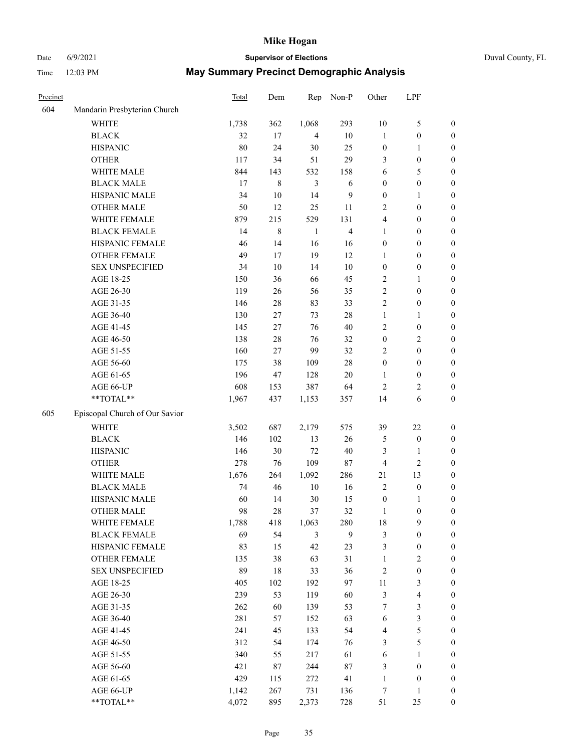# Mike Hogan

Date 6/9/2021 **Supervisor of Elections** Duval County, FL

Time 12:03 PM **May Summary Precinct Demographic Analysis**

| Precinct | | Total | Dem | Rep | Non-P | Other | LPF | |
|---|---|---|---|---|---|---|---|---|
| 604 | Mandarin Presbyterian Church | | | | | | | |
| | WHITE | 1,738 | 362 | 1,068 | 293 | 10 | 5 | 0 |
| | BLACK | 32 | 17 | 4 | 10 | 1 | 0 | 0 |
| | HISPANIC | 80 | 24 | 30 | 25 | 0 | 1 | 0 |
| | OTHER | 117 | 34 | 51 | 29 | 3 | 0 | 0 |
| | WHITE MALE | 844 | 143 | 532 | 158 | 6 | 5 | 0 |
| | BLACK MALE | 17 | 8 | 3 | 6 | 0 | 0 | 0 |
| | HISPANIC MALE | 34 | 10 | 14 | 9 | 0 | 1 | 0 |
| | OTHER MALE | 50 | 12 | 25 | 11 | 2 | 0 | 0 |
| | WHITE FEMALE | 879 | 215 | 529 | 131 | 4 | 0 | 0 |
| | BLACK FEMALE | 14 | 8 | 1 | 4 | 1 | 0 | 0 |
| | HISPANIC FEMALE | 46 | 14 | 16 | 16 | 0 | 0 | 0 |
| | OTHER FEMALE | 49 | 17 | 19 | 12 | 1 | 0 | 0 |
| | SEX UNSPECIFIED | 34 | 10 | 14 | 10 | 0 | 0 | 0 |
| | AGE 18-25 | 150 | 36 | 66 | 45 | 2 | 1 | 0 |
| | AGE 26-30 | 119 | 26 | 56 | 35 | 2 | 0 | 0 |
| | AGE 31-35 | 146 | 28 | 83 | 33 | 2 | 0 | 0 |
| | AGE 36-40 | 130 | 27 | 73 | 28 | 1 | 1 | 0 |
| | AGE 41-45 | 145 | 27 | 76 | 40 | 2 | 0 | 0 |
| | AGE 46-50 | 138 | 28 | 76 | 32 | 0 | 2 | 0 |
| | AGE 51-55 | 160 | 27 | 99 | 32 | 2 | 0 | 0 |
| | AGE 56-60 | 175 | 38 | 109 | 28 | 0 | 0 | 0 |
| | AGE 61-65 | 196 | 47 | 128 | 20 | 1 | 0 | 0 |
| | AGE 66-UP | 608 | 153 | 387 | 64 | 2 | 2 | 0 |
| | **TOTAL** | 1,967 | 437 | 1,153 | 357 | 14 | 6 | 0 |
| 605 | Episcopal Church of Our Savior | | | | | | | |
| | WHITE | 3,502 | 687 | 2,179 | 575 | 39 | 22 | 0 |
| | BLACK | 146 | 102 | 13 | 26 | 5 | 0 | 0 |
| | HISPANIC | 146 | 30 | 72 | 40 | 3 | 1 | 0 |
| | OTHER | 278 | 76 | 109 | 87 | 4 | 2 | 0 |
| | WHITE MALE | 1,676 | 264 | 1,092 | 286 | 21 | 13 | 0 |
| | BLACK MALE | 74 | 46 | 10 | 16 | 2 | 0 | 0 |
| | HISPANIC MALE | 60 | 14 | 30 | 15 | 0 | 1 | 0 |
| | OTHER MALE | 98 | 28 | 37 | 32 | 1 | 0 | 0 |
| | WHITE FEMALE | 1,788 | 418 | 1,063 | 280 | 18 | 9 | 0 |
| | BLACK FEMALE | 69 | 54 | 3 | 9 | 3 | 0 | 0 |
| | HISPANIC FEMALE | 83 | 15 | 42 | 23 | 3 | 0 | 0 |
| | OTHER FEMALE | 135 | 38 | 63 | 31 | 1 | 2 | 0 |
| | SEX UNSPECIFIED | 89 | 18 | 33 | 36 | 2 | 0 | 0 |
| | AGE 18-25 | 405 | 102 | 192 | 97 | 11 | 3 | 0 |
| | AGE 26-30 | 239 | 53 | 119 | 60 | 3 | 4 | 0 |
| | AGE 31-35 | 262 | 60 | 139 | 53 | 7 | 3 | 0 |
| | AGE 36-40 | 281 | 57 | 152 | 63 | 6 | 3 | 0 |
| | AGE 41-45 | 241 | 45 | 133 | 54 | 4 | 5 | 0 |
| | AGE 46-50 | 312 | 54 | 174 | 76 | 3 | 5 | 0 |
| | AGE 51-55 | 340 | 55 | 217 | 61 | 6 | 1 | 0 |
| | AGE 56-60 | 421 | 87 | 244 | 87 | 3 | 0 | 0 |
| | AGE 61-65 | 429 | 115 | 272 | 41 | 1 | 0 | 0 |
| | AGE 66-UP | 1,142 | 267 | 731 | 136 | 7 | 1 | 0 |
| | **TOTAL** | 4,072 | 895 | 2,373 | 728 | 51 | 25 | 0 |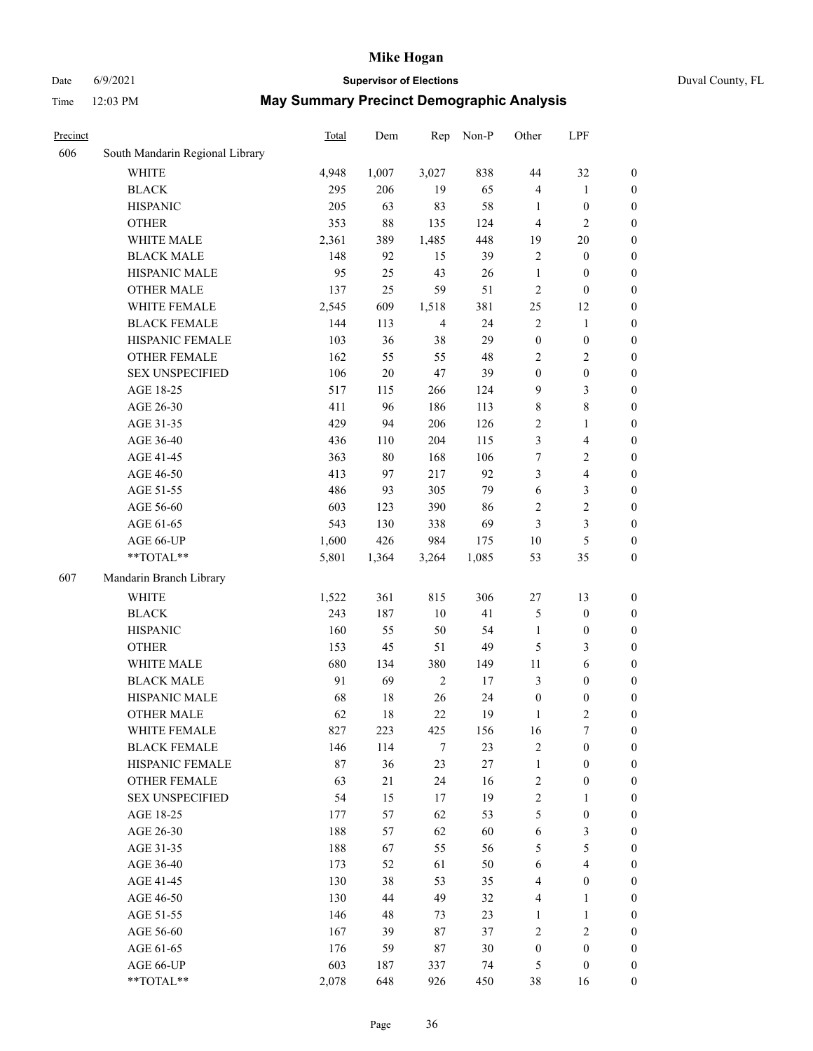# Mike Hogan

Date 6/9/2021 **Supervisor of Elections** Duval County, FL

Time 12:03 PM **May Summary Precinct Demographic Analysis**

| Precinct | | Total | Dem | Rep | Non-P | Other | LPF | |
|---|---|---|---|---|---|---|---|---|
| 606 | South Mandarin Regional Library | | | | | | | |
| | WHITE | 4,948 | 1,007 | 3,027 | 838 | 44 | 32 | 0 |
| | BLACK | 295 | 206 | 19 | 65 | 4 | 1 | 0 |
| | HISPANIC | 205 | 63 | 83 | 58 | 1 | 0 | 0 |
| | OTHER | 353 | 88 | 135 | 124 | 4 | 2 | 0 |
| | WHITE MALE | 2,361 | 389 | 1,485 | 448 | 19 | 20 | 0 |
| | BLACK MALE | 148 | 92 | 15 | 39 | 2 | 0 | 0 |
| | HISPANIC MALE | 95 | 25 | 43 | 26 | 1 | 0 | 0 |
| | OTHER MALE | 137 | 25 | 59 | 51 | 2 | 0 | 0 |
| | WHITE FEMALE | 2,545 | 609 | 1,518 | 381 | 25 | 12 | 0 |
| | BLACK FEMALE | 144 | 113 | 4 | 24 | 2 | 1 | 0 |
| | HISPANIC FEMALE | 103 | 36 | 38 | 29 | 0 | 0 | 0 |
| | OTHER FEMALE | 162 | 55 | 55 | 48 | 2 | 2 | 0 |
| | SEX UNSPECIFIED | 106 | 20 | 47 | 39 | 0 | 0 | 0 |
| | AGE 18-25 | 517 | 115 | 266 | 124 | 9 | 3 | 0 |
| | AGE 26-30 | 411 | 96 | 186 | 113 | 8 | 8 | 0 |
| | AGE 31-35 | 429 | 94 | 206 | 126 | 2 | 1 | 0 |
| | AGE 36-40 | 436 | 110 | 204 | 115 | 3 | 4 | 0 |
| | AGE 41-45 | 363 | 80 | 168 | 106 | 7 | 2 | 0 |
| | AGE 46-50 | 413 | 97 | 217 | 92 | 3 | 4 | 0 |
| | AGE 51-55 | 486 | 93 | 305 | 79 | 6 | 3 | 0 |
| | AGE 56-60 | 603 | 123 | 390 | 86 | 2 | 2 | 0 |
| | AGE 61-65 | 543 | 130 | 338 | 69 | 3 | 3 | 0 |
| | AGE 66-UP | 1,600 | 426 | 984 | 175 | 10 | 5 | 0 |
| | **TOTAL** | 5,801 | 1,364 | 3,264 | 1,085 | 53 | 35 | 0 |
| 607 | Mandarin Branch Library | | | | | | | |
| | WHITE | 1,522 | 361 | 815 | 306 | 27 | 13 | 0 |
| | BLACK | 243 | 187 | 10 | 41 | 5 | 0 | 0 |
| | HISPANIC | 160 | 55 | 50 | 54 | 1 | 0 | 0 |
| | OTHER | 153 | 45 | 51 | 49 | 5 | 3 | 0 |
| | WHITE MALE | 680 | 134 | 380 | 149 | 11 | 6 | 0 |
| | BLACK MALE | 91 | 69 | 2 | 17 | 3 | 0 | 0 |
| | HISPANIC MALE | 68 | 18 | 26 | 24 | 0 | 0 | 0 |
| | OTHER MALE | 62 | 18 | 22 | 19 | 1 | 2 | 0 |
| | WHITE FEMALE | 827 | 223 | 425 | 156 | 16 | 7 | 0 |
| | BLACK FEMALE | 146 | 114 | 7 | 23 | 2 | 0 | 0 |
| | HISPANIC FEMALE | 87 | 36 | 23 | 27 | 1 | 0 | 0 |
| | OTHER FEMALE | 63 | 21 | 24 | 16 | 2 | 0 | 0 |
| | SEX UNSPECIFIED | 54 | 15 | 17 | 19 | 2 | 1 | 0 |
| | AGE 18-25 | 177 | 57 | 62 | 53 | 5 | 0 | 0 |
| | AGE 26-30 | 188 | 57 | 62 | 60 | 6 | 3 | 0 |
| | AGE 31-35 | 188 | 67 | 55 | 56 | 5 | 5 | 0 |
| | AGE 36-40 | 173 | 52 | 61 | 50 | 6 | 4 | 0 |
| | AGE 41-45 | 130 | 38 | 53 | 35 | 4 | 0 | 0 |
| | AGE 46-50 | 130 | 44 | 49 | 32 | 4 | 1 | 0 |
| | AGE 51-55 | 146 | 48 | 73 | 23 | 1 | 1 | 0 |
| | AGE 56-60 | 167 | 39 | 87 | 37 | 2 | 2 | 0 |
| | AGE 61-65 | 176 | 59 | 87 | 30 | 0 | 0 | 0 |
| | AGE 66-UP | 603 | 187 | 337 | 74 | 5 | 0 | 0 |
| | **TOTAL** | 2,078 | 648 | 926 | 450 | 38 | 16 | 0 |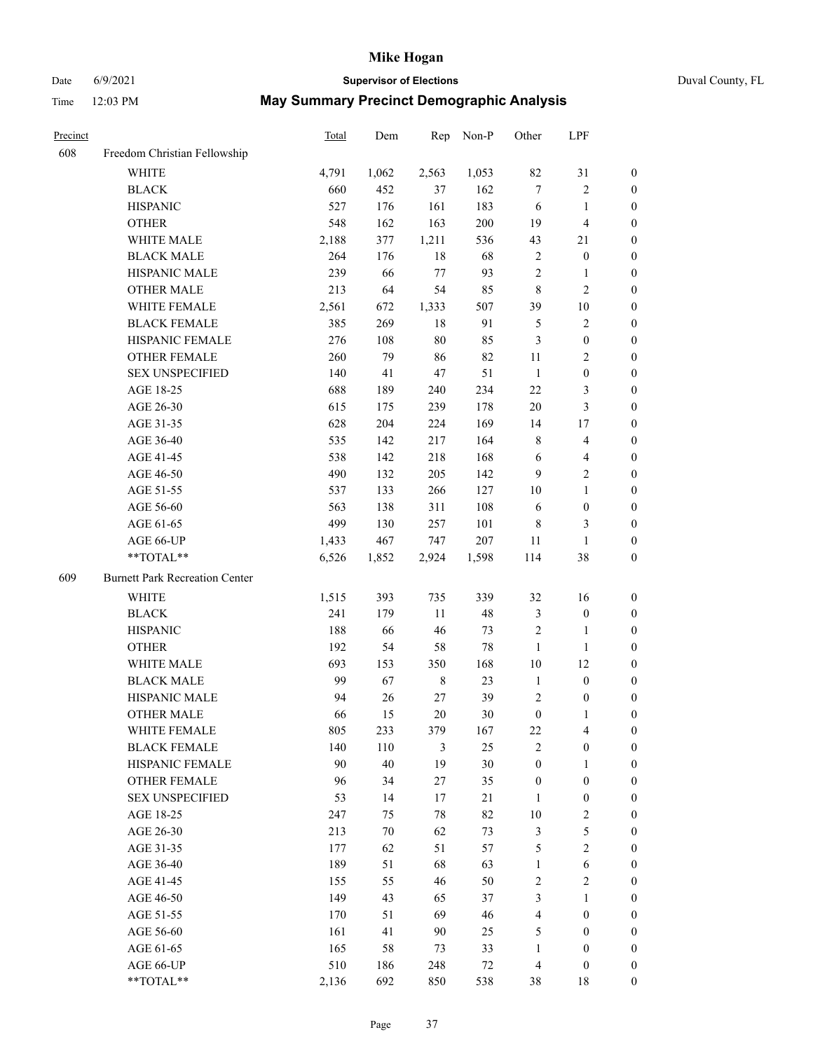# Mike Hogan

Date 6/9/2021 **Supervisor of Elections** Duval County, FL

Time 12:03 PM **May Summary Precinct Demographic Analysis**

| Precinct | | Total | Dem | Rep | Non-P | Other | LPF | |
|---|---|---|---|---|---|---|---|---|
| 608 | Freedom Christian Fellowship | | | | | | | |
| | WHITE | 4,791 | 1,062 | 2,563 | 1,053 | 82 | 31 | 0 |
| | BLACK | 660 | 452 | 37 | 162 | 7 | 2 | 0 |
| | HISPANIC | 527 | 176 | 161 | 183 | 6 | 1 | 0 |
| | OTHER | 548 | 162 | 163 | 200 | 19 | 4 | 0 |
| | WHITE MALE | 2,188 | 377 | 1,211 | 536 | 43 | 21 | 0 |
| | BLACK MALE | 264 | 176 | 18 | 68 | 2 | 0 | 0 |
| | HISPANIC MALE | 239 | 66 | 77 | 93 | 2 | 1 | 0 |
| | OTHER MALE | 213 | 64 | 54 | 85 | 8 | 2 | 0 |
| | WHITE FEMALE | 2,561 | 672 | 1,333 | 507 | 39 | 10 | 0 |
| | BLACK FEMALE | 385 | 269 | 18 | 91 | 5 | 2 | 0 |
| | HISPANIC FEMALE | 276 | 108 | 80 | 85 | 3 | 0 | 0 |
| | OTHER FEMALE | 260 | 79 | 86 | 82 | 11 | 2 | 0 |
| | SEX UNSPECIFIED | 140 | 41 | 47 | 51 | 1 | 0 | 0 |
| | AGE 18-25 | 688 | 189 | 240 | 234 | 22 | 3 | 0 |
| | AGE 26-30 | 615 | 175 | 239 | 178 | 20 | 3 | 0 |
| | AGE 31-35 | 628 | 204 | 224 | 169 | 14 | 17 | 0 |
| | AGE 36-40 | 535 | 142 | 217 | 164 | 8 | 4 | 0 |
| | AGE 41-45 | 538 | 142 | 218 | 168 | 6 | 4 | 0 |
| | AGE 46-50 | 490 | 132 | 205 | 142 | 9 | 2 | 0 |
| | AGE 51-55 | 537 | 133 | 266 | 127 | 10 | 1 | 0 |
| | AGE 56-60 | 563 | 138 | 311 | 108 | 6 | 0 | 0 |
| | AGE 61-65 | 499 | 130 | 257 | 101 | 8 | 3 | 0 |
| | AGE 66-UP | 1,433 | 467 | 747 | 207 | 11 | 1 | 0 |
| | **TOTAL** | 6,526 | 1,852 | 2,924 | 1,598 | 114 | 38 | 0 |
| 609 | Burnett Park Recreation Center | | | | | | | |
| | WHITE | 1,515 | 393 | 735 | 339 | 32 | 16 | 0 |
| | BLACK | 241 | 179 | 11 | 48 | 3 | 0 | 0 |
| | HISPANIC | 188 | 66 | 46 | 73 | 2 | 1 | 0 |
| | OTHER | 192 | 54 | 58 | 78 | 1 | 1 | 0 |
| | WHITE MALE | 693 | 153 | 350 | 168 | 10 | 12 | 0 |
| | BLACK MALE | 99 | 67 | 8 | 23 | 1 | 0 | 0 |
| | HISPANIC MALE | 94 | 26 | 27 | 39 | 2 | 0 | 0 |
| | OTHER MALE | 66 | 15 | 20 | 30 | 0 | 1 | 0 |
| | WHITE FEMALE | 805 | 233 | 379 | 167 | 22 | 4 | 0 |
| | BLACK FEMALE | 140 | 110 | 3 | 25 | 2 | 0 | 0 |
| | HISPANIC FEMALE | 90 | 40 | 19 | 30 | 0 | 1 | 0 |
| | OTHER FEMALE | 96 | 34 | 27 | 35 | 0 | 0 | 0 |
| | SEX UNSPECIFIED | 53 | 14 | 17 | 21 | 1 | 0 | 0 |
| | AGE 18-25 | 247 | 75 | 78 | 82 | 10 | 2 | 0 |
| | AGE 26-30 | 213 | 70 | 62 | 73 | 3 | 5 | 0 |
| | AGE 31-35 | 177 | 62 | 51 | 57 | 5 | 2 | 0 |
| | AGE 36-40 | 189 | 51 | 68 | 63 | 1 | 6 | 0 |
| | AGE 41-45 | 155 | 55 | 46 | 50 | 2 | 2 | 0 |
| | AGE 46-50 | 149 | 43 | 65 | 37 | 3 | 1 | 0 |
| | AGE 51-55 | 170 | 51 | 69 | 46 | 4 | 0 | 0 |
| | AGE 56-60 | 161 | 41 | 90 | 25 | 5 | 0 | 0 |
| | AGE 61-65 | 165 | 58 | 73 | 33 | 1 | 0 | 0 |
| | AGE 66-UP | 510 | 186 | 248 | 72 | 4 | 0 | 0 |
| | **TOTAL** | 2,136 | 692 | 850 | 538 | 38 | 18 | 0 |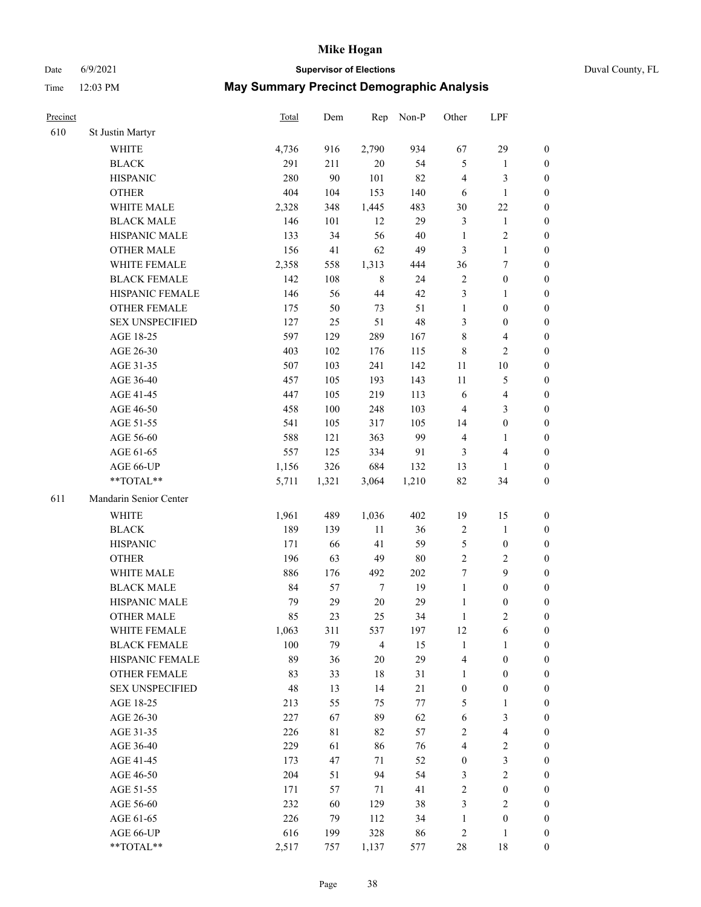# Mike Hogan

Date 6/9/2021 **Supervisor of Elections** Duval County, FL

Time 12:03 PM **May Summary Precinct Demographic Analysis**

| Precinct | | Total | Dem | Rep | Non-P | Other | LPF | |
|---|---|---|---|---|---|---|---|---|
| 610 | St Justin Martyr | | | | | | | |
| | WHITE | 4,736 | 916 | 2,790 | 934 | 67 | 29 | 0 |
| | BLACK | 291 | 211 | 20 | 54 | 5 | 1 | 0 |
| | HISPANIC | 280 | 90 | 101 | 82 | 4 | 3 | 0 |
| | OTHER | 404 | 104 | 153 | 140 | 6 | 1 | 0 |
| | WHITE MALE | 2,328 | 348 | 1,445 | 483 | 30 | 22 | 0 |
| | BLACK MALE | 146 | 101 | 12 | 29 | 3 | 1 | 0 |
| | HISPANIC MALE | 133 | 34 | 56 | 40 | 1 | 2 | 0 |
| | OTHER MALE | 156 | 41 | 62 | 49 | 3 | 1 | 0 |
| | WHITE FEMALE | 2,358 | 558 | 1,313 | 444 | 36 | 7 | 0 |
| | BLACK FEMALE | 142 | 108 | 8 | 24 | 2 | 0 | 0 |
| | HISPANIC FEMALE | 146 | 56 | 44 | 42 | 3 | 1 | 0 |
| | OTHER FEMALE | 175 | 50 | 73 | 51 | 1 | 0 | 0 |
| | SEX UNSPECIFIED | 127 | 25 | 51 | 48 | 3 | 0 | 0 |
| | AGE 18-25 | 597 | 129 | 289 | 167 | 8 | 4 | 0 |
| | AGE 26-30 | 403 | 102 | 176 | 115 | 8 | 2 | 0 |
| | AGE 31-35 | 507 | 103 | 241 | 142 | 11 | 10 | 0 |
| | AGE 36-40 | 457 | 105 | 193 | 143 | 11 | 5 | 0 |
| | AGE 41-45 | 447 | 105 | 219 | 113 | 6 | 4 | 0 |
| | AGE 46-50 | 458 | 100 | 248 | 103 | 4 | 3 | 0 |
| | AGE 51-55 | 541 | 105 | 317 | 105 | 14 | 0 | 0 |
| | AGE 56-60 | 588 | 121 | 363 | 99 | 4 | 1 | 0 |
| | AGE 61-65 | 557 | 125 | 334 | 91 | 3 | 4 | 0 |
| | AGE 66-UP | 1,156 | 326 | 684 | 132 | 13 | 1 | 0 |
| | **TOTAL** | 5,711 | 1,321 | 3,064 | 1,210 | 82 | 34 | 0 |
| 611 | Mandarin Senior Center | | | | | | | |
| | WHITE | 1,961 | 489 | 1,036 | 402 | 19 | 15 | 0 |
| | BLACK | 189 | 139 | 11 | 36 | 2 | 1 | 0 |
| | HISPANIC | 171 | 66 | 41 | 59 | 5 | 0 | 0 |
| | OTHER | 196 | 63 | 49 | 80 | 2 | 2 | 0 |
| | WHITE MALE | 886 | 176 | 492 | 202 | 7 | 9 | 0 |
| | BLACK MALE | 84 | 57 | 7 | 19 | 1 | 0 | 0 |
| | HISPANIC MALE | 79 | 29 | 20 | 29 | 1 | 0 | 0 |
| | OTHER MALE | 85 | 23 | 25 | 34 | 1 | 2 | 0 |
| | WHITE FEMALE | 1,063 | 311 | 537 | 197 | 12 | 6 | 0 |
| | BLACK FEMALE | 100 | 79 | 4 | 15 | 1 | 1 | 0 |
| | HISPANIC FEMALE | 89 | 36 | 20 | 29 | 4 | 0 | 0 |
| | OTHER FEMALE | 83 | 33 | 18 | 31 | 1 | 0 | 0 |
| | SEX UNSPECIFIED | 48 | 13 | 14 | 21 | 0 | 0 | 0 |
| | AGE 18-25 | 213 | 55 | 75 | 77 | 5 | 1 | 0 |
| | AGE 26-30 | 227 | 67 | 89 | 62 | 6 | 3 | 0 |
| | AGE 31-35 | 226 | 81 | 82 | 57 | 2 | 4 | 0 |
| | AGE 36-40 | 229 | 61 | 86 | 76 | 4 | 2 | 0 |
| | AGE 41-45 | 173 | 47 | 71 | 52 | 0 | 3 | 0 |
| | AGE 46-50 | 204 | 51 | 94 | 54 | 3 | 2 | 0 |
| | AGE 51-55 | 171 | 57 | 71 | 41 | 2 | 0 | 0 |
| | AGE 56-60 | 232 | 60 | 129 | 38 | 3 | 2 | 0 |
| | AGE 61-65 | 226 | 79 | 112 | 34 | 1 | 0 | 0 |
| | AGE 66-UP | 616 | 199 | 328 | 86 | 2 | 1 | 0 |
| | **TOTAL** | 2,517 | 757 | 1,137 | 577 | 28 | 18 | 0 |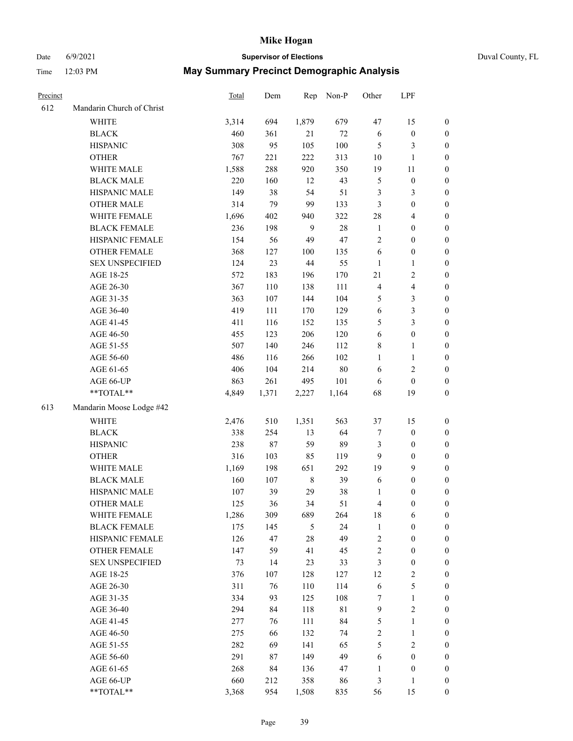# Mike Hogan

Date 6/9/2021 **Supervisor of Elections** Duval County, FL

Time 12:03 PM **May Summary Precinct Demographic Analysis**

| Precinct | | Total | Dem | Rep | Non-P | Other | LPF | |
|---|---|---|---|---|---|---|---|---|
| 612 | Mandarin Church of Christ | | | | | | | |
| | WHITE | 3,314 | 694 | 1,879 | 679 | 47 | 15 | 0 |
| | BLACK | 460 | 361 | 21 | 72 | 6 | 0 | 0 |
| | HISPANIC | 308 | 95 | 105 | 100 | 5 | 3 | 0 |
| | OTHER | 767 | 221 | 222 | 313 | 10 | 1 | 0 |
| | WHITE MALE | 1,588 | 288 | 920 | 350 | 19 | 11 | 0 |
| | BLACK MALE | 220 | 160 | 12 | 43 | 5 | 0 | 0 |
| | HISPANIC MALE | 149 | 38 | 54 | 51 | 3 | 3 | 0 |
| | OTHER MALE | 314 | 79 | 99 | 133 | 3 | 0 | 0 |
| | WHITE FEMALE | 1,696 | 402 | 940 | 322 | 28 | 4 | 0 |
| | BLACK FEMALE | 236 | 198 | 9 | 28 | 1 | 0 | 0 |
| | HISPANIC FEMALE | 154 | 56 | 49 | 47 | 2 | 0 | 0 |
| | OTHER FEMALE | 368 | 127 | 100 | 135 | 6 | 0 | 0 |
| | SEX UNSPECIFIED | 124 | 23 | 44 | 55 | 1 | 1 | 0 |
| | AGE 18-25 | 572 | 183 | 196 | 170 | 21 | 2 | 0 |
| | AGE 26-30 | 367 | 110 | 138 | 111 | 4 | 4 | 0 |
| | AGE 31-35 | 363 | 107 | 144 | 104 | 5 | 3 | 0 |
| | AGE 36-40 | 419 | 111 | 170 | 129 | 6 | 3 | 0 |
| | AGE 41-45 | 411 | 116 | 152 | 135 | 5 | 3 | 0 |
| | AGE 46-50 | 455 | 123 | 206 | 120 | 6 | 0 | 0 |
| | AGE 51-55 | 507 | 140 | 246 | 112 | 8 | 1 | 0 |
| | AGE 56-60 | 486 | 116 | 266 | 102 | 1 | 1 | 0 |
| | AGE 61-65 | 406 | 104 | 214 | 80 | 6 | 2 | 0 |
| | AGE 66-UP | 863 | 261 | 495 | 101 | 6 | 0 | 0 |
| | **TOTAL** | 4,849 | 1,371 | 2,227 | 1,164 | 68 | 19 | 0 |
| 613 | Mandarin Moose Lodge #42 | | | | | | | |
| | WHITE | 2,476 | 510 | 1,351 | 563 | 37 | 15 | 0 |
| | BLACK | 338 | 254 | 13 | 64 | 7 | 0 | 0 |
| | HISPANIC | 238 | 87 | 59 | 89 | 3 | 0 | 0 |
| | OTHER | 316 | 103 | 85 | 119 | 9 | 0 | 0 |
| | WHITE MALE | 1,169 | 198 | 651 | 292 | 19 | 9 | 0 |
| | BLACK MALE | 160 | 107 | 8 | 39 | 6 | 0 | 0 |
| | HISPANIC MALE | 107 | 39 | 29 | 38 | 1 | 0 | 0 |
| | OTHER MALE | 125 | 36 | 34 | 51 | 4 | 0 | 0 |
| | WHITE FEMALE | 1,286 | 309 | 689 | 264 | 18 | 6 | 0 |
| | BLACK FEMALE | 175 | 145 | 5 | 24 | 1 | 0 | 0 |
| | HISPANIC FEMALE | 126 | 47 | 28 | 49 | 2 | 0 | 0 |
| | OTHER FEMALE | 147 | 59 | 41 | 45 | 2 | 0 | 0 |
| | SEX UNSPECIFIED | 73 | 14 | 23 | 33 | 3 | 0 | 0 |
| | AGE 18-25 | 376 | 107 | 128 | 127 | 12 | 2 | 0 |
| | AGE 26-30 | 311 | 76 | 110 | 114 | 6 | 5 | 0 |
| | AGE 31-35 | 334 | 93 | 125 | 108 | 7 | 1 | 0 |
| | AGE 36-40 | 294 | 84 | 118 | 81 | 9 | 2 | 0 |
| | AGE 41-45 | 277 | 76 | 111 | 84 | 5 | 1 | 0 |
| | AGE 46-50 | 275 | 66 | 132 | 74 | 2 | 1 | 0 |
| | AGE 51-55 | 282 | 69 | 141 | 65 | 5 | 2 | 0 |
| | AGE 56-60 | 291 | 87 | 149 | 49 | 6 | 0 | 0 |
| | AGE 61-65 | 268 | 84 | 136 | 47 | 1 | 0 | 0 |
| | AGE 66-UP | 660 | 212 | 358 | 86 | 3 | 1 | 0 |
| | **TOTAL** | 3,368 | 954 | 1,508 | 835 | 56 | 15 | 0 |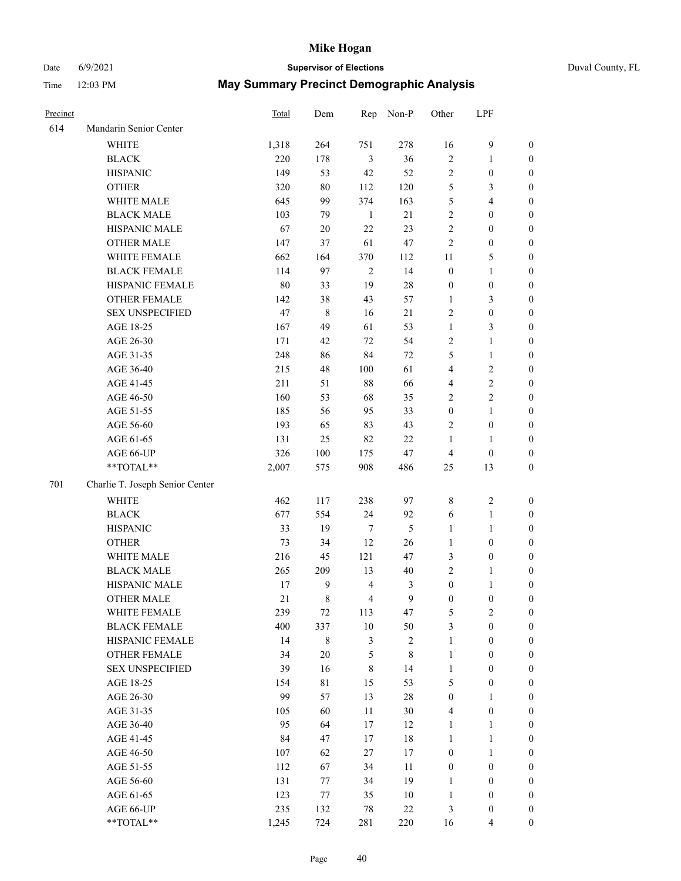# Mike Hogan

Date 6/9/2021 **Supervisor of Elections** Duval County, FL

Time 12:03 PM **May Summary Precinct Demographic Analysis**

| Precinct | | Total | Dem | Rep | Non-P | Other | LPF | |
|---|---|---|---|---|---|---|---|---|
| 614 | Mandarin Senior Center | | | | | | | |
| | WHITE | 1,318 | 264 | 751 | 278 | 16 | 9 | 0 |
| | BLACK | 220 | 178 | 3 | 36 | 2 | 1 | 0 |
| | HISPANIC | 149 | 53 | 42 | 52 | 2 | 0 | 0 |
| | OTHER | 320 | 80 | 112 | 120 | 5 | 3 | 0 |
| | WHITE MALE | 645 | 99 | 374 | 163 | 5 | 4 | 0 |
| | BLACK MALE | 103 | 79 | 1 | 21 | 2 | 0 | 0 |
| | HISPANIC MALE | 67 | 20 | 22 | 23 | 2 | 0 | 0 |
| | OTHER MALE | 147 | 37 | 61 | 47 | 2 | 0 | 0 |
| | WHITE FEMALE | 662 | 164 | 370 | 112 | 11 | 5 | 0 |
| | BLACK FEMALE | 114 | 97 | 2 | 14 | 0 | 1 | 0 |
| | HISPANIC FEMALE | 80 | 33 | 19 | 28 | 0 | 0 | 0 |
| | OTHER FEMALE | 142 | 38 | 43 | 57 | 1 | 3 | 0 |
| | SEX UNSPECIFIED | 47 | 8 | 16 | 21 | 2 | 0 | 0 |
| | AGE 18-25 | 167 | 49 | 61 | 53 | 1 | 3 | 0 |
| | AGE 26-30 | 171 | 42 | 72 | 54 | 2 | 1 | 0 |
| | AGE 31-35 | 248 | 86 | 84 | 72 | 5 | 1 | 0 |
| | AGE 36-40 | 215 | 48 | 100 | 61 | 4 | 2 | 0 |
| | AGE 41-45 | 211 | 51 | 88 | 66 | 4 | 2 | 0 |
| | AGE 46-50 | 160 | 53 | 68 | 35 | 2 | 2 | 0 |
| | AGE 51-55 | 185 | 56 | 95 | 33 | 0 | 1 | 0 |
| | AGE 56-60 | 193 | 65 | 83 | 43 | 2 | 0 | 0 |
| | AGE 61-65 | 131 | 25 | 82 | 22 | 1 | 1 | 0 |
| | AGE 66-UP | 326 | 100 | 175 | 47 | 4 | 0 | 0 |
| | **TOTAL** | 2,007 | 575 | 908 | 486 | 25 | 13 | 0 |
| 701 | Charlie T. Joseph Senior Center | | | | | | | |
| | WHITE | 462 | 117 | 238 | 97 | 8 | 2 | 0 |
| | BLACK | 677 | 554 | 24 | 92 | 6 | 1 | 0 |
| | HISPANIC | 33 | 19 | 7 | 5 | 1 | 1 | 0 |
| | OTHER | 73 | 34 | 12 | 26 | 1 | 0 | 0 |
| | WHITE MALE | 216 | 45 | 121 | 47 | 3 | 0 | 0 |
| | BLACK MALE | 265 | 209 | 13 | 40 | 2 | 1 | 0 |
| | HISPANIC MALE | 17 | 9 | 4 | 3 | 0 | 1 | 0 |
| | OTHER MALE | 21 | 8 | 4 | 9 | 0 | 0 | 0 |
| | WHITE FEMALE | 239 | 72 | 113 | 47 | 5 | 2 | 0 |
| | BLACK FEMALE | 400 | 337 | 10 | 50 | 3 | 0 | 0 |
| | HISPANIC FEMALE | 14 | 8 | 3 | 2 | 1 | 0 | 0 |
| | OTHER FEMALE | 34 | 20 | 5 | 8 | 1 | 0 | 0 |
| | SEX UNSPECIFIED | 39 | 16 | 8 | 14 | 1 | 0 | 0 |
| | AGE 18-25 | 154 | 81 | 15 | 53 | 5 | 0 | 0 |
| | AGE 26-30 | 99 | 57 | 13 | 28 | 0 | 1 | 0 |
| | AGE 31-35 | 105 | 60 | 11 | 30 | 4 | 0 | 0 |
| | AGE 36-40 | 95 | 64 | 17 | 12 | 1 | 1 | 0 |
| | AGE 41-45 | 84 | 47 | 17 | 18 | 1 | 1 | 0 |
| | AGE 46-50 | 107 | 62 | 27 | 17 | 0 | 1 | 0 |
| | AGE 51-55 | 112 | 67 | 34 | 11 | 0 | 0 | 0 |
| | AGE 56-60 | 131 | 77 | 34 | 19 | 1 | 0 | 0 |
| | AGE 61-65 | 123 | 77 | 35 | 10 | 1 | 0 | 0 |
| | AGE 66-UP | 235 | 132 | 78 | 22 | 3 | 0 | 0 |
| | **TOTAL** | 1,245 | 724 | 281 | 220 | 16 | 4 | 0 |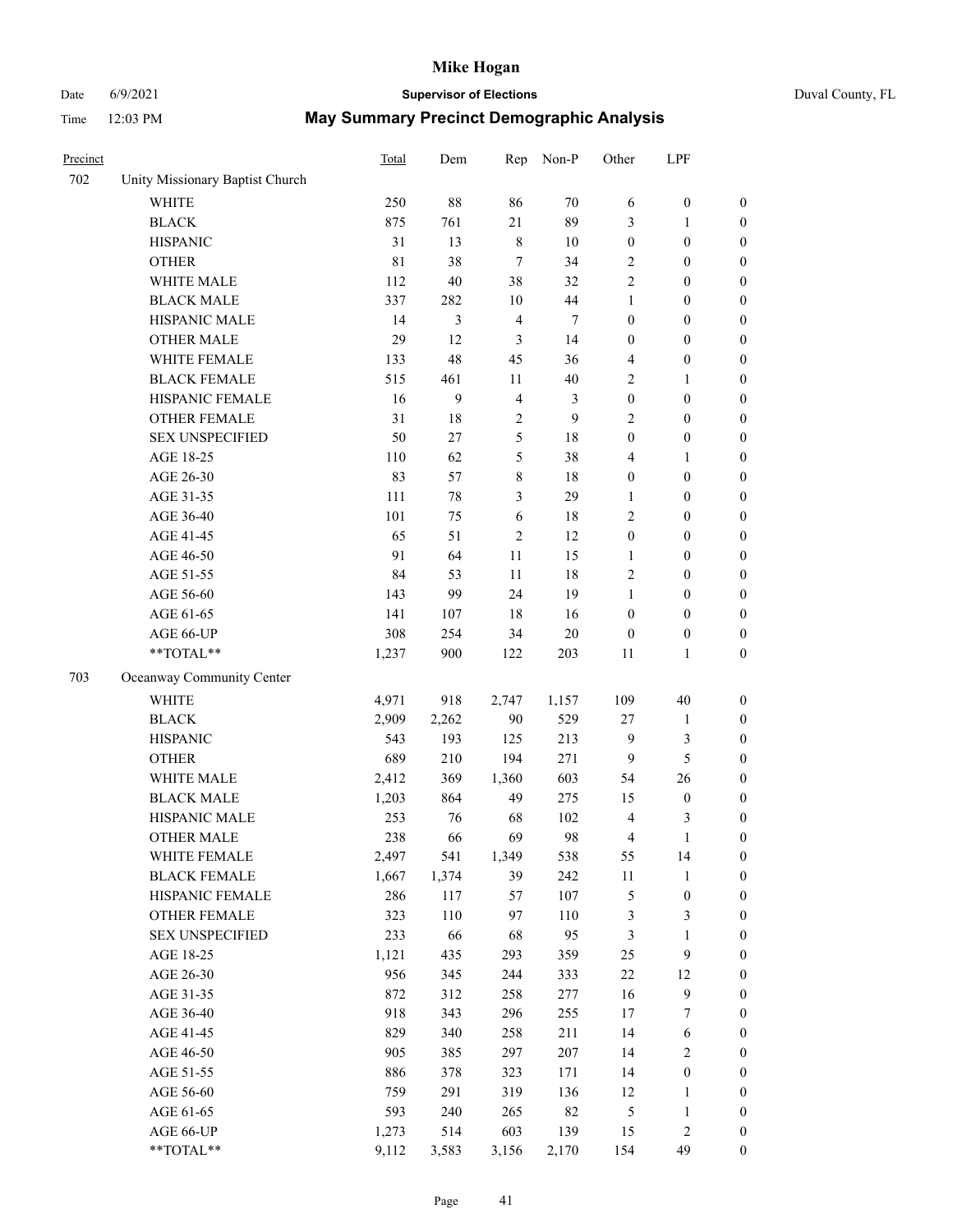# Mike Hogan

Date 6/9/2021 **Supervisor of Elections** Duval County, FL

Time 12:03 PM **May Summary Precinct Demographic Analysis**

| Precinct | | Total | Dem | Rep | Non-P | Other | LPF | |
|---|---|---|---|---|---|---|---|---|
| 702 | Unity Missionary Baptist Church | | | | | | | |
| | WHITE | 250 | 88 | 86 | 70 | 6 | 0 | 0 |
| | BLACK | 875 | 761 | 21 | 89 | 3 | 1 | 0 |
| | HISPANIC | 31 | 13 | 8 | 10 | 0 | 0 | 0 |
| | OTHER | 81 | 38 | 7 | 34 | 2 | 0 | 0 |
| | WHITE MALE | 112 | 40 | 38 | 32 | 2 | 0 | 0 |
| | BLACK MALE | 337 | 282 | 10 | 44 | 1 | 0 | 0 |
| | HISPANIC MALE | 14 | 3 | 4 | 7 | 0 | 0 | 0 |
| | OTHER MALE | 29 | 12 | 3 | 14 | 0 | 0 | 0 |
| | WHITE FEMALE | 133 | 48 | 45 | 36 | 4 | 0 | 0 |
| | BLACK FEMALE | 515 | 461 | 11 | 40 | 2 | 1 | 0 |
| | HISPANIC FEMALE | 16 | 9 | 4 | 3 | 0 | 0 | 0 |
| | OTHER FEMALE | 31 | 18 | 2 | 9 | 2 | 0 | 0 |
| | SEX UNSPECIFIED | 50 | 27 | 5 | 18 | 0 | 0 | 0 |
| | AGE 18-25 | 110 | 62 | 5 | 38 | 4 | 1 | 0 |
| | AGE 26-30 | 83 | 57 | 8 | 18 | 0 | 0 | 0 |
| | AGE 31-35 | 111 | 78 | 3 | 29 | 1 | 0 | 0 |
| | AGE 36-40 | 101 | 75 | 6 | 18 | 2 | 0 | 0 |
| | AGE 41-45 | 65 | 51 | 2 | 12 | 0 | 0 | 0 |
| | AGE 46-50 | 91 | 64 | 11 | 15 | 1 | 0 | 0 |
| | AGE 51-55 | 84 | 53 | 11 | 18 | 2 | 0 | 0 |
| | AGE 56-60 | 143 | 99 | 24 | 19 | 1 | 0 | 0 |
| | AGE 61-65 | 141 | 107 | 18 | 16 | 0 | 0 | 0 |
| | AGE 66-UP | 308 | 254 | 34 | 20 | 0 | 0 | 0 |
| | **TOTAL** | 1,237 | 900 | 122 | 203 | 11 | 1 | 0 |
| 703 | Oceanway Community Center | | | | | | | |
| | WHITE | 4,971 | 918 | 2,747 | 1,157 | 109 | 40 | 0 |
| | BLACK | 2,909 | 2,262 | 90 | 529 | 27 | 1 | 0 |
| | HISPANIC | 543 | 193 | 125 | 213 | 9 | 3 | 0 |
| | OTHER | 689 | 210 | 194 | 271 | 9 | 5 | 0 |
| | WHITE MALE | 2,412 | 369 | 1,360 | 603 | 54 | 26 | 0 |
| | BLACK MALE | 1,203 | 864 | 49 | 275 | 15 | 0 | 0 |
| | HISPANIC MALE | 253 | 76 | 68 | 102 | 4 | 3 | 0 |
| | OTHER MALE | 238 | 66 | 69 | 98 | 4 | 1 | 0 |
| | WHITE FEMALE | 2,497 | 541 | 1,349 | 538 | 55 | 14 | 0 |
| | BLACK FEMALE | 1,667 | 1,374 | 39 | 242 | 11 | 1 | 0 |
| | HISPANIC FEMALE | 286 | 117 | 57 | 107 | 5 | 0 | 0 |
| | OTHER FEMALE | 323 | 110 | 97 | 110 | 3 | 3 | 0 |
| | SEX UNSPECIFIED | 233 | 66 | 68 | 95 | 3 | 1 | 0 |
| | AGE 18-25 | 1,121 | 435 | 293 | 359 | 25 | 9 | 0 |
| | AGE 26-30 | 956 | 345 | 244 | 333 | 22 | 12 | 0 |
| | AGE 31-35 | 872 | 312 | 258 | 277 | 16 | 9 | 0 |
| | AGE 36-40 | 918 | 343 | 296 | 255 | 17 | 7 | 0 |
| | AGE 41-45 | 829 | 340 | 258 | 211 | 14 | 6 | 0 |
| | AGE 46-50 | 905 | 385 | 297 | 207 | 14 | 2 | 0 |
| | AGE 51-55 | 886 | 378 | 323 | 171 | 14 | 0 | 0 |
| | AGE 56-60 | 759 | 291 | 319 | 136 | 12 | 1 | 0 |
| | AGE 61-65 | 593 | 240 | 265 | 82 | 5 | 1 | 0 |
| | AGE 66-UP | 1,273 | 514 | 603 | 139 | 15 | 2 | 0 |
| | **TOTAL** | 9,112 | 3,583 | 3,156 | 2,170 | 154 | 49 | 0 |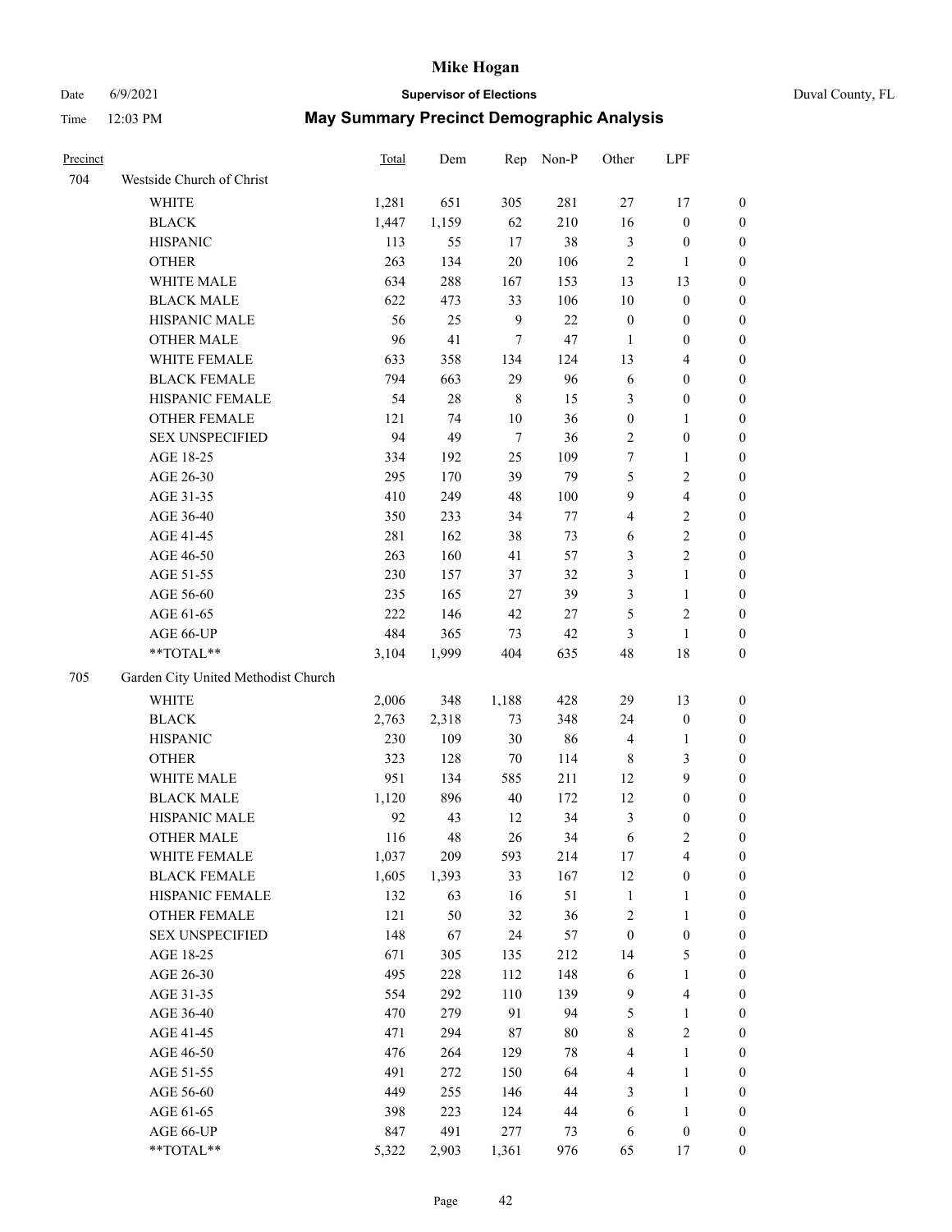# Mike Hogan

Date 6/9/2021 **Supervisor of Elections** Duval County, FL

Time 12:03 PM **May Summary Precinct Demographic Analysis**

| Precinct | | Total | Dem | Rep | Non-P | Other | LPF | |
|---|---|---|---|---|---|---|---|---|
| 704 | Westside Church of Christ | | | | | | | |
| | WHITE | 1,281 | 651 | 305 | 281 | 27 | 17 | 0 |
| | BLACK | 1,447 | 1,159 | 62 | 210 | 16 | 0 | 0 |
| | HISPANIC | 113 | 55 | 17 | 38 | 3 | 0 | 0 |
| | OTHER | 263 | 134 | 20 | 106 | 2 | 1 | 0 |
| | WHITE MALE | 634 | 288 | 167 | 153 | 13 | 13 | 0 |
| | BLACK MALE | 622 | 473 | 33 | 106 | 10 | 0 | 0 |
| | HISPANIC MALE | 56 | 25 | 9 | 22 | 0 | 0 | 0 |
| | OTHER MALE | 96 | 41 | 7 | 47 | 1 | 0 | 0 |
| | WHITE FEMALE | 633 | 358 | 134 | 124 | 13 | 4 | 0 |
| | BLACK FEMALE | 794 | 663 | 29 | 96 | 6 | 0 | 0 |
| | HISPANIC FEMALE | 54 | 28 | 8 | 15 | 3 | 0 | 0 |
| | OTHER FEMALE | 121 | 74 | 10 | 36 | 0 | 1 | 0 |
| | SEX UNSPECIFIED | 94 | 49 | 7 | 36 | 2 | 0 | 0 |
| | AGE 18-25 | 334 | 192 | 25 | 109 | 7 | 1 | 0 |
| | AGE 26-30 | 295 | 170 | 39 | 79 | 5 | 2 | 0 |
| | AGE 31-35 | 410 | 249 | 48 | 100 | 9 | 4 | 0 |
| | AGE 36-40 | 350 | 233 | 34 | 77 | 4 | 2 | 0 |
| | AGE 41-45 | 281 | 162 | 38 | 73 | 6 | 2 | 0 |
| | AGE 46-50 | 263 | 160 | 41 | 57 | 3 | 2 | 0 |
| | AGE 51-55 | 230 | 157 | 37 | 32 | 3 | 1 | 0 |
| | AGE 56-60 | 235 | 165 | 27 | 39 | 3 | 1 | 0 |
| | AGE 61-65 | 222 | 146 | 42 | 27 | 5 | 2 | 0 |
| | AGE 66-UP | 484 | 365 | 73 | 42 | 3 | 1 | 0 |
| | **TOTAL** | 3,104 | 1,999 | 404 | 635 | 48 | 18 | 0 |
| 705 | Garden City United Methodist Church | | | | | | | |
| | WHITE | 2,006 | 348 | 1,188 | 428 | 29 | 13 | 0 |
| | BLACK | 2,763 | 2,318 | 73 | 348 | 24 | 0 | 0 |
| | HISPANIC | 230 | 109 | 30 | 86 | 4 | 1 | 0 |
| | OTHER | 323 | 128 | 70 | 114 | 8 | 3 | 0 |
| | WHITE MALE | 951 | 134 | 585 | 211 | 12 | 9 | 0 |
| | BLACK MALE | 1,120 | 896 | 40 | 172 | 12 | 0 | 0 |
| | HISPANIC MALE | 92 | 43 | 12 | 34 | 3 | 0 | 0 |
| | OTHER MALE | 116 | 48 | 26 | 34 | 6 | 2 | 0 |
| | WHITE FEMALE | 1,037 | 209 | 593 | 214 | 17 | 4 | 0 |
| | BLACK FEMALE | 1,605 | 1,393 | 33 | 167 | 12 | 0 | 0 |
| | HISPANIC FEMALE | 132 | 63 | 16 | 51 | 1 | 1 | 0 |
| | OTHER FEMALE | 121 | 50 | 32 | 36 | 2 | 1 | 0 |
| | SEX UNSPECIFIED | 148 | 67 | 24 | 57 | 0 | 0 | 0 |
| | AGE 18-25 | 671 | 305 | 135 | 212 | 14 | 5 | 0 |
| | AGE 26-30 | 495 | 228 | 112 | 148 | 6 | 1 | 0 |
| | AGE 31-35 | 554 | 292 | 110 | 139 | 9 | 4 | 0 |
| | AGE 36-40 | 470 | 279 | 91 | 94 | 5 | 1 | 0 |
| | AGE 41-45 | 471 | 294 | 87 | 80 | 8 | 2 | 0 |
| | AGE 46-50 | 476 | 264 | 129 | 78 | 4 | 1 | 0 |
| | AGE 51-55 | 491 | 272 | 150 | 64 | 4 | 1 | 0 |
| | AGE 56-60 | 449 | 255 | 146 | 44 | 3 | 1 | 0 |
| | AGE 61-65 | 398 | 223 | 124 | 44 | 6 | 1 | 0 |
| | AGE 66-UP | 847 | 491 | 277 | 73 | 6 | 0 | 0 |
| | **TOTAL** | 5,322 | 2,903 | 1,361 | 976 | 65 | 17 | 0 |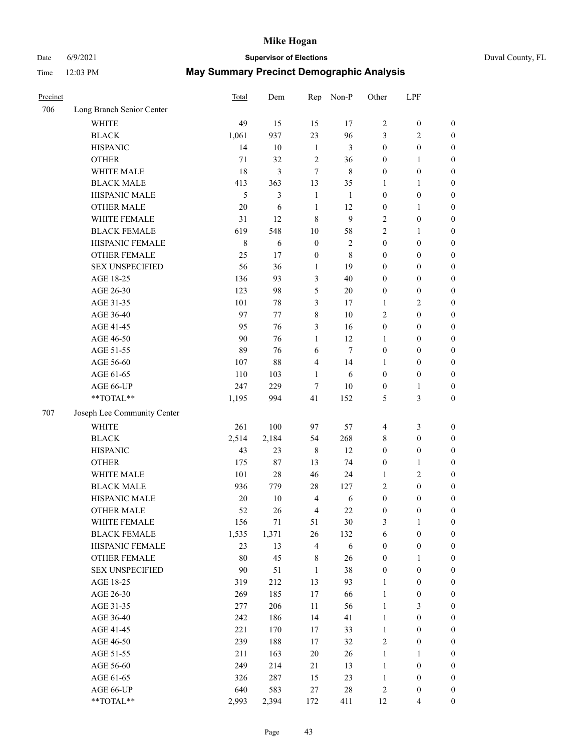# Mike Hogan

Date 6/9/2021 **Supervisor of Elections** Duval County, FL

Time 12:03 PM **May Summary Precinct Demographic Analysis**

| Precinct | | Total | Dem | Rep | Non-P | Other | LPF | |
|---|---|---|---|---|---|---|---|---|
| 706 | Long Branch Senior Center | | | | | | | |
| | WHITE | 49 | 15 | 15 | 17 | 2 | 0 | 0 |
| | BLACK | 1,061 | 937 | 23 | 96 | 3 | 2 | 0 |
| | HISPANIC | 14 | 10 | 1 | 3 | 0 | 0 | 0 |
| | OTHER | 71 | 32 | 2 | 36 | 0 | 1 | 0 |
| | WHITE MALE | 18 | 3 | 7 | 8 | 0 | 0 | 0 |
| | BLACK MALE | 413 | 363 | 13 | 35 | 1 | 1 | 0 |
| | HISPANIC MALE | 5 | 3 | 1 | 1 | 0 | 0 | 0 |
| | OTHER MALE | 20 | 6 | 1 | 12 | 0 | 1 | 0 |
| | WHITE FEMALE | 31 | 12 | 8 | 9 | 2 | 0 | 0 |
| | BLACK FEMALE | 619 | 548 | 10 | 58 | 2 | 1 | 0 |
| | HISPANIC FEMALE | 8 | 6 | 0 | 2 | 0 | 0 | 0 |
| | OTHER FEMALE | 25 | 17 | 0 | 8 | 0 | 0 | 0 |
| | SEX UNSPECIFIED | 56 | 36 | 1 | 19 | 0 | 0 | 0 |
| | AGE 18-25 | 136 | 93 | 3 | 40 | 0 | 0 | 0 |
| | AGE 26-30 | 123 | 98 | 5 | 20 | 0 | 0 | 0 |
| | AGE 31-35 | 101 | 78 | 3 | 17 | 1 | 2 | 0 |
| | AGE 36-40 | 97 | 77 | 8 | 10 | 2 | 0 | 0 |
| | AGE 41-45 | 95 | 76 | 3 | 16 | 0 | 0 | 0 |
| | AGE 46-50 | 90 | 76 | 1 | 12 | 1 | 0 | 0 |
| | AGE 51-55 | 89 | 76 | 6 | 7 | 0 | 0 | 0 |
| | AGE 56-60 | 107 | 88 | 4 | 14 | 1 | 0 | 0 |
| | AGE 61-65 | 110 | 103 | 1 | 6 | 0 | 0 | 0 |
| | AGE 66-UP | 247 | 229 | 7 | 10 | 0 | 1 | 0 |
| | **TOTAL** | 1,195 | 994 | 41 | 152 | 5 | 3 | 0 |
| 707 | Joseph Lee Community Center | | | | | | | |
| | WHITE | 261 | 100 | 97 | 57 | 4 | 3 | 0 |
| | BLACK | 2,514 | 2,184 | 54 | 268 | 8 | 0 | 0 |
| | HISPANIC | 43 | 23 | 8 | 12 | 0 | 0 | 0 |
| | OTHER | 175 | 87 | 13 | 74 | 0 | 1 | 0 |
| | WHITE MALE | 101 | 28 | 46 | 24 | 1 | 2 | 0 |
| | BLACK MALE | 936 | 779 | 28 | 127 | 2 | 0 | 0 |
| | HISPANIC MALE | 20 | 10 | 4 | 6 | 0 | 0 | 0 |
| | OTHER MALE | 52 | 26 | 4 | 22 | 0 | 0 | 0 |
| | WHITE FEMALE | 156 | 71 | 51 | 30 | 3 | 1 | 0 |
| | BLACK FEMALE | 1,535 | 1,371 | 26 | 132 | 6 | 0 | 0 |
| | HISPANIC FEMALE | 23 | 13 | 4 | 6 | 0 | 0 | 0 |
| | OTHER FEMALE | 80 | 45 | 8 | 26 | 0 | 1 | 0 |
| | SEX UNSPECIFIED | 90 | 51 | 1 | 38 | 0 | 0 | 0 |
| | AGE 18-25 | 319 | 212 | 13 | 93 | 1 | 0 | 0 |
| | AGE 26-30 | 269 | 185 | 17 | 66 | 1 | 0 | 0 |
| | AGE 31-35 | 277 | 206 | 11 | 56 | 1 | 3 | 0 |
| | AGE 36-40 | 242 | 186 | 14 | 41 | 1 | 0 | 0 |
| | AGE 41-45 | 221 | 170 | 17 | 33 | 1 | 0 | 0 |
| | AGE 46-50 | 239 | 188 | 17 | 32 | 2 | 0 | 0 |
| | AGE 51-55 | 211 | 163 | 20 | 26 | 1 | 1 | 0 |
| | AGE 56-60 | 249 | 214 | 21 | 13 | 1 | 0 | 0 |
| | AGE 61-65 | 326 | 287 | 15 | 23 | 1 | 0 | 0 |
| | AGE 66-UP | 640 | 583 | 27 | 28 | 2 | 0 | 0 |
| | **TOTAL** | 2,993 | 2,394 | 172 | 411 | 12 | 4 | 0 |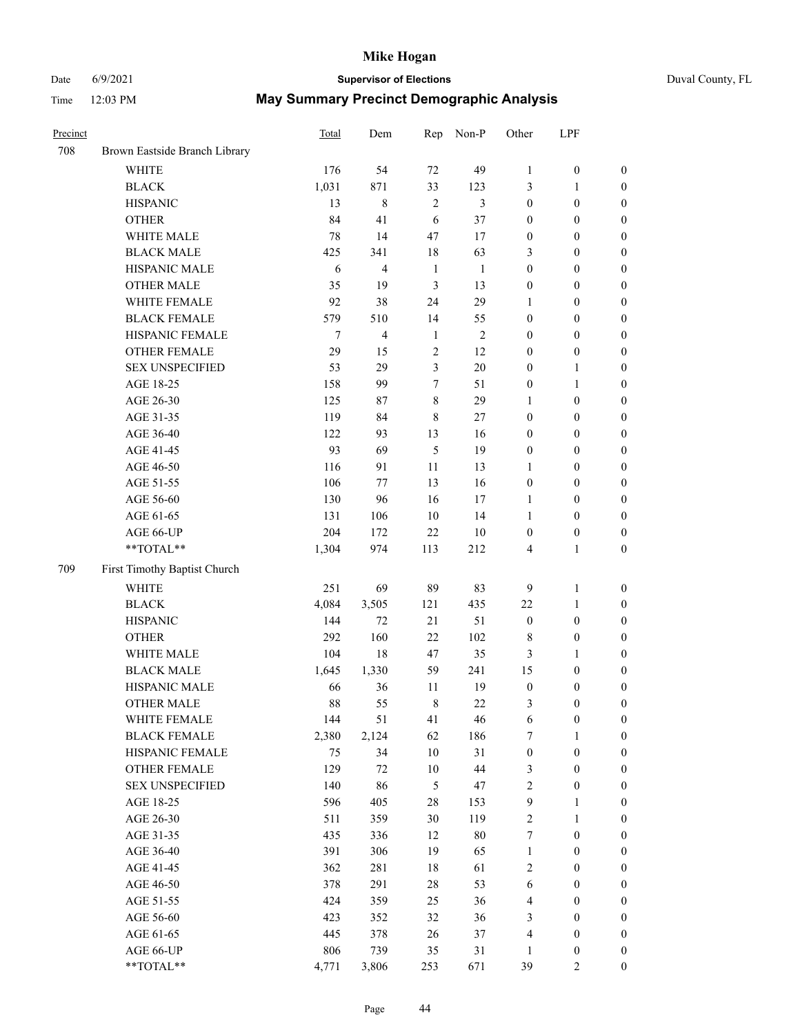# Mike Hogan

Date 6/9/2021 **Supervisor of Elections** Duval County, FL

Time 12:03 PM **May Summary Precinct Demographic Analysis**

| Precinct | | Total | Dem | Rep | Non-P | Other | LPF | |
|---|---|---|---|---|---|---|---|---|
| 708 | Brown Eastside Branch Library | | | | | | | |
| | WHITE | 176 | 54 | 72 | 49 | 1 | 0 | 0 |
| | BLACK | 1,031 | 871 | 33 | 123 | 3 | 1 | 0 |
| | HISPANIC | 13 | 8 | 2 | 3 | 0 | 0 | 0 |
| | OTHER | 84 | 41 | 6 | 37 | 0 | 0 | 0 |
| | WHITE MALE | 78 | 14 | 47 | 17 | 0 | 0 | 0 |
| | BLACK MALE | 425 | 341 | 18 | 63 | 3 | 0 | 0 |
| | HISPANIC MALE | 6 | 4 | 1 | 1 | 0 | 0 | 0 |
| | OTHER MALE | 35 | 19 | 3 | 13 | 0 | 0 | 0 |
| | WHITE FEMALE | 92 | 38 | 24 | 29 | 1 | 0 | 0 |
| | BLACK FEMALE | 579 | 510 | 14 | 55 | 0 | 0 | 0 |
| | HISPANIC FEMALE | 7 | 4 | 1 | 2 | 0 | 0 | 0 |
| | OTHER FEMALE | 29 | 15 | 2 | 12 | 0 | 0 | 0 |
| | SEX UNSPECIFIED | 53 | 29 | 3 | 20 | 0 | 1 | 0 |
| | AGE 18-25 | 158 | 99 | 7 | 51 | 0 | 1 | 0 |
| | AGE 26-30 | 125 | 87 | 8 | 29 | 1 | 0 | 0 |
| | AGE 31-35 | 119 | 84 | 8 | 27 | 0 | 0 | 0 |
| | AGE 36-40 | 122 | 93 | 13 | 16 | 0 | 0 | 0 |
| | AGE 41-45 | 93 | 69 | 5 | 19 | 0 | 0 | 0 |
| | AGE 46-50 | 116 | 91 | 11 | 13 | 1 | 0 | 0 |
| | AGE 51-55 | 106 | 77 | 13 | 16 | 0 | 0 | 0 |
| | AGE 56-60 | 130 | 96 | 16 | 17 | 1 | 0 | 0 |
| | AGE 61-65 | 131 | 106 | 10 | 14 | 1 | 0 | 0 |
| | AGE 66-UP | 204 | 172 | 22 | 10 | 0 | 0 | 0 |
| | **TOTAL** | 1,304 | 974 | 113 | 212 | 4 | 1 | 0 |
| 709 | First Timothy Baptist Church | | | | | | | |
| | WHITE | 251 | 69 | 89 | 83 | 9 | 1 | 0 |
| | BLACK | 4,084 | 3,505 | 121 | 435 | 22 | 1 | 0 |
| | HISPANIC | 144 | 72 | 21 | 51 | 0 | 0 | 0 |
| | OTHER | 292 | 160 | 22 | 102 | 8 | 0 | 0 |
| | WHITE MALE | 104 | 18 | 47 | 35 | 3 | 1 | 0 |
| | BLACK MALE | 1,645 | 1,330 | 59 | 241 | 15 | 0 | 0 |
| | HISPANIC MALE | 66 | 36 | 11 | 19 | 0 | 0 | 0 |
| | OTHER MALE | 88 | 55 | 8 | 22 | 3 | 0 | 0 |
| | WHITE FEMALE | 144 | 51 | 41 | 46 | 6 | 0 | 0 |
| | BLACK FEMALE | 2,380 | 2,124 | 62 | 186 | 7 | 1 | 0 |
| | HISPANIC FEMALE | 75 | 34 | 10 | 31 | 0 | 0 | 0 |
| | OTHER FEMALE | 129 | 72 | 10 | 44 | 3 | 0 | 0 |
| | SEX UNSPECIFIED | 140 | 86 | 5 | 47 | 2 | 0 | 0 |
| | AGE 18-25 | 596 | 405 | 28 | 153 | 9 | 1 | 0 |
| | AGE 26-30 | 511 | 359 | 30 | 119 | 2 | 1 | 0 |
| | AGE 31-35 | 435 | 336 | 12 | 80 | 7 | 0 | 0 |
| | AGE 36-40 | 391 | 306 | 19 | 65 | 1 | 0 | 0 |
| | AGE 41-45 | 362 | 281 | 18 | 61 | 2 | 0 | 0 |
| | AGE 46-50 | 378 | 291 | 28 | 53 | 6 | 0 | 0 |
| | AGE 51-55 | 424 | 359 | 25 | 36 | 4 | 0 | 0 |
| | AGE 56-60 | 423 | 352 | 32 | 36 | 3 | 0 | 0 |
| | AGE 61-65 | 445 | 378 | 26 | 37 | 4 | 0 | 0 |
| | AGE 66-UP | 806 | 739 | 35 | 31 | 1 | 0 | 0 |
| | **TOTAL** | 4,771 | 3,806 | 253 | 671 | 39 | 2 | 0 |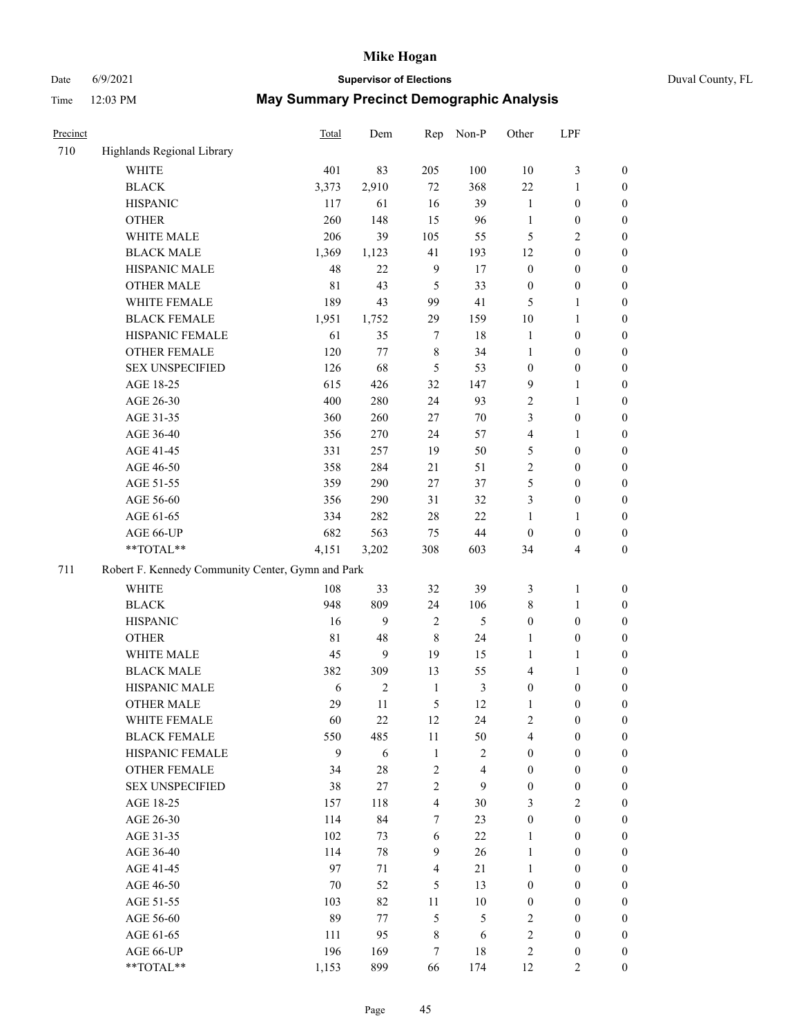# Mike Hogan

Date 6/9/2021 **Supervisor of Elections** Duval County, FL

Time 12:03 PM **May Summary Precinct Demographic Analysis**

| Precinct | | Total | Dem | Rep | Non-P | Other | LPF | |
|---|---|---|---|---|---|---|---|---|
| 710 | Highlands Regional Library | | | | | | | |
| | WHITE | 401 | 83 | 205 | 100 | 10 | 3 | 0 |
| | BLACK | 3,373 | 2,910 | 72 | 368 | 22 | 1 | 0 |
| | HISPANIC | 117 | 61 | 16 | 39 | 1 | 0 | 0 |
| | OTHER | 260 | 148 | 15 | 96 | 1 | 0 | 0 |
| | WHITE MALE | 206 | 39 | 105 | 55 | 5 | 2 | 0 |
| | BLACK MALE | 1,369 | 1,123 | 41 | 193 | 12 | 0 | 0 |
| | HISPANIC MALE | 48 | 22 | 9 | 17 | 0 | 0 | 0 |
| | OTHER MALE | 81 | 43 | 5 | 33 | 0 | 0 | 0 |
| | WHITE FEMALE | 189 | 43 | 99 | 41 | 5 | 1 | 0 |
| | BLACK FEMALE | 1,951 | 1,752 | 29 | 159 | 10 | 1 | 0 |
| | HISPANIC FEMALE | 61 | 35 | 7 | 18 | 1 | 0 | 0 |
| | OTHER FEMALE | 120 | 77 | 8 | 34 | 1 | 0 | 0 |
| | SEX UNSPECIFIED | 126 | 68 | 5 | 53 | 0 | 0 | 0 |
| | AGE 18-25 | 615 | 426 | 32 | 147 | 9 | 1 | 0 |
| | AGE 26-30 | 400 | 280 | 24 | 93 | 2 | 1 | 0 |
| | AGE 31-35 | 360 | 260 | 27 | 70 | 3 | 0 | 0 |
| | AGE 36-40 | 356 | 270 | 24 | 57 | 4 | 1 | 0 |
| | AGE 41-45 | 331 | 257 | 19 | 50 | 5 | 0 | 0 |
| | AGE 46-50 | 358 | 284 | 21 | 51 | 2 | 0 | 0 |
| | AGE 51-55 | 359 | 290 | 27 | 37 | 5 | 0 | 0 |
| | AGE 56-60 | 356 | 290 | 31 | 32 | 3 | 0 | 0 |
| | AGE 61-65 | 334 | 282 | 28 | 22 | 1 | 1 | 0 |
| | AGE 66-UP | 682 | 563 | 75 | 44 | 0 | 0 | 0 |
| | **TOTAL** | 4,151 | 3,202 | 308 | 603 | 34 | 4 | 0 |
| 711 | Robert F. Kennedy Community Center, Gymn and Park | | | | | | | |
| | WHITE | 108 | 33 | 32 | 39 | 3 | 1 | 0 |
| | BLACK | 948 | 809 | 24 | 106 | 8 | 1 | 0 |
| | HISPANIC | 16 | 9 | 2 | 5 | 0 | 0 | 0 |
| | OTHER | 81 | 48 | 8 | 24 | 1 | 0 | 0 |
| | WHITE MALE | 45 | 9 | 19 | 15 | 1 | 1 | 0 |
| | BLACK MALE | 382 | 309 | 13 | 55 | 4 | 1 | 0 |
| | HISPANIC MALE | 6 | 2 | 1 | 3 | 0 | 0 | 0 |
| | OTHER MALE | 29 | 11 | 5 | 12 | 1 | 0 | 0 |
| | WHITE FEMALE | 60 | 22 | 12 | 24 | 2 | 0 | 0 |
| | BLACK FEMALE | 550 | 485 | 11 | 50 | 4 | 0 | 0 |
| | HISPANIC FEMALE | 9 | 6 | 1 | 2 | 0 | 0 | 0 |
| | OTHER FEMALE | 34 | 28 | 2 | 4 | 0 | 0 | 0 |
| | SEX UNSPECIFIED | 38 | 27 | 2 | 9 | 0 | 0 | 0 |
| | AGE 18-25 | 157 | 118 | 4 | 30 | 3 | 2 | 0 |
| | AGE 26-30 | 114 | 84 | 7 | 23 | 0 | 0 | 0 |
| | AGE 31-35 | 102 | 73 | 6 | 22 | 1 | 0 | 0 |
| | AGE 36-40 | 114 | 78 | 9 | 26 | 1 | 0 | 0 |
| | AGE 41-45 | 97 | 71 | 4 | 21 | 1 | 0 | 0 |
| | AGE 46-50 | 70 | 52 | 5 | 13 | 0 | 0 | 0 |
| | AGE 51-55 | 103 | 82 | 11 | 10 | 0 | 0 | 0 |
| | AGE 56-60 | 89 | 77 | 5 | 5 | 2 | 0 | 0 |
| | AGE 61-65 | 111 | 95 | 8 | 6 | 2 | 0 | 0 |
| | AGE 66-UP | 196 | 169 | 7 | 18 | 2 | 0 | 0 |
| | **TOTAL** | 1,153 | 899 | 66 | 174 | 12 | 2 | 0 |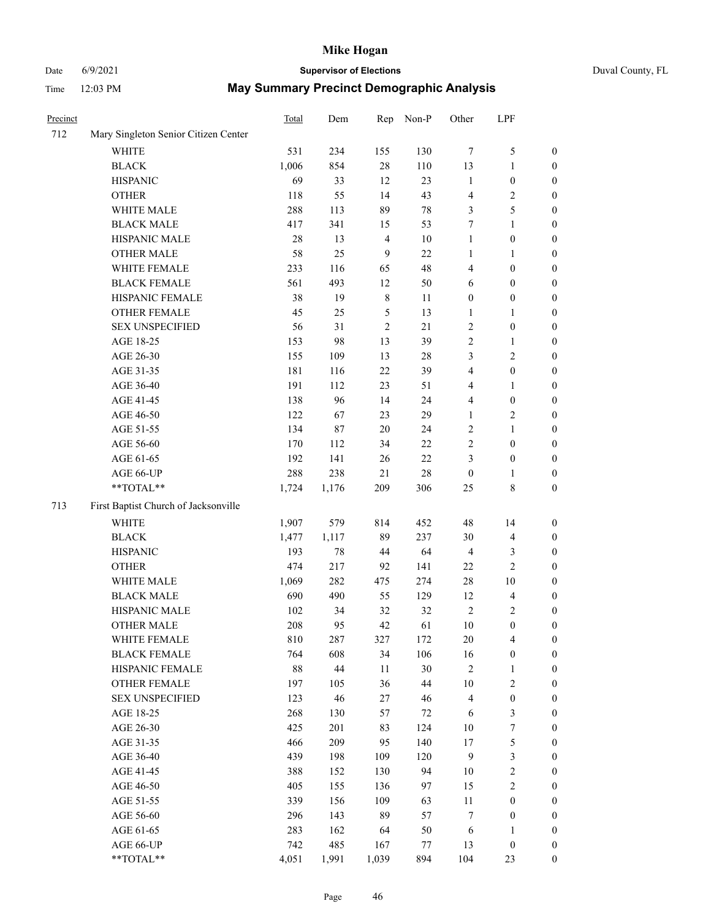# Mike Hogan

Date 6/9/2021 **Supervisor of Elections** Duval County, FL

Time 12:03 PM **May Summary Precinct Demographic Analysis**

| Precinct | | Total | Dem | Rep | Non-P | Other | LPF | |
|---|---|---|---|---|---|---|---|---|
| 712 | Mary Singleton Senior Citizen Center | | | | | | | |
| | WHITE | 531 | 234 | 155 | 130 | 7 | 5 | 0 |
| | BLACK | 1,006 | 854 | 28 | 110 | 13 | 1 | 0 |
| | HISPANIC | 69 | 33 | 12 | 23 | 1 | 0 | 0 |
| | OTHER | 118 | 55 | 14 | 43 | 4 | 2 | 0 |
| | WHITE MALE | 288 | 113 | 89 | 78 | 3 | 5 | 0 |
| | BLACK MALE | 417 | 341 | 15 | 53 | 7 | 1 | 0 |
| | HISPANIC MALE | 28 | 13 | 4 | 10 | 1 | 0 | 0 |
| | OTHER MALE | 58 | 25 | 9 | 22 | 1 | 1 | 0 |
| | WHITE FEMALE | 233 | 116 | 65 | 48 | 4 | 0 | 0 |
| | BLACK FEMALE | 561 | 493 | 12 | 50 | 6 | 0 | 0 |
| | HISPANIC FEMALE | 38 | 19 | 8 | 11 | 0 | 0 | 0 |
| | OTHER FEMALE | 45 | 25 | 5 | 13 | 1 | 1 | 0 |
| | SEX UNSPECIFIED | 56 | 31 | 2 | 21 | 2 | 0 | 0 |
| | AGE 18-25 | 153 | 98 | 13 | 39 | 2 | 1 | 0 |
| | AGE 26-30 | 155 | 109 | 13 | 28 | 3 | 2 | 0 |
| | AGE 31-35 | 181 | 116 | 22 | 39 | 4 | 0 | 0 |
| | AGE 36-40 | 191 | 112 | 23 | 51 | 4 | 1 | 0 |
| | AGE 41-45 | 138 | 96 | 14 | 24 | 4 | 0 | 0 |
| | AGE 46-50 | 122 | 67 | 23 | 29 | 1 | 2 | 0 |
| | AGE 51-55 | 134 | 87 | 20 | 24 | 2 | 1 | 0 |
| | AGE 56-60 | 170 | 112 | 34 | 22 | 2 | 0 | 0 |
| | AGE 61-65 | 192 | 141 | 26 | 22 | 3 | 0 | 0 |
| | AGE 66-UP | 288 | 238 | 21 | 28 | 0 | 1 | 0 |
| | **TOTAL** | 1,724 | 1,176 | 209 | 306 | 25 | 8 | 0 |
| 713 | First Baptist Church of Jacksonville | | | | | | | |
| | WHITE | 1,907 | 579 | 814 | 452 | 48 | 14 | 0 |
| | BLACK | 1,477 | 1,117 | 89 | 237 | 30 | 4 | 0 |
| | HISPANIC | 193 | 78 | 44 | 64 | 4 | 3 | 0 |
| | OTHER | 474 | 217 | 92 | 141 | 22 | 2 | 0 |
| | WHITE MALE | 1,069 | 282 | 475 | 274 | 28 | 10 | 0 |
| | BLACK MALE | 690 | 490 | 55 | 129 | 12 | 4 | 0 |
| | HISPANIC MALE | 102 | 34 | 32 | 32 | 2 | 2 | 0 |
| | OTHER MALE | 208 | 95 | 42 | 61 | 10 | 0 | 0 |
| | WHITE FEMALE | 810 | 287 | 327 | 172 | 20 | 4 | 0 |
| | BLACK FEMALE | 764 | 608 | 34 | 106 | 16 | 0 | 0 |
| | HISPANIC FEMALE | 88 | 44 | 11 | 30 | 2 | 1 | 0 |
| | OTHER FEMALE | 197 | 105 | 36 | 44 | 10 | 2 | 0 |
| | SEX UNSPECIFIED | 123 | 46 | 27 | 46 | 4 | 0 | 0 |
| | AGE 18-25 | 268 | 130 | 57 | 72 | 6 | 3 | 0 |
| | AGE 26-30 | 425 | 201 | 83 | 124 | 10 | 7 | 0 |
| | AGE 31-35 | 466 | 209 | 95 | 140 | 17 | 5 | 0 |
| | AGE 36-40 | 439 | 198 | 109 | 120 | 9 | 3 | 0 |
| | AGE 41-45 | 388 | 152 | 130 | 94 | 10 | 2 | 0 |
| | AGE 46-50 | 405 | 155 | 136 | 97 | 15 | 2 | 0 |
| | AGE 51-55 | 339 | 156 | 109 | 63 | 11 | 0 | 0 |
| | AGE 56-60 | 296 | 143 | 89 | 57 | 7 | 0 | 0 |
| | AGE 61-65 | 283 | 162 | 64 | 50 | 6 | 1 | 0 |
| | AGE 66-UP | 742 | 485 | 167 | 77 | 13 | 0 | 0 |
| | **TOTAL** | 4,051 | 1,991 | 1,039 | 894 | 104 | 23 | 0 |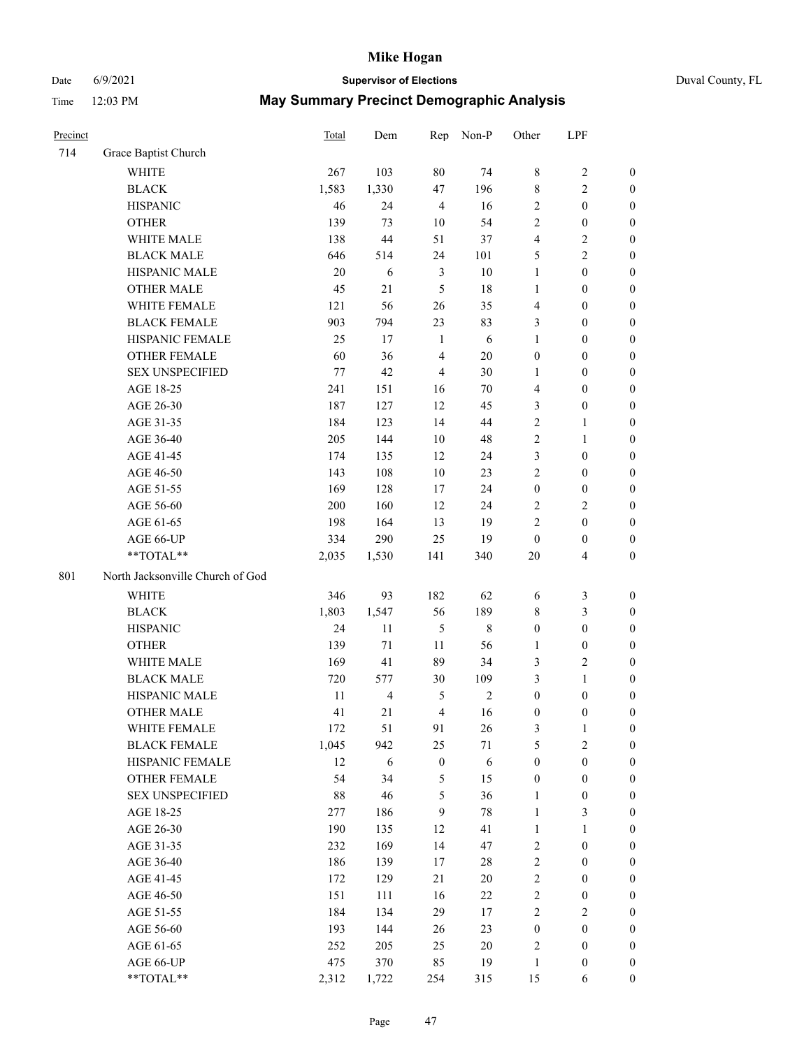# Mike Hogan

Date 6/9/2021 **Supervisor of Elections** Duval County, FL

Time 12:03 PM **May Summary Precinct Demographic Analysis**

| Precinct | | Total | Dem | Rep | Non-P | Other | LPF | |
|---|---|---|---|---|---|---|---|---|
| 714 | Grace Baptist Church | | | | | | | |
| | WHITE | 267 | 103 | 80 | 74 | 8 | 2 | 0 |
| | BLACK | 1,583 | 1,330 | 47 | 196 | 8 | 2 | 0 |
| | HISPANIC | 46 | 24 | 4 | 16 | 2 | 0 | 0 |
| | OTHER | 139 | 73 | 10 | 54 | 2 | 0 | 0 |
| | WHITE MALE | 138 | 44 | 51 | 37 | 4 | 2 | 0 |
| | BLACK MALE | 646 | 514 | 24 | 101 | 5 | 2 | 0 |
| | HISPANIC MALE | 20 | 6 | 3 | 10 | 1 | 0 | 0 |
| | OTHER MALE | 45 | 21 | 5 | 18 | 1 | 0 | 0 |
| | WHITE FEMALE | 121 | 56 | 26 | 35 | 4 | 0 | 0 |
| | BLACK FEMALE | 903 | 794 | 23 | 83 | 3 | 0 | 0 |
| | HISPANIC FEMALE | 25 | 17 | 1 | 6 | 1 | 0 | 0 |
| | OTHER FEMALE | 60 | 36 | 4 | 20 | 0 | 0 | 0 |
| | SEX UNSPECIFIED | 77 | 42 | 4 | 30 | 1 | 0 | 0 |
| | AGE 18-25 | 241 | 151 | 16 | 70 | 4 | 0 | 0 |
| | AGE 26-30 | 187 | 127 | 12 | 45 | 3 | 0 | 0 |
| | AGE 31-35 | 184 | 123 | 14 | 44 | 2 | 1 | 0 |
| | AGE 36-40 | 205 | 144 | 10 | 48 | 2 | 1 | 0 |
| | AGE 41-45 | 174 | 135 | 12 | 24 | 3 | 0 | 0 |
| | AGE 46-50 | 143 | 108 | 10 | 23 | 2 | 0 | 0 |
| | AGE 51-55 | 169 | 128 | 17 | 24 | 0 | 0 | 0 |
| | AGE 56-60 | 200 | 160 | 12 | 24 | 2 | 2 | 0 |
| | AGE 61-65 | 198 | 164 | 13 | 19 | 2 | 0 | 0 |
| | AGE 66-UP | 334 | 290 | 25 | 19 | 0 | 0 | 0 |
| | **TOTAL** | 2,035 | 1,530 | 141 | 340 | 20 | 4 | 0 |
| 801 | North Jacksonville Church of God | | | | | | | |
| | WHITE | 346 | 93 | 182 | 62 | 6 | 3 | 0 |
| | BLACK | 1,803 | 1,547 | 56 | 189 | 8 | 3 | 0 |
| | HISPANIC | 24 | 11 | 5 | 8 | 0 | 0 | 0 |
| | OTHER | 139 | 71 | 11 | 56 | 1 | 0 | 0 |
| | WHITE MALE | 169 | 41 | 89 | 34 | 3 | 2 | 0 |
| | BLACK MALE | 720 | 577 | 30 | 109 | 3 | 1 | 0 |
| | HISPANIC MALE | 11 | 4 | 5 | 2 | 0 | 0 | 0 |
| | OTHER MALE | 41 | 21 | 4 | 16 | 0 | 0 | 0 |
| | WHITE FEMALE | 172 | 51 | 91 | 26 | 3 | 1 | 0 |
| | BLACK FEMALE | 1,045 | 942 | 25 | 71 | 5 | 2 | 0 |
| | HISPANIC FEMALE | 12 | 6 | 0 | 6 | 0 | 0 | 0 |
| | OTHER FEMALE | 54 | 34 | 5 | 15 | 0 | 0 | 0 |
| | SEX UNSPECIFIED | 88 | 46 | 5 | 36 | 1 | 0 | 0 |
| | AGE 18-25 | 277 | 186 | 9 | 78 | 1 | 3 | 0 |
| | AGE 26-30 | 190 | 135 | 12 | 41 | 1 | 1 | 0 |
| | AGE 31-35 | 232 | 169 | 14 | 47 | 2 | 0 | 0 |
| | AGE 36-40 | 186 | 139 | 17 | 28 | 2 | 0 | 0 |
| | AGE 41-45 | 172 | 129 | 21 | 20 | 2 | 0 | 0 |
| | AGE 46-50 | 151 | 111 | 16 | 22 | 2 | 0 | 0 |
| | AGE 51-55 | 184 | 134 | 29 | 17 | 2 | 2 | 0 |
| | AGE 56-60 | 193 | 144 | 26 | 23 | 0 | 0 | 0 |
| | AGE 61-65 | 252 | 205 | 25 | 20 | 2 | 0 | 0 |
| | AGE 66-UP | 475 | 370 | 85 | 19 | 1 | 0 | 0 |
| | **TOTAL** | 2,312 | 1,722 | 254 | 315 | 15 | 6 | 0 |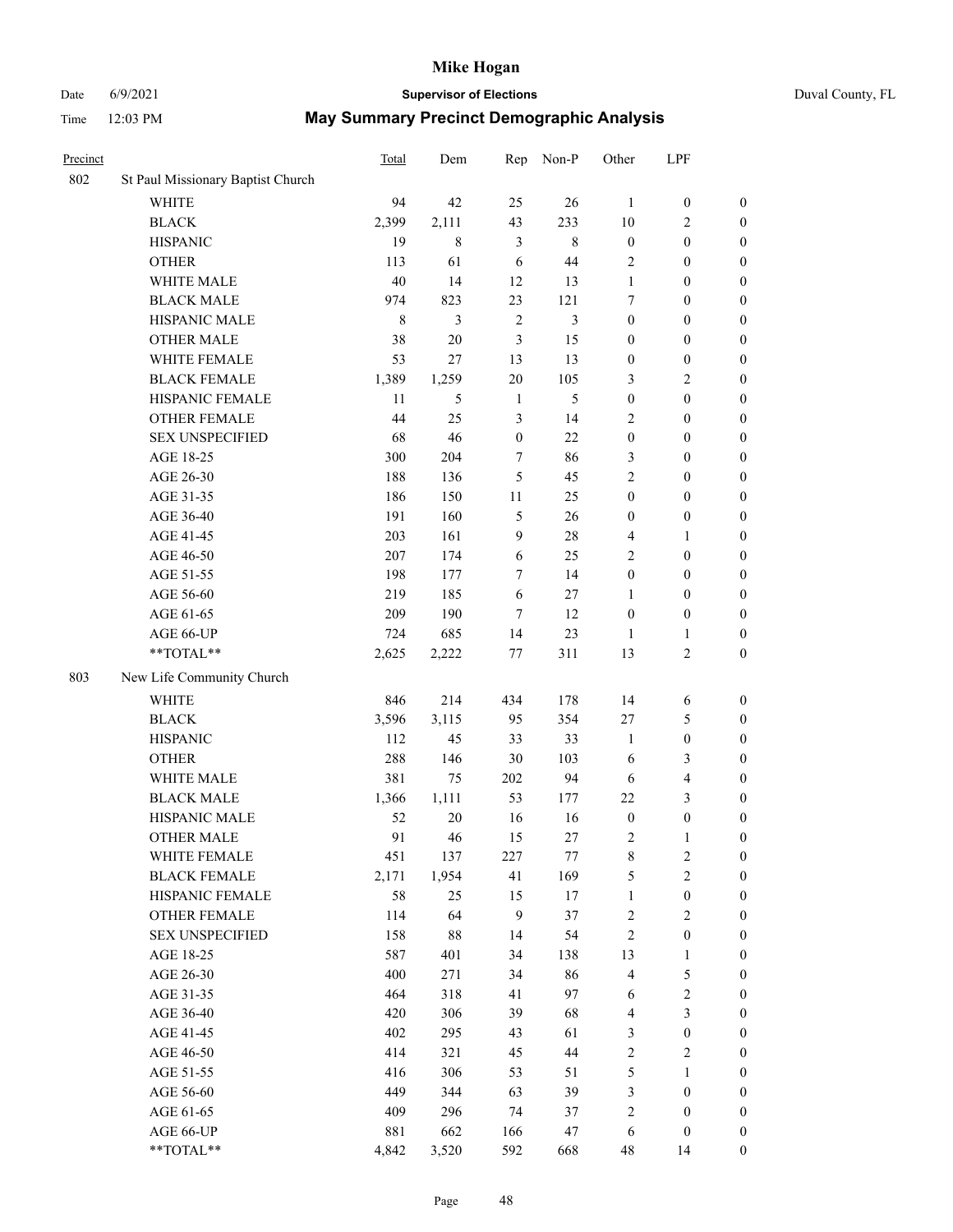# Mike Hogan

Date 6/9/2021 **Supervisor of Elections** Duval County, FL

Time 12:03 PM **May Summary Precinct Demographic Analysis**

| Precinct | | Total | Dem | Rep | Non-P | Other | LPF | |
|---|---|---|---|---|---|---|---|---|
| 802 | St Paul Missionary Baptist Church | | | | | | | |
| | WHITE | 94 | 42 | 25 | 26 | 1 | 0 | 0 |
| | BLACK | 2,399 | 2,111 | 43 | 233 | 10 | 2 | 0 |
| | HISPANIC | 19 | 8 | 3 | 8 | 0 | 0 | 0 |
| | OTHER | 113 | 61 | 6 | 44 | 2 | 0 | 0 |
| | WHITE MALE | 40 | 14 | 12 | 13 | 1 | 0 | 0 |
| | BLACK MALE | 974 | 823 | 23 | 121 | 7 | 0 | 0 |
| | HISPANIC MALE | 8 | 3 | 2 | 3 | 0 | 0 | 0 |
| | OTHER MALE | 38 | 20 | 3 | 15 | 0 | 0 | 0 |
| | WHITE FEMALE | 53 | 27 | 13 | 13 | 0 | 0 | 0 |
| | BLACK FEMALE | 1,389 | 1,259 | 20 | 105 | 3 | 2 | 0 |
| | HISPANIC FEMALE | 11 | 5 | 1 | 5 | 0 | 0 | 0 |
| | OTHER FEMALE | 44 | 25 | 3 | 14 | 2 | 0 | 0 |
| | SEX UNSPECIFIED | 68 | 46 | 0 | 22 | 0 | 0 | 0 |
| | AGE 18-25 | 300 | 204 | 7 | 86 | 3 | 0 | 0 |
| | AGE 26-30 | 188 | 136 | 5 | 45 | 2 | 0 | 0 |
| | AGE 31-35 | 186 | 150 | 11 | 25 | 0 | 0 | 0 |
| | AGE 36-40 | 191 | 160 | 5 | 26 | 0 | 0 | 0 |
| | AGE 41-45 | 203 | 161 | 9 | 28 | 4 | 1 | 0 |
| | AGE 46-50 | 207 | 174 | 6 | 25 | 2 | 0 | 0 |
| | AGE 51-55 | 198 | 177 | 7 | 14 | 0 | 0 | 0 |
| | AGE 56-60 | 219 | 185 | 6 | 27 | 1 | 0 | 0 |
| | AGE 61-65 | 209 | 190 | 7 | 12 | 0 | 0 | 0 |
| | AGE 66-UP | 724 | 685 | 14 | 23 | 1 | 1 | 0 |
| | **TOTAL** | 2,625 | 2,222 | 77 | 311 | 13 | 2 | 0 |
| 803 | New Life Community Church | | | | | | | |
| | WHITE | 846 | 214 | 434 | 178 | 14 | 6 | 0 |
| | BLACK | 3,596 | 3,115 | 95 | 354 | 27 | 5 | 0 |
| | HISPANIC | 112 | 45 | 33 | 33 | 1 | 0 | 0 |
| | OTHER | 288 | 146 | 30 | 103 | 6 | 3 | 0 |
| | WHITE MALE | 381 | 75 | 202 | 94 | 6 | 4 | 0 |
| | BLACK MALE | 1,366 | 1,111 | 53 | 177 | 22 | 3 | 0 |
| | HISPANIC MALE | 52 | 20 | 16 | 16 | 0 | 0 | 0 |
| | OTHER MALE | 91 | 46 | 15 | 27 | 2 | 1 | 0 |
| | WHITE FEMALE | 451 | 137 | 227 | 77 | 8 | 2 | 0 |
| | BLACK FEMALE | 2,171 | 1,954 | 41 | 169 | 5 | 2 | 0 |
| | HISPANIC FEMALE | 58 | 25 | 15 | 17 | 1 | 0 | 0 |
| | OTHER FEMALE | 114 | 64 | 9 | 37 | 2 | 2 | 0 |
| | SEX UNSPECIFIED | 158 | 88 | 14 | 54 | 2 | 0 | 0 |
| | AGE 18-25 | 587 | 401 | 34 | 138 | 13 | 1 | 0 |
| | AGE 26-30 | 400 | 271 | 34 | 86 | 4 | 5 | 0 |
| | AGE 31-35 | 464 | 318 | 41 | 97 | 6 | 2 | 0 |
| | AGE 36-40 | 420 | 306 | 39 | 68 | 4 | 3 | 0 |
| | AGE 41-45 | 402 | 295 | 43 | 61 | 3 | 0 | 0 |
| | AGE 46-50 | 414 | 321 | 45 | 44 | 2 | 2 | 0 |
| | AGE 51-55 | 416 | 306 | 53 | 51 | 5 | 1 | 0 |
| | AGE 56-60 | 449 | 344 | 63 | 39 | 3 | 0 | 0 |
| | AGE 61-65 | 409 | 296 | 74 | 37 | 2 | 0 | 0 |
| | AGE 66-UP | 881 | 662 | 166 | 47 | 6 | 0 | 0 |
| | **TOTAL** | 4,842 | 3,520 | 592 | 668 | 48 | 14 | 0 |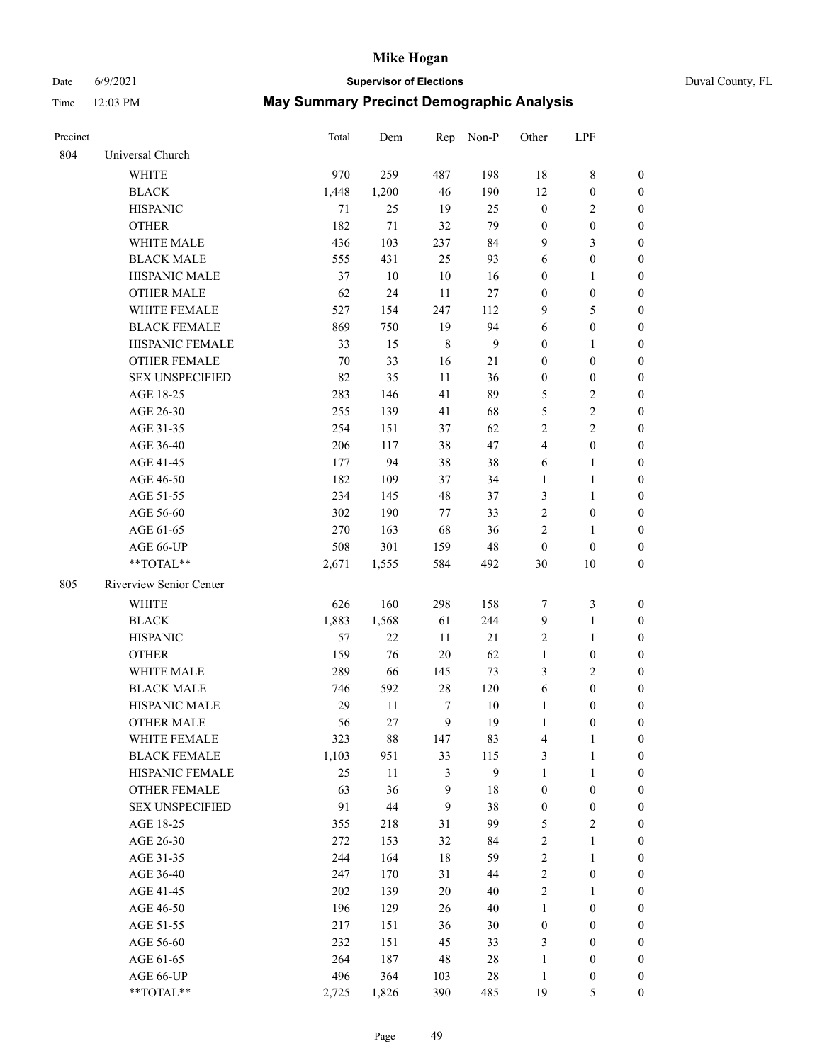# Mike Hogan

Date 6/9/2021 **Supervisor of Elections** Duval County, FL

Time 12:03 PM **May Summary Precinct Demographic Analysis**

| Precinct | | Total | Dem | Rep | Non-P | Other | LPF | |
|---|---|---|---|---|---|---|---|---|
| 804 | Universal Church | | | | | | | |
| | WHITE | 970 | 259 | 487 | 198 | 18 | 8 | 0 |
| | BLACK | 1,448 | 1,200 | 46 | 190 | 12 | 0 | 0 |
| | HISPANIC | 71 | 25 | 19 | 25 | 0 | 2 | 0 |
| | OTHER | 182 | 71 | 32 | 79 | 0 | 0 | 0 |
| | WHITE MALE | 436 | 103 | 237 | 84 | 9 | 3 | 0 |
| | BLACK MALE | 555 | 431 | 25 | 93 | 6 | 0 | 0 |
| | HISPANIC MALE | 37 | 10 | 10 | 16 | 0 | 1 | 0 |
| | OTHER MALE | 62 | 24 | 11 | 27 | 0 | 0 | 0 |
| | WHITE FEMALE | 527 | 154 | 247 | 112 | 9 | 5 | 0 |
| | BLACK FEMALE | 869 | 750 | 19 | 94 | 6 | 0 | 0 |
| | HISPANIC FEMALE | 33 | 15 | 8 | 9 | 0 | 1 | 0 |
| | OTHER FEMALE | 70 | 33 | 16 | 21 | 0 | 0 | 0 |
| | SEX UNSPECIFIED | 82 | 35 | 11 | 36 | 0 | 0 | 0 |
| | AGE 18-25 | 283 | 146 | 41 | 89 | 5 | 2 | 0 |
| | AGE 26-30 | 255 | 139 | 41 | 68 | 5 | 2 | 0 |
| | AGE 31-35 | 254 | 151 | 37 | 62 | 2 | 2 | 0 |
| | AGE 36-40 | 206 | 117 | 38 | 47 | 4 | 0 | 0 |
| | AGE 41-45 | 177 | 94 | 38 | 38 | 6 | 1 | 0 |
| | AGE 46-50 | 182 | 109 | 37 | 34 | 1 | 1 | 0 |
| | AGE 51-55 | 234 | 145 | 48 | 37 | 3 | 1 | 0 |
| | AGE 56-60 | 302 | 190 | 77 | 33 | 2 | 0 | 0 |
| | AGE 61-65 | 270 | 163 | 68 | 36 | 2 | 1 | 0 |
| | AGE 66-UP | 508 | 301 | 159 | 48 | 0 | 0 | 0 |
| | **TOTAL** | 2,671 | 1,555 | 584 | 492 | 30 | 10 | 0 |
| 805 | Riverview Senior Center | | | | | | | |
| | WHITE | 626 | 160 | 298 | 158 | 7 | 3 | 0 |
| | BLACK | 1,883 | 1,568 | 61 | 244 | 9 | 1 | 0 |
| | HISPANIC | 57 | 22 | 11 | 21 | 2 | 1 | 0 |
| | OTHER | 159 | 76 | 20 | 62 | 1 | 0 | 0 |
| | WHITE MALE | 289 | 66 | 145 | 73 | 3 | 2 | 0 |
| | BLACK MALE | 746 | 592 | 28 | 120 | 6 | 0 | 0 |
| | HISPANIC MALE | 29 | 11 | 7 | 10 | 1 | 0 | 0 |
| | OTHER MALE | 56 | 27 | 9 | 19 | 1 | 0 | 0 |
| | WHITE FEMALE | 323 | 88 | 147 | 83 | 4 | 1 | 0 |
| | BLACK FEMALE | 1,103 | 951 | 33 | 115 | 3 | 1 | 0 |
| | HISPANIC FEMALE | 25 | 11 | 3 | 9 | 1 | 1 | 0 |
| | OTHER FEMALE | 63 | 36 | 9 | 18 | 0 | 0 | 0 |
| | SEX UNSPECIFIED | 91 | 44 | 9 | 38 | 0 | 0 | 0 |
| | AGE 18-25 | 355 | 218 | 31 | 99 | 5 | 2 | 0 |
| | AGE 26-30 | 272 | 153 | 32 | 84 | 2 | 1 | 0 |
| | AGE 31-35 | 244 | 164 | 18 | 59 | 2 | 1 | 0 |
| | AGE 36-40 | 247 | 170 | 31 | 44 | 2 | 0 | 0 |
| | AGE 41-45 | 202 | 139 | 20 | 40 | 2 | 1 | 0 |
| | AGE 46-50 | 196 | 129 | 26 | 40 | 1 | 0 | 0 |
| | AGE 51-55 | 217 | 151 | 36 | 30 | 0 | 0 | 0 |
| | AGE 56-60 | 232 | 151 | 45 | 33 | 3 | 0 | 0 |
| | AGE 61-65 | 264 | 187 | 48 | 28 | 1 | 0 | 0 |
| | AGE 66-UP | 496 | 364 | 103 | 28 | 1 | 0 | 0 |
| | **TOTAL** | 2,725 | 1,826 | 390 | 485 | 19 | 5 | 0 |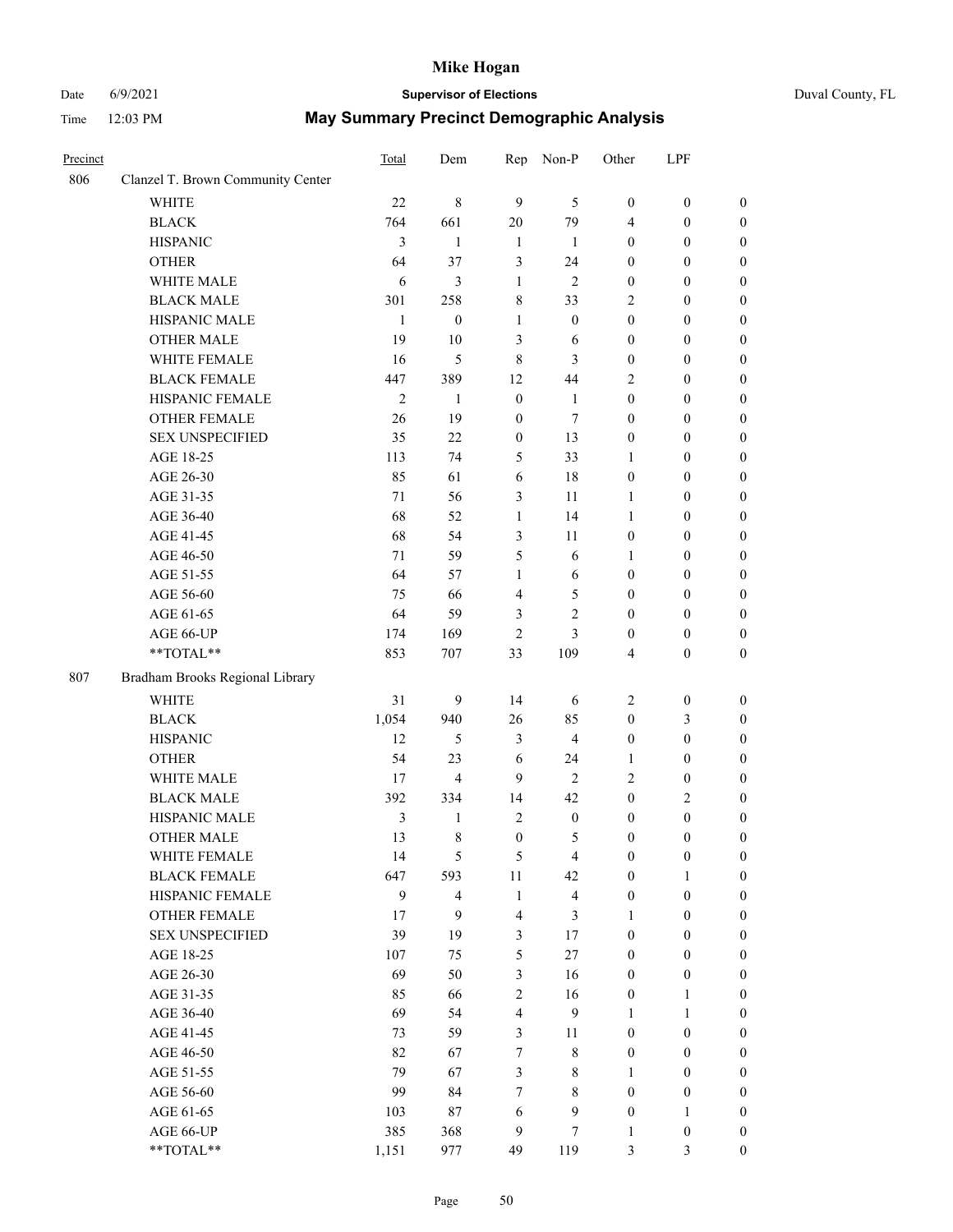| Precinct | | Total | Dem | Rep | Non-P | Other | LPF | |
|---|---|---|---|---|---|---|---|---|
| 806 | Clanzel T. Brown Community Center | | | | | | | |
| | WHITE | 22 | 8 | 9 | 5 | 0 | 0 | 0 |
| | BLACK | 764 | 661 | 20 | 79 | 4 | 0 | 0 |
| | HISPANIC | 3 | 1 | 1 | 1 | 0 | 0 | 0 |
| | OTHER | 64 | 37 | 3 | 24 | 0 | 0 | 0 |
| | WHITE MALE | 6 | 3 | 1 | 2 | 0 | 0 | 0 |
| | BLACK MALE | 301 | 258 | 8 | 33 | 2 | 0 | 0 |
| | HISPANIC MALE | 1 | 0 | 1 | 0 | 0 | 0 | 0 |
| | OTHER MALE | 19 | 10 | 3 | 6 | 0 | 0 | 0 |
| | WHITE FEMALE | 16 | 5 | 8 | 3 | 0 | 0 | 0 |
| | BLACK FEMALE | 447 | 389 | 12 | 44 | 2 | 0 | 0 |
| | HISPANIC FEMALE | 2 | 1 | 0 | 1 | 0 | 0 | 0 |
| | OTHER FEMALE | 26 | 19 | 0 | 7 | 0 | 0 | 0 |
| | SEX UNSPECIFIED | 35 | 22 | 0 | 13 | 0 | 0 | 0 |
| | AGE 18-25 | 113 | 74 | 5 | 33 | 1 | 0 | 0 |
| | AGE 26-30 | 85 | 61 | 6 | 18 | 0 | 0 | 0 |
| | AGE 31-35 | 71 | 56 | 3 | 11 | 1 | 0 | 0 |
| | AGE 36-40 | 68 | 52 | 1 | 14 | 1 | 0 | 0 |
| | AGE 41-45 | 68 | 54 | 3 | 11 | 0 | 0 | 0 |
| | AGE 46-50 | 71 | 59 | 5 | 6 | 1 | 0 | 0 |
| | AGE 51-55 | 64 | 57 | 1 | 6 | 0 | 0 | 0 |
| | AGE 56-60 | 75 | 66 | 4 | 5 | 0 | 0 | 0 |
| | AGE 61-65 | 64 | 59 | 3 | 2 | 0 | 0 | 0 |
| | AGE 66-UP | 174 | 169 | 2 | 3 | 0 | 0 | 0 |
| | **TOTAL** | 853 | 707 | 33 | 109 | 4 | 0 | 0 |
| 807 | Bradham Brooks Regional Library | | | | | | | |
| | WHITE | 31 | 9 | 14 | 6 | 2 | 0 | 0 |
| | BLACK | 1,054 | 940 | 26 | 85 | 0 | 3 | 0 |
| | HISPANIC | 12 | 5 | 3 | 4 | 0 | 0 | 0 |
| | OTHER | 54 | 23 | 6 | 24 | 1 | 0 | 0 |
| | WHITE MALE | 17 | 4 | 9 | 2 | 2 | 0 | 0 |
| | BLACK MALE | 392 | 334 | 14 | 42 | 0 | 2 | 0 |
| | HISPANIC MALE | 3 | 1 | 2 | 0 | 0 | 0 | 0 |
| | OTHER MALE | 13 | 8 | 0 | 5 | 0 | 0 | 0 |
| | WHITE FEMALE | 14 | 5 | 5 | 4 | 0 | 0 | 0 |
| | BLACK FEMALE | 647 | 593 | 11 | 42 | 0 | 1 | 0 |
| | HISPANIC FEMALE | 9 | 4 | 1 | 4 | 0 | 0 | 0 |
| | OTHER FEMALE | 17 | 9 | 4 | 3 | 1 | 0 | 0 |
| | SEX UNSPECIFIED | 39 | 19 | 3 | 17 | 0 | 0 | 0 |
| | AGE 18-25 | 107 | 75 | 5 | 27 | 0 | 0 | 0 |
| | AGE 26-30 | 69 | 50 | 3 | 16 | 0 | 0 | 0 |
| | AGE 31-35 | 85 | 66 | 2 | 16 | 0 | 1 | 0 |
| | AGE 36-40 | 69 | 54 | 4 | 9 | 1 | 1 | 0 |
| | AGE 41-45 | 73 | 59 | 3 | 11 | 0 | 0 | 0 |
| | AGE 46-50 | 82 | 67 | 7 | 8 | 0 | 0 | 0 |
| | AGE 51-55 | 79 | 67 | 3 | 8 | 1 | 0 | 0 |
| | AGE 56-60 | 99 | 84 | 7 | 8 | 0 | 0 | 0 |
| | AGE 61-65 | 103 | 87 | 6 | 9 | 0 | 1 | 0 |
| | AGE 66-UP | 385 | 368 | 9 | 7 | 1 | 0 | 0 |
| | **TOTAL** | 1,151 | 977 | 49 | 119 | 3 | 3 | 0 |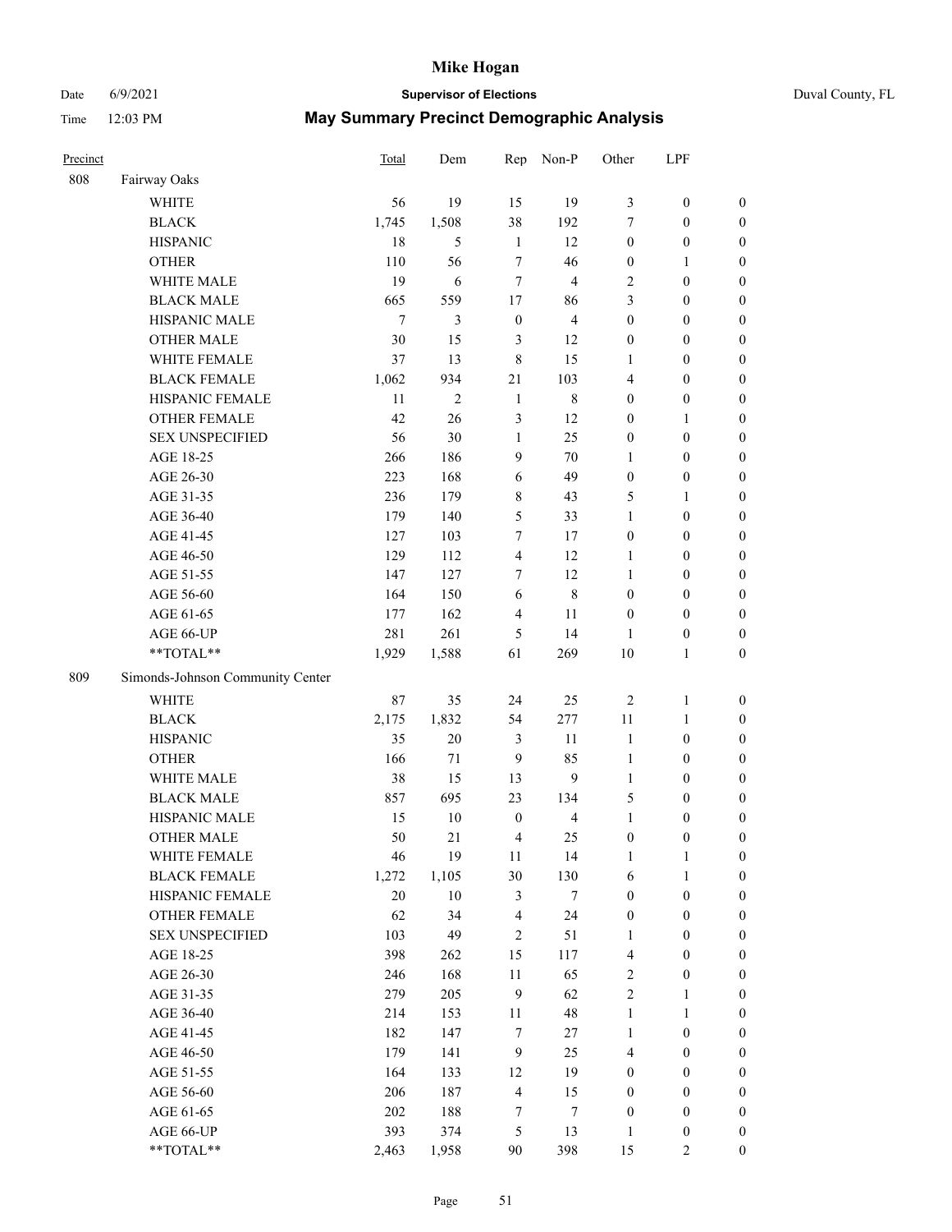# Mike Hogan

Date 6/9/2021 **Supervisor of Elections** Duval County, FL

Time 12:03 PM **May Summary Precinct Demographic Analysis**

| Precinct | | Total | Dem | Rep | Non-P | Other | LPF | |
|---|---|---|---|---|---|---|---|---|
| 808 | Fairway Oaks | | | | | | | |
| | WHITE | 56 | 19 | 15 | 19 | 3 | 0 | 0 |
| | BLACK | 1,745 | 1,508 | 38 | 192 | 7 | 0 | 0 |
| | HISPANIC | 18 | 5 | 1 | 12 | 0 | 0 | 0 |
| | OTHER | 110 | 56 | 7 | 46 | 0 | 1 | 0 |
| | WHITE MALE | 19 | 6 | 7 | 4 | 2 | 0 | 0 |
| | BLACK MALE | 665 | 559 | 17 | 86 | 3 | 0 | 0 |
| | HISPANIC MALE | 7 | 3 | 0 | 4 | 0 | 0 | 0 |
| | OTHER MALE | 30 | 15 | 3 | 12 | 0 | 0 | 0 |
| | WHITE FEMALE | 37 | 13 | 8 | 15 | 1 | 0 | 0 |
| | BLACK FEMALE | 1,062 | 934 | 21 | 103 | 4 | 0 | 0 |
| | HISPANIC FEMALE | 11 | 2 | 1 | 8 | 0 | 0 | 0 |
| | OTHER FEMALE | 42 | 26 | 3 | 12 | 0 | 1 | 0 |
| | SEX UNSPECIFIED | 56 | 30 | 1 | 25 | 0 | 0 | 0 |
| | AGE 18-25 | 266 | 186 | 9 | 70 | 1 | 0 | 0 |
| | AGE 26-30 | 223 | 168 | 6 | 49 | 0 | 0 | 0 |
| | AGE 31-35 | 236 | 179 | 8 | 43 | 5 | 1 | 0 |
| | AGE 36-40 | 179 | 140 | 5 | 33 | 1 | 0 | 0 |
| | AGE 41-45 | 127 | 103 | 7 | 17 | 0 | 0 | 0 |
| | AGE 46-50 | 129 | 112 | 4 | 12 | 1 | 0 | 0 |
| | AGE 51-55 | 147 | 127 | 7 | 12 | 1 | 0 | 0 |
| | AGE 56-60 | 164 | 150 | 6 | 8 | 0 | 0 | 0 |
| | AGE 61-65 | 177 | 162 | 4 | 11 | 0 | 0 | 0 |
| | AGE 66-UP | 281 | 261 | 5 | 14 | 1 | 0 | 0 |
| | **TOTAL** | 1,929 | 1,588 | 61 | 269 | 10 | 1 | 0 |
| 809 | Simonds-Johnson Community Center | | | | | | | |
| | WHITE | 87 | 35 | 24 | 25 | 2 | 1 | 0 |
| | BLACK | 2,175 | 1,832 | 54 | 277 | 11 | 1 | 0 |
| | HISPANIC | 35 | 20 | 3 | 11 | 1 | 0 | 0 |
| | OTHER | 166 | 71 | 9 | 85 | 1 | 0 | 0 |
| | WHITE MALE | 38 | 15 | 13 | 9 | 1 | 0 | 0 |
| | BLACK MALE | 857 | 695 | 23 | 134 | 5 | 0 | 0 |
| | HISPANIC MALE | 15 | 10 | 0 | 4 | 1 | 0 | 0 |
| | OTHER MALE | 50 | 21 | 4 | 25 | 0 | 0 | 0 |
| | WHITE FEMALE | 46 | 19 | 11 | 14 | 1 | 1 | 0 |
| | BLACK FEMALE | 1,272 | 1,105 | 30 | 130 | 6 | 1 | 0 |
| | HISPANIC FEMALE | 20 | 10 | 3 | 7 | 0 | 0 | 0 |
| | OTHER FEMALE | 62 | 34 | 4 | 24 | 0 | 0 | 0 |
| | SEX UNSPECIFIED | 103 | 49 | 2 | 51 | 1 | 0 | 0 |
| | AGE 18-25 | 398 | 262 | 15 | 117 | 4 | 0 | 0 |
| | AGE 26-30 | 246 | 168 | 11 | 65 | 2 | 0 | 0 |
| | AGE 31-35 | 279 | 205 | 9 | 62 | 2 | 1 | 0 |
| | AGE 36-40 | 214 | 153 | 11 | 48 | 1 | 1 | 0 |
| | AGE 41-45 | 182 | 147 | 7 | 27 | 1 | 0 | 0 |
| | AGE 46-50 | 179 | 141 | 9 | 25 | 4 | 0 | 0 |
| | AGE 51-55 | 164 | 133 | 12 | 19 | 0 | 0 | 0 |
| | AGE 56-60 | 206 | 187 | 4 | 15 | 0 | 0 | 0 |
| | AGE 61-65 | 202 | 188 | 7 | 7 | 0 | 0 | 0 |
| | AGE 66-UP | 393 | 374 | 5 | 13 | 1 | 0 | 0 |
| | **TOTAL** | 2,463 | 1,958 | 90 | 398 | 15 | 2 | 0 |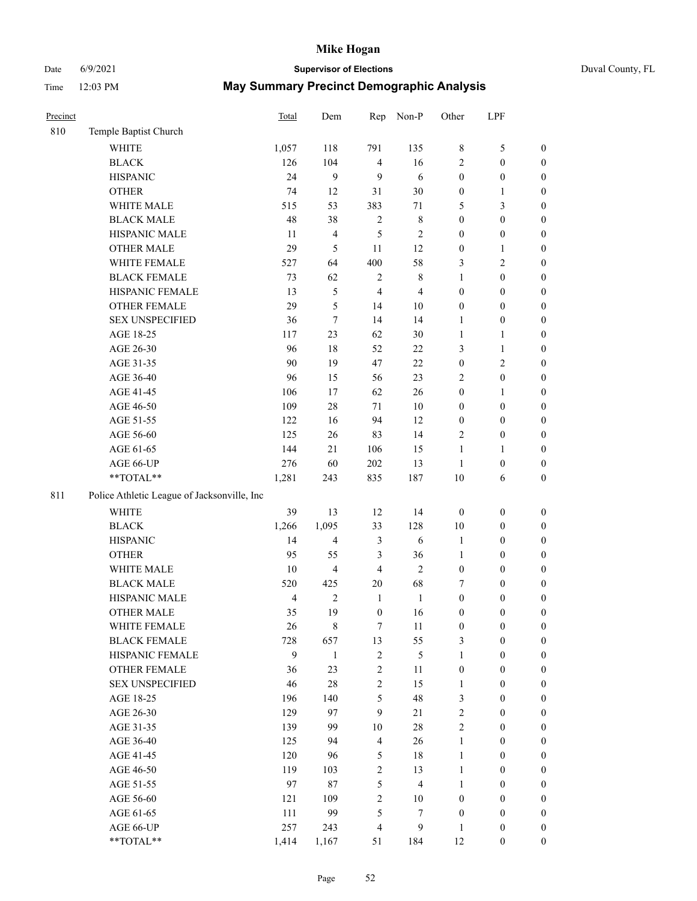# Mike Hogan

Date 6/9/2021 **Supervisor of Elections** Duval County, FL

Time 12:03 PM **May Summary Precinct Demographic Analysis**

| Precinct | | Total | Dem | Rep | Non-P | Other | LPF | |
|---|---|---|---|---|---|---|---|---|
| 810 | Temple Baptist Church | | | | | | | |
| | WHITE | 1,057 | 118 | 791 | 135 | 8 | 5 | 0 |
| | BLACK | 126 | 104 | 4 | 16 | 2 | 0 | 0 |
| | HISPANIC | 24 | 9 | 9 | 6 | 0 | 0 | 0 |
| | OTHER | 74 | 12 | 31 | 30 | 0 | 1 | 0 |
| | WHITE MALE | 515 | 53 | 383 | 71 | 5 | 3 | 0 |
| | BLACK MALE | 48 | 38 | 2 | 8 | 0 | 0 | 0 |
| | HISPANIC MALE | 11 | 4 | 5 | 2 | 0 | 0 | 0 |
| | OTHER MALE | 29 | 5 | 11 | 12 | 0 | 1 | 0 |
| | WHITE FEMALE | 527 | 64 | 400 | 58 | 3 | 2 | 0 |
| | BLACK FEMALE | 73 | 62 | 2 | 8 | 1 | 0 | 0 |
| | HISPANIC FEMALE | 13 | 5 | 4 | 4 | 0 | 0 | 0 |
| | OTHER FEMALE | 29 | 5 | 14 | 10 | 0 | 0 | 0 |
| | SEX UNSPECIFIED | 36 | 7 | 14 | 14 | 1 | 0 | 0 |
| | AGE 18-25 | 117 | 23 | 62 | 30 | 1 | 1 | 0 |
| | AGE 26-30 | 96 | 18 | 52 | 22 | 3 | 1 | 0 |
| | AGE 31-35 | 90 | 19 | 47 | 22 | 0 | 2 | 0 |
| | AGE 36-40 | 96 | 15 | 56 | 23 | 2 | 0 | 0 |
| | AGE 41-45 | 106 | 17 | 62 | 26 | 0 | 1 | 0 |
| | AGE 46-50 | 109 | 28 | 71 | 10 | 0 | 0 | 0 |
| | AGE 51-55 | 122 | 16 | 94 | 12 | 0 | 0 | 0 |
| | AGE 56-60 | 125 | 26 | 83 | 14 | 2 | 0 | 0 |
| | AGE 61-65 | 144 | 21 | 106 | 15 | 1 | 1 | 0 |
| | AGE 66-UP | 276 | 60 | 202 | 13 | 1 | 0 | 0 |
| | **TOTAL** | 1,281 | 243 | 835 | 187 | 10 | 6 | 0 |
| 811 | Police Athletic League of Jacksonville, Inc | | | | | | | |
| | WHITE | 39 | 13 | 12 | 14 | 0 | 0 | 0 |
| | BLACK | 1,266 | 1,095 | 33 | 128 | 10 | 0 | 0 |
| | HISPANIC | 14 | 4 | 3 | 6 | 1 | 0 | 0 |
| | OTHER | 95 | 55 | 3 | 36 | 1 | 0 | 0 |
| | WHITE MALE | 10 | 4 | 4 | 2 | 0 | 0 | 0 |
| | BLACK MALE | 520 | 425 | 20 | 68 | 7 | 0 | 0 |
| | HISPANIC MALE | 4 | 2 | 1 | 1 | 0 | 0 | 0 |
| | OTHER MALE | 35 | 19 | 0 | 16 | 0 | 0 | 0 |
| | WHITE FEMALE | 26 | 8 | 7 | 11 | 0 | 0 | 0 |
| | BLACK FEMALE | 728 | 657 | 13 | 55 | 3 | 0 | 0 |
| | HISPANIC FEMALE | 9 | 1 | 2 | 5 | 1 | 0 | 0 |
| | OTHER FEMALE | 36 | 23 | 2 | 11 | 0 | 0 | 0 |
| | SEX UNSPECIFIED | 46 | 28 | 2 | 15 | 1 | 0 | 0 |
| | AGE 18-25 | 196 | 140 | 5 | 48 | 3 | 0 | 0 |
| | AGE 26-30 | 129 | 97 | 9 | 21 | 2 | 0 | 0 |
| | AGE 31-35 | 139 | 99 | 10 | 28 | 2 | 0 | 0 |
| | AGE 36-40 | 125 | 94 | 4 | 26 | 1 | 0 | 0 |
| | AGE 41-45 | 120 | 96 | 5 | 18 | 1 | 0 | 0 |
| | AGE 46-50 | 119 | 103 | 2 | 13 | 1 | 0 | 0 |
| | AGE 51-55 | 97 | 87 | 5 | 4 | 1 | 0 | 0 |
| | AGE 56-60 | 121 | 109 | 2 | 10 | 0 | 0 | 0 |
| | AGE 61-65 | 111 | 99 | 5 | 7 | 0 | 0 | 0 |
| | AGE 66-UP | 257 | 243 | 4 | 9 | 1 | 0 | 0 |
| | **TOTAL** | 1,414 | 1,167 | 51 | 184 | 12 | 0 | 0 |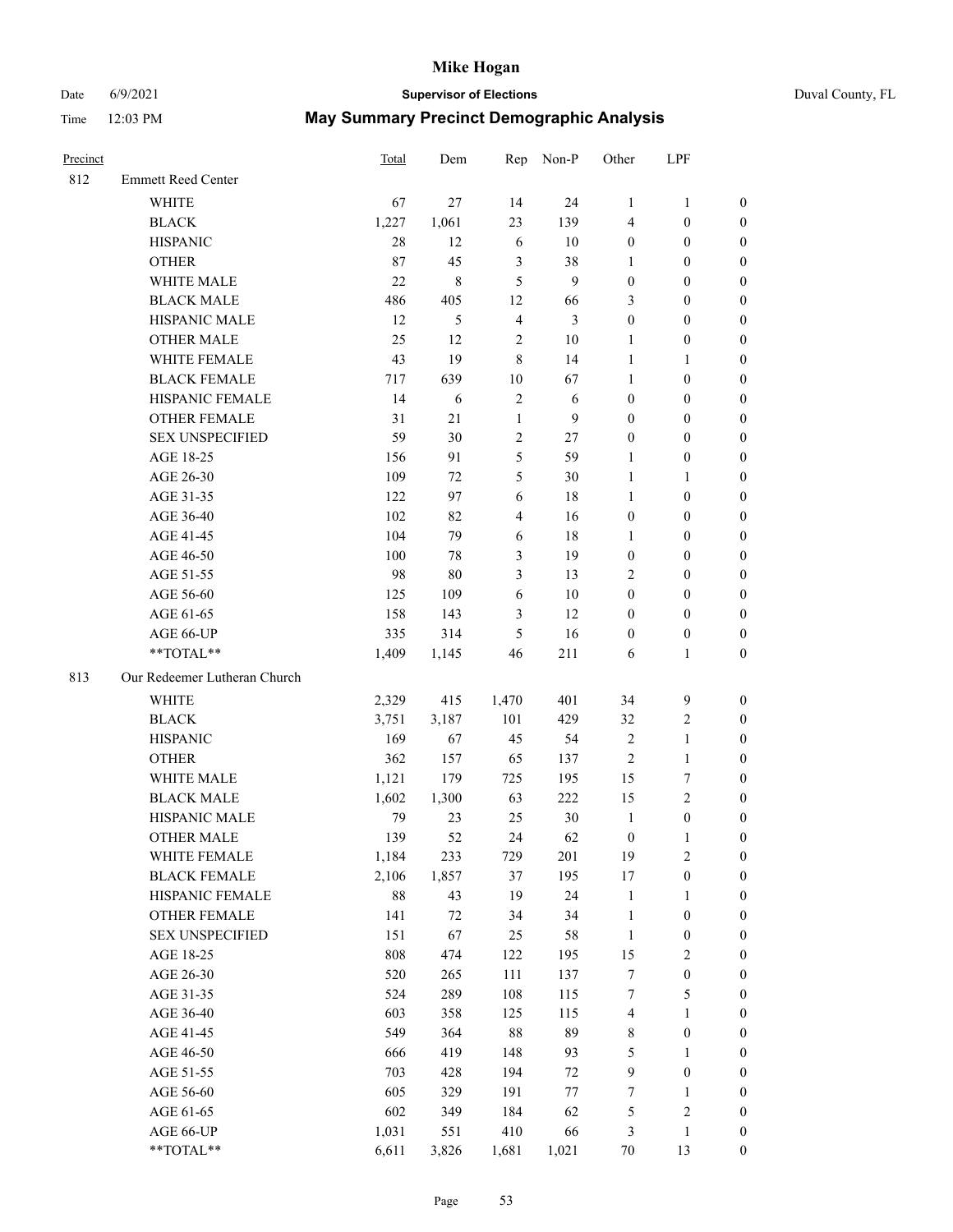# Mike Hogan

Date 6/9/2021 **Supervisor of Elections** Duval County, FL

Time 12:03 PM **May Summary Precinct Demographic Analysis**

| Precinct | | Total | Dem | Rep | Non-P | Other | LPF | |
|---|---|---|---|---|---|---|---|---|
| 812 | Emmett Reed Center | | | | | | | |
| | WHITE | 67 | 27 | 14 | 24 | 1 | 1 | 0 |
| | BLACK | 1,227 | 1,061 | 23 | 139 | 4 | 0 | 0 |
| | HISPANIC | 28 | 12 | 6 | 10 | 0 | 0 | 0 |
| | OTHER | 87 | 45 | 3 | 38 | 1 | 0 | 0 |
| | WHITE MALE | 22 | 8 | 5 | 9 | 0 | 0 | 0 |
| | BLACK MALE | 486 | 405 | 12 | 66 | 3 | 0 | 0 |
| | HISPANIC MALE | 12 | 5 | 4 | 3 | 0 | 0 | 0 |
| | OTHER MALE | 25 | 12 | 2 | 10 | 1 | 0 | 0 |
| | WHITE FEMALE | 43 | 19 | 8 | 14 | 1 | 1 | 0 |
| | BLACK FEMALE | 717 | 639 | 10 | 67 | 1 | 0 | 0 |
| | HISPANIC FEMALE | 14 | 6 | 2 | 6 | 0 | 0 | 0 |
| | OTHER FEMALE | 31 | 21 | 1 | 9 | 0 | 0 | 0 |
| | SEX UNSPECIFIED | 59 | 30 | 2 | 27 | 0 | 0 | 0 |
| | AGE 18-25 | 156 | 91 | 5 | 59 | 1 | 0 | 0 |
| | AGE 26-30 | 109 | 72 | 5 | 30 | 1 | 1 | 0 |
| | AGE 31-35 | 122 | 97 | 6 | 18 | 1 | 0 | 0 |
| | AGE 36-40 | 102 | 82 | 4 | 16 | 0 | 0 | 0 |
| | AGE 41-45 | 104 | 79 | 6 | 18 | 1 | 0 | 0 |
| | AGE 46-50 | 100 | 78 | 3 | 19 | 0 | 0 | 0 |
| | AGE 51-55 | 98 | 80 | 3 | 13 | 2 | 0 | 0 |
| | AGE 56-60 | 125 | 109 | 6 | 10 | 0 | 0 | 0 |
| | AGE 61-65 | 158 | 143 | 3 | 12 | 0 | 0 | 0 |
| | AGE 66-UP | 335 | 314 | 5 | 16 | 0 | 0 | 0 |
| | **TOTAL** | 1,409 | 1,145 | 46 | 211 | 6 | 1 | 0 |
| 813 | Our Redeemer Lutheran Church | | | | | | | |
| | WHITE | 2,329 | 415 | 1,470 | 401 | 34 | 9 | 0 |
| | BLACK | 3,751 | 3,187 | 101 | 429 | 32 | 2 | 0 |
| | HISPANIC | 169 | 67 | 45 | 54 | 2 | 1 | 0 |
| | OTHER | 362 | 157 | 65 | 137 | 2 | 1 | 0 |
| | WHITE MALE | 1,121 | 179 | 725 | 195 | 15 | 7 | 0 |
| | BLACK MALE | 1,602 | 1,300 | 63 | 222 | 15 | 2 | 0 |
| | HISPANIC MALE | 79 | 23 | 25 | 30 | 1 | 0 | 0 |
| | OTHER MALE | 139 | 52 | 24 | 62 | 0 | 1 | 0 |
| | WHITE FEMALE | 1,184 | 233 | 729 | 201 | 19 | 2 | 0 |
| | BLACK FEMALE | 2,106 | 1,857 | 37 | 195 | 17 | 0 | 0 |
| | HISPANIC FEMALE | 88 | 43 | 19 | 24 | 1 | 1 | 0 |
| | OTHER FEMALE | 141 | 72 | 34 | 34 | 1 | 0 | 0 |
| | SEX UNSPECIFIED | 151 | 67 | 25 | 58 | 1 | 0 | 0 |
| | AGE 18-25 | 808 | 474 | 122 | 195 | 15 | 2 | 0 |
| | AGE 26-30 | 520 | 265 | 111 | 137 | 7 | 0 | 0 |
| | AGE 31-35 | 524 | 289 | 108 | 115 | 7 | 5 | 0 |
| | AGE 36-40 | 603 | 358 | 125 | 115 | 4 | 1 | 0 |
| | AGE 41-45 | 549 | 364 | 88 | 89 | 8 | 0 | 0 |
| | AGE 46-50 | 666 | 419 | 148 | 93 | 5 | 1 | 0 |
| | AGE 51-55 | 703 | 428 | 194 | 72 | 9 | 0 | 0 |
| | AGE 56-60 | 605 | 329 | 191 | 77 | 7 | 1 | 0 |
| | AGE 61-65 | 602 | 349 | 184 | 62 | 5 | 2 | 0 |
| | AGE 66-UP | 1,031 | 551 | 410 | 66 | 3 | 1 | 0 |
| | **TOTAL** | 6,611 | 3,826 | 1,681 | 1,021 | 70 | 13 | 0 |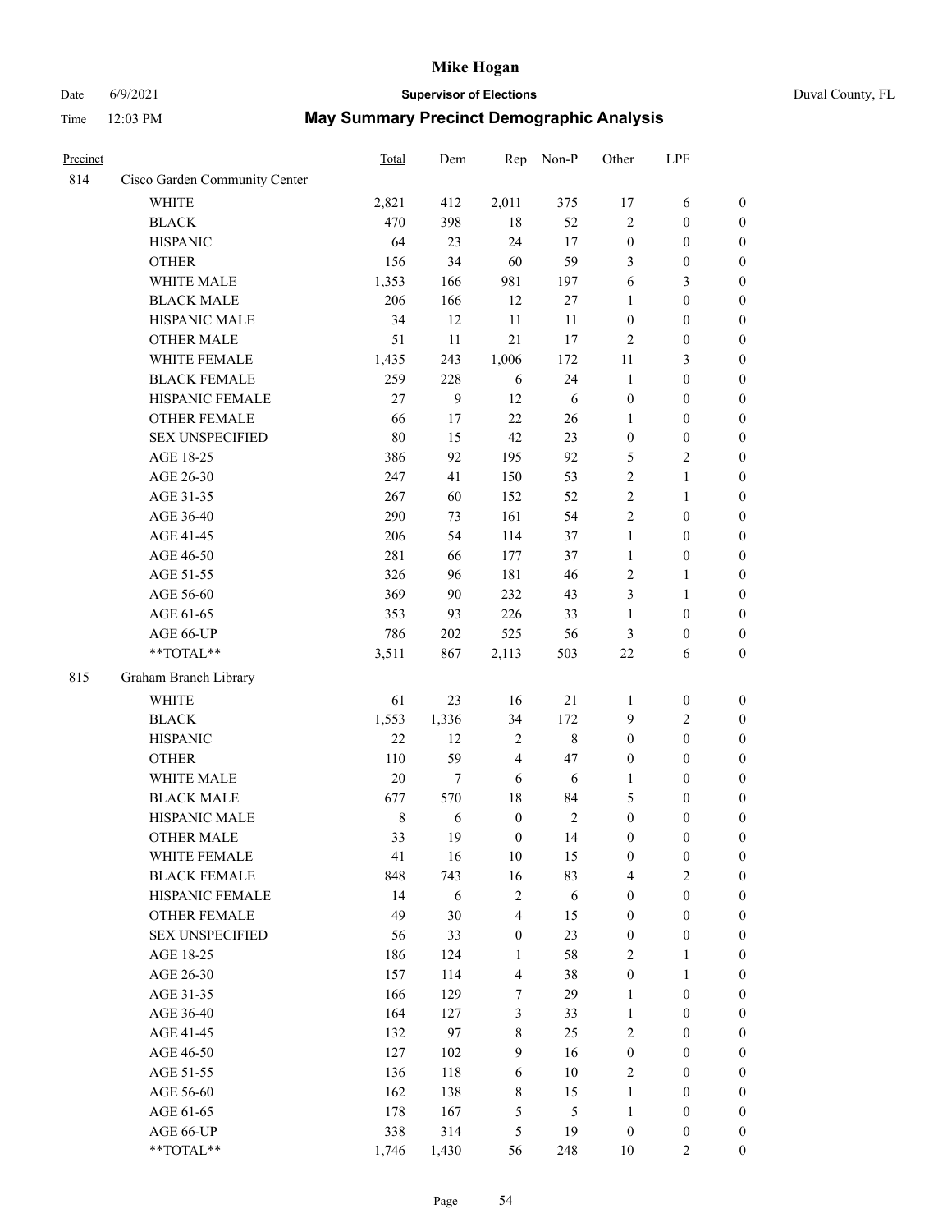# Mike Hogan

Date 6/9/2021 **Supervisor of Elections** Duval County, FL

Time 12:03 PM **May Summary Precinct Demographic Analysis**

| Precinct | | Total | Dem | Rep | Non-P | Other | LPF | |
|---|---|---|---|---|---|---|---|---|
| 814 | Cisco Garden Community Center | | | | | | | |
| | WHITE | 2,821 | 412 | 2,011 | 375 | 17 | 6 | 0 |
| | BLACK | 470 | 398 | 18 | 52 | 2 | 0 | 0 |
| | HISPANIC | 64 | 23 | 24 | 17 | 0 | 0 | 0 |
| | OTHER | 156 | 34 | 60 | 59 | 3 | 0 | 0 |
| | WHITE MALE | 1,353 | 166 | 981 | 197 | 6 | 3 | 0 |
| | BLACK MALE | 206 | 166 | 12 | 27 | 1 | 0 | 0 |
| | HISPANIC MALE | 34 | 12 | 11 | 11 | 0 | 0 | 0 |
| | OTHER MALE | 51 | 11 | 21 | 17 | 2 | 0 | 0 |
| | WHITE FEMALE | 1,435 | 243 | 1,006 | 172 | 11 | 3 | 0 |
| | BLACK FEMALE | 259 | 228 | 6 | 24 | 1 | 0 | 0 |
| | HISPANIC FEMALE | 27 | 9 | 12 | 6 | 0 | 0 | 0 |
| | OTHER FEMALE | 66 | 17 | 22 | 26 | 1 | 0 | 0 |
| | SEX UNSPECIFIED | 80 | 15 | 42 | 23 | 0 | 0 | 0 |
| | AGE 18-25 | 386 | 92 | 195 | 92 | 5 | 2 | 0 |
| | AGE 26-30 | 247 | 41 | 150 | 53 | 2 | 1 | 0 |
| | AGE 31-35 | 267 | 60 | 152 | 52 | 2 | 1 | 0 |
| | AGE 36-40 | 290 | 73 | 161 | 54 | 2 | 0 | 0 |
| | AGE 41-45 | 206 | 54 | 114 | 37 | 1 | 0 | 0 |
| | AGE 46-50 | 281 | 66 | 177 | 37 | 1 | 0 | 0 |
| | AGE 51-55 | 326 | 96 | 181 | 46 | 2 | 1 | 0 |
| | AGE 56-60 | 369 | 90 | 232 | 43 | 3 | 1 | 0 |
| | AGE 61-65 | 353 | 93 | 226 | 33 | 1 | 0 | 0 |
| | AGE 66-UP | 786 | 202 | 525 | 56 | 3 | 0 | 0 |
| | **TOTAL** | 3,511 | 867 | 2,113 | 503 | 22 | 6 | 0 |
| 815 | Graham Branch Library | | | | | | | |
| | WHITE | 61 | 23 | 16 | 21 | 1 | 0 | 0 |
| | BLACK | 1,553 | 1,336 | 34 | 172 | 9 | 2 | 0 |
| | HISPANIC | 22 | 12 | 2 | 8 | 0 | 0 | 0 |
| | OTHER | 110 | 59 | 4 | 47 | 0 | 0 | 0 |
| | WHITE MALE | 20 | 7 | 6 | 6 | 1 | 0 | 0 |
| | BLACK MALE | 677 | 570 | 18 | 84 | 5 | 0 | 0 |
| | HISPANIC MALE | 8 | 6 | 0 | 2 | 0 | 0 | 0 |
| | OTHER MALE | 33 | 19 | 0 | 14 | 0 | 0 | 0 |
| | WHITE FEMALE | 41 | 16 | 10 | 15 | 0 | 0 | 0 |
| | BLACK FEMALE | 848 | 743 | 16 | 83 | 4 | 2 | 0 |
| | HISPANIC FEMALE | 14 | 6 | 2 | 6 | 0 | 0 | 0 |
| | OTHER FEMALE | 49 | 30 | 4 | 15 | 0 | 0 | 0 |
| | SEX UNSPECIFIED | 56 | 33 | 0 | 23 | 0 | 0 | 0 |
| | AGE 18-25 | 186 | 124 | 1 | 58 | 2 | 1 | 0 |
| | AGE 26-30 | 157 | 114 | 4 | 38 | 0 | 1 | 0 |
| | AGE 31-35 | 166 | 129 | 7 | 29 | 1 | 0 | 0 |
| | AGE 36-40 | 164 | 127 | 3 | 33 | 1 | 0 | 0 |
| | AGE 41-45 | 132 | 97 | 8 | 25 | 2 | 0 | 0 |
| | AGE 46-50 | 127 | 102 | 9 | 16 | 0 | 0 | 0 |
| | AGE 51-55 | 136 | 118 | 6 | 10 | 2 | 0 | 0 |
| | AGE 56-60 | 162 | 138 | 8 | 15 | 1 | 0 | 0 |
| | AGE 61-65 | 178 | 167 | 5 | 5 | 1 | 0 | 0 |
| | AGE 66-UP | 338 | 314 | 5 | 19 | 0 | 0 | 0 |
| | **TOTAL** | 1,746 | 1,430 | 56 | 248 | 10 | 2 | 0 |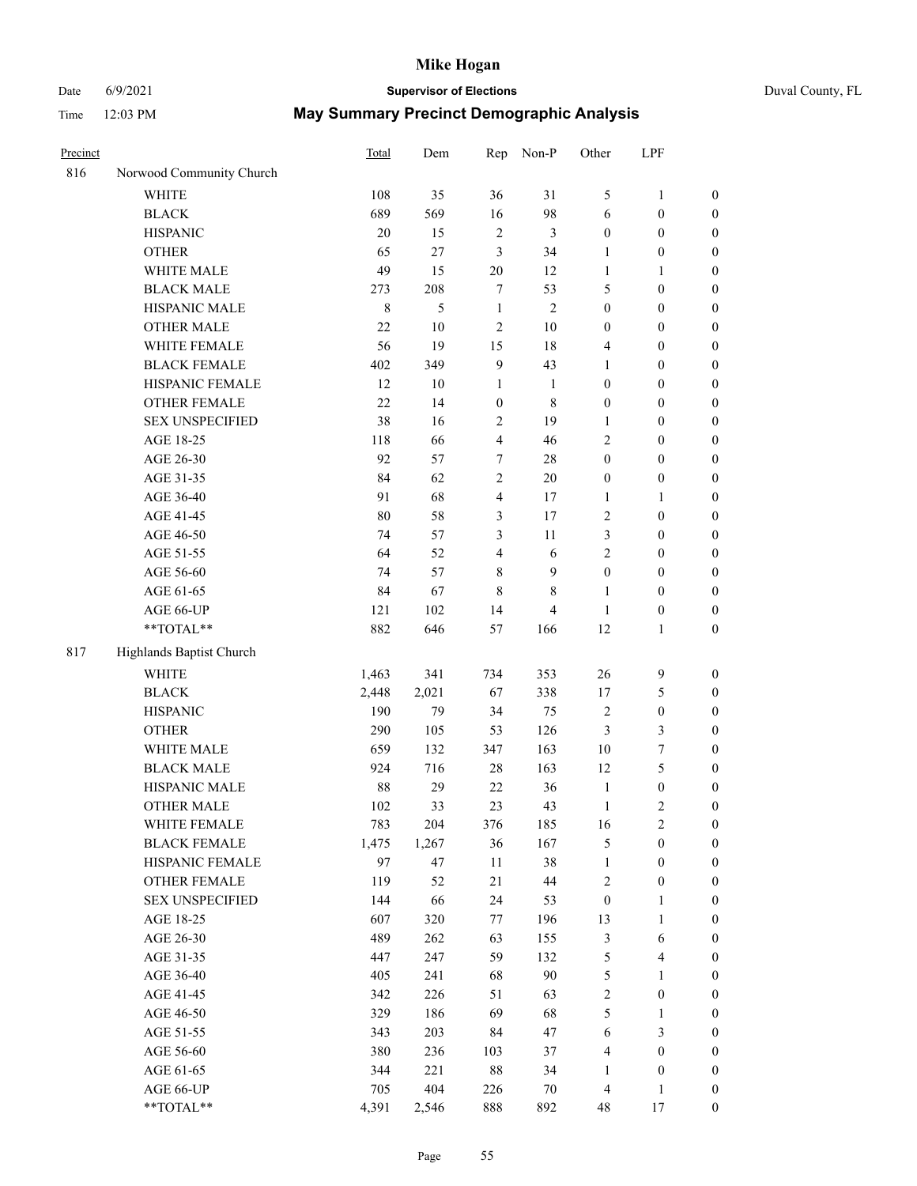# Mike Hogan

Date 6/9/2021 **Supervisor of Elections** Duval County, FL

Time 12:03 PM **May Summary Precinct Demographic Analysis**

| Precinct | | Total | Dem | Rep | Non-P | Other | LPF | |
|---|---|---|---|---|---|---|---|---|
| 816 | Norwood Community Church | | | | | | | |
| | WHITE | 108 | 35 | 36 | 31 | 5 | 1 | 0 |
| | BLACK | 689 | 569 | 16 | 98 | 6 | 0 | 0 |
| | HISPANIC | 20 | 15 | 2 | 3 | 0 | 0 | 0 |
| | OTHER | 65 | 27 | 3 | 34 | 1 | 0 | 0 |
| | WHITE MALE | 49 | 15 | 20 | 12 | 1 | 1 | 0 |
| | BLACK MALE | 273 | 208 | 7 | 53 | 5 | 0 | 0 |
| | HISPANIC MALE | 8 | 5 | 1 | 2 | 0 | 0 | 0 |
| | OTHER MALE | 22 | 10 | 2 | 10 | 0 | 0 | 0 |
| | WHITE FEMALE | 56 | 19 | 15 | 18 | 4 | 0 | 0 |
| | BLACK FEMALE | 402 | 349 | 9 | 43 | 1 | 0 | 0 |
| | HISPANIC FEMALE | 12 | 10 | 1 | 1 | 0 | 0 | 0 |
| | OTHER FEMALE | 22 | 14 | 0 | 8 | 0 | 0 | 0 |
| | SEX UNSPECIFIED | 38 | 16 | 2 | 19 | 1 | 0 | 0 |
| | AGE 18-25 | 118 | 66 | 4 | 46 | 2 | 0 | 0 |
| | AGE 26-30 | 92 | 57 | 7 | 28 | 0 | 0 | 0 |
| | AGE 31-35 | 84 | 62 | 2 | 20 | 0 | 0 | 0 |
| | AGE 36-40 | 91 | 68 | 4 | 17 | 1 | 1 | 0 |
| | AGE 41-45 | 80 | 58 | 3 | 17 | 2 | 0 | 0 |
| | AGE 46-50 | 74 | 57 | 3 | 11 | 3 | 0 | 0 |
| | AGE 51-55 | 64 | 52 | 4 | 6 | 2 | 0 | 0 |
| | AGE 56-60 | 74 | 57 | 8 | 9 | 0 | 0 | 0 |
| | AGE 61-65 | 84 | 67 | 8 | 8 | 1 | 0 | 0 |
| | AGE 66-UP | 121 | 102 | 14 | 4 | 1 | 0 | 0 |
| | **TOTAL** | 882 | 646 | 57 | 166 | 12 | 1 | 0 |
| 817 | Highlands Baptist Church | | | | | | | |
| | WHITE | 1,463 | 341 | 734 | 353 | 26 | 9 | 0 |
| | BLACK | 2,448 | 2,021 | 67 | 338 | 17 | 5 | 0 |
| | HISPANIC | 190 | 79 | 34 | 75 | 2 | 0 | 0 |
| | OTHER | 290 | 105 | 53 | 126 | 3 | 3 | 0 |
| | WHITE MALE | 659 | 132 | 347 | 163 | 10 | 7 | 0 |
| | BLACK MALE | 924 | 716 | 28 | 163 | 12 | 5 | 0 |
| | HISPANIC MALE | 88 | 29 | 22 | 36 | 1 | 0 | 0 |
| | OTHER MALE | 102 | 33 | 23 | 43 | 1 | 2 | 0 |
| | WHITE FEMALE | 783 | 204 | 376 | 185 | 16 | 2 | 0 |
| | BLACK FEMALE | 1,475 | 1,267 | 36 | 167 | 5 | 0 | 0 |
| | HISPANIC FEMALE | 97 | 47 | 11 | 38 | 1 | 0 | 0 |
| | OTHER FEMALE | 119 | 52 | 21 | 44 | 2 | 0 | 0 |
| | SEX UNSPECIFIED | 144 | 66 | 24 | 53 | 0 | 1 | 0 |
| | AGE 18-25 | 607 | 320 | 77 | 196 | 13 | 1 | 0 |
| | AGE 26-30 | 489 | 262 | 63 | 155 | 3 | 6 | 0 |
| | AGE 31-35 | 447 | 247 | 59 | 132 | 5 | 4 | 0 |
| | AGE 36-40 | 405 | 241 | 68 | 90 | 5 | 1 | 0 |
| | AGE 41-45 | 342 | 226 | 51 | 63 | 2 | 0 | 0 |
| | AGE 46-50 | 329 | 186 | 69 | 68 | 5 | 1 | 0 |
| | AGE 51-55 | 343 | 203 | 84 | 47 | 6 | 3 | 0 |
| | AGE 56-60 | 380 | 236 | 103 | 37 | 4 | 0 | 0 |
| | AGE 61-65 | 344 | 221 | 88 | 34 | 1 | 0 | 0 |
| | AGE 66-UP | 705 | 404 | 226 | 70 | 4 | 1 | 0 |
| | **TOTAL** | 4,391 | 2,546 | 888 | 892 | 48 | 17 | 0 |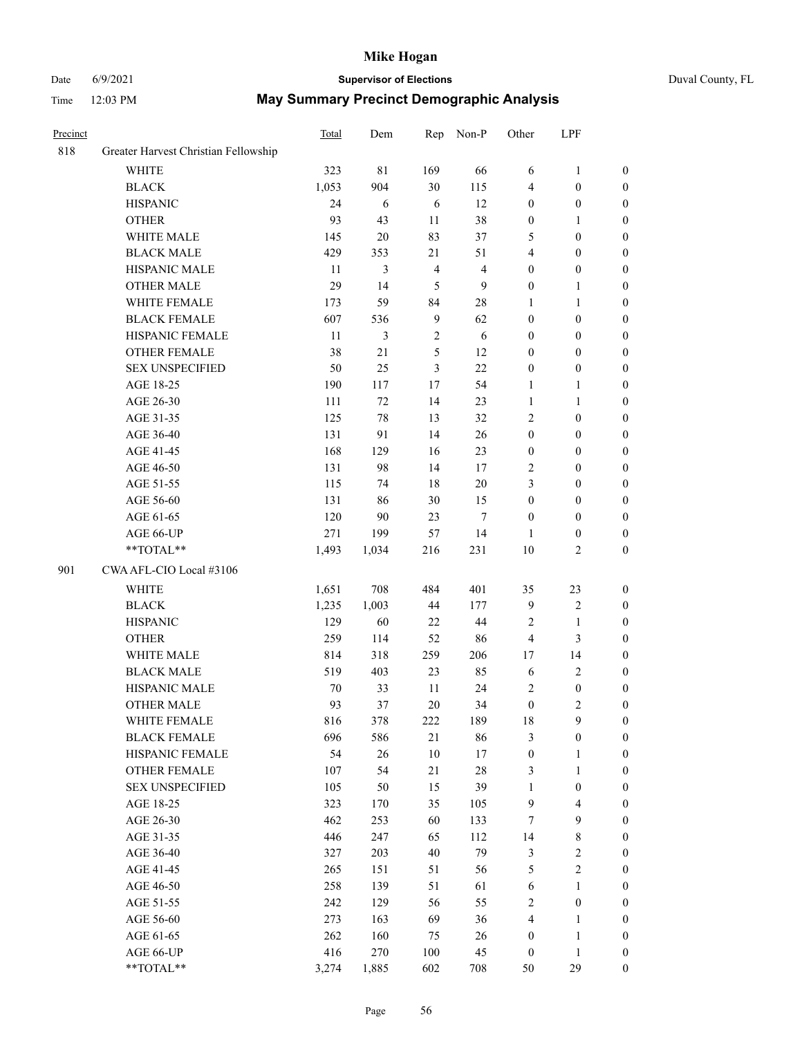# Mike Hogan

Date 6/9/2021 **Supervisor of Elections** Duval County, FL

Time 12:03 PM **May Summary Precinct Demographic Analysis**

| Precinct | | Total | Dem | Rep | Non-P | Other | LPF | |
|---|---|---|---|---|---|---|---|---|
| 818 | Greater Harvest Christian Fellowship | | | | | | | |
| | WHITE | 323 | 81 | 169 | 66 | 6 | 1 | 0 |
| | BLACK | 1,053 | 904 | 30 | 115 | 4 | 0 | 0 |
| | HISPANIC | 24 | 6 | 6 | 12 | 0 | 0 | 0 |
| | OTHER | 93 | 43 | 11 | 38 | 0 | 1 | 0 |
| | WHITE MALE | 145 | 20 | 83 | 37 | 5 | 0 | 0 |
| | BLACK MALE | 429 | 353 | 21 | 51 | 4 | 0 | 0 |
| | HISPANIC MALE | 11 | 3 | 4 | 4 | 0 | 0 | 0 |
| | OTHER MALE | 29 | 14 | 5 | 9 | 0 | 1 | 0 |
| | WHITE FEMALE | 173 | 59 | 84 | 28 | 1 | 1 | 0 |
| | BLACK FEMALE | 607 | 536 | 9 | 62 | 0 | 0 | 0 |
| | HISPANIC FEMALE | 11 | 3 | 2 | 6 | 0 | 0 | 0 |
| | OTHER FEMALE | 38 | 21 | 5 | 12 | 0 | 0 | 0 |
| | SEX UNSPECIFIED | 50 | 25 | 3 | 22 | 0 | 0 | 0 |
| | AGE 18-25 | 190 | 117 | 17 | 54 | 1 | 1 | 0 |
| | AGE 26-30 | 111 | 72 | 14 | 23 | 1 | 1 | 0 |
| | AGE 31-35 | 125 | 78 | 13 | 32 | 2 | 0 | 0 |
| | AGE 36-40 | 131 | 91 | 14 | 26 | 0 | 0 | 0 |
| | AGE 41-45 | 168 | 129 | 16 | 23 | 0 | 0 | 0 |
| | AGE 46-50 | 131 | 98 | 14 | 17 | 2 | 0 | 0 |
| | AGE 51-55 | 115 | 74 | 18 | 20 | 3 | 0 | 0 |
| | AGE 56-60 | 131 | 86 | 30 | 15 | 0 | 0 | 0 |
| | AGE 61-65 | 120 | 90 | 23 | 7 | 0 | 0 | 0 |
| | AGE 66-UP | 271 | 199 | 57 | 14 | 1 | 0 | 0 |
| | **TOTAL** | 1,493 | 1,034 | 216 | 231 | 10 | 2 | 0 |
| 901 | CWA AFL-CIO Local #3106 | | | | | | | |
| | WHITE | 1,651 | 708 | 484 | 401 | 35 | 23 | 0 |
| | BLACK | 1,235 | 1,003 | 44 | 177 | 9 | 2 | 0 |
| | HISPANIC | 129 | 60 | 22 | 44 | 2 | 1 | 0 |
| | OTHER | 259 | 114 | 52 | 86 | 4 | 3 | 0 |
| | WHITE MALE | 814 | 318 | 259 | 206 | 17 | 14 | 0 |
| | BLACK MALE | 519 | 403 | 23 | 85 | 6 | 2 | 0 |
| | HISPANIC MALE | 70 | 33 | 11 | 24 | 2 | 0 | 0 |
| | OTHER MALE | 93 | 37 | 20 | 34 | 0 | 2 | 0 |
| | WHITE FEMALE | 816 | 378 | 222 | 189 | 18 | 9 | 0 |
| | BLACK FEMALE | 696 | 586 | 21 | 86 | 3 | 0 | 0 |
| | HISPANIC FEMALE | 54 | 26 | 10 | 17 | 0 | 1 | 0 |
| | OTHER FEMALE | 107 | 54 | 21 | 28 | 3 | 1 | 0 |
| | SEX UNSPECIFIED | 105 | 50 | 15 | 39 | 1 | 0 | 0 |
| | AGE 18-25 | 323 | 170 | 35 | 105 | 9 | 4 | 0 |
| | AGE 26-30 | 462 | 253 | 60 | 133 | 7 | 9 | 0 |
| | AGE 31-35 | 446 | 247 | 65 | 112 | 14 | 8 | 0 |
| | AGE 36-40 | 327 | 203 | 40 | 79 | 3 | 2 | 0 |
| | AGE 41-45 | 265 | 151 | 51 | 56 | 5 | 2 | 0 |
| | AGE 46-50 | 258 | 139 | 51 | 61 | 6 | 1 | 0 |
| | AGE 51-55 | 242 | 129 | 56 | 55 | 2 | 0 | 0 |
| | AGE 56-60 | 273 | 163 | 69 | 36 | 4 | 1 | 0 |
| | AGE 61-65 | 262 | 160 | 75 | 26 | 0 | 1 | 0 |
| | AGE 66-UP | 416 | 270 | 100 | 45 | 0 | 1 | 0 |
| | **TOTAL** | 3,274 | 1,885 | 602 | 708 | 50 | 29 | 0 |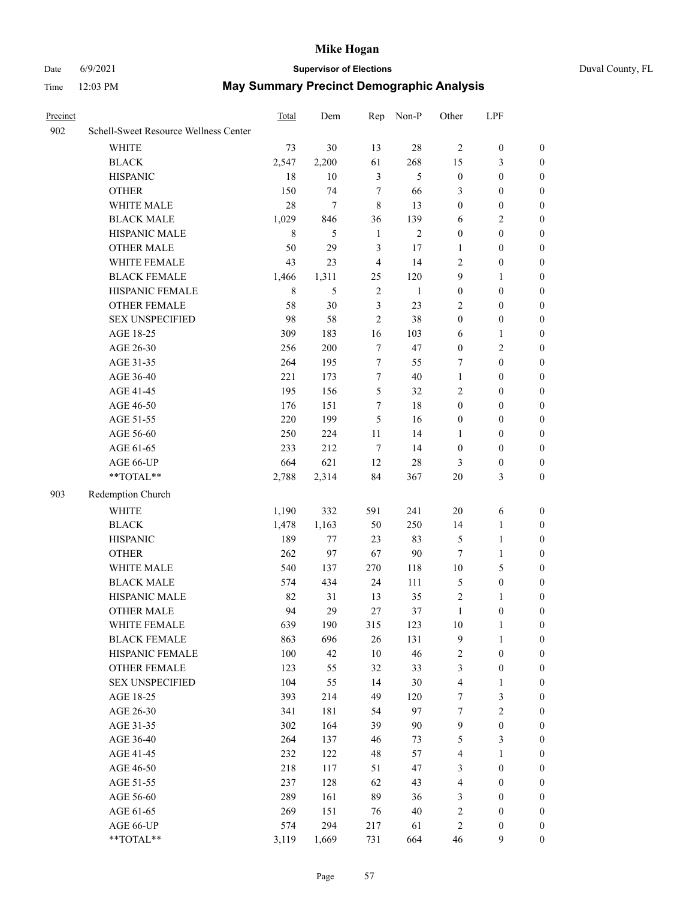# Mike Hogan

Date 6/9/2021 **Supervisor of Elections** Duval County, FL

Time 12:03 PM **May Summary Precinct Demographic Analysis**

| Precinct | | Total | Dem | Rep | Non-P | Other | LPF | |
|---|---|---|---|---|---|---|---|---|
| 902 | Schell-Sweet Resource Wellness Center | | | | | | | |
| | WHITE | 73 | 30 | 13 | 28 | 2 | 0 | 0 |
| | BLACK | 2,547 | 2,200 | 61 | 268 | 15 | 3 | 0 |
| | HISPANIC | 18 | 10 | 3 | 5 | 0 | 0 | 0 |
| | OTHER | 150 | 74 | 7 | 66 | 3 | 0 | 0 |
| | WHITE MALE | 28 | 7 | 8 | 13 | 0 | 0 | 0 |
| | BLACK MALE | 1,029 | 846 | 36 | 139 | 6 | 2 | 0 |
| | HISPANIC MALE | 8 | 5 | 1 | 2 | 0 | 0 | 0 |
| | OTHER MALE | 50 | 29 | 3 | 17 | 1 | 0 | 0 |
| | WHITE FEMALE | 43 | 23 | 4 | 14 | 2 | 0 | 0 |
| | BLACK FEMALE | 1,466 | 1,311 | 25 | 120 | 9 | 1 | 0 |
| | HISPANIC FEMALE | 8 | 5 | 2 | 1 | 0 | 0 | 0 |
| | OTHER FEMALE | 58 | 30 | 3 | 23 | 2 | 0 | 0 |
| | SEX UNSPECIFIED | 98 | 58 | 2 | 38 | 0 | 0 | 0 |
| | AGE 18-25 | 309 | 183 | 16 | 103 | 6 | 1 | 0 |
| | AGE 26-30 | 256 | 200 | 7 | 47 | 0 | 2 | 0 |
| | AGE 31-35 | 264 | 195 | 7 | 55 | 7 | 0 | 0 |
| | AGE 36-40 | 221 | 173 | 7 | 40 | 1 | 0 | 0 |
| | AGE 41-45 | 195 | 156 | 5 | 32 | 2 | 0 | 0 |
| | AGE 46-50 | 176 | 151 | 7 | 18 | 0 | 0 | 0 |
| | AGE 51-55 | 220 | 199 | 5 | 16 | 0 | 0 | 0 |
| | AGE 56-60 | 250 | 224 | 11 | 14 | 1 | 0 | 0 |
| | AGE 61-65 | 233 | 212 | 7 | 14 | 0 | 0 | 0 |
| | AGE 66-UP | 664 | 621 | 12 | 28 | 3 | 0 | 0 |
| | **TOTAL** | 2,788 | 2,314 | 84 | 367 | 20 | 3 | 0 |
| 903 | Redemption Church | | | | | | | |
| | WHITE | 1,190 | 332 | 591 | 241 | 20 | 6 | 0 |
| | BLACK | 1,478 | 1,163 | 50 | 250 | 14 | 1 | 0 |
| | HISPANIC | 189 | 77 | 23 | 83 | 5 | 1 | 0 |
| | OTHER | 262 | 97 | 67 | 90 | 7 | 1 | 0 |
| | WHITE MALE | 540 | 137 | 270 | 118 | 10 | 5 | 0 |
| | BLACK MALE | 574 | 434 | 24 | 111 | 5 | 0 | 0 |
| | HISPANIC MALE | 82 | 31 | 13 | 35 | 2 | 1 | 0 |
| | OTHER MALE | 94 | 29 | 27 | 37 | 1 | 0 | 0 |
| | WHITE FEMALE | 639 | 190 | 315 | 123 | 10 | 1 | 0 |
| | BLACK FEMALE | 863 | 696 | 26 | 131 | 9 | 1 | 0 |
| | HISPANIC FEMALE | 100 | 42 | 10 | 46 | 2 | 0 | 0 |
| | OTHER FEMALE | 123 | 55 | 32 | 33 | 3 | 0 | 0 |
| | SEX UNSPECIFIED | 104 | 55 | 14 | 30 | 4 | 1 | 0 |
| | AGE 18-25 | 393 | 214 | 49 | 120 | 7 | 3 | 0 |
| | AGE 26-30 | 341 | 181 | 54 | 97 | 7 | 2 | 0 |
| | AGE 31-35 | 302 | 164 | 39 | 90 | 9 | 0 | 0 |
| | AGE 36-40 | 264 | 137 | 46 | 73 | 5 | 3 | 0 |
| | AGE 41-45 | 232 | 122 | 48 | 57 | 4 | 1 | 0 |
| | AGE 46-50 | 218 | 117 | 51 | 47 | 3 | 0 | 0 |
| | AGE 51-55 | 237 | 128 | 62 | 43 | 4 | 0 | 0 |
| | AGE 56-60 | 289 | 161 | 89 | 36 | 3 | 0 | 0 |
| | AGE 61-65 | 269 | 151 | 76 | 40 | 2 | 0 | 0 |
| | AGE 66-UP | 574 | 294 | 217 | 61 | 2 | 0 | 0 |
| | **TOTAL** | 3,119 | 1,669 | 731 | 664 | 46 | 9 | 0 |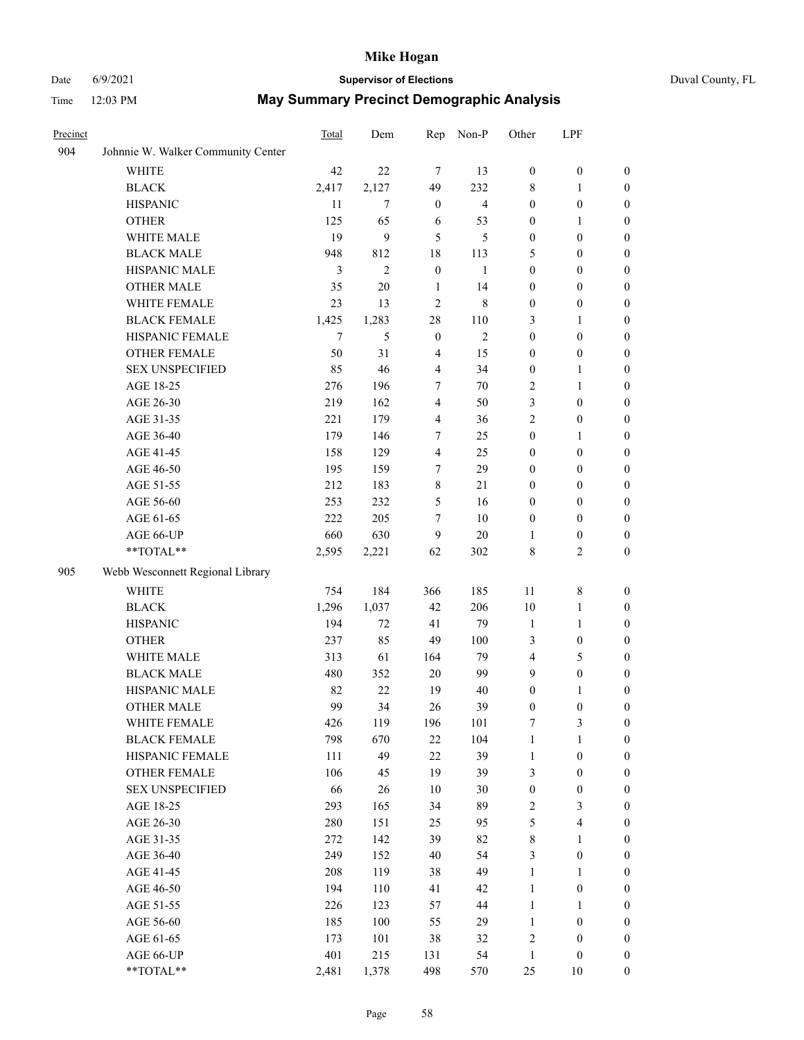# Mike Hogan

Date 6/9/2021 **Supervisor of Elections** Duval County, FL

Time 12:03 PM **May Summary Precinct Demographic Analysis**

| Precinct | | Total | Dem | Rep | Non-P | Other | LPF | |
|---|---|---|---|---|---|---|---|---|
| 904 | Johnnie W. Walker Community Center | | | | | | | |
| | WHITE | 42 | 22 | 7 | 13 | 0 | 0 | 0 |
| | BLACK | 2,417 | 2,127 | 49 | 232 | 8 | 1 | 0 |
| | HISPANIC | 11 | 7 | 0 | 4 | 0 | 0 | 0 |
| | OTHER | 125 | 65 | 6 | 53 | 0 | 1 | 0 |
| | WHITE MALE | 19 | 9 | 5 | 5 | 0 | 0 | 0 |
| | BLACK MALE | 948 | 812 | 18 | 113 | 5 | 0 | 0 |
| | HISPANIC MALE | 3 | 2 | 0 | 1 | 0 | 0 | 0 |
| | OTHER MALE | 35 | 20 | 1 | 14 | 0 | 0 | 0 |
| | WHITE FEMALE | 23 | 13 | 2 | 8 | 0 | 0 | 0 |
| | BLACK FEMALE | 1,425 | 1,283 | 28 | 110 | 3 | 1 | 0 |
| | HISPANIC FEMALE | 7 | 5 | 0 | 2 | 0 | 0 | 0 |
| | OTHER FEMALE | 50 | 31 | 4 | 15 | 0 | 0 | 0 |
| | SEX UNSPECIFIED | 85 | 46 | 4 | 34 | 0 | 1 | 0 |
| | AGE 18-25 | 276 | 196 | 7 | 70 | 2 | 1 | 0 |
| | AGE 26-30 | 219 | 162 | 4 | 50 | 3 | 0 | 0 |
| | AGE 31-35 | 221 | 179 | 4 | 36 | 2 | 0 | 0 |
| | AGE 36-40 | 179 | 146 | 7 | 25 | 0 | 1 | 0 |
| | AGE 41-45 | 158 | 129 | 4 | 25 | 0 | 0 | 0 |
| | AGE 46-50 | 195 | 159 | 7 | 29 | 0 | 0 | 0 |
| | AGE 51-55 | 212 | 183 | 8 | 21 | 0 | 0 | 0 |
| | AGE 56-60 | 253 | 232 | 5 | 16 | 0 | 0 | 0 |
| | AGE 61-65 | 222 | 205 | 7 | 10 | 0 | 0 | 0 |
| | AGE 66-UP | 660 | 630 | 9 | 20 | 1 | 0 | 0 |
| | **TOTAL** | 2,595 | 2,221 | 62 | 302 | 8 | 2 | 0 |
| 905 | Webb Wesconnett Regional Library | | | | | | | |
| | WHITE | 754 | 184 | 366 | 185 | 11 | 8 | 0 |
| | BLACK | 1,296 | 1,037 | 42 | 206 | 10 | 1 | 0 |
| | HISPANIC | 194 | 72 | 41 | 79 | 1 | 1 | 0 |
| | OTHER | 237 | 85 | 49 | 100 | 3 | 0 | 0 |
| | WHITE MALE | 313 | 61 | 164 | 79 | 4 | 5 | 0 |
| | BLACK MALE | 480 | 352 | 20 | 99 | 9 | 0 | 0 |
| | HISPANIC MALE | 82 | 22 | 19 | 40 | 0 | 1 | 0 |
| | OTHER MALE | 99 | 34 | 26 | 39 | 0 | 0 | 0 |
| | WHITE FEMALE | 426 | 119 | 196 | 101 | 7 | 3 | 0 |
| | BLACK FEMALE | 798 | 670 | 22 | 104 | 1 | 1 | 0 |
| | HISPANIC FEMALE | 111 | 49 | 22 | 39 | 1 | 0 | 0 |
| | OTHER FEMALE | 106 | 45 | 19 | 39 | 3 | 0 | 0 |
| | SEX UNSPECIFIED | 66 | 26 | 10 | 30 | 0 | 0 | 0 |
| | AGE 18-25 | 293 | 165 | 34 | 89 | 2 | 3 | 0 |
| | AGE 26-30 | 280 | 151 | 25 | 95 | 5 | 4 | 0 |
| | AGE 31-35 | 272 | 142 | 39 | 82 | 8 | 1 | 0 |
| | AGE 36-40 | 249 | 152 | 40 | 54 | 3 | 0 | 0 |
| | AGE 41-45 | 208 | 119 | 38 | 49 | 1 | 1 | 0 |
| | AGE 46-50 | 194 | 110 | 41 | 42 | 1 | 0 | 0 |
| | AGE 51-55 | 226 | 123 | 57 | 44 | 1 | 1 | 0 |
| | AGE 56-60 | 185 | 100 | 55 | 29 | 1 | 0 | 0 |
| | AGE 61-65 | 173 | 101 | 38 | 32 | 2 | 0 | 0 |
| | AGE 66-UP | 401 | 215 | 131 | 54 | 1 | 0 | 0 |
| | **TOTAL** | 2,481 | 1,378 | 498 | 570 | 25 | 10 | 0 |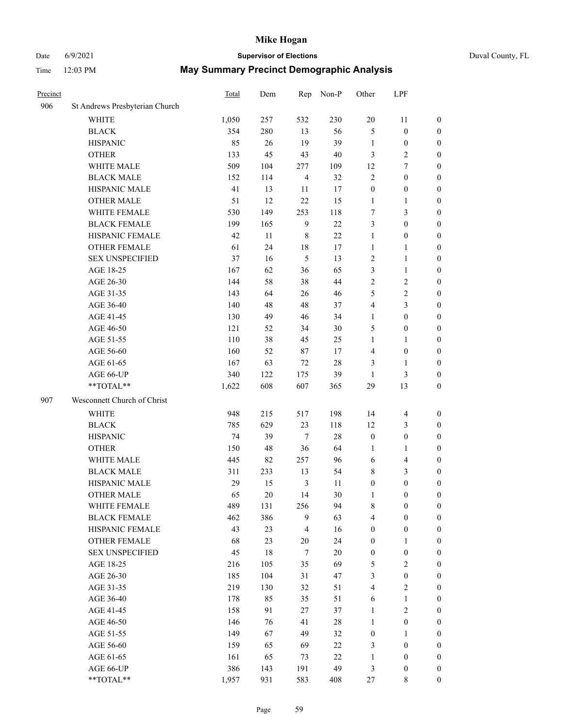# Mike Hogan

Date 6/9/2021 **Supervisor of Elections** Duval County, FL

Time 12:03 PM **May Summary Precinct Demographic Analysis**

| Precinct | | Total | Dem | Rep | Non-P | Other | LPF | |
|---|---|---|---|---|---|---|---|---|
| 906 | St Andrews Presbyterian Church | | | | | | | |
| | WHITE | 1,050 | 257 | 532 | 230 | 20 | 11 | 0 |
| | BLACK | 354 | 280 | 13 | 56 | 5 | 0 | 0 |
| | HISPANIC | 85 | 26 | 19 | 39 | 1 | 0 | 0 |
| | OTHER | 133 | 45 | 43 | 40 | 3 | 2 | 0 |
| | WHITE MALE | 509 | 104 | 277 | 109 | 12 | 7 | 0 |
| | BLACK MALE | 152 | 114 | 4 | 32 | 2 | 0 | 0 |
| | HISPANIC MALE | 41 | 13 | 11 | 17 | 0 | 0 | 0 |
| | OTHER MALE | 51 | 12 | 22 | 15 | 1 | 1 | 0 |
| | WHITE FEMALE | 530 | 149 | 253 | 118 | 7 | 3 | 0 |
| | BLACK FEMALE | 199 | 165 | 9 | 22 | 3 | 0 | 0 |
| | HISPANIC FEMALE | 42 | 11 | 8 | 22 | 1 | 0 | 0 |
| | OTHER FEMALE | 61 | 24 | 18 | 17 | 1 | 1 | 0 |
| | SEX UNSPECIFIED | 37 | 16 | 5 | 13 | 2 | 1 | 0 |
| | AGE 18-25 | 167 | 62 | 36 | 65 | 3 | 1 | 0 |
| | AGE 26-30 | 144 | 58 | 38 | 44 | 2 | 2 | 0 |
| | AGE 31-35 | 143 | 64 | 26 | 46 | 5 | 2 | 0 |
| | AGE 36-40 | 140 | 48 | 48 | 37 | 4 | 3 | 0 |
| | AGE 41-45 | 130 | 49 | 46 | 34 | 1 | 0 | 0 |
| | AGE 46-50 | 121 | 52 | 34 | 30 | 5 | 0 | 0 |
| | AGE 51-55 | 110 | 38 | 45 | 25 | 1 | 1 | 0 |
| | AGE 56-60 | 160 | 52 | 87 | 17 | 4 | 0 | 0 |
| | AGE 61-65 | 167 | 63 | 72 | 28 | 3 | 1 | 0 |
| | AGE 66-UP | 340 | 122 | 175 | 39 | 1 | 3 | 0 |
| | **TOTAL** | 1,622 | 608 | 607 | 365 | 29 | 13 | 0 |
| 907 | Wesconnett Church of Christ | | | | | | | |
| | WHITE | 948 | 215 | 517 | 198 | 14 | 4 | 0 |
| | BLACK | 785 | 629 | 23 | 118 | 12 | 3 | 0 |
| | HISPANIC | 74 | 39 | 7 | 28 | 0 | 0 | 0 |
| | OTHER | 150 | 48 | 36 | 64 | 1 | 1 | 0 |
| | WHITE MALE | 445 | 82 | 257 | 96 | 6 | 4 | 0 |
| | BLACK MALE | 311 | 233 | 13 | 54 | 8 | 3 | 0 |
| | HISPANIC MALE | 29 | 15 | 3 | 11 | 0 | 0 | 0 |
| | OTHER MALE | 65 | 20 | 14 | 30 | 1 | 0 | 0 |
| | WHITE FEMALE | 489 | 131 | 256 | 94 | 8 | 0 | 0 |
| | BLACK FEMALE | 462 | 386 | 9 | 63 | 4 | 0 | 0 |
| | HISPANIC FEMALE | 43 | 23 | 4 | 16 | 0 | 0 | 0 |
| | OTHER FEMALE | 68 | 23 | 20 | 24 | 0 | 1 | 0 |
| | SEX UNSPECIFIED | 45 | 18 | 7 | 20 | 0 | 0 | 0 |
| | AGE 18-25 | 216 | 105 | 35 | 69 | 5 | 2 | 0 |
| | AGE 26-30 | 185 | 104 | 31 | 47 | 3 | 0 | 0 |
| | AGE 31-35 | 219 | 130 | 32 | 51 | 4 | 2 | 0 |
| | AGE 36-40 | 178 | 85 | 35 | 51 | 6 | 1 | 0 |
| | AGE 41-45 | 158 | 91 | 27 | 37 | 1 | 2 | 0 |
| | AGE 46-50 | 146 | 76 | 41 | 28 | 1 | 0 | 0 |
| | AGE 51-55 | 149 | 67 | 49 | 32 | 0 | 1 | 0 |
| | AGE 56-60 | 159 | 65 | 69 | 22 | 3 | 0 | 0 |
| | AGE 61-65 | 161 | 65 | 73 | 22 | 1 | 0 | 0 |
| | AGE 66-UP | 386 | 143 | 191 | 49 | 3 | 0 | 0 |
| | **TOTAL** | 1,957 | 931 | 583 | 408 | 27 | 8 | 0 |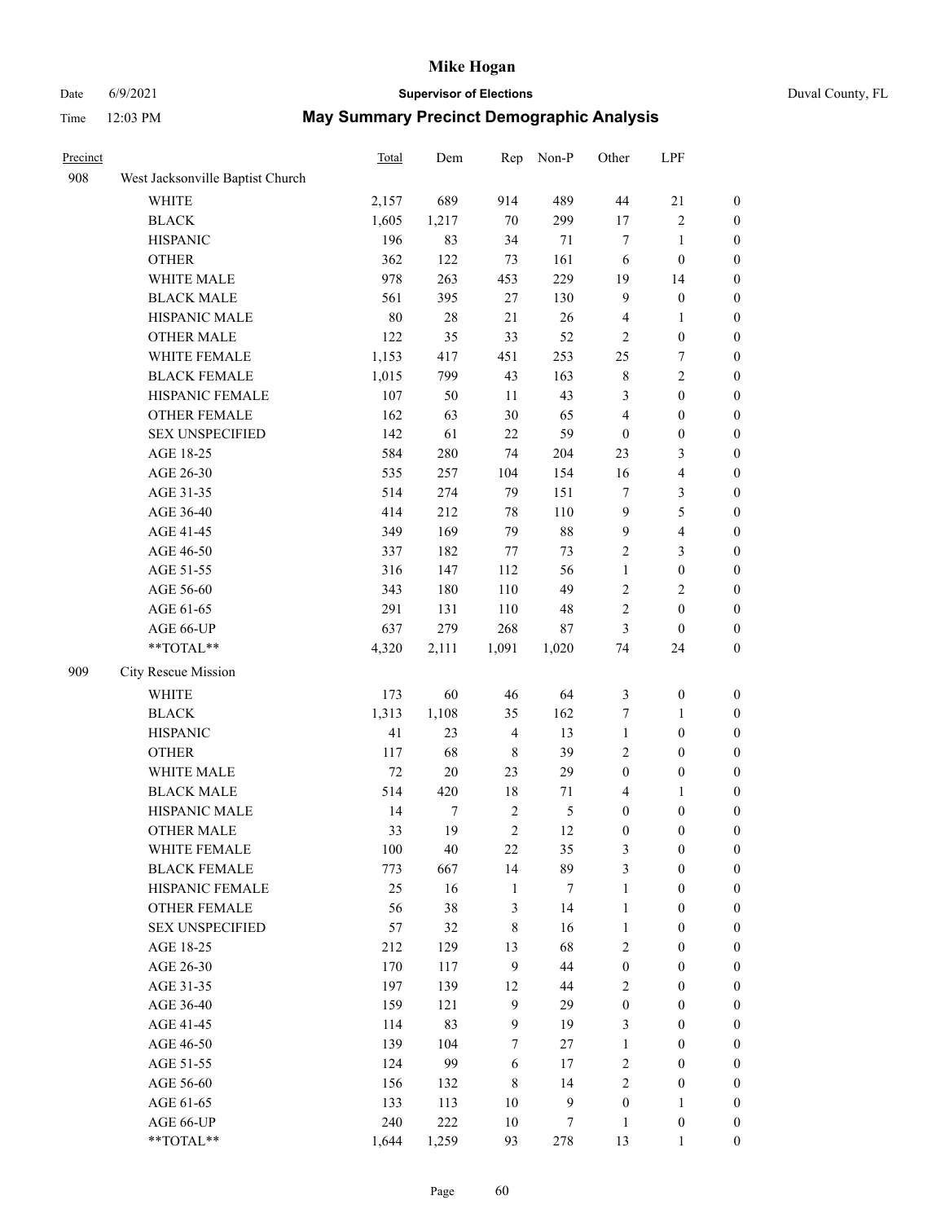# Mike Hogan

Date 6/9/2021 **Supervisor of Elections** Duval County, FL

Time 12:03 PM **May Summary Precinct Demographic Analysis**

| Precinct | | Total | Dem | Rep | Non-P | Other | LPF | |
|---|---|---|---|---|---|---|---|---|
| 908 | West Jacksonville Baptist Church | | | | | | | |
| | WHITE | 2,157 | 689 | 914 | 489 | 44 | 21 | 0 |
| | BLACK | 1,605 | 1,217 | 70 | 299 | 17 | 2 | 0 |
| | HISPANIC | 196 | 83 | 34 | 71 | 7 | 1 | 0 |
| | OTHER | 362 | 122 | 73 | 161 | 6 | 0 | 0 |
| | WHITE MALE | 978 | 263 | 453 | 229 | 19 | 14 | 0 |
| | BLACK MALE | 561 | 395 | 27 | 130 | 9 | 0 | 0 |
| | HISPANIC MALE | 80 | 28 | 21 | 26 | 4 | 1 | 0 |
| | OTHER MALE | 122 | 35 | 33 | 52 | 2 | 0 | 0 |
| | WHITE FEMALE | 1,153 | 417 | 451 | 253 | 25 | 7 | 0 |
| | BLACK FEMALE | 1,015 | 799 | 43 | 163 | 8 | 2 | 0 |
| | HISPANIC FEMALE | 107 | 50 | 11 | 43 | 3 | 0 | 0 |
| | OTHER FEMALE | 162 | 63 | 30 | 65 | 4 | 0 | 0 |
| | SEX UNSPECIFIED | 142 | 61 | 22 | 59 | 0 | 0 | 0 |
| | AGE 18-25 | 584 | 280 | 74 | 204 | 23 | 3 | 0 |
| | AGE 26-30 | 535 | 257 | 104 | 154 | 16 | 4 | 0 |
| | AGE 31-35 | 514 | 274 | 79 | 151 | 7 | 3 | 0 |
| | AGE 36-40 | 414 | 212 | 78 | 110 | 9 | 5 | 0 |
| | AGE 41-45 | 349 | 169 | 79 | 88 | 9 | 4 | 0 |
| | AGE 46-50 | 337 | 182 | 77 | 73 | 2 | 3 | 0 |
| | AGE 51-55 | 316 | 147 | 112 | 56 | 1 | 0 | 0 |
| | AGE 56-60 | 343 | 180 | 110 | 49 | 2 | 2 | 0 |
| | AGE 61-65 | 291 | 131 | 110 | 48 | 2 | 0 | 0 |
| | AGE 66-UP | 637 | 279 | 268 | 87 | 3 | 0 | 0 |
| | **TOTAL** | 4,320 | 2,111 | 1,091 | 1,020 | 74 | 24 | 0 |
| 909 | City Rescue Mission | | | | | | | |
| | WHITE | 173 | 60 | 46 | 64 | 3 | 0 | 0 |
| | BLACK | 1,313 | 1,108 | 35 | 162 | 7 | 1 | 0 |
| | HISPANIC | 41 | 23 | 4 | 13 | 1 | 0 | 0 |
| | OTHER | 117 | 68 | 8 | 39 | 2 | 0 | 0 |
| | WHITE MALE | 72 | 20 | 23 | 29 | 0 | 0 | 0 |
| | BLACK MALE | 514 | 420 | 18 | 71 | 4 | 1 | 0 |
| | HISPANIC MALE | 14 | 7 | 2 | 5 | 0 | 0 | 0 |
| | OTHER MALE | 33 | 19 | 2 | 12 | 0 | 0 | 0 |
| | WHITE FEMALE | 100 | 40 | 22 | 35 | 3 | 0 | 0 |
| | BLACK FEMALE | 773 | 667 | 14 | 89 | 3 | 0 | 0 |
| | HISPANIC FEMALE | 25 | 16 | 1 | 7 | 1 | 0 | 0 |
| | OTHER FEMALE | 56 | 38 | 3 | 14 | 1 | 0 | 0 |
| | SEX UNSPECIFIED | 57 | 32 | 8 | 16 | 1 | 0 | 0 |
| | AGE 18-25 | 212 | 129 | 13 | 68 | 2 | 0 | 0 |
| | AGE 26-30 | 170 | 117 | 9 | 44 | 0 | 0 | 0 |
| | AGE 31-35 | 197 | 139 | 12 | 44 | 2 | 0 | 0 |
| | AGE 36-40 | 159 | 121 | 9 | 29 | 0 | 0 | 0 |
| | AGE 41-45 | 114 | 83 | 9 | 19 | 3 | 0 | 0 |
| | AGE 46-50 | 139 | 104 | 7 | 27 | 1 | 0 | 0 |
| | AGE 51-55 | 124 | 99 | 6 | 17 | 2 | 0 | 0 |
| | AGE 56-60 | 156 | 132 | 8 | 14 | 2 | 0 | 0 |
| | AGE 61-65 | 133 | 113 | 10 | 9 | 0 | 1 | 0 |
| | AGE 66-UP | 240 | 222 | 10 | 7 | 1 | 0 | 0 |
| | **TOTAL** | 1,644 | 1,259 | 93 | 278 | 13 | 1 | 0 |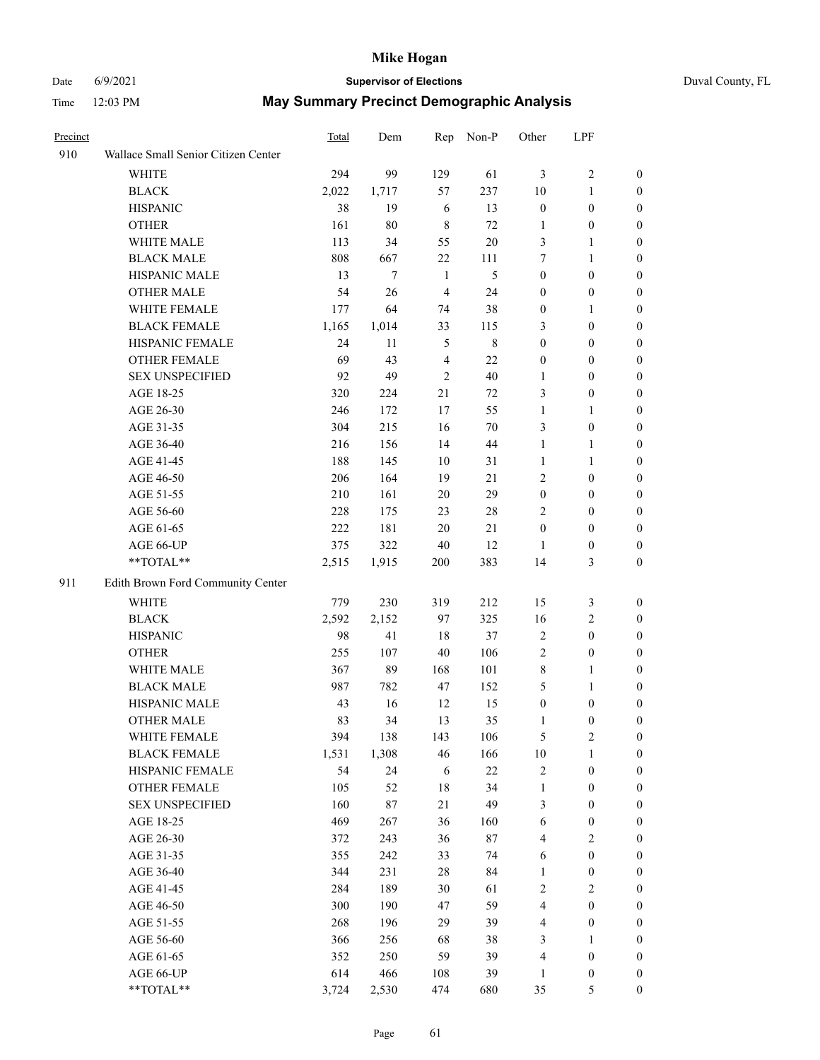# May Summary Precinct Demographic Analysis

| Precinct | | Total | Dem | Rep | Non-P | Other | LPF | |
|---|---|---|---|---|---|---|---|---|
| 910 | Wallace Small Senior Citizen Center | | | | | | | |
| | WHITE | 294 | 99 | 129 | 61 | 3 | 2 | 0 |
| | BLACK | 2,022 | 1,717 | 57 | 237 | 10 | 1 | 0 |
| | HISPANIC | 38 | 19 | 6 | 13 | 0 | 0 | 0 |
| | OTHER | 161 | 80 | 8 | 72 | 1 | 0 | 0 |
| | WHITE MALE | 113 | 34 | 55 | 20 | 3 | 1 | 0 |
| | BLACK MALE | 808 | 667 | 22 | 111 | 7 | 1 | 0 |
| | HISPANIC MALE | 13 | 7 | 1 | 5 | 0 | 0 | 0 |
| | OTHER MALE | 54 | 26 | 4 | 24 | 0 | 0 | 0 |
| | WHITE FEMALE | 177 | 64 | 74 | 38 | 0 | 1 | 0 |
| | BLACK FEMALE | 1,165 | 1,014 | 33 | 115 | 3 | 0 | 0 |
| | HISPANIC FEMALE | 24 | 11 | 5 | 8 | 0 | 0 | 0 |
| | OTHER FEMALE | 69 | 43 | 4 | 22 | 0 | 0 | 0 |
| | SEX UNSPECIFIED | 92 | 49 | 2 | 40 | 1 | 0 | 0 |
| | AGE 18-25 | 320 | 224 | 21 | 72 | 3 | 0 | 0 |
| | AGE 26-30 | 246 | 172 | 17 | 55 | 1 | 1 | 0 |
| | AGE 31-35 | 304 | 215 | 16 | 70 | 3 | 0 | 0 |
| | AGE 36-40 | 216 | 156 | 14 | 44 | 1 | 1 | 0 |
| | AGE 41-45 | 188 | 145 | 10 | 31 | 1 | 1 | 0 |
| | AGE 46-50 | 206 | 164 | 19 | 21 | 2 | 0 | 0 |
| | AGE 51-55 | 210 | 161 | 20 | 29 | 0 | 0 | 0 |
| | AGE 56-60 | 228 | 175 | 23 | 28 | 2 | 0 | 0 |
| | AGE 61-65 | 222 | 181 | 20 | 21 | 0 | 0 | 0 |
| | AGE 66-UP | 375 | 322 | 40 | 12 | 1 | 0 | 0 |
| | **TOTAL** | 2,515 | 1,915 | 200 | 383 | 14 | 3 | 0 |
| 911 | Edith Brown Ford Community Center | | | | | | | |
| | WHITE | 779 | 230 | 319 | 212 | 15 | 3 | 0 |
| | BLACK | 2,592 | 2,152 | 97 | 325 | 16 | 2 | 0 |
| | HISPANIC | 98 | 41 | 18 | 37 | 2 | 0 | 0 |
| | OTHER | 255 | 107 | 40 | 106 | 2 | 0 | 0 |
| | WHITE MALE | 367 | 89 | 168 | 101 | 8 | 1 | 0 |
| | BLACK MALE | 987 | 782 | 47 | 152 | 5 | 1 | 0 |
| | HISPANIC MALE | 43 | 16 | 12 | 15 | 0 | 0 | 0 |
| | OTHER MALE | 83 | 34 | 13 | 35 | 1 | 0 | 0 |
| | WHITE FEMALE | 394 | 138 | 143 | 106 | 5 | 2 | 0 |
| | BLACK FEMALE | 1,531 | 1,308 | 46 | 166 | 10 | 1 | 0 |
| | HISPANIC FEMALE | 54 | 24 | 6 | 22 | 2 | 0 | 0 |
| | OTHER FEMALE | 105 | 52 | 18 | 34 | 1 | 0 | 0 |
| | SEX UNSPECIFIED | 160 | 87 | 21 | 49 | 3 | 0 | 0 |
| | AGE 18-25 | 469 | 267 | 36 | 160 | 6 | 0 | 0 |
| | AGE 26-30 | 372 | 243 | 36 | 87 | 4 | 2 | 0 |
| | AGE 31-35 | 355 | 242 | 33 | 74 | 6 | 0 | 0 |
| | AGE 36-40 | 344 | 231 | 28 | 84 | 1 | 0 | 0 |
| | AGE 41-45 | 284 | 189 | 30 | 61 | 2 | 2 | 0 |
| | AGE 46-50 | 300 | 190 | 47 | 59 | 4 | 0 | 0 |
| | AGE 51-55 | 268 | 196 | 29 | 39 | 4 | 0 | 0 |
| | AGE 56-60 | 366 | 256 | 68 | 38 | 3 | 1 | 0 |
| | AGE 61-65 | 352 | 250 | 59 | 39 | 4 | 0 | 0 |
| | AGE 66-UP | 614 | 466 | 108 | 39 | 1 | 0 | 0 |
| | **TOTAL** | 3,724 | 2,530 | 474 | 680 | 35 | 5 | 0 |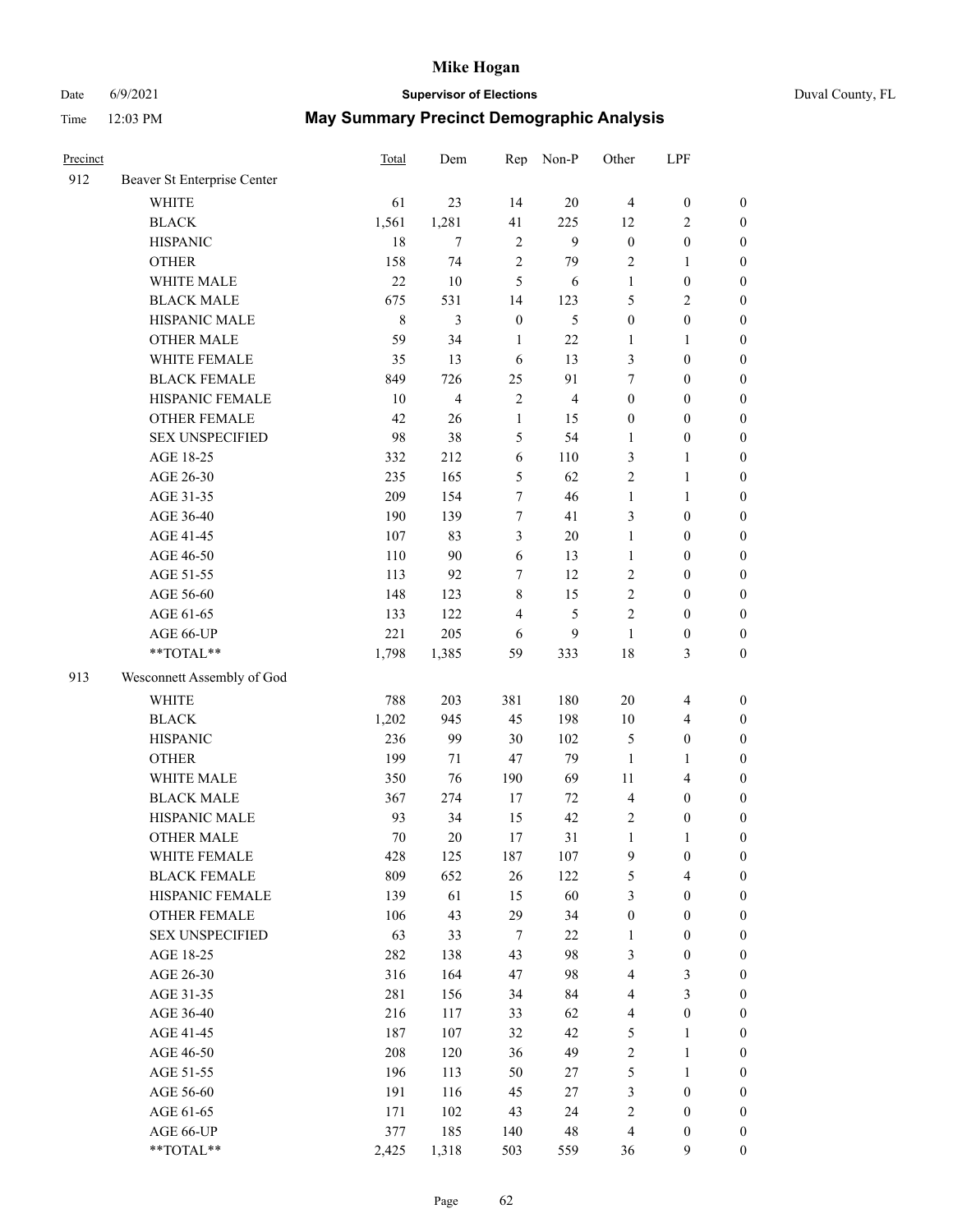# Mike Hogan

Date 6/9/2021 **Supervisor of Elections** Duval County, FL

Time 12:03 PM **May Summary Precinct Demographic Analysis**

| Precinct | | Total | Dem | Rep | Non-P | Other | LPF | |
|---|---|---|---|---|---|---|---|---|
| 912 | Beaver St Enterprise Center | | | | | | | |
| | WHITE | 61 | 23 | 14 | 20 | 4 | 0 | 0 |
| | BLACK | 1,561 | 1,281 | 41 | 225 | 12 | 2 | 0 |
| | HISPANIC | 18 | 7 | 2 | 9 | 0 | 0 | 0 |
| | OTHER | 158 | 74 | 2 | 79 | 2 | 1 | 0 |
| | WHITE MALE | 22 | 10 | 5 | 6 | 1 | 0 | 0 |
| | BLACK MALE | 675 | 531 | 14 | 123 | 5 | 2 | 0 |
| | HISPANIC MALE | 8 | 3 | 0 | 5 | 0 | 0 | 0 |
| | OTHER MALE | 59 | 34 | 1 | 22 | 1 | 1 | 0 |
| | WHITE FEMALE | 35 | 13 | 6 | 13 | 3 | 0 | 0 |
| | BLACK FEMALE | 849 | 726 | 25 | 91 | 7 | 0 | 0 |
| | HISPANIC FEMALE | 10 | 4 | 2 | 4 | 0 | 0 | 0 |
| | OTHER FEMALE | 42 | 26 | 1 | 15 | 0 | 0 | 0 |
| | SEX UNSPECIFIED | 98 | 38 | 5 | 54 | 1 | 0 | 0 |
| | AGE 18-25 | 332 | 212 | 6 | 110 | 3 | 1 | 0 |
| | AGE 26-30 | 235 | 165 | 5 | 62 | 2 | 1 | 0 |
| | AGE 31-35 | 209 | 154 | 7 | 46 | 1 | 1 | 0 |
| | AGE 36-40 | 190 | 139 | 7 | 41 | 3 | 0 | 0 |
| | AGE 41-45 | 107 | 83 | 3 | 20 | 1 | 0 | 0 |
| | AGE 46-50 | 110 | 90 | 6 | 13 | 1 | 0 | 0 |
| | AGE 51-55 | 113 | 92 | 7 | 12 | 2 | 0 | 0 |
| | AGE 56-60 | 148 | 123 | 8 | 15 | 2 | 0 | 0 |
| | AGE 61-65 | 133 | 122 | 4 | 5 | 2 | 0 | 0 |
| | AGE 66-UP | 221 | 205 | 6 | 9 | 1 | 0 | 0 |
| | **TOTAL** | 1,798 | 1,385 | 59 | 333 | 18 | 3 | 0 |
| 913 | Wesconnett Assembly of God | | | | | | | |
| | WHITE | 788 | 203 | 381 | 180 | 20 | 4 | 0 |
| | BLACK | 1,202 | 945 | 45 | 198 | 10 | 4 | 0 |
| | HISPANIC | 236 | 99 | 30 | 102 | 5 | 0 | 0 |
| | OTHER | 199 | 71 | 47 | 79 | 1 | 1 | 0 |
| | WHITE MALE | 350 | 76 | 190 | 69 | 11 | 4 | 0 |
| | BLACK MALE | 367 | 274 | 17 | 72 | 4 | 0 | 0 |
| | HISPANIC MALE | 93 | 34 | 15 | 42 | 2 | 0 | 0 |
| | OTHER MALE | 70 | 20 | 17 | 31 | 1 | 1 | 0 |
| | WHITE FEMALE | 428 | 125 | 187 | 107 | 9 | 0 | 0 |
| | BLACK FEMALE | 809 | 652 | 26 | 122 | 5 | 4 | 0 |
| | HISPANIC FEMALE | 139 | 61 | 15 | 60 | 3 | 0 | 0 |
| | OTHER FEMALE | 106 | 43 | 29 | 34 | 0 | 0 | 0 |
| | SEX UNSPECIFIED | 63 | 33 | 7 | 22 | 1 | 0 | 0 |
| | AGE 18-25 | 282 | 138 | 43 | 98 | 3 | 0 | 0 |
| | AGE 26-30 | 316 | 164 | 47 | 98 | 4 | 3 | 0 |
| | AGE 31-35 | 281 | 156 | 34 | 84 | 4 | 3 | 0 |
| | AGE 36-40 | 216 | 117 | 33 | 62 | 4 | 0 | 0 |
| | AGE 41-45 | 187 | 107 | 32 | 42 | 5 | 1 | 0 |
| | AGE 46-50 | 208 | 120 | 36 | 49 | 2 | 1 | 0 |
| | AGE 51-55 | 196 | 113 | 50 | 27 | 5 | 1 | 0 |
| | AGE 56-60 | 191 | 116 | 45 | 27 | 3 | 0 | 0 |
| | AGE 61-65 | 171 | 102 | 43 | 24 | 2 | 0 | 0 |
| | AGE 66-UP | 377 | 185 | 140 | 48 | 4 | 0 | 0 |
| | **TOTAL** | 2,425 | 1,318 | 503 | 559 | 36 | 9 | 0 |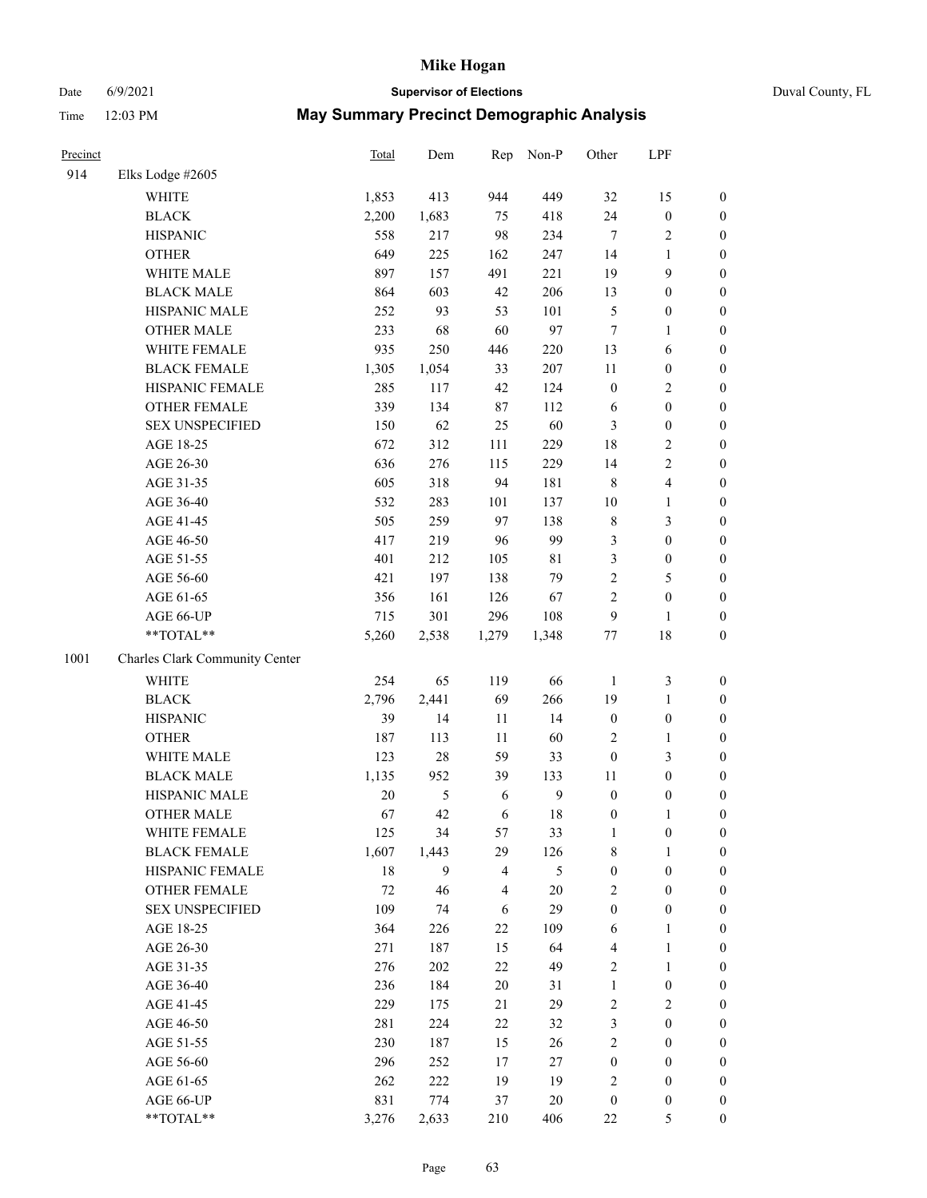# Mike Hogan

Date 6/9/2021 **Supervisor of Elections** Duval County, FL

Time 12:03 PM **May Summary Precinct Demographic Analysis**

| Precinct | | Total | Dem | Rep | Non-P | Other | LPF | |
|---|---|---|---|---|---|---|---|---|
| 914 | Elks Lodge #2605 | | | | | | | |
| | WHITE | 1,853 | 413 | 944 | 449 | 32 | 15 | 0 |
| | BLACK | 2,200 | 1,683 | 75 | 418 | 24 | 0 | 0 |
| | HISPANIC | 558 | 217 | 98 | 234 | 7 | 2 | 0 |
| | OTHER | 649 | 225 | 162 | 247 | 14 | 1 | 0 |
| | WHITE MALE | 897 | 157 | 491 | 221 | 19 | 9 | 0 |
| | BLACK MALE | 864 | 603 | 42 | 206 | 13 | 0 | 0 |
| | HISPANIC MALE | 252 | 93 | 53 | 101 | 5 | 0 | 0 |
| | OTHER MALE | 233 | 68 | 60 | 97 | 7 | 1 | 0 |
| | WHITE FEMALE | 935 | 250 | 446 | 220 | 13 | 6 | 0 |
| | BLACK FEMALE | 1,305 | 1,054 | 33 | 207 | 11 | 0 | 0 |
| | HISPANIC FEMALE | 285 | 117 | 42 | 124 | 0 | 2 | 0 |
| | OTHER FEMALE | 339 | 134 | 87 | 112 | 6 | 0 | 0 |
| | SEX UNSPECIFIED | 150 | 62 | 25 | 60 | 3 | 0 | 0 |
| | AGE 18-25 | 672 | 312 | 111 | 229 | 18 | 2 | 0 |
| | AGE 26-30 | 636 | 276 | 115 | 229 | 14 | 2 | 0 |
| | AGE 31-35 | 605 | 318 | 94 | 181 | 8 | 4 | 0 |
| | AGE 36-40 | 532 | 283 | 101 | 137 | 10 | 1 | 0 |
| | AGE 41-45 | 505 | 259 | 97 | 138 | 8 | 3 | 0 |
| | AGE 46-50 | 417 | 219 | 96 | 99 | 3 | 0 | 0 |
| | AGE 51-55 | 401 | 212 | 105 | 81 | 3 | 0 | 0 |
| | AGE 56-60 | 421 | 197 | 138 | 79 | 2 | 5 | 0 |
| | AGE 61-65 | 356 | 161 | 126 | 67 | 2 | 0 | 0 |
| | AGE 66-UP | 715 | 301 | 296 | 108 | 9 | 1 | 0 |
| | **TOTAL** | 5,260 | 2,538 | 1,279 | 1,348 | 77 | 18 | 0 |
| 1001 | Charles Clark Community Center | | | | | | | |
| | WHITE | 254 | 65 | 119 | 66 | 1 | 3 | 0 |
| | BLACK | 2,796 | 2,441 | 69 | 266 | 19 | 1 | 0 |
| | HISPANIC | 39 | 14 | 11 | 14 | 0 | 0 | 0 |
| | OTHER | 187 | 113 | 11 | 60 | 2 | 1 | 0 |
| | WHITE MALE | 123 | 28 | 59 | 33 | 0 | 3 | 0 |
| | BLACK MALE | 1,135 | 952 | 39 | 133 | 11 | 0 | 0 |
| | HISPANIC MALE | 20 | 5 | 6 | 9 | 0 | 0 | 0 |
| | OTHER MALE | 67 | 42 | 6 | 18 | 0 | 1 | 0 |
| | WHITE FEMALE | 125 | 34 | 57 | 33 | 1 | 0 | 0 |
| | BLACK FEMALE | 1,607 | 1,443 | 29 | 126 | 8 | 1 | 0 |
| | HISPANIC FEMALE | 18 | 9 | 4 | 5 | 0 | 0 | 0 |
| | OTHER FEMALE | 72 | 46 | 4 | 20 | 2 | 0 | 0 |
| | SEX UNSPECIFIED | 109 | 74 | 6 | 29 | 0 | 0 | 0 |
| | AGE 18-25 | 364 | 226 | 22 | 109 | 6 | 1 | 0 |
| | AGE 26-30 | 271 | 187 | 15 | 64 | 4 | 1 | 0 |
| | AGE 31-35 | 276 | 202 | 22 | 49 | 2 | 1 | 0 |
| | AGE 36-40 | 236 | 184 | 20 | 31 | 1 | 0 | 0 |
| | AGE 41-45 | 229 | 175 | 21 | 29 | 2 | 2 | 0 |
| | AGE 46-50 | 281 | 224 | 22 | 32 | 3 | 0 | 0 |
| | AGE 51-55 | 230 | 187 | 15 | 26 | 2 | 0 | 0 |
| | AGE 56-60 | 296 | 252 | 17 | 27 | 0 | 0 | 0 |
| | AGE 61-65 | 262 | 222 | 19 | 19 | 2 | 0 | 0 |
| | AGE 66-UP | 831 | 774 | 37 | 20 | 0 | 0 | 0 |
| | **TOTAL** | 3,276 | 2,633 | 210 | 406 | 22 | 5 | 0 |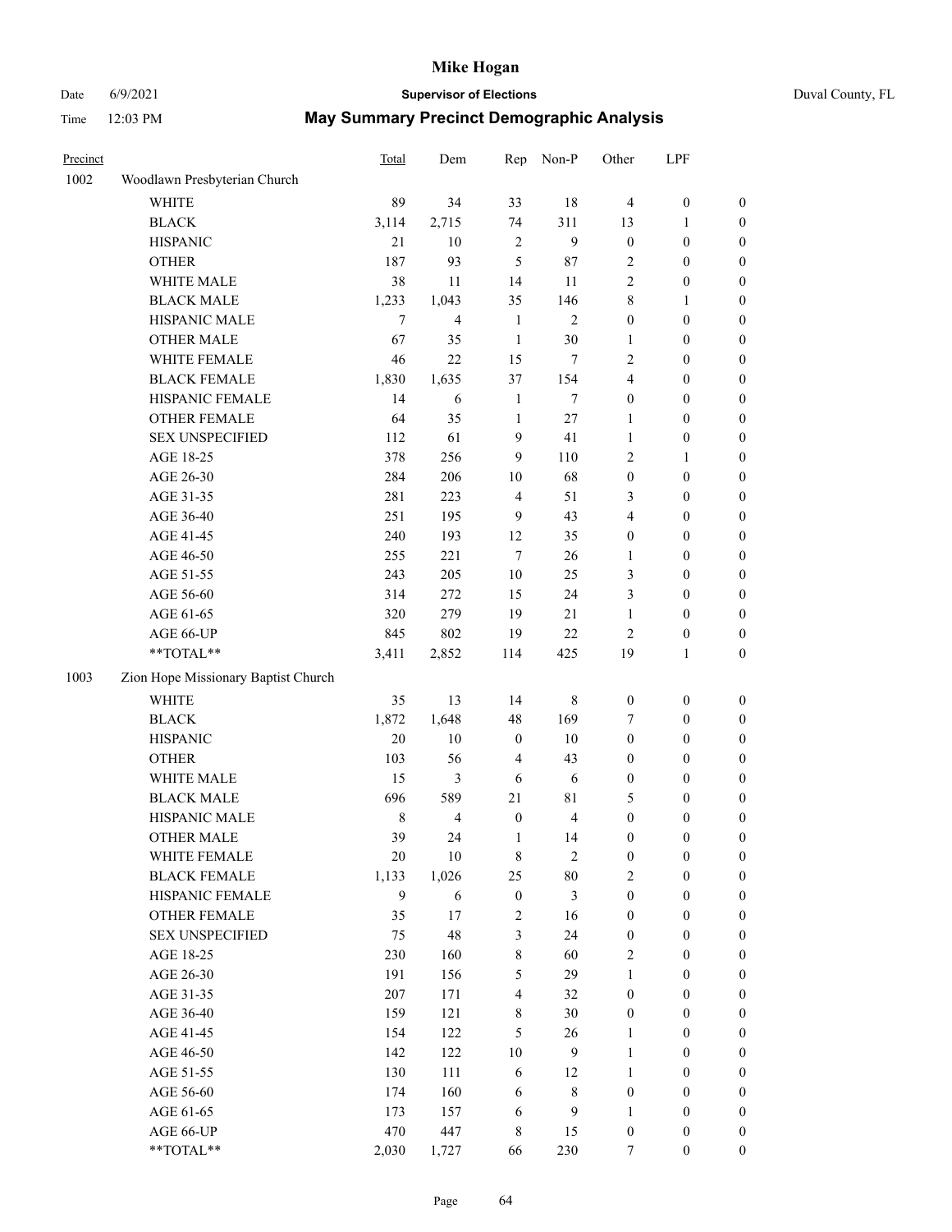| Precinct | | Total | Dem | Rep | Non-P | Other | LPF | |
|---|---|---|---|---|---|---|---|---|
| 1002 | Woodlawn Presbyterian Church | | | | | | | |
| | WHITE | 89 | 34 | 33 | 18 | 4 | 0 | 0 |
| | BLACK | 3,114 | 2,715 | 74 | 311 | 13 | 1 | 0 |
| | HISPANIC | 21 | 10 | 2 | 9 | 0 | 0 | 0 |
| | OTHER | 187 | 93 | 5 | 87 | 2 | 0 | 0 |
| | WHITE MALE | 38 | 11 | 14 | 11 | 2 | 0 | 0 |
| | BLACK MALE | 1,233 | 1,043 | 35 | 146 | 8 | 1 | 0 |
| | HISPANIC MALE | 7 | 4 | 1 | 2 | 0 | 0 | 0 |
| | OTHER MALE | 67 | 35 | 1 | 30 | 1 | 0 | 0 |
| | WHITE FEMALE | 46 | 22 | 15 | 7 | 2 | 0 | 0 |
| | BLACK FEMALE | 1,830 | 1,635 | 37 | 154 | 4 | 0 | 0 |
| | HISPANIC FEMALE | 14 | 6 | 1 | 7 | 0 | 0 | 0 |
| | OTHER FEMALE | 64 | 35 | 1 | 27 | 1 | 0 | 0 |
| | SEX UNSPECIFIED | 112 | 61 | 9 | 41 | 1 | 0 | 0 |
| | AGE 18-25 | 378 | 256 | 9 | 110 | 2 | 1 | 0 |
| | AGE 26-30 | 284 | 206 | 10 | 68 | 0 | 0 | 0 |
| | AGE 31-35 | 281 | 223 | 4 | 51 | 3 | 0 | 0 |
| | AGE 36-40 | 251 | 195 | 9 | 43 | 4 | 0 | 0 |
| | AGE 41-45 | 240 | 193 | 12 | 35 | 0 | 0 | 0 |
| | AGE 46-50 | 255 | 221 | 7 | 26 | 1 | 0 | 0 |
| | AGE 51-55 | 243 | 205 | 10 | 25 | 3 | 0 | 0 |
| | AGE 56-60 | 314 | 272 | 15 | 24 | 3 | 0 | 0 |
| | AGE 61-65 | 320 | 279 | 19 | 21 | 1 | 0 | 0 |
| | AGE 66-UP | 845 | 802 | 19 | 22 | 2 | 0 | 0 |
| | **TOTAL** | 3,411 | 2,852 | 114 | 425 | 19 | 1 | 0 |
| 1003 | Zion Hope Missionary Baptist Church | | | | | | | |
| | WHITE | 35 | 13 | 14 | 8 | 0 | 0 | 0 |
| | BLACK | 1,872 | 1,648 | 48 | 169 | 7 | 0 | 0 |
| | HISPANIC | 20 | 10 | 0 | 10 | 0 | 0 | 0 |
| | OTHER | 103 | 56 | 4 | 43 | 0 | 0 | 0 |
| | WHITE MALE | 15 | 3 | 6 | 6 | 0 | 0 | 0 |
| | BLACK MALE | 696 | 589 | 21 | 81 | 5 | 0 | 0 |
| | HISPANIC MALE | 8 | 4 | 0 | 4 | 0 | 0 | 0 |
| | OTHER MALE | 39 | 24 | 1 | 14 | 0 | 0 | 0 |
| | WHITE FEMALE | 20 | 10 | 8 | 2 | 0 | 0 | 0 |
| | BLACK FEMALE | 1,133 | 1,026 | 25 | 80 | 2 | 0 | 0 |
| | HISPANIC FEMALE | 9 | 6 | 0 | 3 | 0 | 0 | 0 |
| | OTHER FEMALE | 35 | 17 | 2 | 16 | 0 | 0 | 0 |
| | SEX UNSPECIFIED | 75 | 48 | 3 | 24 | 0 | 0 | 0 |
| | AGE 18-25 | 230 | 160 | 8 | 60 | 2 | 0 | 0 |
| | AGE 26-30 | 191 | 156 | 5 | 29 | 1 | 0 | 0 |
| | AGE 31-35 | 207 | 171 | 4 | 32 | 0 | 0 | 0 |
| | AGE 36-40 | 159 | 121 | 8 | 30 | 0 | 0 | 0 |
| | AGE 41-45 | 154 | 122 | 5 | 26 | 1 | 0 | 0 |
| | AGE 46-50 | 142 | 122 | 10 | 9 | 1 | 0 | 0 |
| | AGE 51-55 | 130 | 111 | 6 | 12 | 1 | 0 | 0 |
| | AGE 56-60 | 174 | 160 | 6 | 8 | 0 | 0 | 0 |
| | AGE 61-65 | 173 | 157 | 6 | 9 | 1 | 0 | 0 |
| | AGE 66-UP | 470 | 447 | 8 | 15 | 0 | 0 | 0 |
| | **TOTAL** | 2,030 | 1,727 | 66 | 230 | 7 | 0 | 0 |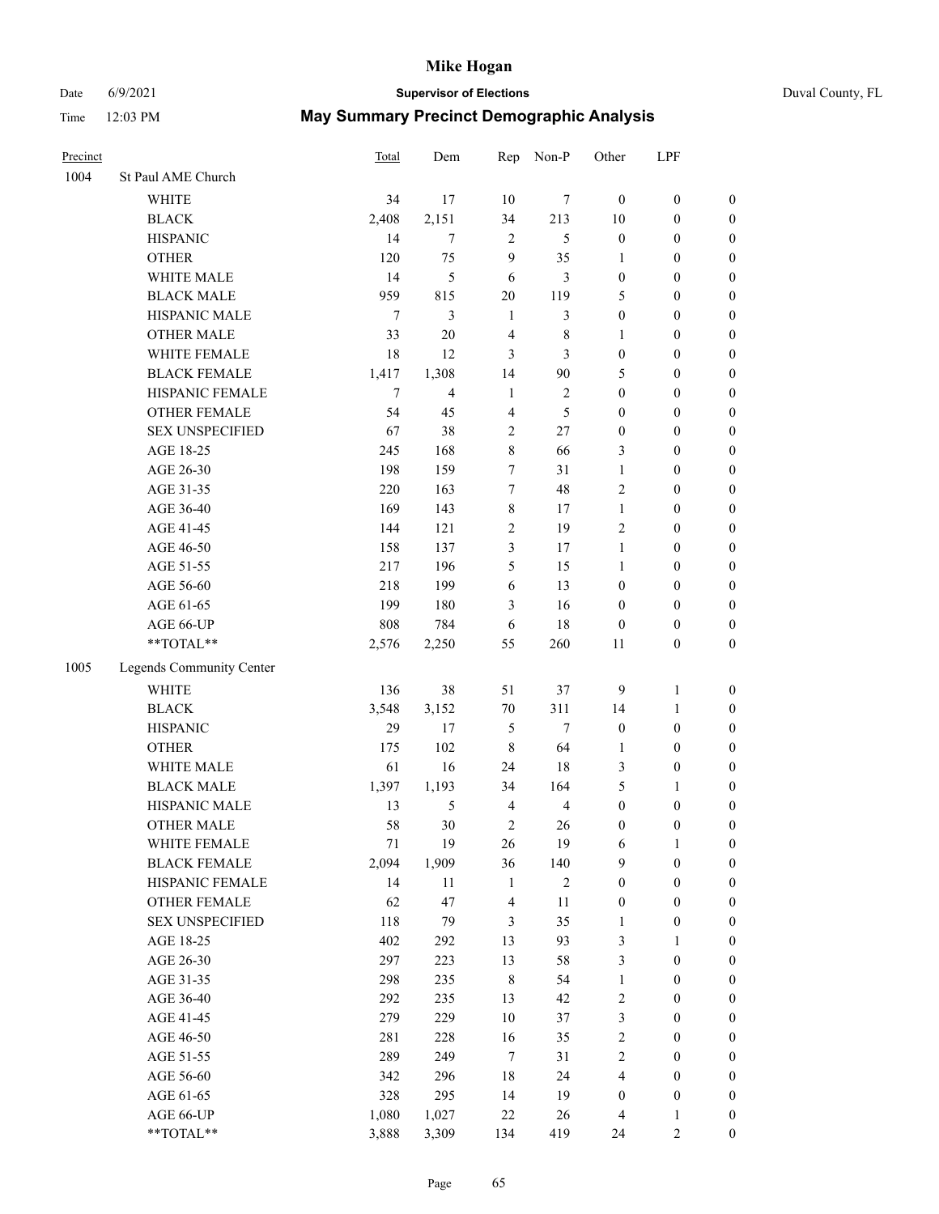# Mike Hogan

Date 6/9/2021 **Supervisor of Elections** Duval County, FL

Time 12:03 PM **May Summary Precinct Demographic Analysis**

| Precinct | | Total | Dem | Rep | Non-P | Other | LPF | |
|---|---|---|---|---|---|---|---|---|
| 1004 | St Paul AME Church | | | | | | | |
| | WHITE | 34 | 17 | 10 | 7 | 0 | 0 | 0 |
| | BLACK | 2,408 | 2,151 | 34 | 213 | 10 | 0 | 0 |
| | HISPANIC | 14 | 7 | 2 | 5 | 0 | 0 | 0 |
| | OTHER | 120 | 75 | 9 | 35 | 1 | 0 | 0 |
| | WHITE MALE | 14 | 5 | 6 | 3 | 0 | 0 | 0 |
| | BLACK MALE | 959 | 815 | 20 | 119 | 5 | 0 | 0 |
| | HISPANIC MALE | 7 | 3 | 1 | 3 | 0 | 0 | 0 |
| | OTHER MALE | 33 | 20 | 4 | 8 | 1 | 0 | 0 |
| | WHITE FEMALE | 18 | 12 | 3 | 3 | 0 | 0 | 0 |
| | BLACK FEMALE | 1,417 | 1,308 | 14 | 90 | 5 | 0 | 0 |
| | HISPANIC FEMALE | 7 | 4 | 1 | 2 | 0 | 0 | 0 |
| | OTHER FEMALE | 54 | 45 | 4 | 5 | 0 | 0 | 0 |
| | SEX UNSPECIFIED | 67 | 38 | 2 | 27 | 0 | 0 | 0 |
| | AGE 18-25 | 245 | 168 | 8 | 66 | 3 | 0 | 0 |
| | AGE 26-30 | 198 | 159 | 7 | 31 | 1 | 0 | 0 |
| | AGE 31-35 | 220 | 163 | 7 | 48 | 2 | 0 | 0 |
| | AGE 36-40 | 169 | 143 | 8 | 17 | 1 | 0 | 0 |
| | AGE 41-45 | 144 | 121 | 2 | 19 | 2 | 0 | 0 |
| | AGE 46-50 | 158 | 137 | 3 | 17 | 1 | 0 | 0 |
| | AGE 51-55 | 217 | 196 | 5 | 15 | 1 | 0 | 0 |
| | AGE 56-60 | 218 | 199 | 6 | 13 | 0 | 0 | 0 |
| | AGE 61-65 | 199 | 180 | 3 | 16 | 0 | 0 | 0 |
| | AGE 66-UP | 808 | 784 | 6 | 18 | 0 | 0 | 0 |
| | **TOTAL** | 2,576 | 2,250 | 55 | 260 | 11 | 0 | 0 |
| 1005 | Legends Community Center | | | | | | | |
| | WHITE | 136 | 38 | 51 | 37 | 9 | 1 | 0 |
| | BLACK | 3,548 | 3,152 | 70 | 311 | 14 | 1 | 0 |
| | HISPANIC | 29 | 17 | 5 | 7 | 0 | 0 | 0 |
| | OTHER | 175 | 102 | 8 | 64 | 1 | 0 | 0 |
| | WHITE MALE | 61 | 16 | 24 | 18 | 3 | 0 | 0 |
| | BLACK MALE | 1,397 | 1,193 | 34 | 164 | 5 | 1 | 0 |
| | HISPANIC MALE | 13 | 5 | 4 | 4 | 0 | 0 | 0 |
| | OTHER MALE | 58 | 30 | 2 | 26 | 0 | 0 | 0 |
| | WHITE FEMALE | 71 | 19 | 26 | 19 | 6 | 1 | 0 |
| | BLACK FEMALE | 2,094 | 1,909 | 36 | 140 | 9 | 0 | 0 |
| | HISPANIC FEMALE | 14 | 11 | 1 | 2 | 0 | 0 | 0 |
| | OTHER FEMALE | 62 | 47 | 4 | 11 | 0 | 0 | 0 |
| | SEX UNSPECIFIED | 118 | 79 | 3 | 35 | 1 | 0 | 0 |
| | AGE 18-25 | 402 | 292 | 13 | 93 | 3 | 1 | 0 |
| | AGE 26-30 | 297 | 223 | 13 | 58 | 3 | 0 | 0 |
| | AGE 31-35 | 298 | 235 | 8 | 54 | 1 | 0 | 0 |
| | AGE 36-40 | 292 | 235 | 13 | 42 | 2 | 0 | 0 |
| | AGE 41-45 | 279 | 229 | 10 | 37 | 3 | 0 | 0 |
| | AGE 46-50 | 281 | 228 | 16 | 35 | 2 | 0 | 0 |
| | AGE 51-55 | 289 | 249 | 7 | 31 | 2 | 0 | 0 |
| | AGE 56-60 | 342 | 296 | 18 | 24 | 4 | 0 | 0 |
| | AGE 61-65 | 328 | 295 | 14 | 19 | 0 | 0 | 0 |
| | AGE 66-UP | 1,080 | 1,027 | 22 | 26 | 4 | 1 | 0 |
| | **TOTAL** | 3,888 | 3,309 | 134 | 419 | 24 | 2 | 0 |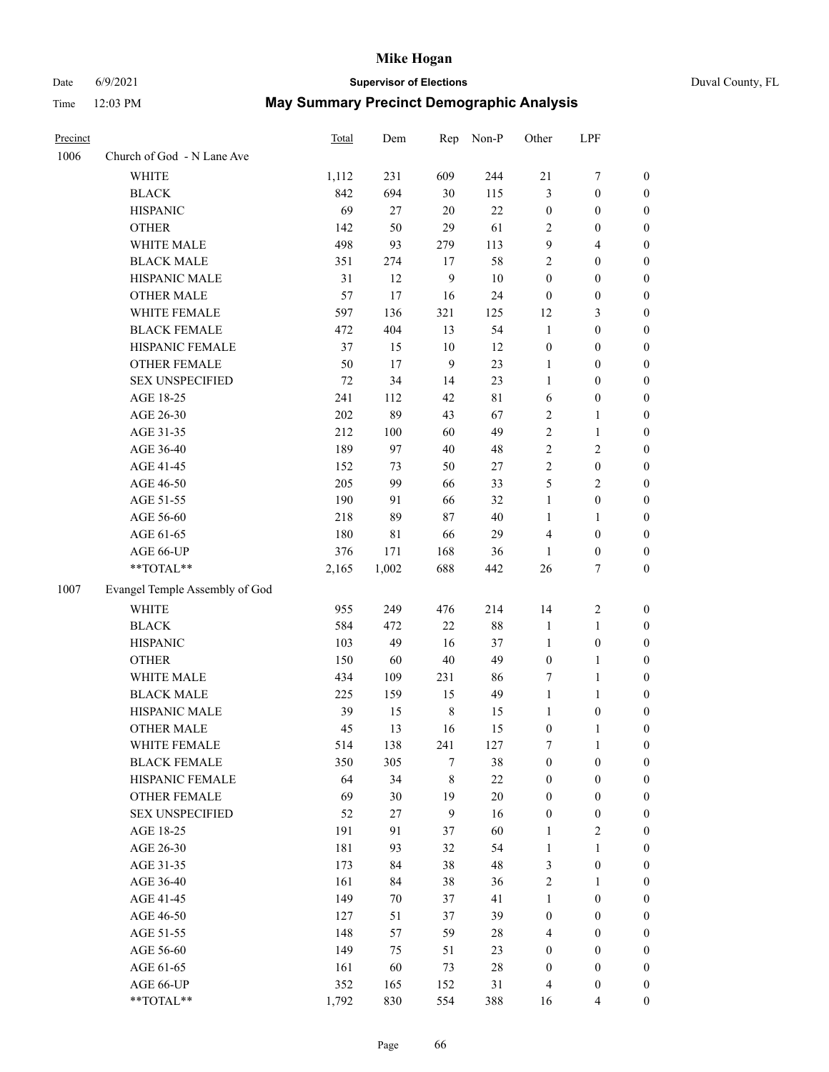# Mike Hogan

Date 6/9/2021 **Supervisor of Elections** Duval County, FL

Time 12:03 PM **May Summary Precinct Demographic Analysis**

| Precinct | | Total | Dem | Rep | Non-P | Other | LPF | |
|---|---|---|---|---|---|---|---|---|
| 1006 | Church of God - N Lane Ave | | | | | | | |
| | WHITE | 1,112 | 231 | 609 | 244 | 21 | 7 | 0 |
| | BLACK | 842 | 694 | 30 | 115 | 3 | 0 | 0 |
| | HISPANIC | 69 | 27 | 20 | 22 | 0 | 0 | 0 |
| | OTHER | 142 | 50 | 29 | 61 | 2 | 0 | 0 |
| | WHITE MALE | 498 | 93 | 279 | 113 | 9 | 4 | 0 |
| | BLACK MALE | 351 | 274 | 17 | 58 | 2 | 0 | 0 |
| | HISPANIC MALE | 31 | 12 | 9 | 10 | 0 | 0 | 0 |
| | OTHER MALE | 57 | 17 | 16 | 24 | 0 | 0 | 0 |
| | WHITE FEMALE | 597 | 136 | 321 | 125 | 12 | 3 | 0 |
| | BLACK FEMALE | 472 | 404 | 13 | 54 | 1 | 0 | 0 |
| | HISPANIC FEMALE | 37 | 15 | 10 | 12 | 0 | 0 | 0 |
| | OTHER FEMALE | 50 | 17 | 9 | 23 | 1 | 0 | 0 |
| | SEX UNSPECIFIED | 72 | 34 | 14 | 23 | 1 | 0 | 0 |
| | AGE 18-25 | 241 | 112 | 42 | 81 | 6 | 0 | 0 |
| | AGE 26-30 | 202 | 89 | 43 | 67 | 2 | 1 | 0 |
| | AGE 31-35 | 212 | 100 | 60 | 49 | 2 | 1 | 0 |
| | AGE 36-40 | 189 | 97 | 40 | 48 | 2 | 2 | 0 |
| | AGE 41-45 | 152 | 73 | 50 | 27 | 2 | 0 | 0 |
| | AGE 46-50 | 205 | 99 | 66 | 33 | 5 | 2 | 0 |
| | AGE 51-55 | 190 | 91 | 66 | 32 | 1 | 0 | 0 |
| | AGE 56-60 | 218 | 89 | 87 | 40 | 1 | 1 | 0 |
| | AGE 61-65 | 180 | 81 | 66 | 29 | 4 | 0 | 0 |
| | AGE 66-UP | 376 | 171 | 168 | 36 | 1 | 0 | 0 |
| | **TOTAL** | 2,165 | 1,002 | 688 | 442 | 26 | 7 | 0 |
| 1007 | Evangel Temple Assembly of God | | | | | | | |
| | WHITE | 955 | 249 | 476 | 214 | 14 | 2 | 0 |
| | BLACK | 584 | 472 | 22 | 88 | 1 | 1 | 0 |
| | HISPANIC | 103 | 49 | 16 | 37 | 1 | 0 | 0 |
| | OTHER | 150 | 60 | 40 | 49 | 0 | 1 | 0 |
| | WHITE MALE | 434 | 109 | 231 | 86 | 7 | 1 | 0 |
| | BLACK MALE | 225 | 159 | 15 | 49 | 1 | 1 | 0 |
| | HISPANIC MALE | 39 | 15 | 8 | 15 | 1 | 0 | 0 |
| | OTHER MALE | 45 | 13 | 16 | 15 | 0 | 1 | 0 |
| | WHITE FEMALE | 514 | 138 | 241 | 127 | 7 | 1 | 0 |
| | BLACK FEMALE | 350 | 305 | 7 | 38 | 0 | 0 | 0 |
| | HISPANIC FEMALE | 64 | 34 | 8 | 22 | 0 | 0 | 0 |
| | OTHER FEMALE | 69 | 30 | 19 | 20 | 0 | 0 | 0 |
| | SEX UNSPECIFIED | 52 | 27 | 9 | 16 | 0 | 0 | 0 |
| | AGE 18-25 | 191 | 91 | 37 | 60 | 1 | 2 | 0 |
| | AGE 26-30 | 181 | 93 | 32 | 54 | 1 | 1 | 0 |
| | AGE 31-35 | 173 | 84 | 38 | 48 | 3 | 0 | 0 |
| | AGE 36-40 | 161 | 84 | 38 | 36 | 2 | 1 | 0 |
| | AGE 41-45 | 149 | 70 | 37 | 41 | 1 | 0 | 0 |
| | AGE 46-50 | 127 | 51 | 37 | 39 | 0 | 0 | 0 |
| | AGE 51-55 | 148 | 57 | 59 | 28 | 4 | 0 | 0 |
| | AGE 56-60 | 149 | 75 | 51 | 23 | 0 | 0 | 0 |
| | AGE 61-65 | 161 | 60 | 73 | 28 | 0 | 0 | 0 |
| | AGE 66-UP | 352 | 165 | 152 | 31 | 4 | 0 | 0 |
| | **TOTAL** | 1,792 | 830 | 554 | 388 | 16 | 4 | 0 |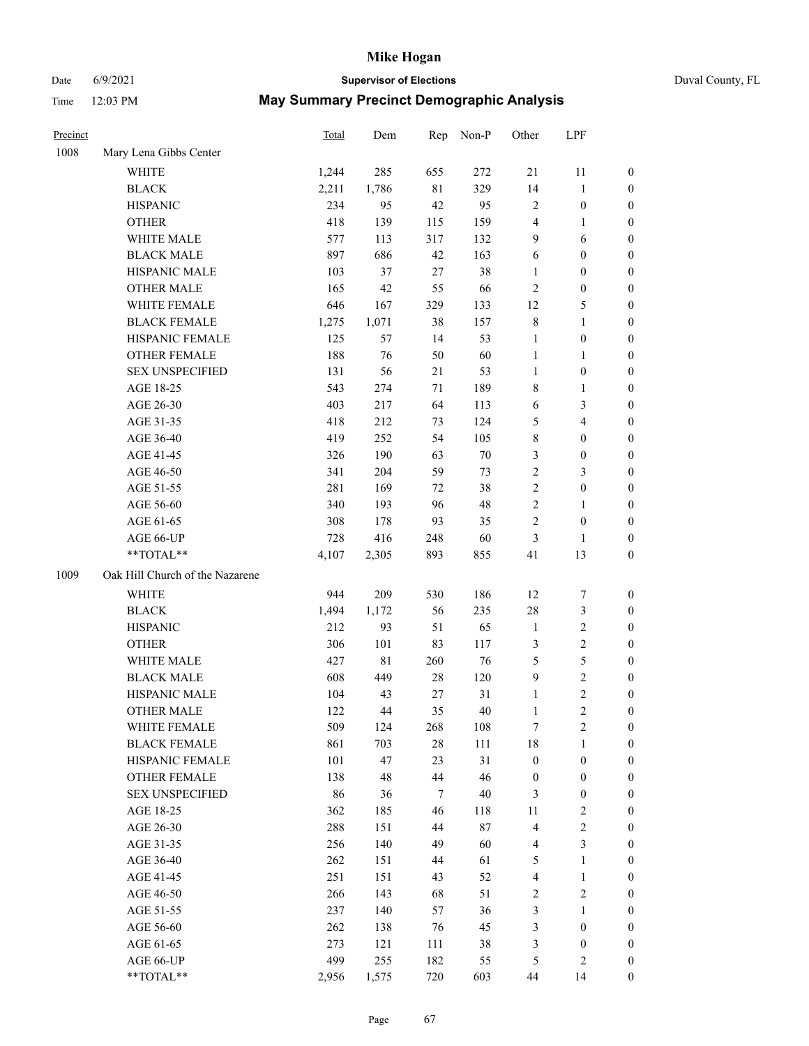# Mike Hogan

Date 6/9/2021 **Supervisor of Elections** Duval County, FL

Time 12:03 PM **May Summary Precinct Demographic Analysis**

| Precinct | | Total | Dem | Rep | Non-P | Other | LPF | |
|---|---|---|---|---|---|---|---|---|
| 1008 | Mary Lena Gibbs Center | | | | | | | |
| | WHITE | 1,244 | 285 | 655 | 272 | 21 | 11 | 0 |
| | BLACK | 2,211 | 1,786 | 81 | 329 | 14 | 1 | 0 |
| | HISPANIC | 234 | 95 | 42 | 95 | 2 | 0 | 0 |
| | OTHER | 418 | 139 | 115 | 159 | 4 | 1 | 0 |
| | WHITE MALE | 577 | 113 | 317 | 132 | 9 | 6 | 0 |
| | BLACK MALE | 897 | 686 | 42 | 163 | 6 | 0 | 0 |
| | HISPANIC MALE | 103 | 37 | 27 | 38 | 1 | 0 | 0 |
| | OTHER MALE | 165 | 42 | 55 | 66 | 2 | 0 | 0 |
| | WHITE FEMALE | 646 | 167 | 329 | 133 | 12 | 5 | 0 |
| | BLACK FEMALE | 1,275 | 1,071 | 38 | 157 | 8 | 1 | 0 |
| | HISPANIC FEMALE | 125 | 57 | 14 | 53 | 1 | 0 | 0 |
| | OTHER FEMALE | 188 | 76 | 50 | 60 | 1 | 1 | 0 |
| | SEX UNSPECIFIED | 131 | 56 | 21 | 53 | 1 | 0 | 0 |
| | AGE 18-25 | 543 | 274 | 71 | 189 | 8 | 1 | 0 |
| | AGE 26-30 | 403 | 217 | 64 | 113 | 6 | 3 | 0 |
| | AGE 31-35 | 418 | 212 | 73 | 124 | 5 | 4 | 0 |
| | AGE 36-40 | 419 | 252 | 54 | 105 | 8 | 0 | 0 |
| | AGE 41-45 | 326 | 190 | 63 | 70 | 3 | 0 | 0 |
| | AGE 46-50 | 341 | 204 | 59 | 73 | 2 | 3 | 0 |
| | AGE 51-55 | 281 | 169 | 72 | 38 | 2 | 0 | 0 |
| | AGE 56-60 | 340 | 193 | 96 | 48 | 2 | 1 | 0 |
| | AGE 61-65 | 308 | 178 | 93 | 35 | 2 | 0 | 0 |
| | AGE 66-UP | 728 | 416 | 248 | 60 | 3 | 1 | 0 |
| | **TOTAL** | 4,107 | 2,305 | 893 | 855 | 41 | 13 | 0 |
| 1009 | Oak Hill Church of the Nazarene | | | | | | | |
| | WHITE | 944 | 209 | 530 | 186 | 12 | 7 | 0 |
| | BLACK | 1,494 | 1,172 | 56 | 235 | 28 | 3 | 0 |
| | HISPANIC | 212 | 93 | 51 | 65 | 1 | 2 | 0 |
| | OTHER | 306 | 101 | 83 | 117 | 3 | 2 | 0 |
| | WHITE MALE | 427 | 81 | 260 | 76 | 5 | 5 | 0 |
| | BLACK MALE | 608 | 449 | 28 | 120 | 9 | 2 | 0 |
| | HISPANIC MALE | 104 | 43 | 27 | 31 | 1 | 2 | 0 |
| | OTHER MALE | 122 | 44 | 35 | 40 | 1 | 2 | 0 |
| | WHITE FEMALE | 509 | 124 | 268 | 108 | 7 | 2 | 0 |
| | BLACK FEMALE | 861 | 703 | 28 | 111 | 18 | 1 | 0 |
| | HISPANIC FEMALE | 101 | 47 | 23 | 31 | 0 | 0 | 0 |
| | OTHER FEMALE | 138 | 48 | 44 | 46 | 0 | 0 | 0 |
| | SEX UNSPECIFIED | 86 | 36 | 7 | 40 | 3 | 0 | 0 |
| | AGE 18-25 | 362 | 185 | 46 | 118 | 11 | 2 | 0 |
| | AGE 26-30 | 288 | 151 | 44 | 87 | 4 | 2 | 0 |
| | AGE 31-35 | 256 | 140 | 49 | 60 | 4 | 3 | 0 |
| | AGE 36-40 | 262 | 151 | 44 | 61 | 5 | 1 | 0 |
| | AGE 41-45 | 251 | 151 | 43 | 52 | 4 | 1 | 0 |
| | AGE 46-50 | 266 | 143 | 68 | 51 | 2 | 2 | 0 |
| | AGE 51-55 | 237 | 140 | 57 | 36 | 3 | 1 | 0 |
| | AGE 56-60 | 262 | 138 | 76 | 45 | 3 | 0 | 0 |
| | AGE 61-65 | 273 | 121 | 111 | 38 | 3 | 0 | 0 |
| | AGE 66-UP | 499 | 255 | 182 | 55 | 5 | 2 | 0 |
| | **TOTAL** | 2,956 | 1,575 | 720 | 603 | 44 | 14 | 0 |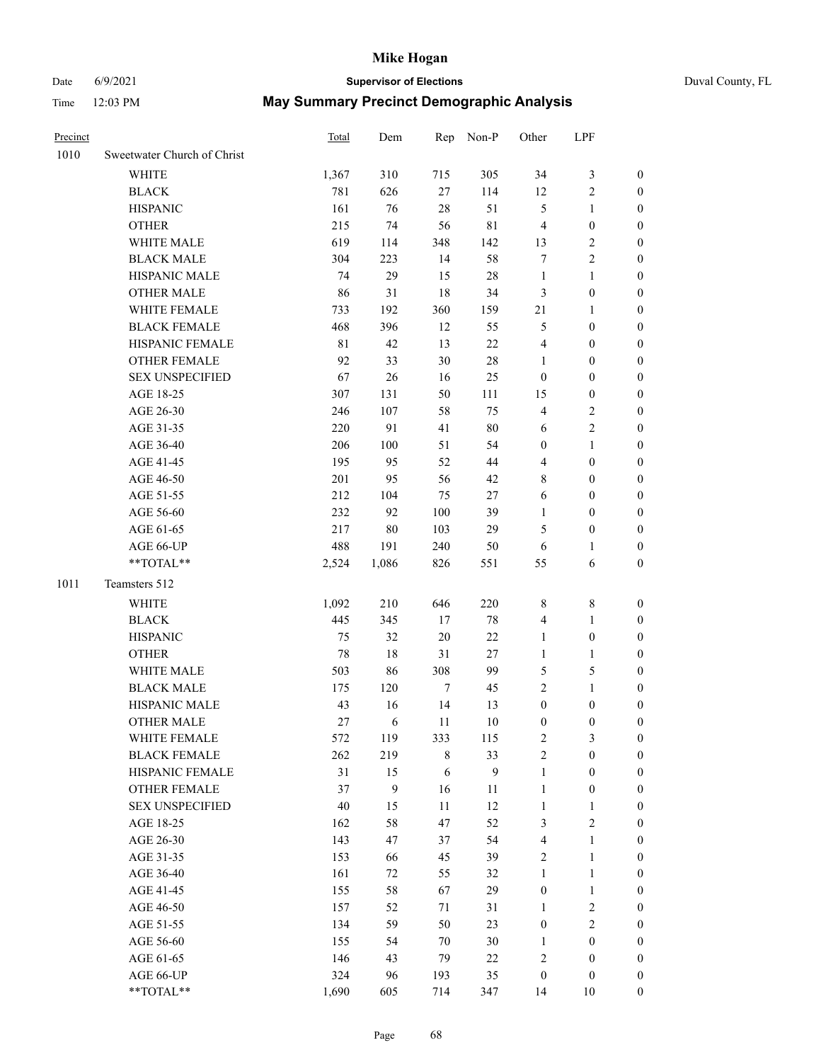# Mike Hogan

Date 6/9/2021 **Supervisor of Elections** Duval County, FL

Time 12:03 PM **May Summary Precinct Demographic Analysis**

| Precinct | | Total | Dem | Rep | Non-P | Other | LPF | |
|---|---|---|---|---|---|---|---|---|
| 1010 | Sweetwater Church of Christ | | | | | | | |
| | WHITE | 1,367 | 310 | 715 | 305 | 34 | 3 | 0 |
| | BLACK | 781 | 626 | 27 | 114 | 12 | 2 | 0 |
| | HISPANIC | 161 | 76 | 28 | 51 | 5 | 1 | 0 |
| | OTHER | 215 | 74 | 56 | 81 | 4 | 0 | 0 |
| | WHITE MALE | 619 | 114 | 348 | 142 | 13 | 2 | 0 |
| | BLACK MALE | 304 | 223 | 14 | 58 | 7 | 2 | 0 |
| | HISPANIC MALE | 74 | 29 | 15 | 28 | 1 | 1 | 0 |
| | OTHER MALE | 86 | 31 | 18 | 34 | 3 | 0 | 0 |
| | WHITE FEMALE | 733 | 192 | 360 | 159 | 21 | 1 | 0 |
| | BLACK FEMALE | 468 | 396 | 12 | 55 | 5 | 0 | 0 |
| | HISPANIC FEMALE | 81 | 42 | 13 | 22 | 4 | 0 | 0 |
| | OTHER FEMALE | 92 | 33 | 30 | 28 | 1 | 0 | 0 |
| | SEX UNSPECIFIED | 67 | 26 | 16 | 25 | 0 | 0 | 0 |
| | AGE 18-25 | 307 | 131 | 50 | 111 | 15 | 0 | 0 |
| | AGE 26-30 | 246 | 107 | 58 | 75 | 4 | 2 | 0 |
| | AGE 31-35 | 220 | 91 | 41 | 80 | 6 | 2 | 0 |
| | AGE 36-40 | 206 | 100 | 51 | 54 | 0 | 1 | 0 |
| | AGE 41-45 | 195 | 95 | 52 | 44 | 4 | 0 | 0 |
| | AGE 46-50 | 201 | 95 | 56 | 42 | 8 | 0 | 0 |
| | AGE 51-55 | 212 | 104 | 75 | 27 | 6 | 0 | 0 |
| | AGE 56-60 | 232 | 92 | 100 | 39 | 1 | 0 | 0 |
| | AGE 61-65 | 217 | 80 | 103 | 29 | 5 | 0 | 0 |
| | AGE 66-UP | 488 | 191 | 240 | 50 | 6 | 1 | 0 |
| | **TOTAL** | 2,524 | 1,086 | 826 | 551 | 55 | 6 | 0 |
| 1011 | Teamsters 512 | | | | | | | |
| | WHITE | 1,092 | 210 | 646 | 220 | 8 | 8 | 0 |
| | BLACK | 445 | 345 | 17 | 78 | 4 | 1 | 0 |
| | HISPANIC | 75 | 32 | 20 | 22 | 1 | 0 | 0 |
| | OTHER | 78 | 18 | 31 | 27 | 1 | 1 | 0 |
| | WHITE MALE | 503 | 86 | 308 | 99 | 5 | 5 | 0 |
| | BLACK MALE | 175 | 120 | 7 | 45 | 2 | 1 | 0 |
| | HISPANIC MALE | 43 | 16 | 14 | 13 | 0 | 0 | 0 |
| | OTHER MALE | 27 | 6 | 11 | 10 | 0 | 0 | 0 |
| | WHITE FEMALE | 572 | 119 | 333 | 115 | 2 | 3 | 0 |
| | BLACK FEMALE | 262 | 219 | 8 | 33 | 2 | 0 | 0 |
| | HISPANIC FEMALE | 31 | 15 | 6 | 9 | 1 | 0 | 0 |
| | OTHER FEMALE | 37 | 9 | 16 | 11 | 1 | 0 | 0 |
| | SEX UNSPECIFIED | 40 | 15 | 11 | 12 | 1 | 1 | 0 |
| | AGE 18-25 | 162 | 58 | 47 | 52 | 3 | 2 | 0 |
| | AGE 26-30 | 143 | 47 | 37 | 54 | 4 | 1 | 0 |
| | AGE 31-35 | 153 | 66 | 45 | 39 | 2 | 1 | 0 |
| | AGE 36-40 | 161 | 72 | 55 | 32 | 1 | 1 | 0 |
| | AGE 41-45 | 155 | 58 | 67 | 29 | 0 | 1 | 0 |
| | AGE 46-50 | 157 | 52 | 71 | 31 | 1 | 2 | 0 |
| | AGE 51-55 | 134 | 59 | 50 | 23 | 0 | 2 | 0 |
| | AGE 56-60 | 155 | 54 | 70 | 30 | 1 | 0 | 0 |
| | AGE 61-65 | 146 | 43 | 79 | 22 | 2 | 0 | 0 |
| | AGE 66-UP | 324 | 96 | 193 | 35 | 0 | 0 | 0 |
| | **TOTAL** | 1,690 | 605 | 714 | 347 | 14 | 10 | 0 |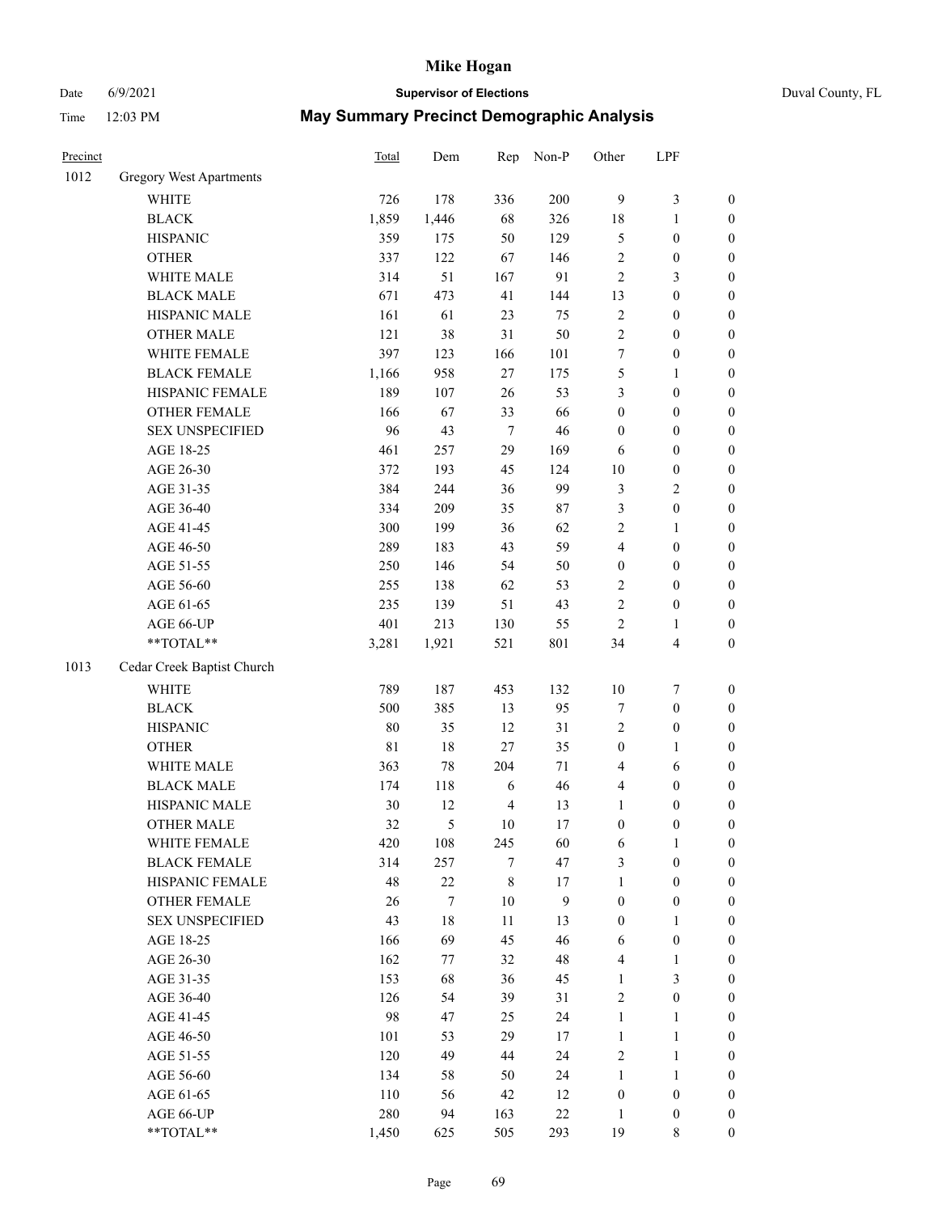# Mike Hogan

Date 6/9/2021 **Supervisor of Elections** Duval County, FL

Time 12:03 PM **May Summary Precinct Demographic Analysis**

| Precinct | | Total | Dem | Rep | Non-P | Other | LPF | |
|---|---|---|---|---|---|---|---|---|
| 1012 | Gregory West Apartments | | | | | | | |
| | WHITE | 726 | 178 | 336 | 200 | 9 | 3 | 0 |
| | BLACK | 1,859 | 1,446 | 68 | 326 | 18 | 1 | 0 |
| | HISPANIC | 359 | 175 | 50 | 129 | 5 | 0 | 0 |
| | OTHER | 337 | 122 | 67 | 146 | 2 | 0 | 0 |
| | WHITE MALE | 314 | 51 | 167 | 91 | 2 | 3 | 0 |
| | BLACK MALE | 671 | 473 | 41 | 144 | 13 | 0 | 0 |
| | HISPANIC MALE | 161 | 61 | 23 | 75 | 2 | 0 | 0 |
| | OTHER MALE | 121 | 38 | 31 | 50 | 2 | 0 | 0 |
| | WHITE FEMALE | 397 | 123 | 166 | 101 | 7 | 0 | 0 |
| | BLACK FEMALE | 1,166 | 958 | 27 | 175 | 5 | 1 | 0 |
| | HISPANIC FEMALE | 189 | 107 | 26 | 53 | 3 | 0 | 0 |
| | OTHER FEMALE | 166 | 67 | 33 | 66 | 0 | 0 | 0 |
| | SEX UNSPECIFIED | 96 | 43 | 7 | 46 | 0 | 0 | 0 |
| | AGE 18-25 | 461 | 257 | 29 | 169 | 6 | 0 | 0 |
| | AGE 26-30 | 372 | 193 | 45 | 124 | 10 | 0 | 0 |
| | AGE 31-35 | 384 | 244 | 36 | 99 | 3 | 2 | 0 |
| | AGE 36-40 | 334 | 209 | 35 | 87 | 3 | 0 | 0 |
| | AGE 41-45 | 300 | 199 | 36 | 62 | 2 | 1 | 0 |
| | AGE 46-50 | 289 | 183 | 43 | 59 | 4 | 0 | 0 |
| | AGE 51-55 | 250 | 146 | 54 | 50 | 0 | 0 | 0 |
| | AGE 56-60 | 255 | 138 | 62 | 53 | 2 | 0 | 0 |
| | AGE 61-65 | 235 | 139 | 51 | 43 | 2 | 0 | 0 |
| | AGE 66-UP | 401 | 213 | 130 | 55 | 2 | 1 | 0 |
| | **TOTAL** | 3,281 | 1,921 | 521 | 801 | 34 | 4 | 0 |
| 1013 | Cedar Creek Baptist Church | | | | | | | |
| | WHITE | 789 | 187 | 453 | 132 | 10 | 7 | 0 |
| | BLACK | 500 | 385 | 13 | 95 | 7 | 0 | 0 |
| | HISPANIC | 80 | 35 | 12 | 31 | 2 | 0 | 0 |
| | OTHER | 81 | 18 | 27 | 35 | 0 | 1 | 0 |
| | WHITE MALE | 363 | 78 | 204 | 71 | 4 | 6 | 0 |
| | BLACK MALE | 174 | 118 | 6 | 46 | 4 | 0 | 0 |
| | HISPANIC MALE | 30 | 12 | 4 | 13 | 1 | 0 | 0 |
| | OTHER MALE | 32 | 5 | 10 | 17 | 0 | 0 | 0 |
| | WHITE FEMALE | 420 | 108 | 245 | 60 | 6 | 1 | 0 |
| | BLACK FEMALE | 314 | 257 | 7 | 47 | 3 | 0 | 0 |
| | HISPANIC FEMALE | 48 | 22 | 8 | 17 | 1 | 0 | 0 |
| | OTHER FEMALE | 26 | 7 | 10 | 9 | 0 | 0 | 0 |
| | SEX UNSPECIFIED | 43 | 18 | 11 | 13 | 0 | 1 | 0 |
| | AGE 18-25 | 166 | 69 | 45 | 46 | 6 | 0 | 0 |
| | AGE 26-30 | 162 | 77 | 32 | 48 | 4 | 1 | 0 |
| | AGE 31-35 | 153 | 68 | 36 | 45 | 1 | 3 | 0 |
| | AGE 36-40 | 126 | 54 | 39 | 31 | 2 | 0 | 0 |
| | AGE 41-45 | 98 | 47 | 25 | 24 | 1 | 1 | 0 |
| | AGE 46-50 | 101 | 53 | 29 | 17 | 1 | 1 | 0 |
| | AGE 51-55 | 120 | 49 | 44 | 24 | 2 | 1 | 0 |
| | AGE 56-60 | 134 | 58 | 50 | 24 | 1 | 1 | 0 |
| | AGE 61-65 | 110 | 56 | 42 | 12 | 0 | 0 | 0 |
| | AGE 66-UP | 280 | 94 | 163 | 22 | 1 | 0 | 0 |
| | **TOTAL** | 1,450 | 625 | 505 | 293 | 19 | 8 | 0 |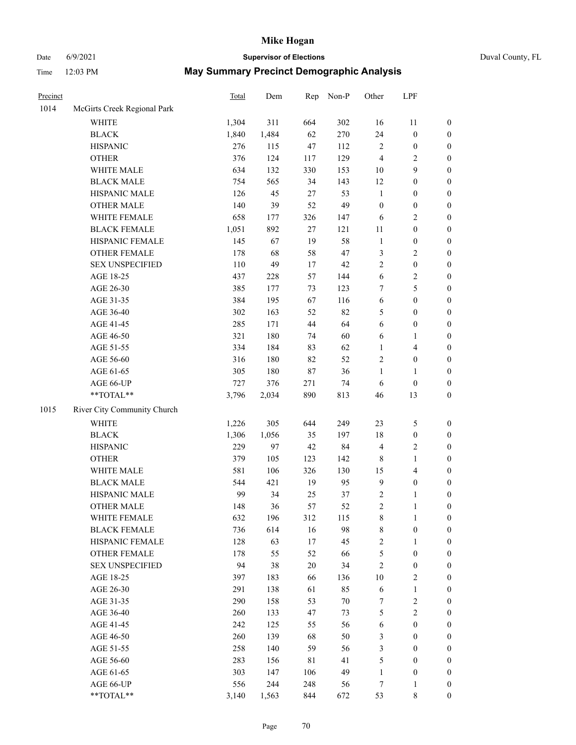# Mike Hogan

Date 6/9/2021 **Supervisor of Elections** Duval County, FL

Time 12:03 PM **May Summary Precinct Demographic Analysis**

| Precinct | | Total | Dem | Rep | Non-P | Other | LPF | |
|---|---|---|---|---|---|---|---|---|
| 1014 | McGirts Creek Regional Park | | | | | | | |
| | WHITE | 1,304 | 311 | 664 | 302 | 16 | 11 | 0 |
| | BLACK | 1,840 | 1,484 | 62 | 270 | 24 | 0 | 0 |
| | HISPANIC | 276 | 115 | 47 | 112 | 2 | 0 | 0 |
| | OTHER | 376 | 124 | 117 | 129 | 4 | 2 | 0 |
| | WHITE MALE | 634 | 132 | 330 | 153 | 10 | 9 | 0 |
| | BLACK MALE | 754 | 565 | 34 | 143 | 12 | 0 | 0 |
| | HISPANIC MALE | 126 | 45 | 27 | 53 | 1 | 0 | 0 |
| | OTHER MALE | 140 | 39 | 52 | 49 | 0 | 0 | 0 |
| | WHITE FEMALE | 658 | 177 | 326 | 147 | 6 | 2 | 0 |
| | BLACK FEMALE | 1,051 | 892 | 27 | 121 | 11 | 0 | 0 |
| | HISPANIC FEMALE | 145 | 67 | 19 | 58 | 1 | 0 | 0 |
| | OTHER FEMALE | 178 | 68 | 58 | 47 | 3 | 2 | 0 |
| | SEX UNSPECIFIED | 110 | 49 | 17 | 42 | 2 | 0 | 0 |
| | AGE 18-25 | 437 | 228 | 57 | 144 | 6 | 2 | 0 |
| | AGE 26-30 | 385 | 177 | 73 | 123 | 7 | 5 | 0 |
| | AGE 31-35 | 384 | 195 | 67 | 116 | 6 | 0 | 0 |
| | AGE 36-40 | 302 | 163 | 52 | 82 | 5 | 0 | 0 |
| | AGE 41-45 | 285 | 171 | 44 | 64 | 6 | 0 | 0 |
| | AGE 46-50 | 321 | 180 | 74 | 60 | 6 | 1 | 0 |
| | AGE 51-55 | 334 | 184 | 83 | 62 | 1 | 4 | 0 |
| | AGE 56-60 | 316 | 180 | 82 | 52 | 2 | 0 | 0 |
| | AGE 61-65 | 305 | 180 | 87 | 36 | 1 | 1 | 0 |
| | AGE 66-UP | 727 | 376 | 271 | 74 | 6 | 0 | 0 |
| | **TOTAL** | 3,796 | 2,034 | 890 | 813 | 46 | 13 | 0 |
| 1015 | River City Community Church | | | | | | | |
| | WHITE | 1,226 | 305 | 644 | 249 | 23 | 5 | 0 |
| | BLACK | 1,306 | 1,056 | 35 | 197 | 18 | 0 | 0 |
| | HISPANIC | 229 | 97 | 42 | 84 | 4 | 2 | 0 |
| | OTHER | 379 | 105 | 123 | 142 | 8 | 1 | 0 |
| | WHITE MALE | 581 | 106 | 326 | 130 | 15 | 4 | 0 |
| | BLACK MALE | 544 | 421 | 19 | 95 | 9 | 0 | 0 |
| | HISPANIC MALE | 99 | 34 | 25 | 37 | 2 | 1 | 0 |
| | OTHER MALE | 148 | 36 | 57 | 52 | 2 | 1 | 0 |
| | WHITE FEMALE | 632 | 196 | 312 | 115 | 8 | 1 | 0 |
| | BLACK FEMALE | 736 | 614 | 16 | 98 | 8 | 0 | 0 |
| | HISPANIC FEMALE | 128 | 63 | 17 | 45 | 2 | 1 | 0 |
| | OTHER FEMALE | 178 | 55 | 52 | 66 | 5 | 0 | 0 |
| | SEX UNSPECIFIED | 94 | 38 | 20 | 34 | 2 | 0 | 0 |
| | AGE 18-25 | 397 | 183 | 66 | 136 | 10 | 2 | 0 |
| | AGE 26-30 | 291 | 138 | 61 | 85 | 6 | 1 | 0 |
| | AGE 31-35 | 290 | 158 | 53 | 70 | 7 | 2 | 0 |
| | AGE 36-40 | 260 | 133 | 47 | 73 | 5 | 2 | 0 |
| | AGE 41-45 | 242 | 125 | 55 | 56 | 6 | 0 | 0 |
| | AGE 46-50 | 260 | 139 | 68 | 50 | 3 | 0 | 0 |
| | AGE 51-55 | 258 | 140 | 59 | 56 | 3 | 0 | 0 |
| | AGE 56-60 | 283 | 156 | 81 | 41 | 5 | 0 | 0 |
| | AGE 61-65 | 303 | 147 | 106 | 49 | 1 | 0 | 0 |
| | AGE 66-UP | 556 | 244 | 248 | 56 | 7 | 1 | 0 |
| | **TOTAL** | 3,140 | 1,563 | 844 | 672 | 53 | 8 | 0 |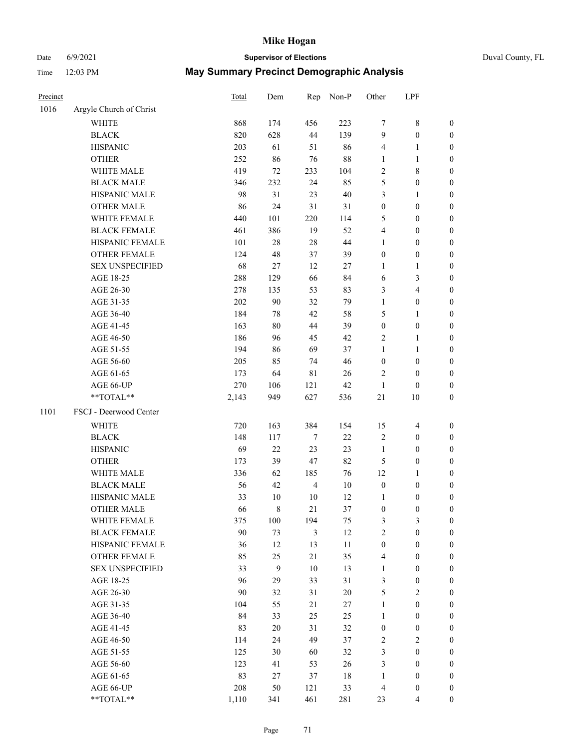# Mike Hogan

Date 6/9/2021 **Supervisor of Elections** Duval County, FL

Time 12:03 PM **May Summary Precinct Demographic Analysis**

| Precinct | | Total | Dem | Rep | Non-P | Other | LPF | |
|---|---|---|---|---|---|---|---|---|
| 1016 | Argyle Church of Christ | | | | | | | |
| | WHITE | 868 | 174 | 456 | 223 | 7 | 8 | 0 |
| | BLACK | 820 | 628 | 44 | 139 | 9 | 0 | 0 |
| | HISPANIC | 203 | 61 | 51 | 86 | 4 | 1 | 0 |
| | OTHER | 252 | 86 | 76 | 88 | 1 | 1 | 0 |
| | WHITE MALE | 419 | 72 | 233 | 104 | 2 | 8 | 0 |
| | BLACK MALE | 346 | 232 | 24 | 85 | 5 | 0 | 0 |
| | HISPANIC MALE | 98 | 31 | 23 | 40 | 3 | 1 | 0 |
| | OTHER MALE | 86 | 24 | 31 | 31 | 0 | 0 | 0 |
| | WHITE FEMALE | 440 | 101 | 220 | 114 | 5 | 0 | 0 |
| | BLACK FEMALE | 461 | 386 | 19 | 52 | 4 | 0 | 0 |
| | HISPANIC FEMALE | 101 | 28 | 28 | 44 | 1 | 0 | 0 |
| | OTHER FEMALE | 124 | 48 | 37 | 39 | 0 | 0 | 0 |
| | SEX UNSPECIFIED | 68 | 27 | 12 | 27 | 1 | 1 | 0 |
| | AGE 18-25 | 288 | 129 | 66 | 84 | 6 | 3 | 0 |
| | AGE 26-30 | 278 | 135 | 53 | 83 | 3 | 4 | 0 |
| | AGE 31-35 | 202 | 90 | 32 | 79 | 1 | 0 | 0 |
| | AGE 36-40 | 184 | 78 | 42 | 58 | 5 | 1 | 0 |
| | AGE 41-45 | 163 | 80 | 44 | 39 | 0 | 0 | 0 |
| | AGE 46-50 | 186 | 96 | 45 | 42 | 2 | 1 | 0 |
| | AGE 51-55 | 194 | 86 | 69 | 37 | 1 | 1 | 0 |
| | AGE 56-60 | 205 | 85 | 74 | 46 | 0 | 0 | 0 |
| | AGE 61-65 | 173 | 64 | 81 | 26 | 2 | 0 | 0 |
| | AGE 66-UP | 270 | 106 | 121 | 42 | 1 | 0 | 0 |
| | **TOTAL** | 2,143 | 949 | 627 | 536 | 21 | 10 | 0 |
| 1101 | FSCJ - Deerwood Center | | | | | | | |
| | WHITE | 720 | 163 | 384 | 154 | 15 | 4 | 0 |
| | BLACK | 148 | 117 | 7 | 22 | 2 | 0 | 0 |
| | HISPANIC | 69 | 22 | 23 | 23 | 1 | 0 | 0 |
| | OTHER | 173 | 39 | 47 | 82 | 5 | 0 | 0 |
| | WHITE MALE | 336 | 62 | 185 | 76 | 12 | 1 | 0 |
| | BLACK MALE | 56 | 42 | 4 | 10 | 0 | 0 | 0 |
| | HISPANIC MALE | 33 | 10 | 10 | 12 | 1 | 0 | 0 |
| | OTHER MALE | 66 | 8 | 21 | 37 | 0 | 0 | 0 |
| | WHITE FEMALE | 375 | 100 | 194 | 75 | 3 | 3 | 0 |
| | BLACK FEMALE | 90 | 73 | 3 | 12 | 2 | 0 | 0 |
| | HISPANIC FEMALE | 36 | 12 | 13 | 11 | 0 | 0 | 0 |
| | OTHER FEMALE | 85 | 25 | 21 | 35 | 4 | 0 | 0 |
| | SEX UNSPECIFIED | 33 | 9 | 10 | 13 | 1 | 0 | 0 |
| | AGE 18-25 | 96 | 29 | 33 | 31 | 3 | 0 | 0 |
| | AGE 26-30 | 90 | 32 | 31 | 20 | 5 | 2 | 0 |
| | AGE 31-35 | 104 | 55 | 21 | 27 | 1 | 0 | 0 |
| | AGE 36-40 | 84 | 33 | 25 | 25 | 1 | 0 | 0 |
| | AGE 41-45 | 83 | 20 | 31 | 32 | 0 | 0 | 0 |
| | AGE 46-50 | 114 | 24 | 49 | 37 | 2 | 2 | 0 |
| | AGE 51-55 | 125 | 30 | 60 | 32 | 3 | 0 | 0 |
| | AGE 56-60 | 123 | 41 | 53 | 26 | 3 | 0 | 0 |
| | AGE 61-65 | 83 | 27 | 37 | 18 | 1 | 0 | 0 |
| | AGE 66-UP | 208 | 50 | 121 | 33 | 4 | 0 | 0 |
| | **TOTAL** | 1,110 | 341 | 461 | 281 | 23 | 4 | 0 |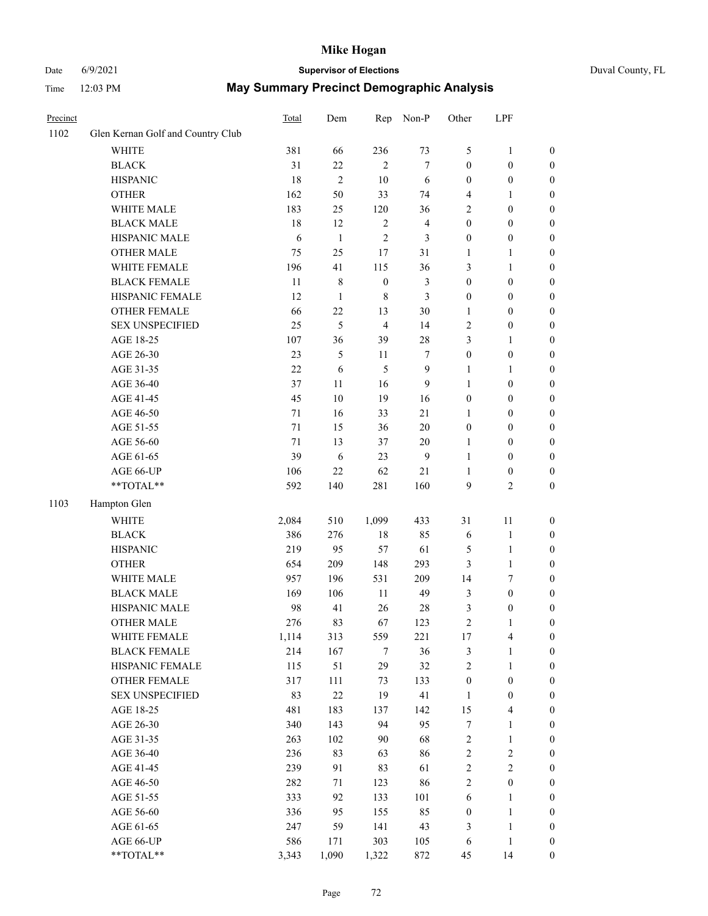# Mike Hogan

Date 6/9/2021 **Supervisor of Elections** Duval County, FL

Time 12:03 PM **May Summary Precinct Demographic Analysis**

| Precinct | | Total | Dem | Rep | Non-P | Other | LPF | |
|---|---|---|---|---|---|---|---|---|
| 1102 | Glen Kernan Golf and Country Club | | | | | | | |
| | WHITE | 381 | 66 | 236 | 73 | 5 | 1 | 0 |
| | BLACK | 31 | 22 | 2 | 7 | 0 | 0 | 0 |
| | HISPANIC | 18 | 2 | 10 | 6 | 0 | 0 | 0 |
| | OTHER | 162 | 50 | 33 | 74 | 4 | 1 | 0 |
| | WHITE MALE | 183 | 25 | 120 | 36 | 2 | 0 | 0 |
| | BLACK MALE | 18 | 12 | 2 | 4 | 0 | 0 | 0 |
| | HISPANIC MALE | 6 | 1 | 2 | 3 | 0 | 0 | 0 |
| | OTHER MALE | 75 | 25 | 17 | 31 | 1 | 1 | 0 |
| | WHITE FEMALE | 196 | 41 | 115 | 36 | 3 | 1 | 0 |
| | BLACK FEMALE | 11 | 8 | 0 | 3 | 0 | 0 | 0 |
| | HISPANIC FEMALE | 12 | 1 | 8 | 3 | 0 | 0 | 0 |
| | OTHER FEMALE | 66 | 22 | 13 | 30 | 1 | 0 | 0 |
| | SEX UNSPECIFIED | 25 | 5 | 4 | 14 | 2 | 0 | 0 |
| | AGE 18-25 | 107 | 36 | 39 | 28 | 3 | 1 | 0 |
| | AGE 26-30 | 23 | 5 | 11 | 7 | 0 | 0 | 0 |
| | AGE 31-35 | 22 | 6 | 5 | 9 | 1 | 1 | 0 |
| | AGE 36-40 | 37 | 11 | 16 | 9 | 1 | 0 | 0 |
| | AGE 41-45 | 45 | 10 | 19 | 16 | 0 | 0 | 0 |
| | AGE 46-50 | 71 | 16 | 33 | 21 | 1 | 0 | 0 |
| | AGE 51-55 | 71 | 15 | 36 | 20 | 0 | 0 | 0 |
| | AGE 56-60 | 71 | 13 | 37 | 20 | 1 | 0 | 0 |
| | AGE 61-65 | 39 | 6 | 23 | 9 | 1 | 0 | 0 |
| | AGE 66-UP | 106 | 22 | 62 | 21 | 1 | 0 | 0 |
| | **TOTAL** | 592 | 140 | 281 | 160 | 9 | 2 | 0 |
| 1103 | Hampton Glen | | | | | | | |
| | WHITE | 2,084 | 510 | 1,099 | 433 | 31 | 11 | 0 |
| | BLACK | 386 | 276 | 18 | 85 | 6 | 1 | 0 |
| | HISPANIC | 219 | 95 | 57 | 61 | 5 | 1 | 0 |
| | OTHER | 654 | 209 | 148 | 293 | 3 | 1 | 0 |
| | WHITE MALE | 957 | 196 | 531 | 209 | 14 | 7 | 0 |
| | BLACK MALE | 169 | 106 | 11 | 49 | 3 | 0 | 0 |
| | HISPANIC MALE | 98 | 41 | 26 | 28 | 3 | 0 | 0 |
| | OTHER MALE | 276 | 83 | 67 | 123 | 2 | 1 | 0 |
| | WHITE FEMALE | 1,114 | 313 | 559 | 221 | 17 | 4 | 0 |
| | BLACK FEMALE | 214 | 167 | 7 | 36 | 3 | 1 | 0 |
| | HISPANIC FEMALE | 115 | 51 | 29 | 32 | 2 | 1 | 0 |
| | OTHER FEMALE | 317 | 111 | 73 | 133 | 0 | 0 | 0 |
| | SEX UNSPECIFIED | 83 | 22 | 19 | 41 | 1 | 0 | 0 |
| | AGE 18-25 | 481 | 183 | 137 | 142 | 15 | 4 | 0 |
| | AGE 26-30 | 340 | 143 | 94 | 95 | 7 | 1 | 0 |
| | AGE 31-35 | 263 | 102 | 90 | 68 | 2 | 1 | 0 |
| | AGE 36-40 | 236 | 83 | 63 | 86 | 2 | 2 | 0 |
| | AGE 41-45 | 239 | 91 | 83 | 61 | 2 | 2 | 0 |
| | AGE 46-50 | 282 | 71 | 123 | 86 | 2 | 0 | 0 |
| | AGE 51-55 | 333 | 92 | 133 | 101 | 6 | 1 | 0 |
| | AGE 56-60 | 336 | 95 | 155 | 85 | 0 | 1 | 0 |
| | AGE 61-65 | 247 | 59 | 141 | 43 | 3 | 1 | 0 |
| | AGE 66-UP | 586 | 171 | 303 | 105 | 6 | 1 | 0 |
| | **TOTAL** | 3,343 | 1,090 | 1,322 | 872 | 45 | 14 | 0 |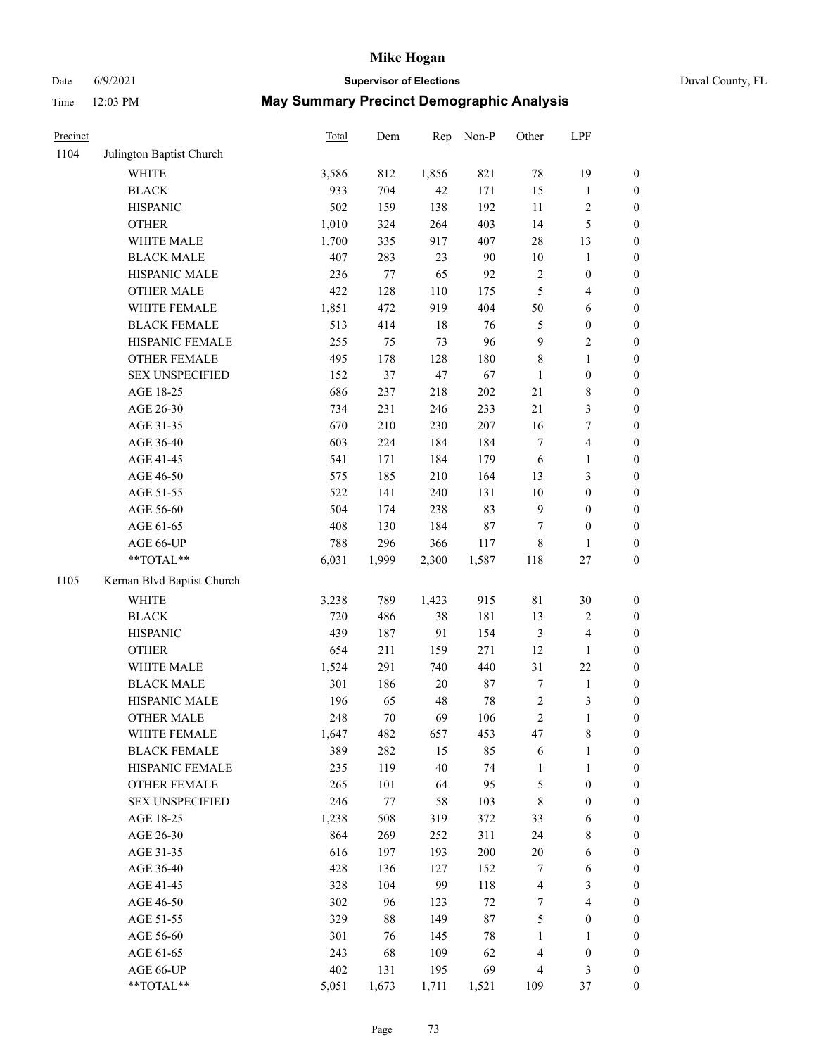# Mike Hogan

Date 6/9/2021 **Supervisor of Elections** Duval County, FL

Time 12:03 PM **May Summary Precinct Demographic Analysis**

| Precinct | | Total | Dem | Rep | Non-P | Other | LPF | |
|---|---|---|---|---|---|---|---|---|
| 1104 | Julington Baptist Church | | | | | | | |
| | WHITE | 3,586 | 812 | 1,856 | 821 | 78 | 19 | 0 |
| | BLACK | 933 | 704 | 42 | 171 | 15 | 1 | 0 |
| | HISPANIC | 502 | 159 | 138 | 192 | 11 | 2 | 0 |
| | OTHER | 1,010 | 324 | 264 | 403 | 14 | 5 | 0 |
| | WHITE MALE | 1,700 | 335 | 917 | 407 | 28 | 13 | 0 |
| | BLACK MALE | 407 | 283 | 23 | 90 | 10 | 1 | 0 |
| | HISPANIC MALE | 236 | 77 | 65 | 92 | 2 | 0 | 0 |
| | OTHER MALE | 422 | 128 | 110 | 175 | 5 | 4 | 0 |
| | WHITE FEMALE | 1,851 | 472 | 919 | 404 | 50 | 6 | 0 |
| | BLACK FEMALE | 513 | 414 | 18 | 76 | 5 | 0 | 0 |
| | HISPANIC FEMALE | 255 | 75 | 73 | 96 | 9 | 2 | 0 |
| | OTHER FEMALE | 495 | 178 | 128 | 180 | 8 | 1 | 0 |
| | SEX UNSPECIFIED | 152 | 37 | 47 | 67 | 1 | 0 | 0 |
| | AGE 18-25 | 686 | 237 | 218 | 202 | 21 | 8 | 0 |
| | AGE 26-30 | 734 | 231 | 246 | 233 | 21 | 3 | 0 |
| | AGE 31-35 | 670 | 210 | 230 | 207 | 16 | 7 | 0 |
| | AGE 36-40 | 603 | 224 | 184 | 184 | 7 | 4 | 0 |
| | AGE 41-45 | 541 | 171 | 184 | 179 | 6 | 1 | 0 |
| | AGE 46-50 | 575 | 185 | 210 | 164 | 13 | 3 | 0 |
| | AGE 51-55 | 522 | 141 | 240 | 131 | 10 | 0 | 0 |
| | AGE 56-60 | 504 | 174 | 238 | 83 | 9 | 0 | 0 |
| | AGE 61-65 | 408 | 130 | 184 | 87 | 7 | 0 | 0 |
| | AGE 66-UP | 788 | 296 | 366 | 117 | 8 | 1 | 0 |
| | **TOTAL** | 6,031 | 1,999 | 2,300 | 1,587 | 118 | 27 | 0 |
| 1105 | Kernan Blvd Baptist Church | | | | | | | |
| | WHITE | 3,238 | 789 | 1,423 | 915 | 81 | 30 | 0 |
| | BLACK | 720 | 486 | 38 | 181 | 13 | 2 | 0 |
| | HISPANIC | 439 | 187 | 91 | 154 | 3 | 4 | 0 |
| | OTHER | 654 | 211 | 159 | 271 | 12 | 1 | 0 |
| | WHITE MALE | 1,524 | 291 | 740 | 440 | 31 | 22 | 0 |
| | BLACK MALE | 301 | 186 | 20 | 87 | 7 | 1 | 0 |
| | HISPANIC MALE | 196 | 65 | 48 | 78 | 2 | 3 | 0 |
| | OTHER MALE | 248 | 70 | 69 | 106 | 2 | 1 | 0 |
| | WHITE FEMALE | 1,647 | 482 | 657 | 453 | 47 | 8 | 0 |
| | BLACK FEMALE | 389 | 282 | 15 | 85 | 6 | 1 | 0 |
| | HISPANIC FEMALE | 235 | 119 | 40 | 74 | 1 | 1 | 0 |
| | OTHER FEMALE | 265 | 101 | 64 | 95 | 5 | 0 | 0 |
| | SEX UNSPECIFIED | 246 | 77 | 58 | 103 | 8 | 0 | 0 |
| | AGE 18-25 | 1,238 | 508 | 319 | 372 | 33 | 6 | 0 |
| | AGE 26-30 | 864 | 269 | 252 | 311 | 24 | 8 | 0 |
| | AGE 31-35 | 616 | 197 | 193 | 200 | 20 | 6 | 0 |
| | AGE 36-40 | 428 | 136 | 127 | 152 | 7 | 6 | 0 |
| | AGE 41-45 | 328 | 104 | 99 | 118 | 4 | 3 | 0 |
| | AGE 46-50 | 302 | 96 | 123 | 72 | 7 | 4 | 0 |
| | AGE 51-55 | 329 | 88 | 149 | 87 | 5 | 0 | 0 |
| | AGE 56-60 | 301 | 76 | 145 | 78 | 1 | 1 | 0 |
| | AGE 61-65 | 243 | 68 | 109 | 62 | 4 | 0 | 0 |
| | AGE 66-UP | 402 | 131 | 195 | 69 | 4 | 3 | 0 |
| | **TOTAL** | 5,051 | 1,673 | 1,711 | 1,521 | 109 | 37 | 0 |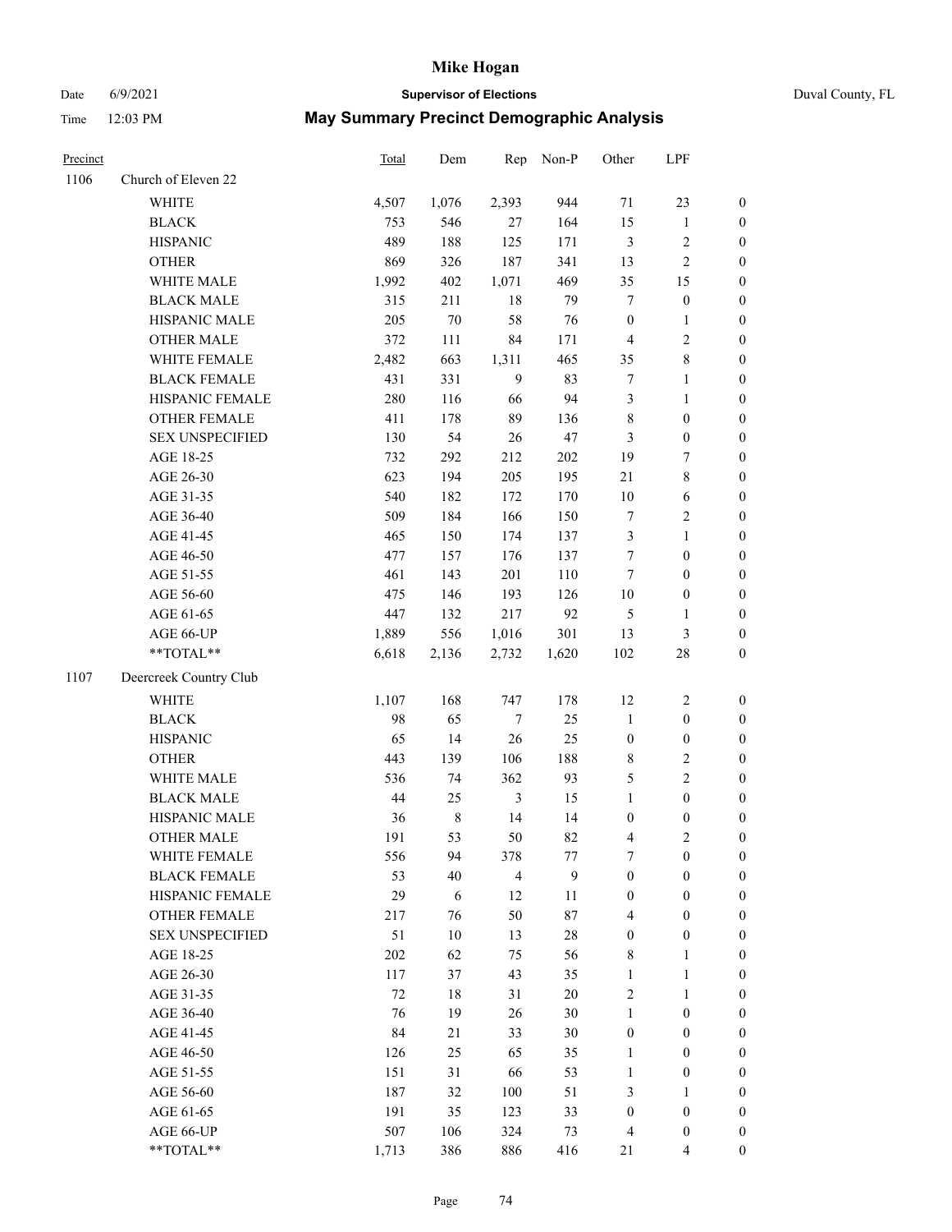# Mike Hogan

Date 6/9/2021 **Supervisor of Elections** Duval County, FL

Time 12:03 PM **May Summary Precinct Demographic Analysis**

| Precinct | | Total | Dem | Rep | Non-P | Other | LPF | |
|---|---|---|---|---|---|---|---|---|
| 1106 | Church of Eleven 22 | | | | | | | |
| | WHITE | 4,507 | 1,076 | 2,393 | 944 | 71 | 23 | 0 |
| | BLACK | 753 | 546 | 27 | 164 | 15 | 1 | 0 |
| | HISPANIC | 489 | 188 | 125 | 171 | 3 | 2 | 0 |
| | OTHER | 869 | 326 | 187 | 341 | 13 | 2 | 0 |
| | WHITE MALE | 1,992 | 402 | 1,071 | 469 | 35 | 15 | 0 |
| | BLACK MALE | 315 | 211 | 18 | 79 | 7 | 0 | 0 |
| | HISPANIC MALE | 205 | 70 | 58 | 76 | 0 | 1 | 0 |
| | OTHER MALE | 372 | 111 | 84 | 171 | 4 | 2 | 0 |
| | WHITE FEMALE | 2,482 | 663 | 1,311 | 465 | 35 | 8 | 0 |
| | BLACK FEMALE | 431 | 331 | 9 | 83 | 7 | 1 | 0 |
| | HISPANIC FEMALE | 280 | 116 | 66 | 94 | 3 | 1 | 0 |
| | OTHER FEMALE | 411 | 178 | 89 | 136 | 8 | 0 | 0 |
| | SEX UNSPECIFIED | 130 | 54 | 26 | 47 | 3 | 0 | 0 |
| | AGE 18-25 | 732 | 292 | 212 | 202 | 19 | 7 | 0 |
| | AGE 26-30 | 623 | 194 | 205 | 195 | 21 | 8 | 0 |
| | AGE 31-35 | 540 | 182 | 172 | 170 | 10 | 6 | 0 |
| | AGE 36-40 | 509 | 184 | 166 | 150 | 7 | 2 | 0 |
| | AGE 41-45 | 465 | 150 | 174 | 137 | 3 | 1 | 0 |
| | AGE 46-50 | 477 | 157 | 176 | 137 | 7 | 0 | 0 |
| | AGE 51-55 | 461 | 143 | 201 | 110 | 7 | 0 | 0 |
| | AGE 56-60 | 475 | 146 | 193 | 126 | 10 | 0 | 0 |
| | AGE 61-65 | 447 | 132 | 217 | 92 | 5 | 1 | 0 |
| | AGE 66-UP | 1,889 | 556 | 1,016 | 301 | 13 | 3 | 0 |
| | **TOTAL** | 6,618 | 2,136 | 2,732 | 1,620 | 102 | 28 | 0 |
| 1107 | Deercreek Country Club | | | | | | | |
| | WHITE | 1,107 | 168 | 747 | 178 | 12 | 2 | 0 |
| | BLACK | 98 | 65 | 7 | 25 | 1 | 0 | 0 |
| | HISPANIC | 65 | 14 | 26 | 25 | 0 | 0 | 0 |
| | OTHER | 443 | 139 | 106 | 188 | 8 | 2 | 0 |
| | WHITE MALE | 536 | 74 | 362 | 93 | 5 | 2 | 0 |
| | BLACK MALE | 44 | 25 | 3 | 15 | 1 | 0 | 0 |
| | HISPANIC MALE | 36 | 8 | 14 | 14 | 0 | 0 | 0 |
| | OTHER MALE | 191 | 53 | 50 | 82 | 4 | 2 | 0 |
| | WHITE FEMALE | 556 | 94 | 378 | 77 | 7 | 0 | 0 |
| | BLACK FEMALE | 53 | 40 | 4 | 9 | 0 | 0 | 0 |
| | HISPANIC FEMALE | 29 | 6 | 12 | 11 | 0 | 0 | 0 |
| | OTHER FEMALE | 217 | 76 | 50 | 87 | 4 | 0 | 0 |
| | SEX UNSPECIFIED | 51 | 10 | 13 | 28 | 0 | 0 | 0 |
| | AGE 18-25 | 202 | 62 | 75 | 56 | 8 | 1 | 0 |
| | AGE 26-30 | 117 | 37 | 43 | 35 | 1 | 1 | 0 |
| | AGE 31-35 | 72 | 18 | 31 | 20 | 2 | 1 | 0 |
| | AGE 36-40 | 76 | 19 | 26 | 30 | 1 | 0 | 0 |
| | AGE 41-45 | 84 | 21 | 33 | 30 | 0 | 0 | 0 |
| | AGE 46-50 | 126 | 25 | 65 | 35 | 1 | 0 | 0 |
| | AGE 51-55 | 151 | 31 | 66 | 53 | 1 | 0 | 0 |
| | AGE 56-60 | 187 | 32 | 100 | 51 | 3 | 1 | 0 |
| | AGE 61-65 | 191 | 35 | 123 | 33 | 0 | 0 | 0 |
| | AGE 66-UP | 507 | 106 | 324 | 73 | 4 | 0 | 0 |
| | **TOTAL** | 1,713 | 386 | 886 | 416 | 21 | 4 | 0 |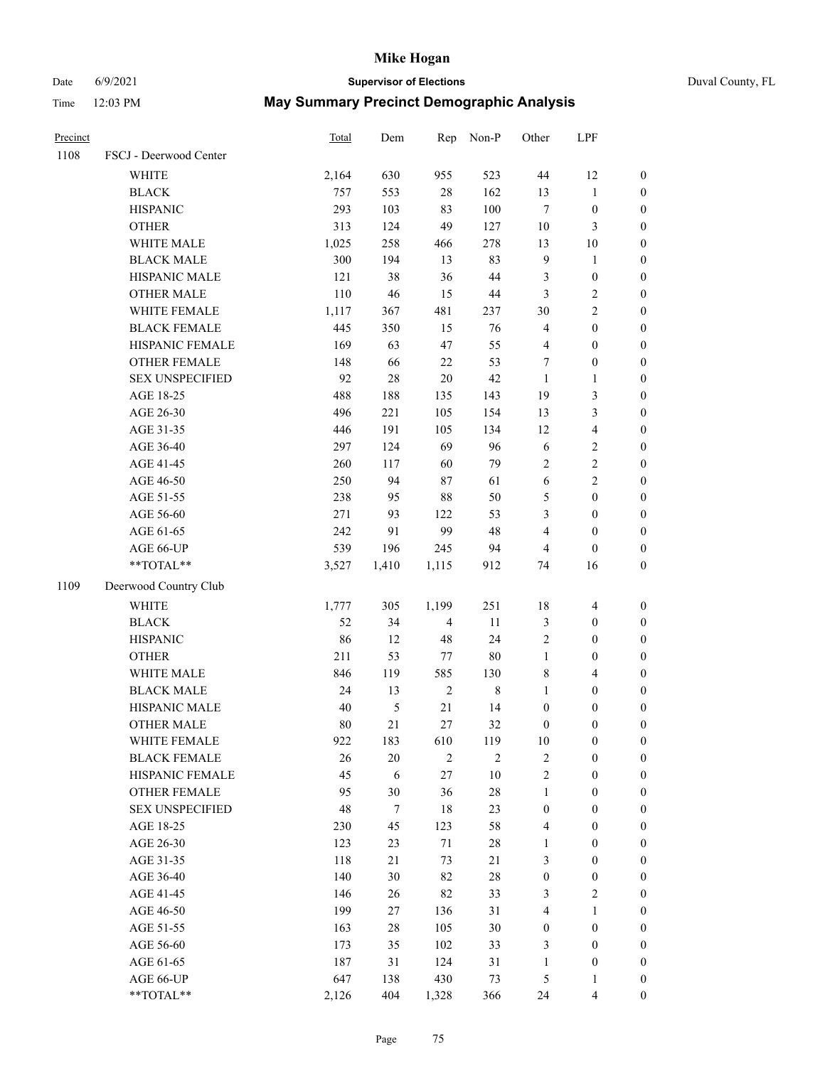# May Summary Precinct Demographic Analysis

Mike Hogan
Supervisor of Elections
Duval County, FL

Date 6/9/2021
Time 12:03 PM

| Precinct | | Total | Dem | Rep | Non-P | Other | LPF | |
|---|---|---|---|---|---|---|---|---|
| 1108 | FSCJ - Deerwood Center | | | | | | | |
| | WHITE | 2,164 | 630 | 955 | 523 | 44 | 12 | 0 |
| | BLACK | 757 | 553 | 28 | 162 | 13 | 1 | 0 |
| | HISPANIC | 293 | 103 | 83 | 100 | 7 | 0 | 0 |
| | OTHER | 313 | 124 | 49 | 127 | 10 | 3 | 0 |
| | WHITE MALE | 1,025 | 258 | 466 | 278 | 13 | 10 | 0 |
| | BLACK MALE | 300 | 194 | 13 | 83 | 9 | 1 | 0 |
| | HISPANIC MALE | 121 | 38 | 36 | 44 | 3 | 0 | 0 |
| | OTHER MALE | 110 | 46 | 15 | 44 | 3 | 2 | 0 |
| | WHITE FEMALE | 1,117 | 367 | 481 | 237 | 30 | 2 | 0 |
| | BLACK FEMALE | 445 | 350 | 15 | 76 | 4 | 0 | 0 |
| | HISPANIC FEMALE | 169 | 63 | 47 | 55 | 4 | 0 | 0 |
| | OTHER FEMALE | 148 | 66 | 22 | 53 | 7 | 0 | 0 |
| | SEX UNSPECIFIED | 92 | 28 | 20 | 42 | 1 | 1 | 0 |
| | AGE 18-25 | 488 | 188 | 135 | 143 | 19 | 3 | 0 |
| | AGE 26-30 | 496 | 221 | 105 | 154 | 13 | 3 | 0 |
| | AGE 31-35 | 446 | 191 | 105 | 134 | 12 | 4 | 0 |
| | AGE 36-40 | 297 | 124 | 69 | 96 | 6 | 2 | 0 |
| | AGE 41-45 | 260 | 117 | 60 | 79 | 2 | 2 | 0 |
| | AGE 46-50 | 250 | 94 | 87 | 61 | 6 | 2 | 0 |
| | AGE 51-55 | 238 | 95 | 88 | 50 | 5 | 0 | 0 |
| | AGE 56-60 | 271 | 93 | 122 | 53 | 3 | 0 | 0 |
| | AGE 61-65 | 242 | 91 | 99 | 48 | 4 | 0 | 0 |
| | AGE 66-UP | 539 | 196 | 245 | 94 | 4 | 0 | 0 |
| | **TOTAL** | 3,527 | 1,410 | 1,115 | 912 | 74 | 16 | 0 |
| 1109 | Deerwood Country Club | | | | | | | |
| | WHITE | 1,777 | 305 | 1,199 | 251 | 18 | 4 | 0 |
| | BLACK | 52 | 34 | 4 | 11 | 3 | 0 | 0 |
| | HISPANIC | 86 | 12 | 48 | 24 | 2 | 0 | 0 |
| | OTHER | 211 | 53 | 77 | 80 | 1 | 0 | 0 |
| | WHITE MALE | 846 | 119 | 585 | 130 | 8 | 4 | 0 |
| | BLACK MALE | 24 | 13 | 2 | 8 | 1 | 0 | 0 |
| | HISPANIC MALE | 40 | 5 | 21 | 14 | 0 | 0 | 0 |
| | OTHER MALE | 80 | 21 | 27 | 32 | 0 | 0 | 0 |
| | WHITE FEMALE | 922 | 183 | 610 | 119 | 10 | 0 | 0 |
| | BLACK FEMALE | 26 | 20 | 2 | 2 | 2 | 0 | 0 |
| | HISPANIC FEMALE | 45 | 6 | 27 | 10 | 2 | 0 | 0 |
| | OTHER FEMALE | 95 | 30 | 36 | 28 | 1 | 0 | 0 |
| | SEX UNSPECIFIED | 48 | 7 | 18 | 23 | 0 | 0 | 0 |
| | AGE 18-25 | 230 | 45 | 123 | 58 | 4 | 0 | 0 |
| | AGE 26-30 | 123 | 23 | 71 | 28 | 1 | 0 | 0 |
| | AGE 31-35 | 118 | 21 | 73 | 21 | 3 | 0 | 0 |
| | AGE 36-40 | 140 | 30 | 82 | 28 | 0 | 0 | 0 |
| | AGE 41-45 | 146 | 26 | 82 | 33 | 3 | 2 | 0 |
| | AGE 46-50 | 199 | 27 | 136 | 31 | 4 | 1 | 0 |
| | AGE 51-55 | 163 | 28 | 105 | 30 | 0 | 0 | 0 |
| | AGE 56-60 | 173 | 35 | 102 | 33 | 3 | 0 | 0 |
| | AGE 61-65 | 187 | 31 | 124 | 31 | 1 | 0 | 0 |
| | AGE 66-UP | 647 | 138 | 430 | 73 | 5 | 1 | 0 |
| | **TOTAL** | 2,126 | 404 | 1,328 | 366 | 24 | 4 | 0 |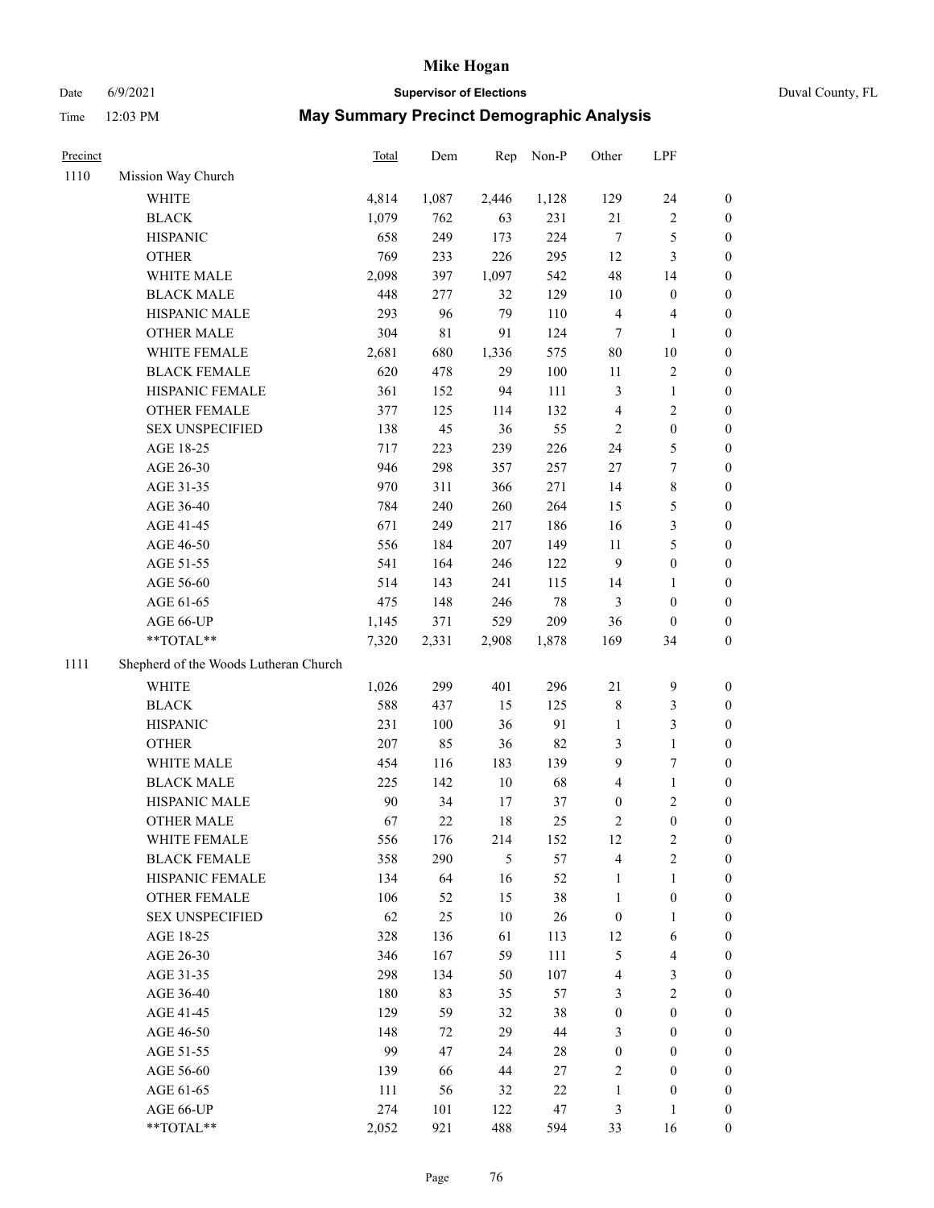# Mike Hogan

Date 6/9/2021 — **Supervisor of Elections** — Duval County, FL

Time 12:03 PM — **May Summary Precinct Demographic Analysis**

| Precinct | | Total | Dem | Rep | Non-P | Other | LPF | |
|---|---|---|---|---|---|---|---|---|
| 1110 | Mission Way Church | | | | | | | |
| | WHITE | 4,814 | 1,087 | 2,446 | 1,128 | 129 | 24 | 0 |
| | BLACK | 1,079 | 762 | 63 | 231 | 21 | 2 | 0 |
| | HISPANIC | 658 | 249 | 173 | 224 | 7 | 5 | 0 |
| | OTHER | 769 | 233 | 226 | 295 | 12 | 3 | 0 |
| | WHITE MALE | 2,098 | 397 | 1,097 | 542 | 48 | 14 | 0 |
| | BLACK MALE | 448 | 277 | 32 | 129 | 10 | 0 | 0 |
| | HISPANIC MALE | 293 | 96 | 79 | 110 | 4 | 4 | 0 |
| | OTHER MALE | 304 | 81 | 91 | 124 | 7 | 1 | 0 |
| | WHITE FEMALE | 2,681 | 680 | 1,336 | 575 | 80 | 10 | 0 |
| | BLACK FEMALE | 620 | 478 | 29 | 100 | 11 | 2 | 0 |
| | HISPANIC FEMALE | 361 | 152 | 94 | 111 | 3 | 1 | 0 |
| | OTHER FEMALE | 377 | 125 | 114 | 132 | 4 | 2 | 0 |
| | SEX UNSPECIFIED | 138 | 45 | 36 | 55 | 2 | 0 | 0 |
| | AGE 18-25 | 717 | 223 | 239 | 226 | 24 | 5 | 0 |
| | AGE 26-30 | 946 | 298 | 357 | 257 | 27 | 7 | 0 |
| | AGE 31-35 | 970 | 311 | 366 | 271 | 14 | 8 | 0 |
| | AGE 36-40 | 784 | 240 | 260 | 264 | 15 | 5 | 0 |
| | AGE 41-45 | 671 | 249 | 217 | 186 | 16 | 3 | 0 |
| | AGE 46-50 | 556 | 184 | 207 | 149 | 11 | 5 | 0 |
| | AGE 51-55 | 541 | 164 | 246 | 122 | 9 | 0 | 0 |
| | AGE 56-60 | 514 | 143 | 241 | 115 | 14 | 1 | 0 |
| | AGE 61-65 | 475 | 148 | 246 | 78 | 3 | 0 | 0 |
| | AGE 66-UP | 1,145 | 371 | 529 | 209 | 36 | 0 | 0 |
| | **TOTAL** | 7,320 | 2,331 | 2,908 | 1,878 | 169 | 34 | 0 |
| 1111 | Shepherd of the Woods Lutheran Church | | | | | | | |
| | WHITE | 1,026 | 299 | 401 | 296 | 21 | 9 | 0 |
| | BLACK | 588 | 437 | 15 | 125 | 8 | 3 | 0 |
| | HISPANIC | 231 | 100 | 36 | 91 | 1 | 3 | 0 |
| | OTHER | 207 | 85 | 36 | 82 | 3 | 1 | 0 |
| | WHITE MALE | 454 | 116 | 183 | 139 | 9 | 7 | 0 |
| | BLACK MALE | 225 | 142 | 10 | 68 | 4 | 1 | 0 |
| | HISPANIC MALE | 90 | 34 | 17 | 37 | 0 | 2 | 0 |
| | OTHER MALE | 67 | 22 | 18 | 25 | 2 | 0 | 0 |
| | WHITE FEMALE | 556 | 176 | 214 | 152 | 12 | 2 | 0 |
| | BLACK FEMALE | 358 | 290 | 5 | 57 | 4 | 2 | 0 |
| | HISPANIC FEMALE | 134 | 64 | 16 | 52 | 1 | 1 | 0 |
| | OTHER FEMALE | 106 | 52 | 15 | 38 | 1 | 0 | 0 |
| | SEX UNSPECIFIED | 62 | 25 | 10 | 26 | 0 | 1 | 0 |
| | AGE 18-25 | 328 | 136 | 61 | 113 | 12 | 6 | 0 |
| | AGE 26-30 | 346 | 167 | 59 | 111 | 5 | 4 | 0 |
| | AGE 31-35 | 298 | 134 | 50 | 107 | 4 | 3 | 0 |
| | AGE 36-40 | 180 | 83 | 35 | 57 | 3 | 2 | 0 |
| | AGE 41-45 | 129 | 59 | 32 | 38 | 0 | 0 | 0 |
| | AGE 46-50 | 148 | 72 | 29 | 44 | 3 | 0 | 0 |
| | AGE 51-55 | 99 | 47 | 24 | 28 | 0 | 0 | 0 |
| | AGE 56-60 | 139 | 66 | 44 | 27 | 2 | 0 | 0 |
| | AGE 61-65 | 111 | 56 | 32 | 22 | 1 | 0 | 0 |
| | AGE 66-UP | 274 | 101 | 122 | 47 | 3 | 1 | 0 |
| | **TOTAL** | 2,052 | 921 | 488 | 594 | 33 | 16 | 0 |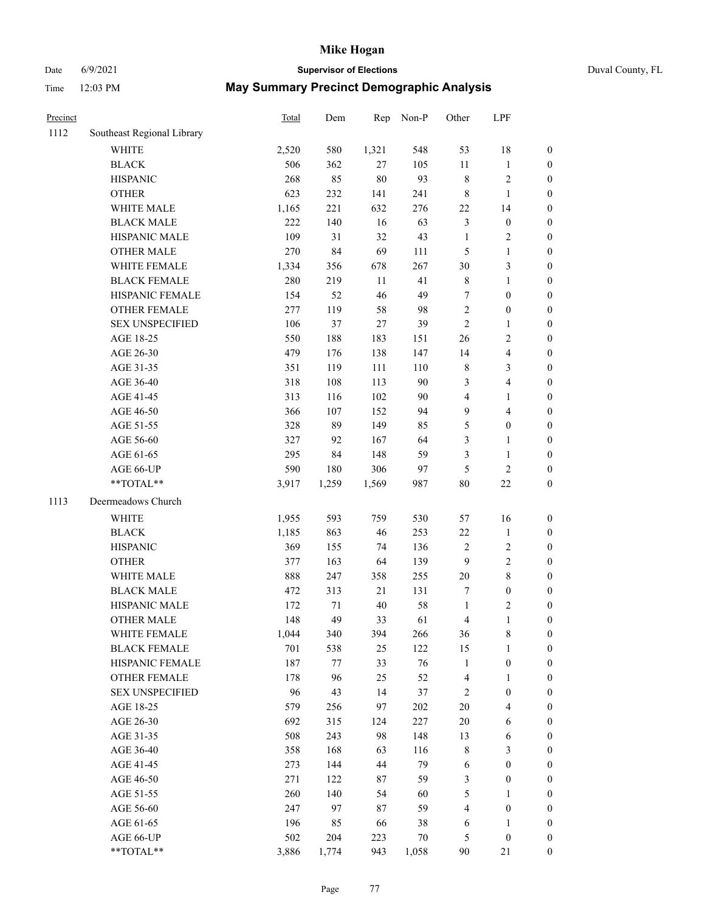# Mike Hogan

Date 6/9/2021 **Supervisor of Elections** Duval County, FL

Time 12:03 PM **May Summary Precinct Demographic Analysis**

| Precinct | | Total | Dem | Rep | Non-P | Other | LPF | |
|---|---|---|---|---|---|---|---|---|
| 1112 | Southeast Regional Library | | | | | | | |
| | WHITE | 2,520 | 580 | 1,321 | 548 | 53 | 18 | 0 |
| | BLACK | 506 | 362 | 27 | 105 | 11 | 1 | 0 |
| | HISPANIC | 268 | 85 | 80 | 93 | 8 | 2 | 0 |
| | OTHER | 623 | 232 | 141 | 241 | 8 | 1 | 0 |
| | WHITE MALE | 1,165 | 221 | 632 | 276 | 22 | 14 | 0 |
| | BLACK MALE | 222 | 140 | 16 | 63 | 3 | 0 | 0 |
| | HISPANIC MALE | 109 | 31 | 32 | 43 | 1 | 2 | 0 |
| | OTHER MALE | 270 | 84 | 69 | 111 | 5 | 1 | 0 |
| | WHITE FEMALE | 1,334 | 356 | 678 | 267 | 30 | 3 | 0 |
| | BLACK FEMALE | 280 | 219 | 11 | 41 | 8 | 1 | 0 |
| | HISPANIC FEMALE | 154 | 52 | 46 | 49 | 7 | 0 | 0 |
| | OTHER FEMALE | 277 | 119 | 58 | 98 | 2 | 0 | 0 |
| | SEX UNSPECIFIED | 106 | 37 | 27 | 39 | 2 | 1 | 0 |
| | AGE 18-25 | 550 | 188 | 183 | 151 | 26 | 2 | 0 |
| | AGE 26-30 | 479 | 176 | 138 | 147 | 14 | 4 | 0 |
| | AGE 31-35 | 351 | 119 | 111 | 110 | 8 | 3 | 0 |
| | AGE 36-40 | 318 | 108 | 113 | 90 | 3 | 4 | 0 |
| | AGE 41-45 | 313 | 116 | 102 | 90 | 4 | 1 | 0 |
| | AGE 46-50 | 366 | 107 | 152 | 94 | 9 | 4 | 0 |
| | AGE 51-55 | 328 | 89 | 149 | 85 | 5 | 0 | 0 |
| | AGE 56-60 | 327 | 92 | 167 | 64 | 3 | 1 | 0 |
| | AGE 61-65 | 295 | 84 | 148 | 59 | 3 | 1 | 0 |
| | AGE 66-UP | 590 | 180 | 306 | 97 | 5 | 2 | 0 |
| | **TOTAL** | 3,917 | 1,259 | 1,569 | 987 | 80 | 22 | 0 |
| 1113 | Deermeadows Church | | | | | | | |
| | WHITE | 1,955 | 593 | 759 | 530 | 57 | 16 | 0 |
| | BLACK | 1,185 | 863 | 46 | 253 | 22 | 1 | 0 |
| | HISPANIC | 369 | 155 | 74 | 136 | 2 | 2 | 0 |
| | OTHER | 377 | 163 | 64 | 139 | 9 | 2 | 0 |
| | WHITE MALE | 888 | 247 | 358 | 255 | 20 | 8 | 0 |
| | BLACK MALE | 472 | 313 | 21 | 131 | 7 | 0 | 0 |
| | HISPANIC MALE | 172 | 71 | 40 | 58 | 1 | 2 | 0 |
| | OTHER MALE | 148 | 49 | 33 | 61 | 4 | 1 | 0 |
| | WHITE FEMALE | 1,044 | 340 | 394 | 266 | 36 | 8 | 0 |
| | BLACK FEMALE | 701 | 538 | 25 | 122 | 15 | 1 | 0 |
| | HISPANIC FEMALE | 187 | 77 | 33 | 76 | 1 | 0 | 0 |
| | OTHER FEMALE | 178 | 96 | 25 | 52 | 4 | 1 | 0 |
| | SEX UNSPECIFIED | 96 | 43 | 14 | 37 | 2 | 0 | 0 |
| | AGE 18-25 | 579 | 256 | 97 | 202 | 20 | 4 | 0 |
| | AGE 26-30 | 692 | 315 | 124 | 227 | 20 | 6 | 0 |
| | AGE 31-35 | 508 | 243 | 98 | 148 | 13 | 6 | 0 |
| | AGE 36-40 | 358 | 168 | 63 | 116 | 8 | 3 | 0 |
| | AGE 41-45 | 273 | 144 | 44 | 79 | 6 | 0 | 0 |
| | AGE 46-50 | 271 | 122 | 87 | 59 | 3 | 0 | 0 |
| | AGE 51-55 | 260 | 140 | 54 | 60 | 5 | 1 | 0 |
| | AGE 56-60 | 247 | 97 | 87 | 59 | 4 | 0 | 0 |
| | AGE 61-65 | 196 | 85 | 66 | 38 | 6 | 1 | 0 |
| | AGE 66-UP | 502 | 204 | 223 | 70 | 5 | 0 | 0 |
| | **TOTAL** | 3,886 | 1,774 | 943 | 1,058 | 90 | 21 | 0 |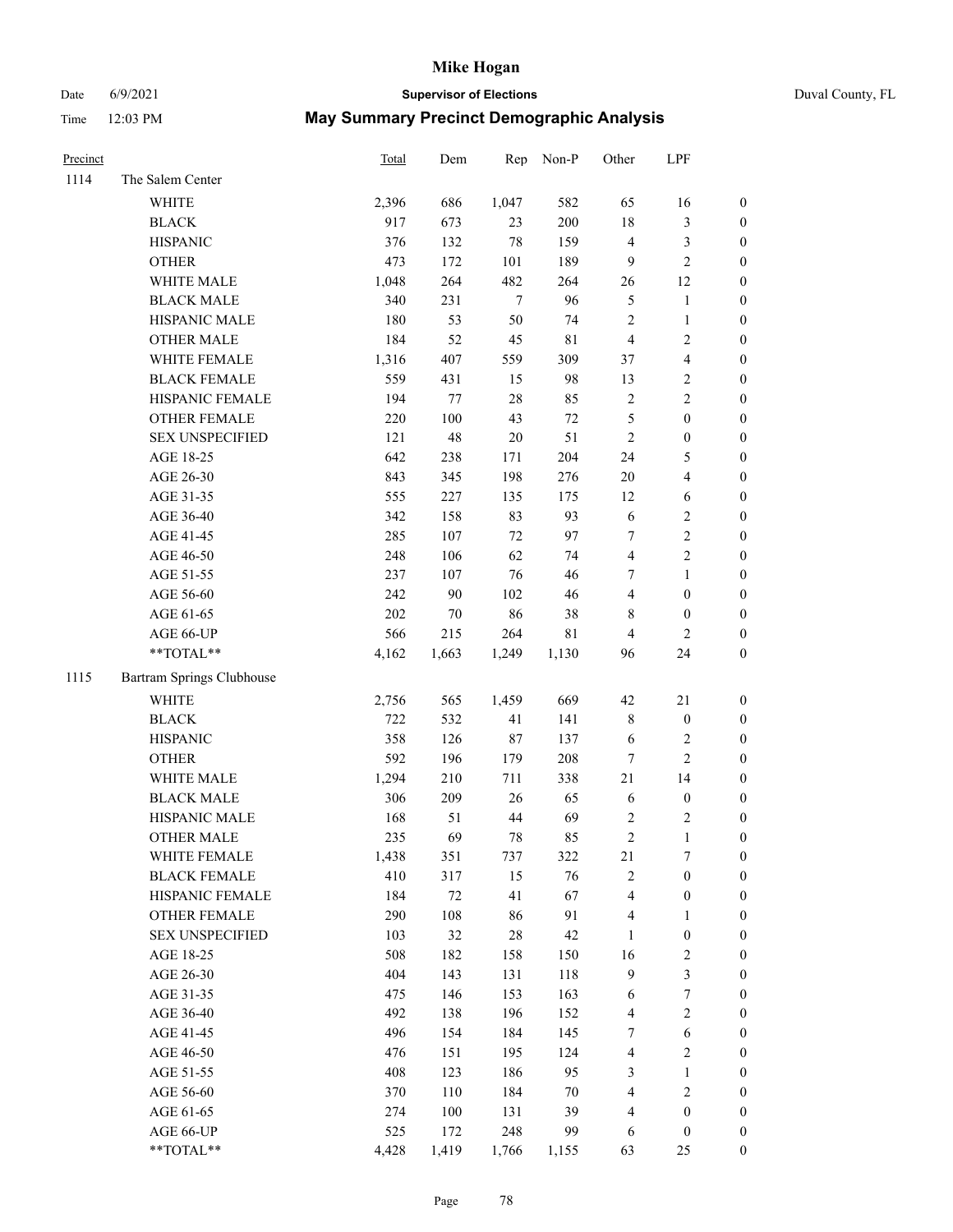# Mike Hogan

Date 6/9/2021 **Supervisor of Elections** Duval County, FL

Time 12:03 PM **May Summary Precinct Demographic Analysis**

| Precinct | | Total | Dem | Rep | Non-P | Other | LPF | |
|---|---|---|---|---|---|---|---|---|
| 1114 | The Salem Center | | | | | | | |
| | WHITE | 2,396 | 686 | 1,047 | 582 | 65 | 16 | 0 |
| | BLACK | 917 | 673 | 23 | 200 | 18 | 3 | 0 |
| | HISPANIC | 376 | 132 | 78 | 159 | 4 | 3 | 0 |
| | OTHER | 473 | 172 | 101 | 189 | 9 | 2 | 0 |
| | WHITE MALE | 1,048 | 264 | 482 | 264 | 26 | 12 | 0 |
| | BLACK MALE | 340 | 231 | 7 | 96 | 5 | 1 | 0 |
| | HISPANIC MALE | 180 | 53 | 50 | 74 | 2 | 1 | 0 |
| | OTHER MALE | 184 | 52 | 45 | 81 | 4 | 2 | 0 |
| | WHITE FEMALE | 1,316 | 407 | 559 | 309 | 37 | 4 | 0 |
| | BLACK FEMALE | 559 | 431 | 15 | 98 | 13 | 2 | 0 |
| | HISPANIC FEMALE | 194 | 77 | 28 | 85 | 2 | 2 | 0 |
| | OTHER FEMALE | 220 | 100 | 43 | 72 | 5 | 0 | 0 |
| | SEX UNSPECIFIED | 121 | 48 | 20 | 51 | 2 | 0 | 0 |
| | AGE 18-25 | 642 | 238 | 171 | 204 | 24 | 5 | 0 |
| | AGE 26-30 | 843 | 345 | 198 | 276 | 20 | 4 | 0 |
| | AGE 31-35 | 555 | 227 | 135 | 175 | 12 | 6 | 0 |
| | AGE 36-40 | 342 | 158 | 83 | 93 | 6 | 2 | 0 |
| | AGE 41-45 | 285 | 107 | 72 | 97 | 7 | 2 | 0 |
| | AGE 46-50 | 248 | 106 | 62 | 74 | 4 | 2 | 0 |
| | AGE 51-55 | 237 | 107 | 76 | 46 | 7 | 1 | 0 |
| | AGE 56-60 | 242 | 90 | 102 | 46 | 4 | 0 | 0 |
| | AGE 61-65 | 202 | 70 | 86 | 38 | 8 | 0 | 0 |
| | AGE 66-UP | 566 | 215 | 264 | 81 | 4 | 2 | 0 |
| | **TOTAL** | 4,162 | 1,663 | 1,249 | 1,130 | 96 | 24 | 0 |
| 1115 | Bartram Springs Clubhouse | | | | | | | |
| | WHITE | 2,756 | 565 | 1,459 | 669 | 42 | 21 | 0 |
| | BLACK | 722 | 532 | 41 | 141 | 8 | 0 | 0 |
| | HISPANIC | 358 | 126 | 87 | 137 | 6 | 2 | 0 |
| | OTHER | 592 | 196 | 179 | 208 | 7 | 2 | 0 |
| | WHITE MALE | 1,294 | 210 | 711 | 338 | 21 | 14 | 0 |
| | BLACK MALE | 306 | 209 | 26 | 65 | 6 | 0 | 0 |
| | HISPANIC MALE | 168 | 51 | 44 | 69 | 2 | 2 | 0 |
| | OTHER MALE | 235 | 69 | 78 | 85 | 2 | 1 | 0 |
| | WHITE FEMALE | 1,438 | 351 | 737 | 322 | 21 | 7 | 0 |
| | BLACK FEMALE | 410 | 317 | 15 | 76 | 2 | 0 | 0 |
| | HISPANIC FEMALE | 184 | 72 | 41 | 67 | 4 | 0 | 0 |
| | OTHER FEMALE | 290 | 108 | 86 | 91 | 4 | 1 | 0 |
| | SEX UNSPECIFIED | 103 | 32 | 28 | 42 | 1 | 0 | 0 |
| | AGE 18-25 | 508 | 182 | 158 | 150 | 16 | 2 | 0 |
| | AGE 26-30 | 404 | 143 | 131 | 118 | 9 | 3 | 0 |
| | AGE 31-35 | 475 | 146 | 153 | 163 | 6 | 7 | 0 |
| | AGE 36-40 | 492 | 138 | 196 | 152 | 4 | 2 | 0 |
| | AGE 41-45 | 496 | 154 | 184 | 145 | 7 | 6 | 0 |
| | AGE 46-50 | 476 | 151 | 195 | 124 | 4 | 2 | 0 |
| | AGE 51-55 | 408 | 123 | 186 | 95 | 3 | 1 | 0 |
| | AGE 56-60 | 370 | 110 | 184 | 70 | 4 | 2 | 0 |
| | AGE 61-65 | 274 | 100 | 131 | 39 | 4 | 0 | 0 |
| | AGE 66-UP | 525 | 172 | 248 | 99 | 6 | 0 | 0 |
| | **TOTAL** | 4,428 | 1,419 | 1,766 | 1,155 | 63 | 25 | 0 |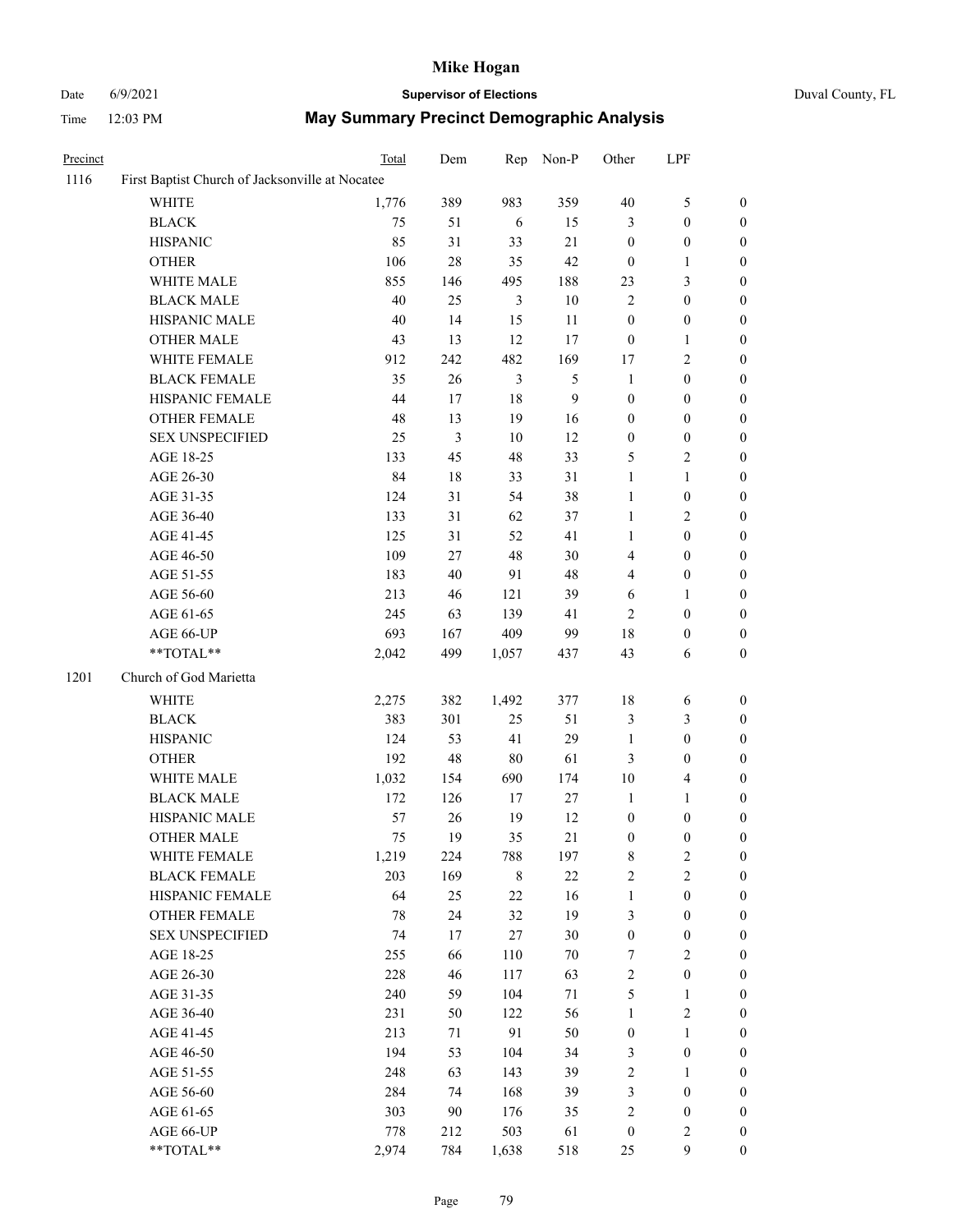# Mike Hogan

Date 6/9/2021 **Supervisor of Elections** Duval County, FL

Time 12:03 PM **May Summary Precinct Demographic Analysis**

| Precinct | | Total | Dem | Rep | Non-P | Other | LPF | |
|---|---|---|---|---|---|---|---|---|
| 1116 | First Baptist Church of Jacksonville at Nocatee | | | | | | | |
| | WHITE | 1,776 | 389 | 983 | 359 | 40 | 5 | 0 |
| | BLACK | 75 | 51 | 6 | 15 | 3 | 0 | 0 |
| | HISPANIC | 85 | 31 | 33 | 21 | 0 | 0 | 0 |
| | OTHER | 106 | 28 | 35 | 42 | 0 | 1 | 0 |
| | WHITE MALE | 855 | 146 | 495 | 188 | 23 | 3 | 0 |
| | BLACK MALE | 40 | 25 | 3 | 10 | 2 | 0 | 0 |
| | HISPANIC MALE | 40 | 14 | 15 | 11 | 0 | 0 | 0 |
| | OTHER MALE | 43 | 13 | 12 | 17 | 0 | 1 | 0 |
| | WHITE FEMALE | 912 | 242 | 482 | 169 | 17 | 2 | 0 |
| | BLACK FEMALE | 35 | 26 | 3 | 5 | 1 | 0 | 0 |
| | HISPANIC FEMALE | 44 | 17 | 18 | 9 | 0 | 0 | 0 |
| | OTHER FEMALE | 48 | 13 | 19 | 16 | 0 | 0 | 0 |
| | SEX UNSPECIFIED | 25 | 3 | 10 | 12 | 0 | 0 | 0 |
| | AGE 18-25 | 133 | 45 | 48 | 33 | 5 | 2 | 0 |
| | AGE 26-30 | 84 | 18 | 33 | 31 | 1 | 1 | 0 |
| | AGE 31-35 | 124 | 31 | 54 | 38 | 1 | 0 | 0 |
| | AGE 36-40 | 133 | 31 | 62 | 37 | 1 | 2 | 0 |
| | AGE 41-45 | 125 | 31 | 52 | 41 | 1 | 0 | 0 |
| | AGE 46-50 | 109 | 27 | 48 | 30 | 4 | 0 | 0 |
| | AGE 51-55 | 183 | 40 | 91 | 48 | 4 | 0 | 0 |
| | AGE 56-60 | 213 | 46 | 121 | 39 | 6 | 1 | 0 |
| | AGE 61-65 | 245 | 63 | 139 | 41 | 2 | 0 | 0 |
| | AGE 66-UP | 693 | 167 | 409 | 99 | 18 | 0 | 0 |
| | **TOTAL** | 2,042 | 499 | 1,057 | 437 | 43 | 6 | 0 |
| 1201 | Church of God Marietta | | | | | | | |
| | WHITE | 2,275 | 382 | 1,492 | 377 | 18 | 6 | 0 |
| | BLACK | 383 | 301 | 25 | 51 | 3 | 3 | 0 |
| | HISPANIC | 124 | 53 | 41 | 29 | 1 | 0 | 0 |
| | OTHER | 192 | 48 | 80 | 61 | 3 | 0 | 0 |
| | WHITE MALE | 1,032 | 154 | 690 | 174 | 10 | 4 | 0 |
| | BLACK MALE | 172 | 126 | 17 | 27 | 1 | 1 | 0 |
| | HISPANIC MALE | 57 | 26 | 19 | 12 | 0 | 0 | 0 |
| | OTHER MALE | 75 | 19 | 35 | 21 | 0 | 0 | 0 |
| | WHITE FEMALE | 1,219 | 224 | 788 | 197 | 8 | 2 | 0 |
| | BLACK FEMALE | 203 | 169 | 8 | 22 | 2 | 2 | 0 |
| | HISPANIC FEMALE | 64 | 25 | 22 | 16 | 1 | 0 | 0 |
| | OTHER FEMALE | 78 | 24 | 32 | 19 | 3 | 0 | 0 |
| | SEX UNSPECIFIED | 74 | 17 | 27 | 30 | 0 | 0 | 0 |
| | AGE 18-25 | 255 | 66 | 110 | 70 | 7 | 2 | 0 |
| | AGE 26-30 | 228 | 46 | 117 | 63 | 2 | 0 | 0 |
| | AGE 31-35 | 240 | 59 | 104 | 71 | 5 | 1 | 0 |
| | AGE 36-40 | 231 | 50 | 122 | 56 | 1 | 2 | 0 |
| | AGE 41-45 | 213 | 71 | 91 | 50 | 0 | 1 | 0 |
| | AGE 46-50 | 194 | 53 | 104 | 34 | 3 | 0 | 0 |
| | AGE 51-55 | 248 | 63 | 143 | 39 | 2 | 1 | 0 |
| | AGE 56-60 | 284 | 74 | 168 | 39 | 3 | 0 | 0 |
| | AGE 61-65 | 303 | 90 | 176 | 35 | 2 | 0 | 0 |
| | AGE 66-UP | 778 | 212 | 503 | 61 | 0 | 2 | 0 |
| | **TOTAL** | 2,974 | 784 | 1,638 | 518 | 25 | 9 | 0 |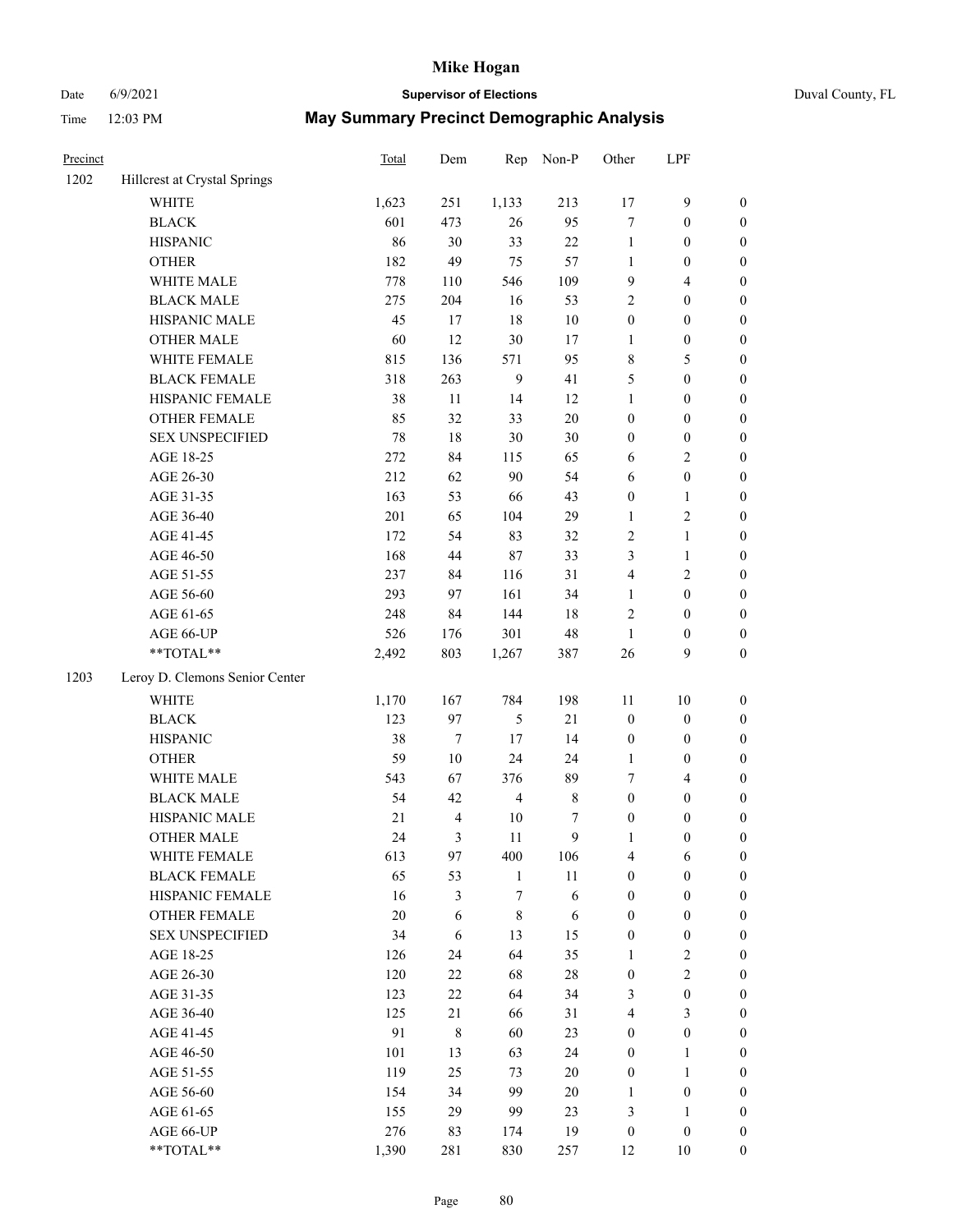# May Summary Precinct Demographic Analysis

| Precinct | | Total | Dem | Rep | Non-P | Other | LPF | |
|---|---|---|---|---|---|---|---|---|
| 1202 | Hillcrest at Crystal Springs | | | | | | | |
| | WHITE | 1,623 | 251 | 1,133 | 213 | 17 | 9 | 0 |
| | BLACK | 601 | 473 | 26 | 95 | 7 | 0 | 0 |
| | HISPANIC | 86 | 30 | 33 | 22 | 1 | 0 | 0 |
| | OTHER | 182 | 49 | 75 | 57 | 1 | 0 | 0 |
| | WHITE MALE | 778 | 110 | 546 | 109 | 9 | 4 | 0 |
| | BLACK MALE | 275 | 204 | 16 | 53 | 2 | 0 | 0 |
| | HISPANIC MALE | 45 | 17 | 18 | 10 | 0 | 0 | 0 |
| | OTHER MALE | 60 | 12 | 30 | 17 | 1 | 0 | 0 |
| | WHITE FEMALE | 815 | 136 | 571 | 95 | 8 | 5 | 0 |
| | BLACK FEMALE | 318 | 263 | 9 | 41 | 5 | 0 | 0 |
| | HISPANIC FEMALE | 38 | 11 | 14 | 12 | 1 | 0 | 0 |
| | OTHER FEMALE | 85 | 32 | 33 | 20 | 0 | 0 | 0 |
| | SEX UNSPECIFIED | 78 | 18 | 30 | 30 | 0 | 0 | 0 |
| | AGE 18-25 | 272 | 84 | 115 | 65 | 6 | 2 | 0 |
| | AGE 26-30 | 212 | 62 | 90 | 54 | 6 | 0 | 0 |
| | AGE 31-35 | 163 | 53 | 66 | 43 | 0 | 1 | 0 |
| | AGE 36-40 | 201 | 65 | 104 | 29 | 1 | 2 | 0 |
| | AGE 41-45 | 172 | 54 | 83 | 32 | 2 | 1 | 0 |
| | AGE 46-50 | 168 | 44 | 87 | 33 | 3 | 1 | 0 |
| | AGE 51-55 | 237 | 84 | 116 | 31 | 4 | 2 | 0 |
| | AGE 56-60 | 293 | 97 | 161 | 34 | 1 | 0 | 0 |
| | AGE 61-65 | 248 | 84 | 144 | 18 | 2 | 0 | 0 |
| | AGE 66-UP | 526 | 176 | 301 | 48 | 1 | 0 | 0 |
| | **TOTAL** | 2,492 | 803 | 1,267 | 387 | 26 | 9 | 0 |
| 1203 | Leroy D. Clemons Senior Center | | | | | | | |
| | WHITE | 1,170 | 167 | 784 | 198 | 11 | 10 | 0 |
| | BLACK | 123 | 97 | 5 | 21 | 0 | 0 | 0 |
| | HISPANIC | 38 | 7 | 17 | 14 | 0 | 0 | 0 |
| | OTHER | 59 | 10 | 24 | 24 | 1 | 0 | 0 |
| | WHITE MALE | 543 | 67 | 376 | 89 | 7 | 4 | 0 |
| | BLACK MALE | 54 | 42 | 4 | 8 | 0 | 0 | 0 |
| | HISPANIC MALE | 21 | 4 | 10 | 7 | 0 | 0 | 0 |
| | OTHER MALE | 24 | 3 | 11 | 9 | 1 | 0 | 0 |
| | WHITE FEMALE | 613 | 97 | 400 | 106 | 4 | 6 | 0 |
| | BLACK FEMALE | 65 | 53 | 1 | 11 | 0 | 0 | 0 |
| | HISPANIC FEMALE | 16 | 3 | 7 | 6 | 0 | 0 | 0 |
| | OTHER FEMALE | 20 | 6 | 8 | 6 | 0 | 0 | 0 |
| | SEX UNSPECIFIED | 34 | 6 | 13 | 15 | 0 | 0 | 0 |
| | AGE 18-25 | 126 | 24 | 64 | 35 | 1 | 2 | 0 |
| | AGE 26-30 | 120 | 22 | 68 | 28 | 0 | 2 | 0 |
| | AGE 31-35 | 123 | 22 | 64 | 34 | 3 | 0 | 0 |
| | AGE 36-40 | 125 | 21 | 66 | 31 | 4 | 3 | 0 |
| | AGE 41-45 | 91 | 8 | 60 | 23 | 0 | 0 | 0 |
| | AGE 46-50 | 101 | 13 | 63 | 24 | 0 | 1 | 0 |
| | AGE 51-55 | 119 | 25 | 73 | 20 | 0 | 1 | 0 |
| | AGE 56-60 | 154 | 34 | 99 | 20 | 1 | 0 | 0 |
| | AGE 61-65 | 155 | 29 | 99 | 23 | 3 | 1 | 0 |
| | AGE 66-UP | 276 | 83 | 174 | 19 | 0 | 0 | 0 |
| | **TOTAL** | 1,390 | 281 | 830 | 257 | 12 | 10 | 0 |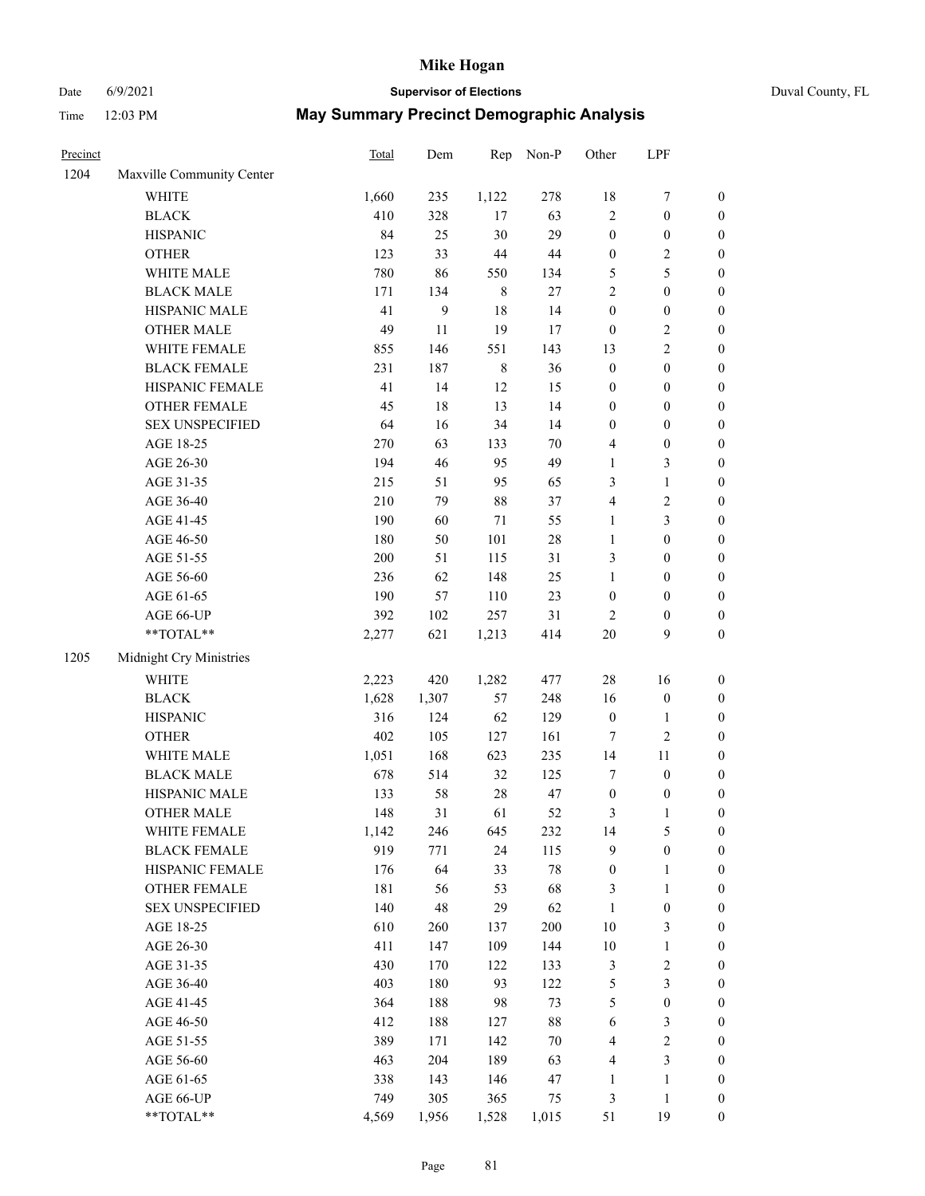# Mike Hogan

Date 6/9/2021 **Supervisor of Elections** Duval County, FL

Time 12:03 PM **May Summary Precinct Demographic Analysis**

| Precinct | | Total | Dem | Rep | Non-P | Other | LPF | |
|---|---|---|---|---|---|---|---|---|
| 1204 | Maxville Community Center | | | | | | | |
| | WHITE | 1,660 | 235 | 1,122 | 278 | 18 | 7 | 0 |
| | BLACK | 410 | 328 | 17 | 63 | 2 | 0 | 0 |
| | HISPANIC | 84 | 25 | 30 | 29 | 0 | 0 | 0 |
| | OTHER | 123 | 33 | 44 | 44 | 0 | 2 | 0 |
| | WHITE MALE | 780 | 86 | 550 | 134 | 5 | 5 | 0 |
| | BLACK MALE | 171 | 134 | 8 | 27 | 2 | 0 | 0 |
| | HISPANIC MALE | 41 | 9 | 18 | 14 | 0 | 0 | 0 |
| | OTHER MALE | 49 | 11 | 19 | 17 | 0 | 2 | 0 |
| | WHITE FEMALE | 855 | 146 | 551 | 143 | 13 | 2 | 0 |
| | BLACK FEMALE | 231 | 187 | 8 | 36 | 0 | 0 | 0 |
| | HISPANIC FEMALE | 41 | 14 | 12 | 15 | 0 | 0 | 0 |
| | OTHER FEMALE | 45 | 18 | 13 | 14 | 0 | 0 | 0 |
| | SEX UNSPECIFIED | 64 | 16 | 34 | 14 | 0 | 0 | 0 |
| | AGE 18-25 | 270 | 63 | 133 | 70 | 4 | 0 | 0 |
| | AGE 26-30 | 194 | 46 | 95 | 49 | 1 | 3 | 0 |
| | AGE 31-35 | 215 | 51 | 95 | 65 | 3 | 1 | 0 |
| | AGE 36-40 | 210 | 79 | 88 | 37 | 4 | 2 | 0 |
| | AGE 41-45 | 190 | 60 | 71 | 55 | 1 | 3 | 0 |
| | AGE 46-50 | 180 | 50 | 101 | 28 | 1 | 0 | 0 |
| | AGE 51-55 | 200 | 51 | 115 | 31 | 3 | 0 | 0 |
| | AGE 56-60 | 236 | 62 | 148 | 25 | 1 | 0 | 0 |
| | AGE 61-65 | 190 | 57 | 110 | 23 | 0 | 0 | 0 |
| | AGE 66-UP | 392 | 102 | 257 | 31 | 2 | 0 | 0 |
| | **TOTAL** | 2,277 | 621 | 1,213 | 414 | 20 | 9 | 0 |
| 1205 | Midnight Cry Ministries | | | | | | | |
| | WHITE | 2,223 | 420 | 1,282 | 477 | 28 | 16 | 0 |
| | BLACK | 1,628 | 1,307 | 57 | 248 | 16 | 0 | 0 |
| | HISPANIC | 316 | 124 | 62 | 129 | 0 | 1 | 0 |
| | OTHER | 402 | 105 | 127 | 161 | 7 | 2 | 0 |
| | WHITE MALE | 1,051 | 168 | 623 | 235 | 14 | 11 | 0 |
| | BLACK MALE | 678 | 514 | 32 | 125 | 7 | 0 | 0 |
| | HISPANIC MALE | 133 | 58 | 28 | 47 | 0 | 0 | 0 |
| | OTHER MALE | 148 | 31 | 61 | 52 | 3 | 1 | 0 |
| | WHITE FEMALE | 1,142 | 246 | 645 | 232 | 14 | 5 | 0 |
| | BLACK FEMALE | 919 | 771 | 24 | 115 | 9 | 0 | 0 |
| | HISPANIC FEMALE | 176 | 64 | 33 | 78 | 0 | 1 | 0 |
| | OTHER FEMALE | 181 | 56 | 53 | 68 | 3 | 1 | 0 |
| | SEX UNSPECIFIED | 140 | 48 | 29 | 62 | 1 | 0 | 0 |
| | AGE 18-25 | 610 | 260 | 137 | 200 | 10 | 3 | 0 |
| | AGE 26-30 | 411 | 147 | 109 | 144 | 10 | 1 | 0 |
| | AGE 31-35 | 430 | 170 | 122 | 133 | 3 | 2 | 0 |
| | AGE 36-40 | 403 | 180 | 93 | 122 | 5 | 3 | 0 |
| | AGE 41-45 | 364 | 188 | 98 | 73 | 5 | 0 | 0 |
| | AGE 46-50 | 412 | 188 | 127 | 88 | 6 | 3 | 0 |
| | AGE 51-55 | 389 | 171 | 142 | 70 | 4 | 2 | 0 |
| | AGE 56-60 | 463 | 204 | 189 | 63 | 4 | 3 | 0 |
| | AGE 61-65 | 338 | 143 | 146 | 47 | 1 | 1 | 0 |
| | AGE 66-UP | 749 | 305 | 365 | 75 | 3 | 1 | 0 |
| | **TOTAL** | 4,569 | 1,956 | 1,528 | 1,015 | 51 | 19 | 0 |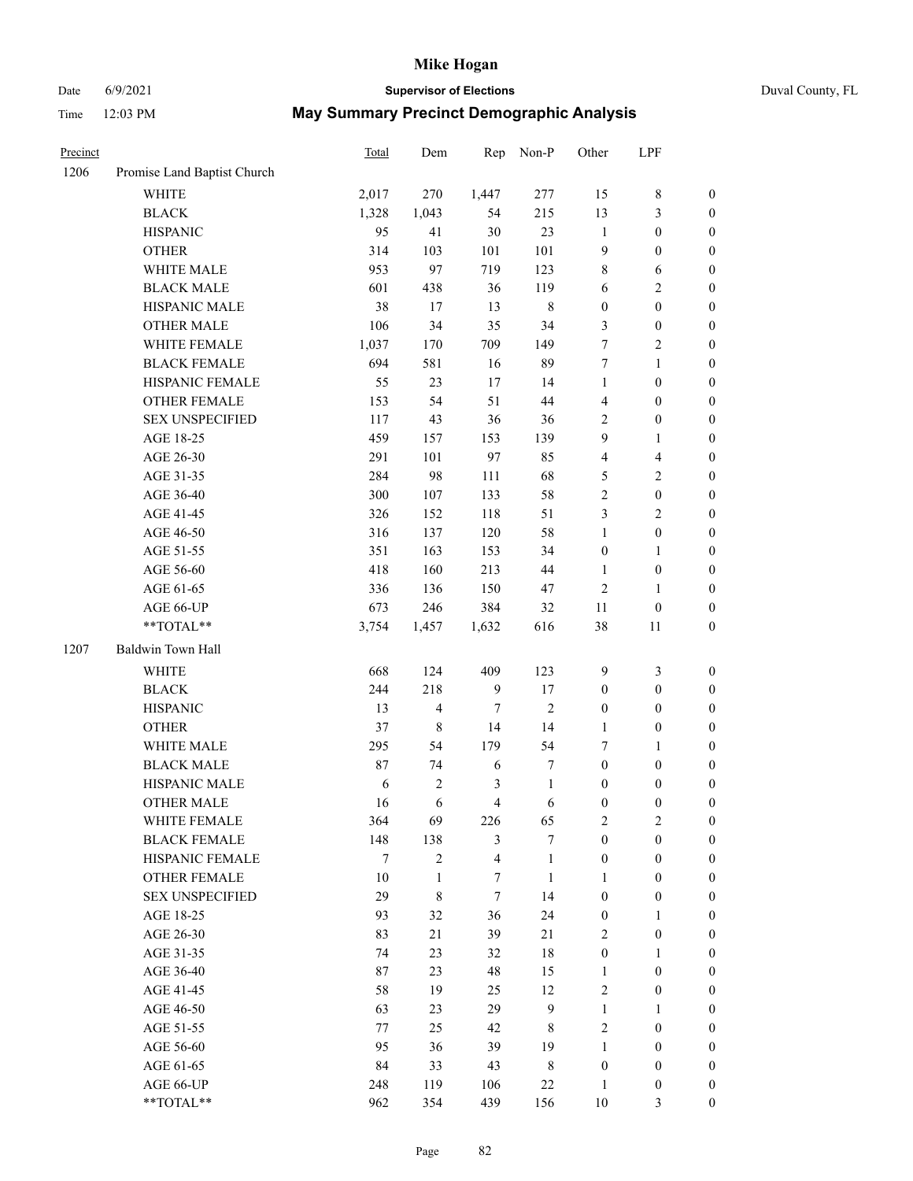# Mike Hogan

Date 6/9/2021 **Supervisor of Elections** Duval County, FL

Time 12:03 PM **May Summary Precinct Demographic Analysis**

| Precinct | | Total | Dem | Rep | Non-P | Other | LPF | |
|---|---|---|---|---|---|---|---|---|
| 1206 | Promise Land Baptist Church | | | | | | | |
| | WHITE | 2,017 | 270 | 1,447 | 277 | 15 | 8 | 0 |
| | BLACK | 1,328 | 1,043 | 54 | 215 | 13 | 3 | 0 |
| | HISPANIC | 95 | 41 | 30 | 23 | 1 | 0 | 0 |
| | OTHER | 314 | 103 | 101 | 101 | 9 | 0 | 0 |
| | WHITE MALE | 953 | 97 | 719 | 123 | 8 | 6 | 0 |
| | BLACK MALE | 601 | 438 | 36 | 119 | 6 | 2 | 0 |
| | HISPANIC MALE | 38 | 17 | 13 | 8 | 0 | 0 | 0 |
| | OTHER MALE | 106 | 34 | 35 | 34 | 3 | 0 | 0 |
| | WHITE FEMALE | 1,037 | 170 | 709 | 149 | 7 | 2 | 0 |
| | BLACK FEMALE | 694 | 581 | 16 | 89 | 7 | 1 | 0 |
| | HISPANIC FEMALE | 55 | 23 | 17 | 14 | 1 | 0 | 0 |
| | OTHER FEMALE | 153 | 54 | 51 | 44 | 4 | 0 | 0 |
| | SEX UNSPECIFIED | 117 | 43 | 36 | 36 | 2 | 0 | 0 |
| | AGE 18-25 | 459 | 157 | 153 | 139 | 9 | 1 | 0 |
| | AGE 26-30 | 291 | 101 | 97 | 85 | 4 | 4 | 0 |
| | AGE 31-35 | 284 | 98 | 111 | 68 | 5 | 2 | 0 |
| | AGE 36-40 | 300 | 107 | 133 | 58 | 2 | 0 | 0 |
| | AGE 41-45 | 326 | 152 | 118 | 51 | 3 | 2 | 0 |
| | AGE 46-50 | 316 | 137 | 120 | 58 | 1 | 0 | 0 |
| | AGE 51-55 | 351 | 163 | 153 | 34 | 0 | 1 | 0 |
| | AGE 56-60 | 418 | 160 | 213 | 44 | 1 | 0 | 0 |
| | AGE 61-65 | 336 | 136 | 150 | 47 | 2 | 1 | 0 |
| | AGE 66-UP | 673 | 246 | 384 | 32 | 11 | 0 | 0 |
| | **TOTAL** | 3,754 | 1,457 | 1,632 | 616 | 38 | 11 | 0 |
| 1207 | Baldwin Town Hall | | | | | | | |
| | WHITE | 668 | 124 | 409 | 123 | 9 | 3 | 0 |
| | BLACK | 244 | 218 | 9 | 17 | 0 | 0 | 0 |
| | HISPANIC | 13 | 4 | 7 | 2 | 0 | 0 | 0 |
| | OTHER | 37 | 8 | 14 | 14 | 1 | 0 | 0 |
| | WHITE MALE | 295 | 54 | 179 | 54 | 7 | 1 | 0 |
| | BLACK MALE | 87 | 74 | 6 | 7 | 0 | 0 | 0 |
| | HISPANIC MALE | 6 | 2 | 3 | 1 | 0 | 0 | 0 |
| | OTHER MALE | 16 | 6 | 4 | 6 | 0 | 0 | 0 |
| | WHITE FEMALE | 364 | 69 | 226 | 65 | 2 | 2 | 0 |
| | BLACK FEMALE | 148 | 138 | 3 | 7 | 0 | 0 | 0 |
| | HISPANIC FEMALE | 7 | 2 | 4 | 1 | 0 | 0 | 0 |
| | OTHER FEMALE | 10 | 1 | 7 | 1 | 1 | 0 | 0 |
| | SEX UNSPECIFIED | 29 | 8 | 7 | 14 | 0 | 0 | 0 |
| | AGE 18-25 | 93 | 32 | 36 | 24 | 0 | 1 | 0 |
| | AGE 26-30 | 83 | 21 | 39 | 21 | 2 | 0 | 0 |
| | AGE 31-35 | 74 | 23 | 32 | 18 | 0 | 1 | 0 |
| | AGE 36-40 | 87 | 23 | 48 | 15 | 1 | 0 | 0 |
| | AGE 41-45 | 58 | 19 | 25 | 12 | 2 | 0 | 0 |
| | AGE 46-50 | 63 | 23 | 29 | 9 | 1 | 1 | 0 |
| | AGE 51-55 | 77 | 25 | 42 | 8 | 2 | 0 | 0 |
| | AGE 56-60 | 95 | 36 | 39 | 19 | 1 | 0 | 0 |
| | AGE 61-65 | 84 | 33 | 43 | 8 | 0 | 0 | 0 |
| | AGE 66-UP | 248 | 119 | 106 | 22 | 1 | 0 | 0 |
| | **TOTAL** | 962 | 354 | 439 | 156 | 10 | 3 | 0 |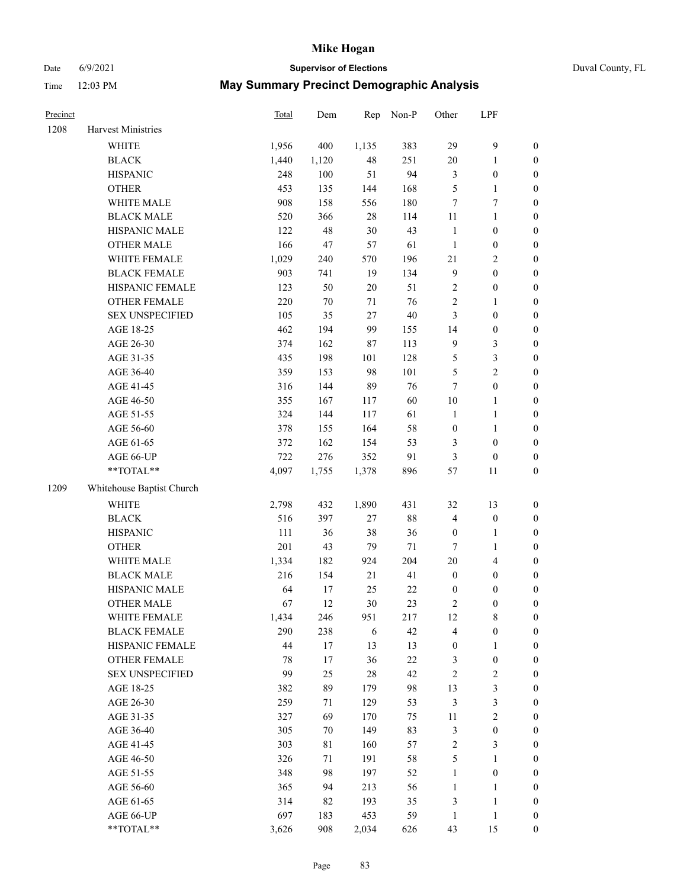# Mike Hogan

Date 6/9/2021 **Supervisor of Elections** Duval County, FL

Time 12:03 PM **May Summary Precinct Demographic Analysis**

| Precinct | | Total | Dem | Rep | Non-P | Other | LPF | |
|---|---|---|---|---|---|---|---|---|
| 1208 | Harvest Ministries | | | | | | | |
| | WHITE | 1,956 | 400 | 1,135 | 383 | 29 | 9 | 0 |
| | BLACK | 1,440 | 1,120 | 48 | 251 | 20 | 1 | 0 |
| | HISPANIC | 248 | 100 | 51 | 94 | 3 | 0 | 0 |
| | OTHER | 453 | 135 | 144 | 168 | 5 | 1 | 0 |
| | WHITE MALE | 908 | 158 | 556 | 180 | 7 | 7 | 0 |
| | BLACK MALE | 520 | 366 | 28 | 114 | 11 | 1 | 0 |
| | HISPANIC MALE | 122 | 48 | 30 | 43 | 1 | 0 | 0 |
| | OTHER MALE | 166 | 47 | 57 | 61 | 1 | 0 | 0 |
| | WHITE FEMALE | 1,029 | 240 | 570 | 196 | 21 | 2 | 0 |
| | BLACK FEMALE | 903 | 741 | 19 | 134 | 9 | 0 | 0 |
| | HISPANIC FEMALE | 123 | 50 | 20 | 51 | 2 | 0 | 0 |
| | OTHER FEMALE | 220 | 70 | 71 | 76 | 2 | 1 | 0 |
| | SEX UNSPECIFIED | 105 | 35 | 27 | 40 | 3 | 0 | 0 |
| | AGE 18-25 | 462 | 194 | 99 | 155 | 14 | 0 | 0 |
| | AGE 26-30 | 374 | 162 | 87 | 113 | 9 | 3 | 0 |
| | AGE 31-35 | 435 | 198 | 101 | 128 | 5 | 3 | 0 |
| | AGE 36-40 | 359 | 153 | 98 | 101 | 5 | 2 | 0 |
| | AGE 41-45 | 316 | 144 | 89 | 76 | 7 | 0 | 0 |
| | AGE 46-50 | 355 | 167 | 117 | 60 | 10 | 1 | 0 |
| | AGE 51-55 | 324 | 144 | 117 | 61 | 1 | 1 | 0 |
| | AGE 56-60 | 378 | 155 | 164 | 58 | 0 | 1 | 0 |
| | AGE 61-65 | 372 | 162 | 154 | 53 | 3 | 0 | 0 |
| | AGE 66-UP | 722 | 276 | 352 | 91 | 3 | 0 | 0 |
| | **TOTAL** | 4,097 | 1,755 | 1,378 | 896 | 57 | 11 | 0 |
| 1209 | Whitehouse Baptist Church | | | | | | | |
| | WHITE | 2,798 | 432 | 1,890 | 431 | 32 | 13 | 0 |
| | BLACK | 516 | 397 | 27 | 88 | 4 | 0 | 0 |
| | HISPANIC | 111 | 36 | 38 | 36 | 0 | 1 | 0 |
| | OTHER | 201 | 43 | 79 | 71 | 7 | 1 | 0 |
| | WHITE MALE | 1,334 | 182 | 924 | 204 | 20 | 4 | 0 |
| | BLACK MALE | 216 | 154 | 21 | 41 | 0 | 0 | 0 |
| | HISPANIC MALE | 64 | 17 | 25 | 22 | 0 | 0 | 0 |
| | OTHER MALE | 67 | 12 | 30 | 23 | 2 | 0 | 0 |
| | WHITE FEMALE | 1,434 | 246 | 951 | 217 | 12 | 8 | 0 |
| | BLACK FEMALE | 290 | 238 | 6 | 42 | 4 | 0 | 0 |
| | HISPANIC FEMALE | 44 | 17 | 13 | 13 | 0 | 1 | 0 |
| | OTHER FEMALE | 78 | 17 | 36 | 22 | 3 | 0 | 0 |
| | SEX UNSPECIFIED | 99 | 25 | 28 | 42 | 2 | 2 | 0 |
| | AGE 18-25 | 382 | 89 | 179 | 98 | 13 | 3 | 0 |
| | AGE 26-30 | 259 | 71 | 129 | 53 | 3 | 3 | 0 |
| | AGE 31-35 | 327 | 69 | 170 | 75 | 11 | 2 | 0 |
| | AGE 36-40 | 305 | 70 | 149 | 83 | 3 | 0 | 0 |
| | AGE 41-45 | 303 | 81 | 160 | 57 | 2 | 3 | 0 |
| | AGE 46-50 | 326 | 71 | 191 | 58 | 5 | 1 | 0 |
| | AGE 51-55 | 348 | 98 | 197 | 52 | 1 | 0 | 0 |
| | AGE 56-60 | 365 | 94 | 213 | 56 | 1 | 1 | 0 |
| | AGE 61-65 | 314 | 82 | 193 | 35 | 3 | 1 | 0 |
| | AGE 66-UP | 697 | 183 | 453 | 59 | 1 | 1 | 0 |
| | **TOTAL** | 3,626 | 908 | 2,034 | 626 | 43 | 15 | 0 |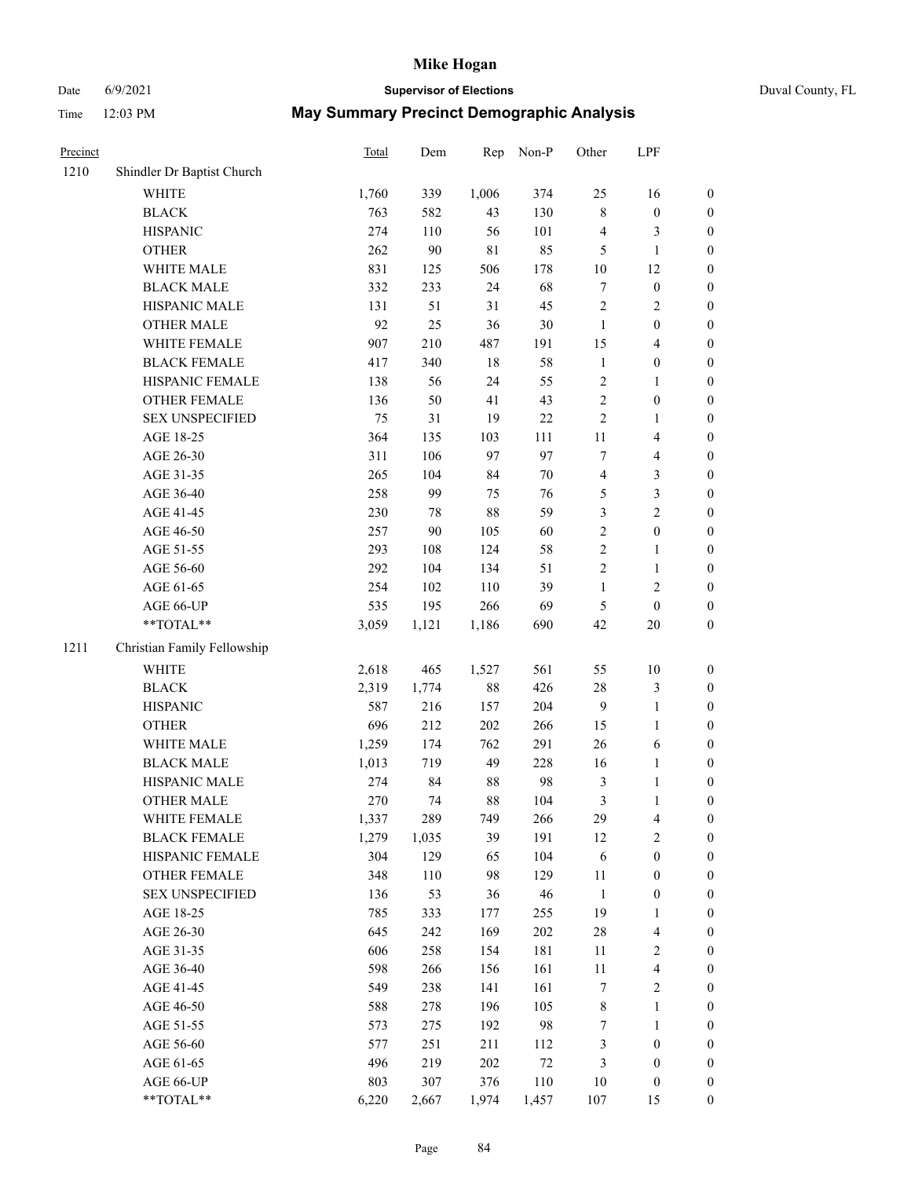# Mike Hogan

Date 6/9/2021 **Supervisor of Elections** Duval County, FL

Time 12:03 PM **May Summary Precinct Demographic Analysis**

| Precinct | | Total | Dem | Rep | Non-P | Other | LPF | |
|---|---|---|---|---|---|---|---|---|
| 1210 | Shindler Dr Baptist Church | | | | | | | |
| | WHITE | 1,760 | 339 | 1,006 | 374 | 25 | 16 | 0 |
| | BLACK | 763 | 582 | 43 | 130 | 8 | 0 | 0 |
| | HISPANIC | 274 | 110 | 56 | 101 | 4 | 3 | 0 |
| | OTHER | 262 | 90 | 81 | 85 | 5 | 1 | 0 |
| | WHITE MALE | 831 | 125 | 506 | 178 | 10 | 12 | 0 |
| | BLACK MALE | 332 | 233 | 24 | 68 | 7 | 0 | 0 |
| | HISPANIC MALE | 131 | 51 | 31 | 45 | 2 | 2 | 0 |
| | OTHER MALE | 92 | 25 | 36 | 30 | 1 | 0 | 0 |
| | WHITE FEMALE | 907 | 210 | 487 | 191 | 15 | 4 | 0 |
| | BLACK FEMALE | 417 | 340 | 18 | 58 | 1 | 0 | 0 |
| | HISPANIC FEMALE | 138 | 56 | 24 | 55 | 2 | 1 | 0 |
| | OTHER FEMALE | 136 | 50 | 41 | 43 | 2 | 0 | 0 |
| | SEX UNSPECIFIED | 75 | 31 | 19 | 22 | 2 | 1 | 0 |
| | AGE 18-25 | 364 | 135 | 103 | 111 | 11 | 4 | 0 |
| | AGE 26-30 | 311 | 106 | 97 | 97 | 7 | 4 | 0 |
| | AGE 31-35 | 265 | 104 | 84 | 70 | 4 | 3 | 0 |
| | AGE 36-40 | 258 | 99 | 75 | 76 | 5 | 3 | 0 |
| | AGE 41-45 | 230 | 78 | 88 | 59 | 3 | 2 | 0 |
| | AGE 46-50 | 257 | 90 | 105 | 60 | 2 | 0 | 0 |
| | AGE 51-55 | 293 | 108 | 124 | 58 | 2 | 1 | 0 |
| | AGE 56-60 | 292 | 104 | 134 | 51 | 2 | 1 | 0 |
| | AGE 61-65 | 254 | 102 | 110 | 39 | 1 | 2 | 0 |
| | AGE 66-UP | 535 | 195 | 266 | 69 | 5 | 0 | 0 |
| | **TOTAL** | 3,059 | 1,121 | 1,186 | 690 | 42 | 20 | 0 |
| 1211 | Christian Family Fellowship | | | | | | | |
| | WHITE | 2,618 | 465 | 1,527 | 561 | 55 | 10 | 0 |
| | BLACK | 2,319 | 1,774 | 88 | 426 | 28 | 3 | 0 |
| | HISPANIC | 587 | 216 | 157 | 204 | 9 | 1 | 0 |
| | OTHER | 696 | 212 | 202 | 266 | 15 | 1 | 0 |
| | WHITE MALE | 1,259 | 174 | 762 | 291 | 26 | 6 | 0 |
| | BLACK MALE | 1,013 | 719 | 49 | 228 | 16 | 1 | 0 |
| | HISPANIC MALE | 274 | 84 | 88 | 98 | 3 | 1 | 0 |
| | OTHER MALE | 270 | 74 | 88 | 104 | 3 | 1 | 0 |
| | WHITE FEMALE | 1,337 | 289 | 749 | 266 | 29 | 4 | 0 |
| | BLACK FEMALE | 1,279 | 1,035 | 39 | 191 | 12 | 2 | 0 |
| | HISPANIC FEMALE | 304 | 129 | 65 | 104 | 6 | 0 | 0 |
| | OTHER FEMALE | 348 | 110 | 98 | 129 | 11 | 0 | 0 |
| | SEX UNSPECIFIED | 136 | 53 | 36 | 46 | 1 | 0 | 0 |
| | AGE 18-25 | 785 | 333 | 177 | 255 | 19 | 1 | 0 |
| | AGE 26-30 | 645 | 242 | 169 | 202 | 28 | 4 | 0 |
| | AGE 31-35 | 606 | 258 | 154 | 181 | 11 | 2 | 0 |
| | AGE 36-40 | 598 | 266 | 156 | 161 | 11 | 4 | 0 |
| | AGE 41-45 | 549 | 238 | 141 | 161 | 7 | 2 | 0 |
| | AGE 46-50 | 588 | 278 | 196 | 105 | 8 | 1 | 0 |
| | AGE 51-55 | 573 | 275 | 192 | 98 | 7 | 1 | 0 |
| | AGE 56-60 | 577 | 251 | 211 | 112 | 3 | 0 | 0 |
| | AGE 61-65 | 496 | 219 | 202 | 72 | 3 | 0 | 0 |
| | AGE 66-UP | 803 | 307 | 376 | 110 | 10 | 0 | 0 |
| | **TOTAL** | 6,220 | 2,667 | 1,974 | 1,457 | 107 | 15 | 0 |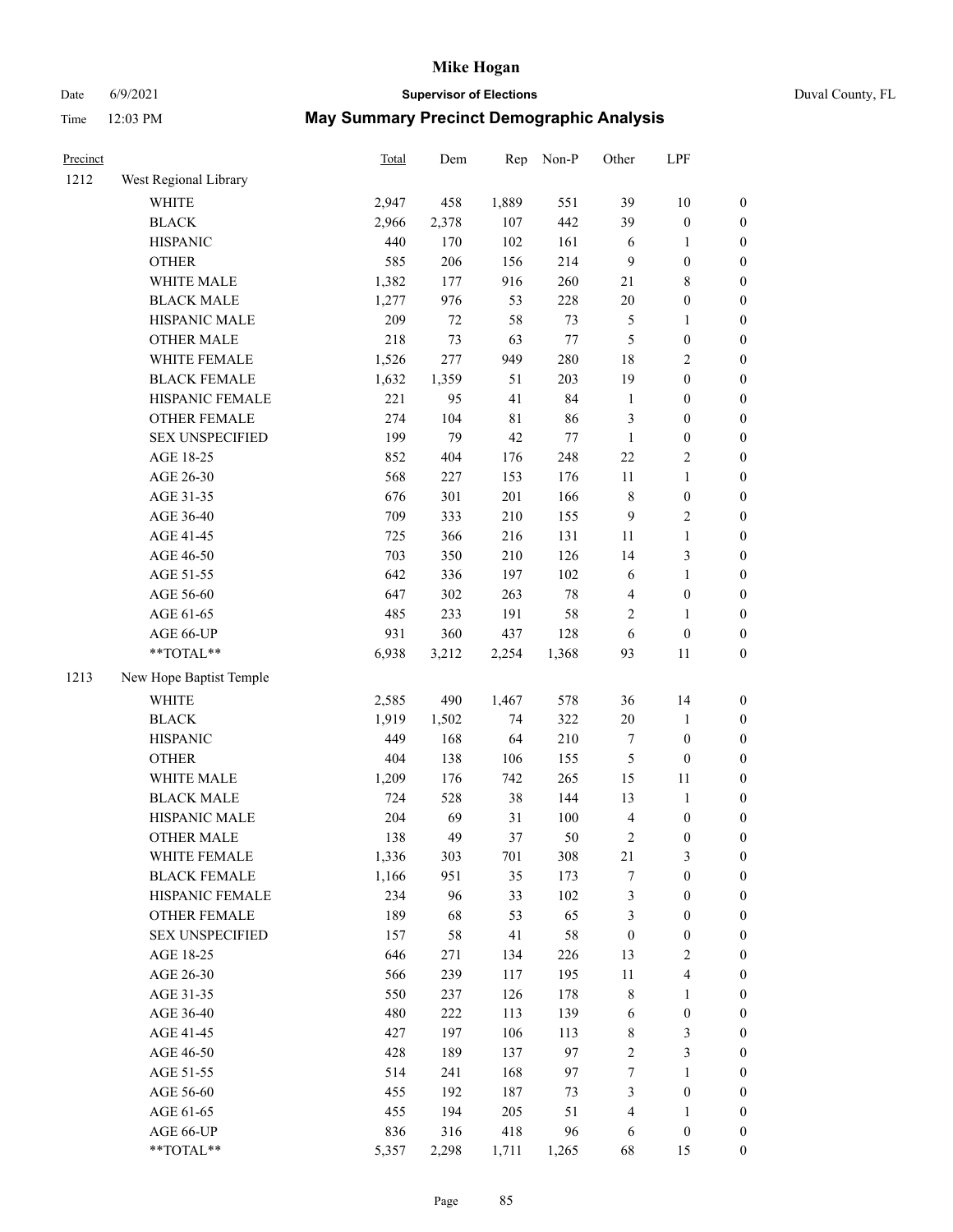# Mike Hogan

Date 6/9/2021 **Supervisor of Elections** Duval County, FL

Time 12:03 PM **May Summary Precinct Demographic Analysis**

| Precinct | | Total | Dem | Rep | Non-P | Other | LPF | |
|---|---|---|---|---|---|---|---|---|
| 1212 | West Regional Library | | | | | | | |
| | WHITE | 2,947 | 458 | 1,889 | 551 | 39 | 10 | 0 |
| | BLACK | 2,966 | 2,378 | 107 | 442 | 39 | 0 | 0 |
| | HISPANIC | 440 | 170 | 102 | 161 | 6 | 1 | 0 |
| | OTHER | 585 | 206 | 156 | 214 | 9 | 0 | 0 |
| | WHITE MALE | 1,382 | 177 | 916 | 260 | 21 | 8 | 0 |
| | BLACK MALE | 1,277 | 976 | 53 | 228 | 20 | 0 | 0 |
| | HISPANIC MALE | 209 | 72 | 58 | 73 | 5 | 1 | 0 |
| | OTHER MALE | 218 | 73 | 63 | 77 | 5 | 0 | 0 |
| | WHITE FEMALE | 1,526 | 277 | 949 | 280 | 18 | 2 | 0 |
| | BLACK FEMALE | 1,632 | 1,359 | 51 | 203 | 19 | 0 | 0 |
| | HISPANIC FEMALE | 221 | 95 | 41 | 84 | 1 | 0 | 0 |
| | OTHER FEMALE | 274 | 104 | 81 | 86 | 3 | 0 | 0 |
| | SEX UNSPECIFIED | 199 | 79 | 42 | 77 | 1 | 0 | 0 |
| | AGE 18-25 | 852 | 404 | 176 | 248 | 22 | 2 | 0 |
| | AGE 26-30 | 568 | 227 | 153 | 176 | 11 | 1 | 0 |
| | AGE 31-35 | 676 | 301 | 201 | 166 | 8 | 0 | 0 |
| | AGE 36-40 | 709 | 333 | 210 | 155 | 9 | 2 | 0 |
| | AGE 41-45 | 725 | 366 | 216 | 131 | 11 | 1 | 0 |
| | AGE 46-50 | 703 | 350 | 210 | 126 | 14 | 3 | 0 |
| | AGE 51-55 | 642 | 336 | 197 | 102 | 6 | 1 | 0 |
| | AGE 56-60 | 647 | 302 | 263 | 78 | 4 | 0 | 0 |
| | AGE 61-65 | 485 | 233 | 191 | 58 | 2 | 1 | 0 |
| | AGE 66-UP | 931 | 360 | 437 | 128 | 6 | 0 | 0 |
| | **TOTAL** | 6,938 | 3,212 | 2,254 | 1,368 | 93 | 11 | 0 |
| 1213 | New Hope Baptist Temple | | | | | | | |
| | WHITE | 2,585 | 490 | 1,467 | 578 | 36 | 14 | 0 |
| | BLACK | 1,919 | 1,502 | 74 | 322 | 20 | 1 | 0 |
| | HISPANIC | 449 | 168 | 64 | 210 | 7 | 0 | 0 |
| | OTHER | 404 | 138 | 106 | 155 | 5 | 0 | 0 |
| | WHITE MALE | 1,209 | 176 | 742 | 265 | 15 | 11 | 0 |
| | BLACK MALE | 724 | 528 | 38 | 144 | 13 | 1 | 0 |
| | HISPANIC MALE | 204 | 69 | 31 | 100 | 4 | 0 | 0 |
| | OTHER MALE | 138 | 49 | 37 | 50 | 2 | 0 | 0 |
| | WHITE FEMALE | 1,336 | 303 | 701 | 308 | 21 | 3 | 0 |
| | BLACK FEMALE | 1,166 | 951 | 35 | 173 | 7 | 0 | 0 |
| | HISPANIC FEMALE | 234 | 96 | 33 | 102 | 3 | 0 | 0 |
| | OTHER FEMALE | 189 | 68 | 53 | 65 | 3 | 0 | 0 |
| | SEX UNSPECIFIED | 157 | 58 | 41 | 58 | 0 | 0 | 0 |
| | AGE 18-25 | 646 | 271 | 134 | 226 | 13 | 2 | 0 |
| | AGE 26-30 | 566 | 239 | 117 | 195 | 11 | 4 | 0 |
| | AGE 31-35 | 550 | 237 | 126 | 178 | 8 | 1 | 0 |
| | AGE 36-40 | 480 | 222 | 113 | 139 | 6 | 0 | 0 |
| | AGE 41-45 | 427 | 197 | 106 | 113 | 8 | 3 | 0 |
| | AGE 46-50 | 428 | 189 | 137 | 97 | 2 | 3 | 0 |
| | AGE 51-55 | 514 | 241 | 168 | 97 | 7 | 1 | 0 |
| | AGE 56-60 | 455 | 192 | 187 | 73 | 3 | 0 | 0 |
| | AGE 61-65 | 455 | 194 | 205 | 51 | 4 | 1 | 0 |
| | AGE 66-UP | 836 | 316 | 418 | 96 | 6 | 0 | 0 |
| | **TOTAL** | 5,357 | 2,298 | 1,711 | 1,265 | 68 | 15 | 0 |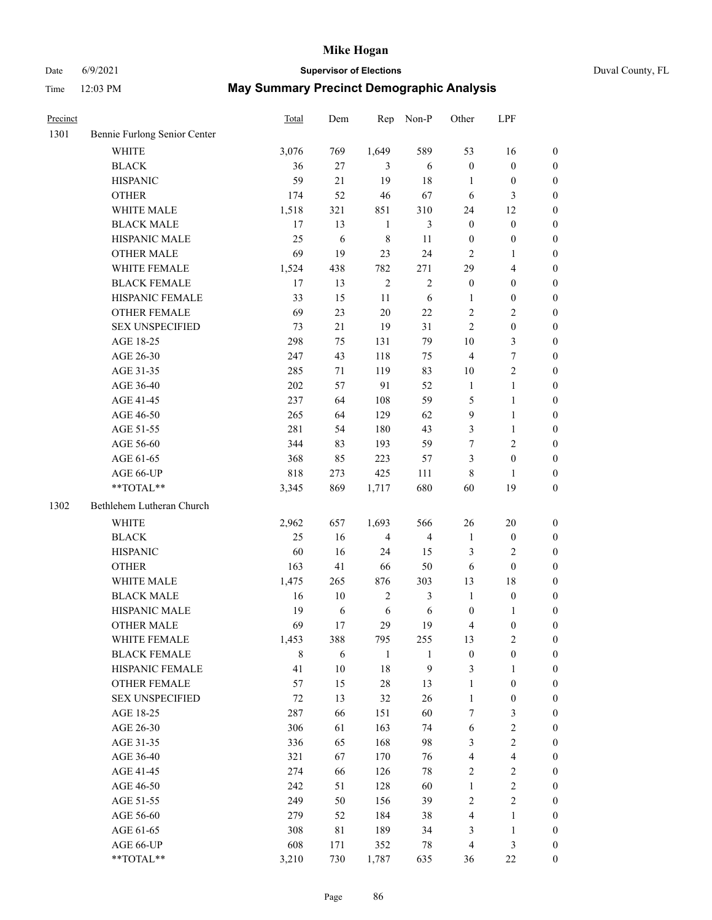# Mike Hogan

Date 6/9/2021 **Supervisor of Elections** Duval County, FL

Time 12:03 PM **May Summary Precinct Demographic Analysis**

| Precinct | | Total | Dem | Rep | Non-P | Other | LPF | |
|---|---|---|---|---|---|---|---|---|
| 1301 | Bennie Furlong Senior Center | | | | | | | |
| | WHITE | 3,076 | 769 | 1,649 | 589 | 53 | 16 | 0 |
| | BLACK | 36 | 27 | 3 | 6 | 0 | 0 | 0 |
| | HISPANIC | 59 | 21 | 19 | 18 | 1 | 0 | 0 |
| | OTHER | 174 | 52 | 46 | 67 | 6 | 3 | 0 |
| | WHITE MALE | 1,518 | 321 | 851 | 310 | 24 | 12 | 0 |
| | BLACK MALE | 17 | 13 | 1 | 3 | 0 | 0 | 0 |
| | HISPANIC MALE | 25 | 6 | 8 | 11 | 0 | 0 | 0 |
| | OTHER MALE | 69 | 19 | 23 | 24 | 2 | 1 | 0 |
| | WHITE FEMALE | 1,524 | 438 | 782 | 271 | 29 | 4 | 0 |
| | BLACK FEMALE | 17 | 13 | 2 | 2 | 0 | 0 | 0 |
| | HISPANIC FEMALE | 33 | 15 | 11 | 6 | 1 | 0 | 0 |
| | OTHER FEMALE | 69 | 23 | 20 | 22 | 2 | 2 | 0 |
| | SEX UNSPECIFIED | 73 | 21 | 19 | 31 | 2 | 0 | 0 |
| | AGE 18-25 | 298 | 75 | 131 | 79 | 10 | 3 | 0 |
| | AGE 26-30 | 247 | 43 | 118 | 75 | 4 | 7 | 0 |
| | AGE 31-35 | 285 | 71 | 119 | 83 | 10 | 2 | 0 |
| | AGE 36-40 | 202 | 57 | 91 | 52 | 1 | 1 | 0 |
| | AGE 41-45 | 237 | 64 | 108 | 59 | 5 | 1 | 0 |
| | AGE 46-50 | 265 | 64 | 129 | 62 | 9 | 1 | 0 |
| | AGE 51-55 | 281 | 54 | 180 | 43 | 3 | 1 | 0 |
| | AGE 56-60 | 344 | 83 | 193 | 59 | 7 | 2 | 0 |
| | AGE 61-65 | 368 | 85 | 223 | 57 | 3 | 0 | 0 |
| | AGE 66-UP | 818 | 273 | 425 | 111 | 8 | 1 | 0 |
| | **TOTAL** | 3,345 | 869 | 1,717 | 680 | 60 | 19 | 0 |
| 1302 | Bethlehem Lutheran Church | | | | | | | |
| | WHITE | 2,962 | 657 | 1,693 | 566 | 26 | 20 | 0 |
| | BLACK | 25 | 16 | 4 | 4 | 1 | 0 | 0 |
| | HISPANIC | 60 | 16 | 24 | 15 | 3 | 2 | 0 |
| | OTHER | 163 | 41 | 66 | 50 | 6 | 0 | 0 |
| | WHITE MALE | 1,475 | 265 | 876 | 303 | 13 | 18 | 0 |
| | BLACK MALE | 16 | 10 | 2 | 3 | 1 | 0 | 0 |
| | HISPANIC MALE | 19 | 6 | 6 | 6 | 0 | 1 | 0 |
| | OTHER MALE | 69 | 17 | 29 | 19 | 4 | 0 | 0 |
| | WHITE FEMALE | 1,453 | 388 | 795 | 255 | 13 | 2 | 0 |
| | BLACK FEMALE | 8 | 6 | 1 | 1 | 0 | 0 | 0 |
| | HISPANIC FEMALE | 41 | 10 | 18 | 9 | 3 | 1 | 0 |
| | OTHER FEMALE | 57 | 15 | 28 | 13 | 1 | 0 | 0 |
| | SEX UNSPECIFIED | 72 | 13 | 32 | 26 | 1 | 0 | 0 |
| | AGE 18-25 | 287 | 66 | 151 | 60 | 7 | 3 | 0 |
| | AGE 26-30 | 306 | 61 | 163 | 74 | 6 | 2 | 0 |
| | AGE 31-35 | 336 | 65 | 168 | 98 | 3 | 2 | 0 |
| | AGE 36-40 | 321 | 67 | 170 | 76 | 4 | 4 | 0 |
| | AGE 41-45 | 274 | 66 | 126 | 78 | 2 | 2 | 0 |
| | AGE 46-50 | 242 | 51 | 128 | 60 | 1 | 2 | 0 |
| | AGE 51-55 | 249 | 50 | 156 | 39 | 2 | 2 | 0 |
| | AGE 56-60 | 279 | 52 | 184 | 38 | 4 | 1 | 0 |
| | AGE 61-65 | 308 | 81 | 189 | 34 | 3 | 1 | 0 |
| | AGE 66-UP | 608 | 171 | 352 | 78 | 4 | 3 | 0 |
| | **TOTAL** | 3,210 | 730 | 1,787 | 635 | 36 | 22 | 0 |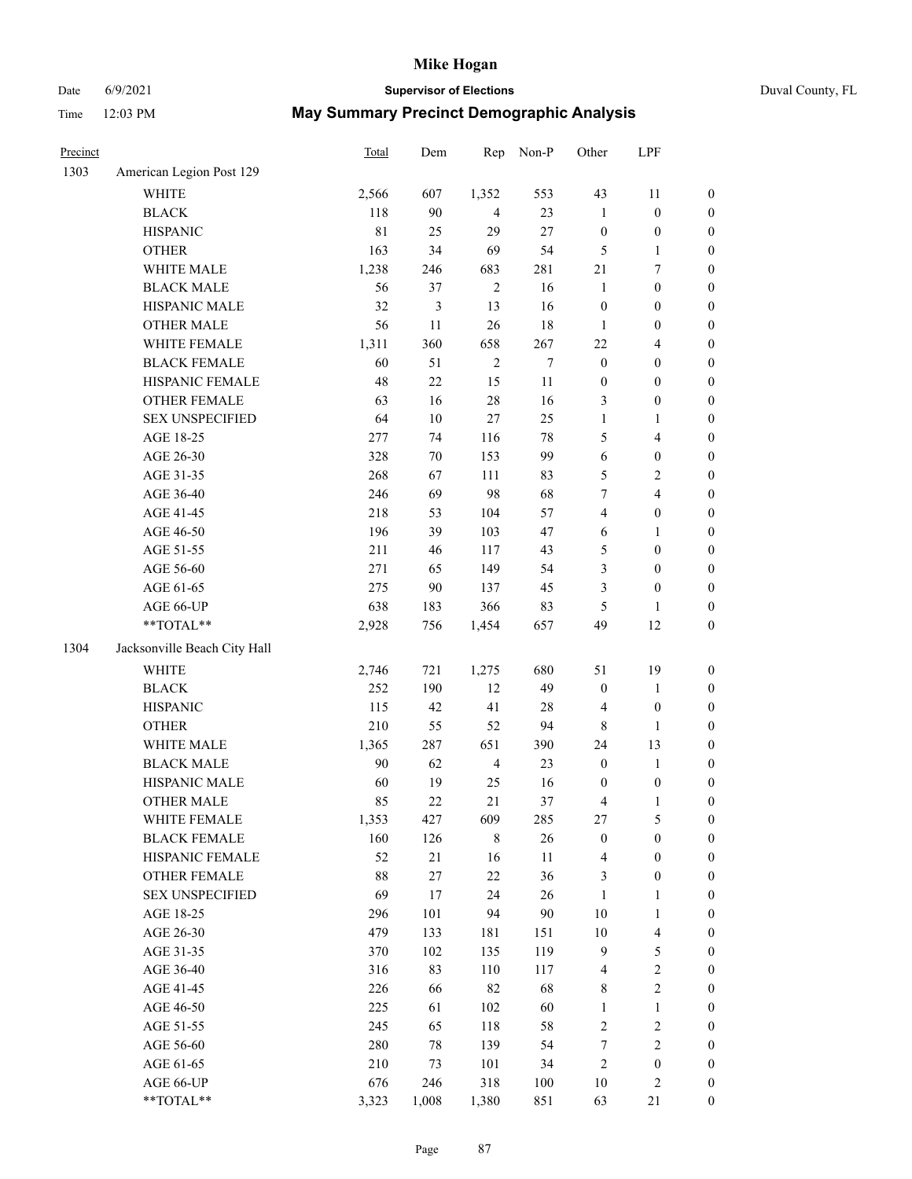# Mike Hogan

Date 6/9/2021 **Supervisor of Elections** Duval County, FL

Time 12:03 PM **May Summary Precinct Demographic Analysis**

| Precinct | | Total | Dem | Rep | Non-P | Other | LPF | |
|---|---|---|---|---|---|---|---|---|
| 1303 | American Legion Post 129 | | | | | | | |
| | WHITE | 2,566 | 607 | 1,352 | 553 | 43 | 11 | 0 |
| | BLACK | 118 | 90 | 4 | 23 | 1 | 0 | 0 |
| | HISPANIC | 81 | 25 | 29 | 27 | 0 | 0 | 0 |
| | OTHER | 163 | 34 | 69 | 54 | 5 | 1 | 0 |
| | WHITE MALE | 1,238 | 246 | 683 | 281 | 21 | 7 | 0 |
| | BLACK MALE | 56 | 37 | 2 | 16 | 1 | 0 | 0 |
| | HISPANIC MALE | 32 | 3 | 13 | 16 | 0 | 0 | 0 |
| | OTHER MALE | 56 | 11 | 26 | 18 | 1 | 0 | 0 |
| | WHITE FEMALE | 1,311 | 360 | 658 | 267 | 22 | 4 | 0 |
| | BLACK FEMALE | 60 | 51 | 2 | 7 | 0 | 0 | 0 |
| | HISPANIC FEMALE | 48 | 22 | 15 | 11 | 0 | 0 | 0 |
| | OTHER FEMALE | 63 | 16 | 28 | 16 | 3 | 0 | 0 |
| | SEX UNSPECIFIED | 64 | 10 | 27 | 25 | 1 | 1 | 0 |
| | AGE 18-25 | 277 | 74 | 116 | 78 | 5 | 4 | 0 |
| | AGE 26-30 | 328 | 70 | 153 | 99 | 6 | 0 | 0 |
| | AGE 31-35 | 268 | 67 | 111 | 83 | 5 | 2 | 0 |
| | AGE 36-40 | 246 | 69 | 98 | 68 | 7 | 4 | 0 |
| | AGE 41-45 | 218 | 53 | 104 | 57 | 4 | 0 | 0 |
| | AGE 46-50 | 196 | 39 | 103 | 47 | 6 | 1 | 0 |
| | AGE 51-55 | 211 | 46 | 117 | 43 | 5 | 0 | 0 |
| | AGE 56-60 | 271 | 65 | 149 | 54 | 3 | 0 | 0 |
| | AGE 61-65 | 275 | 90 | 137 | 45 | 3 | 0 | 0 |
| | AGE 66-UP | 638 | 183 | 366 | 83 | 5 | 1 | 0 |
| | **TOTAL** | 2,928 | 756 | 1,454 | 657 | 49 | 12 | 0 |
| 1304 | Jacksonville Beach City Hall | | | | | | | |
| | WHITE | 2,746 | 721 | 1,275 | 680 | 51 | 19 | 0 |
| | BLACK | 252 | 190 | 12 | 49 | 0 | 1 | 0 |
| | HISPANIC | 115 | 42 | 41 | 28 | 4 | 0 | 0 |
| | OTHER | 210 | 55 | 52 | 94 | 8 | 1 | 0 |
| | WHITE MALE | 1,365 | 287 | 651 | 390 | 24 | 13 | 0 |
| | BLACK MALE | 90 | 62 | 4 | 23 | 0 | 1 | 0 |
| | HISPANIC MALE | 60 | 19 | 25 | 16 | 0 | 0 | 0 |
| | OTHER MALE | 85 | 22 | 21 | 37 | 4 | 1 | 0 |
| | WHITE FEMALE | 1,353 | 427 | 609 | 285 | 27 | 5 | 0 |
| | BLACK FEMALE | 160 | 126 | 8 | 26 | 0 | 0 | 0 |
| | HISPANIC FEMALE | 52 | 21 | 16 | 11 | 4 | 0 | 0 |
| | OTHER FEMALE | 88 | 27 | 22 | 36 | 3 | 0 | 0 |
| | SEX UNSPECIFIED | 69 | 17 | 24 | 26 | 1 | 1 | 0 |
| | AGE 18-25 | 296 | 101 | 94 | 90 | 10 | 1 | 0 |
| | AGE 26-30 | 479 | 133 | 181 | 151 | 10 | 4 | 0 |
| | AGE 31-35 | 370 | 102 | 135 | 119 | 9 | 5 | 0 |
| | AGE 36-40 | 316 | 83 | 110 | 117 | 4 | 2 | 0 |
| | AGE 41-45 | 226 | 66 | 82 | 68 | 8 | 2 | 0 |
| | AGE 46-50 | 225 | 61 | 102 | 60 | 1 | 1 | 0 |
| | AGE 51-55 | 245 | 65 | 118 | 58 | 2 | 2 | 0 |
| | AGE 56-60 | 280 | 78 | 139 | 54 | 7 | 2 | 0 |
| | AGE 61-65 | 210 | 73 | 101 | 34 | 2 | 0 | 0 |
| | AGE 66-UP | 676 | 246 | 318 | 100 | 10 | 2 | 0 |
| | **TOTAL** | 3,323 | 1,008 | 1,380 | 851 | 63 | 21 | 0 |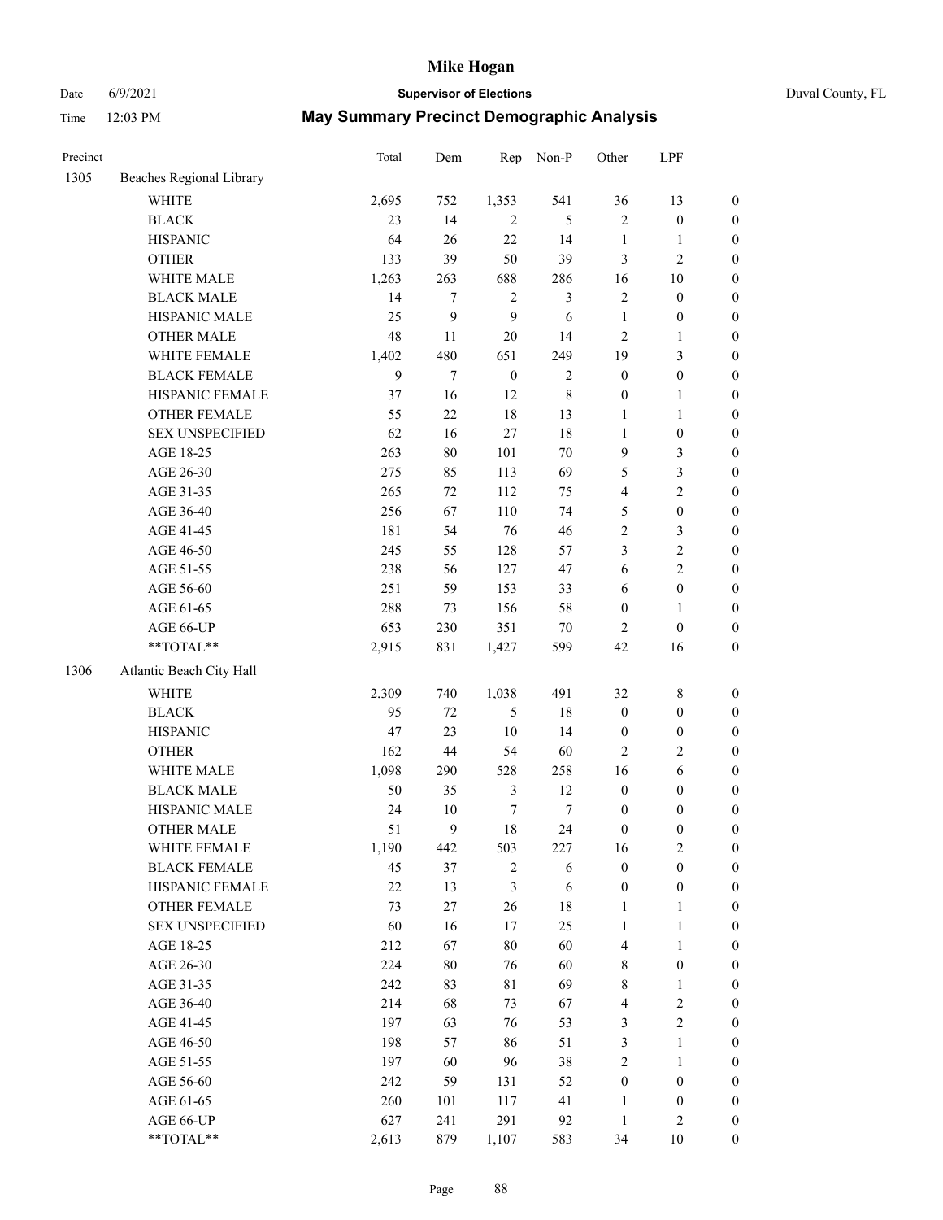# Mike Hogan

Date 6/9/2021 **Supervisor of Elections** Duval County, FL

Time 12:03 PM **May Summary Precinct Demographic Analysis**

| Precinct | | Total | Dem | Rep | Non-P | Other | LPF | |
|---|---|---|---|---|---|---|---|---|
| 1305 | Beaches Regional Library | | | | | | | |
| | WHITE | 2,695 | 752 | 1,353 | 541 | 36 | 13 | 0 |
| | BLACK | 23 | 14 | 2 | 5 | 2 | 0 | 0 |
| | HISPANIC | 64 | 26 | 22 | 14 | 1 | 1 | 0 |
| | OTHER | 133 | 39 | 50 | 39 | 3 | 2 | 0 |
| | WHITE MALE | 1,263 | 263 | 688 | 286 | 16 | 10 | 0 |
| | BLACK MALE | 14 | 7 | 2 | 3 | 2 | 0 | 0 |
| | HISPANIC MALE | 25 | 9 | 9 | 6 | 1 | 0 | 0 |
| | OTHER MALE | 48 | 11 | 20 | 14 | 2 | 1 | 0 |
| | WHITE FEMALE | 1,402 | 480 | 651 | 249 | 19 | 3 | 0 |
| | BLACK FEMALE | 9 | 7 | 0 | 2 | 0 | 0 | 0 |
| | HISPANIC FEMALE | 37 | 16 | 12 | 8 | 0 | 1 | 0 |
| | OTHER FEMALE | 55 | 22 | 18 | 13 | 1 | 1 | 0 |
| | SEX UNSPECIFIED | 62 | 16 | 27 | 18 | 1 | 0 | 0 |
| | AGE 18-25 | 263 | 80 | 101 | 70 | 9 | 3 | 0 |
| | AGE 26-30 | 275 | 85 | 113 | 69 | 5 | 3 | 0 |
| | AGE 31-35 | 265 | 72 | 112 | 75 | 4 | 2 | 0 |
| | AGE 36-40 | 256 | 67 | 110 | 74 | 5 | 0 | 0 |
| | AGE 41-45 | 181 | 54 | 76 | 46 | 2 | 3 | 0 |
| | AGE 46-50 | 245 | 55 | 128 | 57 | 3 | 2 | 0 |
| | AGE 51-55 | 238 | 56 | 127 | 47 | 6 | 2 | 0 |
| | AGE 56-60 | 251 | 59 | 153 | 33 | 6 | 0 | 0 |
| | AGE 61-65 | 288 | 73 | 156 | 58 | 0 | 1 | 0 |
| | AGE 66-UP | 653 | 230 | 351 | 70 | 2 | 0 | 0 |
| | **TOTAL** | 2,915 | 831 | 1,427 | 599 | 42 | 16 | 0 |
| 1306 | Atlantic Beach City Hall | | | | | | | |
| | WHITE | 2,309 | 740 | 1,038 | 491 | 32 | 8 | 0 |
| | BLACK | 95 | 72 | 5 | 18 | 0 | 0 | 0 |
| | HISPANIC | 47 | 23 | 10 | 14 | 0 | 0 | 0 |
| | OTHER | 162 | 44 | 54 | 60 | 2 | 2 | 0 |
| | WHITE MALE | 1,098 | 290 | 528 | 258 | 16 | 6 | 0 |
| | BLACK MALE | 50 | 35 | 3 | 12 | 0 | 0 | 0 |
| | HISPANIC MALE | 24 | 10 | 7 | 7 | 0 | 0 | 0 |
| | OTHER MALE | 51 | 9 | 18 | 24 | 0 | 0 | 0 |
| | WHITE FEMALE | 1,190 | 442 | 503 | 227 | 16 | 2 | 0 |
| | BLACK FEMALE | 45 | 37 | 2 | 6 | 0 | 0 | 0 |
| | HISPANIC FEMALE | 22 | 13 | 3 | 6 | 0 | 0 | 0 |
| | OTHER FEMALE | 73 | 27 | 26 | 18 | 1 | 1 | 0 |
| | SEX UNSPECIFIED | 60 | 16 | 17 | 25 | 1 | 1 | 0 |
| | AGE 18-25 | 212 | 67 | 80 | 60 | 4 | 1 | 0 |
| | AGE 26-30 | 224 | 80 | 76 | 60 | 8 | 0 | 0 |
| | AGE 31-35 | 242 | 83 | 81 | 69 | 8 | 1 | 0 |
| | AGE 36-40 | 214 | 68 | 73 | 67 | 4 | 2 | 0 |
| | AGE 41-45 | 197 | 63 | 76 | 53 | 3 | 2 | 0 |
| | AGE 46-50 | 198 | 57 | 86 | 51 | 3 | 1 | 0 |
| | AGE 51-55 | 197 | 60 | 96 | 38 | 2 | 1 | 0 |
| | AGE 56-60 | 242 | 59 | 131 | 52 | 0 | 0 | 0 |
| | AGE 61-65 | 260 | 101 | 117 | 41 | 1 | 0 | 0 |
| | AGE 66-UP | 627 | 241 | 291 | 92 | 1 | 2 | 0 |
| | **TOTAL** | 2,613 | 879 | 1,107 | 583 | 34 | 10 | 0 |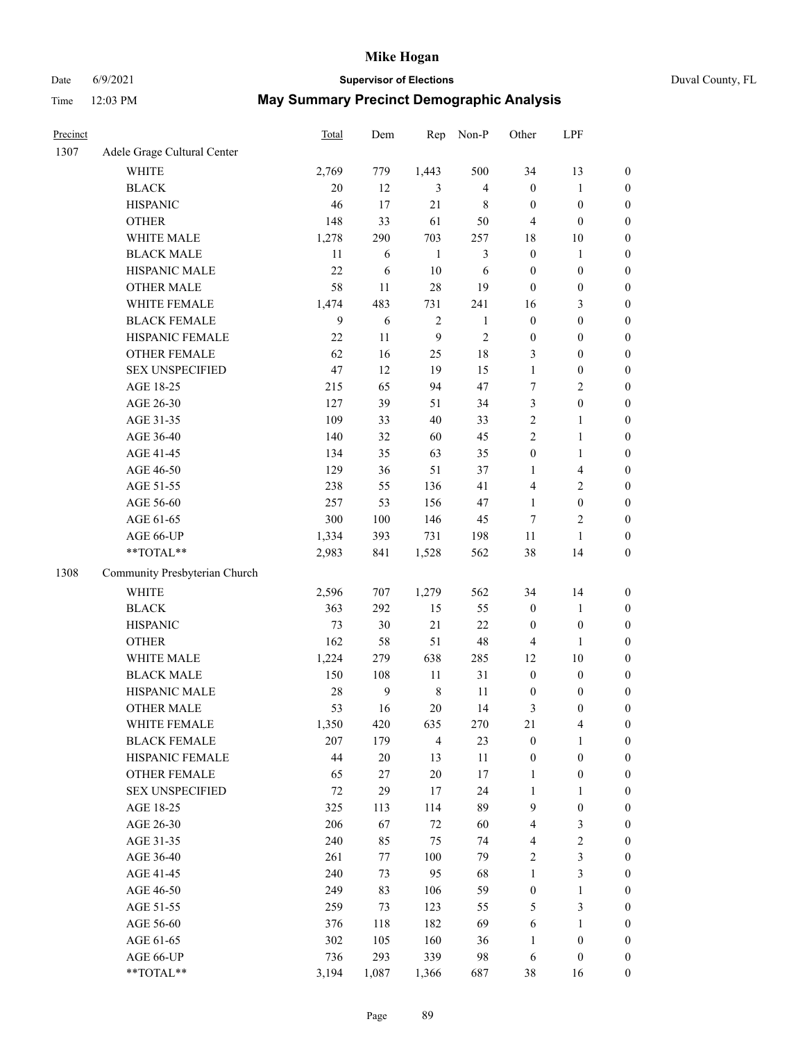# Mike Hogan

Date 6/9/2021 | **Supervisor of Elections** | Duval County, FL

Time 12:03 PM | **May Summary Precinct Demographic Analysis**

| Precinct | | Total | Dem | Rep | Non-P | Other | LPF | |
|---|---|---|---|---|---|---|---|---|
| 1307 | Adele Grage Cultural Center | | | | | | | |
| | WHITE | 2,769 | 779 | 1,443 | 500 | 34 | 13 | 0 |
| | BLACK | 20 | 12 | 3 | 4 | 0 | 1 | 0 |
| | HISPANIC | 46 | 17 | 21 | 8 | 0 | 0 | 0 |
| | OTHER | 148 | 33 | 61 | 50 | 4 | 0 | 0 |
| | WHITE MALE | 1,278 | 290 | 703 | 257 | 18 | 10 | 0 |
| | BLACK MALE | 11 | 6 | 1 | 3 | 0 | 1 | 0 |
| | HISPANIC MALE | 22 | 6 | 10 | 6 | 0 | 0 | 0 |
| | OTHER MALE | 58 | 11 | 28 | 19 | 0 | 0 | 0 |
| | WHITE FEMALE | 1,474 | 483 | 731 | 241 | 16 | 3 | 0 |
| | BLACK FEMALE | 9 | 6 | 2 | 1 | 0 | 0 | 0 |
| | HISPANIC FEMALE | 22 | 11 | 9 | 2 | 0 | 0 | 0 |
| | OTHER FEMALE | 62 | 16 | 25 | 18 | 3 | 0 | 0 |
| | SEX UNSPECIFIED | 47 | 12 | 19 | 15 | 1 | 0 | 0 |
| | AGE 18-25 | 215 | 65 | 94 | 47 | 7 | 2 | 0 |
| | AGE 26-30 | 127 | 39 | 51 | 34 | 3 | 0 | 0 |
| | AGE 31-35 | 109 | 33 | 40 | 33 | 2 | 1 | 0 |
| | AGE 36-40 | 140 | 32 | 60 | 45 | 2 | 1 | 0 |
| | AGE 41-45 | 134 | 35 | 63 | 35 | 0 | 1 | 0 |
| | AGE 46-50 | 129 | 36 | 51 | 37 | 1 | 4 | 0 |
| | AGE 51-55 | 238 | 55 | 136 | 41 | 4 | 2 | 0 |
| | AGE 56-60 | 257 | 53 | 156 | 47 | 1 | 0 | 0 |
| | AGE 61-65 | 300 | 100 | 146 | 45 | 7 | 2 | 0 |
| | AGE 66-UP | 1,334 | 393 | 731 | 198 | 11 | 1 | 0 |
| | **TOTAL** | 2,983 | 841 | 1,528 | 562 | 38 | 14 | 0 |
| 1308 | Community Presbyterian Church | | | | | | | |
| | WHITE | 2,596 | 707 | 1,279 | 562 | 34 | 14 | 0 |
| | BLACK | 363 | 292 | 15 | 55 | 0 | 1 | 0 |
| | HISPANIC | 73 | 30 | 21 | 22 | 0 | 0 | 0 |
| | OTHER | 162 | 58 | 51 | 48 | 4 | 1 | 0 |
| | WHITE MALE | 1,224 | 279 | 638 | 285 | 12 | 10 | 0 |
| | BLACK MALE | 150 | 108 | 11 | 31 | 0 | 0 | 0 |
| | HISPANIC MALE | 28 | 9 | 8 | 11 | 0 | 0 | 0 |
| | OTHER MALE | 53 | 16 | 20 | 14 | 3 | 0 | 0 |
| | WHITE FEMALE | 1,350 | 420 | 635 | 270 | 21 | 4 | 0 |
| | BLACK FEMALE | 207 | 179 | 4 | 23 | 0 | 1 | 0 |
| | HISPANIC FEMALE | 44 | 20 | 13 | 11 | 0 | 0 | 0 |
| | OTHER FEMALE | 65 | 27 | 20 | 17 | 1 | 0 | 0 |
| | SEX UNSPECIFIED | 72 | 29 | 17 | 24 | 1 | 1 | 0 |
| | AGE 18-25 | 325 | 113 | 114 | 89 | 9 | 0 | 0 |
| | AGE 26-30 | 206 | 67 | 72 | 60 | 4 | 3 | 0 |
| | AGE 31-35 | 240 | 85 | 75 | 74 | 4 | 2 | 0 |
| | AGE 36-40 | 261 | 77 | 100 | 79 | 2 | 3 | 0 |
| | AGE 41-45 | 240 | 73 | 95 | 68 | 1 | 3 | 0 |
| | AGE 46-50 | 249 | 83 | 106 | 59 | 0 | 1 | 0 |
| | AGE 51-55 | 259 | 73 | 123 | 55 | 5 | 3 | 0 |
| | AGE 56-60 | 376 | 118 | 182 | 69 | 6 | 1 | 0 |
| | AGE 61-65 | 302 | 105 | 160 | 36 | 1 | 0 | 0 |
| | AGE 66-UP | 736 | 293 | 339 | 98 | 6 | 0 | 0 |
| | **TOTAL** | 3,194 | 1,087 | 1,366 | 687 | 38 | 16 | 0 |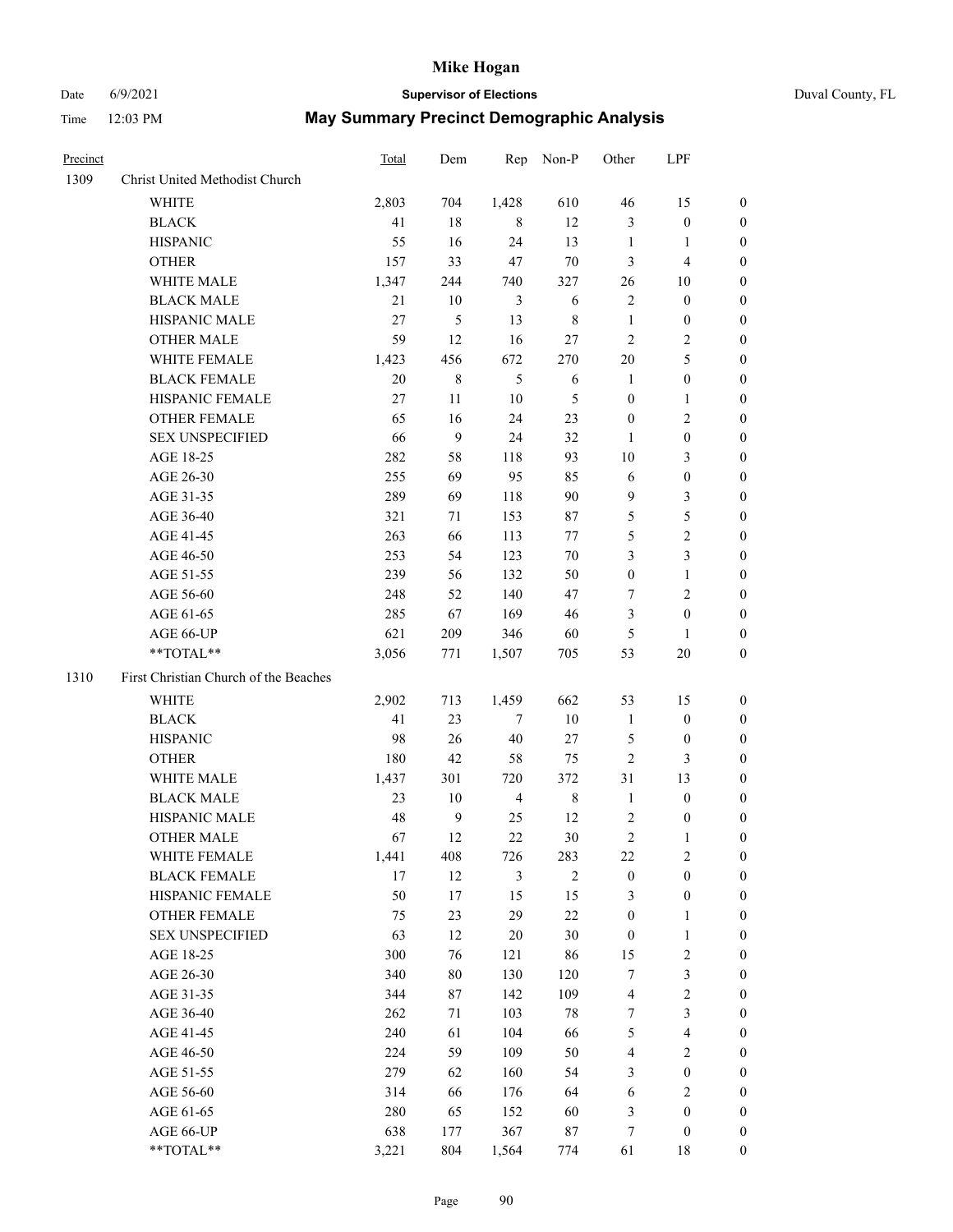# Mike Hogan

Date 6/9/2021 **Supervisor of Elections** Duval County, FL

Time 12:03 PM **May Summary Precinct Demographic Analysis**

| Precinct | | Total | Dem | Rep | Non-P | Other | LPF | |
|---|---|---|---|---|---|---|---|---|
| 1309 | Christ United Methodist Church | | | | | | | |
| | WHITE | 2,803 | 704 | 1,428 | 610 | 46 | 15 | 0 |
| | BLACK | 41 | 18 | 8 | 12 | 3 | 0 | 0 |
| | HISPANIC | 55 | 16 | 24 | 13 | 1 | 1 | 0 |
| | OTHER | 157 | 33 | 47 | 70 | 3 | 4 | 0 |
| | WHITE MALE | 1,347 | 244 | 740 | 327 | 26 | 10 | 0 |
| | BLACK MALE | 21 | 10 | 3 | 6 | 2 | 0 | 0 |
| | HISPANIC MALE | 27 | 5 | 13 | 8 | 1 | 0 | 0 |
| | OTHER MALE | 59 | 12 | 16 | 27 | 2 | 2 | 0 |
| | WHITE FEMALE | 1,423 | 456 | 672 | 270 | 20 | 5 | 0 |
| | BLACK FEMALE | 20 | 8 | 5 | 6 | 1 | 0 | 0 |
| | HISPANIC FEMALE | 27 | 11 | 10 | 5 | 0 | 1 | 0 |
| | OTHER FEMALE | 65 | 16 | 24 | 23 | 0 | 2 | 0 |
| | SEX UNSPECIFIED | 66 | 9 | 24 | 32 | 1 | 0 | 0 |
| | AGE 18-25 | 282 | 58 | 118 | 93 | 10 | 3 | 0 |
| | AGE 26-30 | 255 | 69 | 95 | 85 | 6 | 0 | 0 |
| | AGE 31-35 | 289 | 69 | 118 | 90 | 9 | 3 | 0 |
| | AGE 36-40 | 321 | 71 | 153 | 87 | 5 | 5 | 0 |
| | AGE 41-45 | 263 | 66 | 113 | 77 | 5 | 2 | 0 |
| | AGE 46-50 | 253 | 54 | 123 | 70 | 3 | 3 | 0 |
| | AGE 51-55 | 239 | 56 | 132 | 50 | 0 | 1 | 0 |
| | AGE 56-60 | 248 | 52 | 140 | 47 | 7 | 2 | 0 |
| | AGE 61-65 | 285 | 67 | 169 | 46 | 3 | 0 | 0 |
| | AGE 66-UP | 621 | 209 | 346 | 60 | 5 | 1 | 0 |
| | **TOTAL** | 3,056 | 771 | 1,507 | 705 | 53 | 20 | 0 |
| 1310 | First Christian Church of the Beaches | | | | | | | |
| | WHITE | 2,902 | 713 | 1,459 | 662 | 53 | 15 | 0 |
| | BLACK | 41 | 23 | 7 | 10 | 1 | 0 | 0 |
| | HISPANIC | 98 | 26 | 40 | 27 | 5 | 0 | 0 |
| | OTHER | 180 | 42 | 58 | 75 | 2 | 3 | 0 |
| | WHITE MALE | 1,437 | 301 | 720 | 372 | 31 | 13 | 0 |
| | BLACK MALE | 23 | 10 | 4 | 8 | 1 | 0 | 0 |
| | HISPANIC MALE | 48 | 9 | 25 | 12 | 2 | 0 | 0 |
| | OTHER MALE | 67 | 12 | 22 | 30 | 2 | 1 | 0 |
| | WHITE FEMALE | 1,441 | 408 | 726 | 283 | 22 | 2 | 0 |
| | BLACK FEMALE | 17 | 12 | 3 | 2 | 0 | 0 | 0 |
| | HISPANIC FEMALE | 50 | 17 | 15 | 15 | 3 | 0 | 0 |
| | OTHER FEMALE | 75 | 23 | 29 | 22 | 0 | 1 | 0 |
| | SEX UNSPECIFIED | 63 | 12 | 20 | 30 | 0 | 1 | 0 |
| | AGE 18-25 | 300 | 76 | 121 | 86 | 15 | 2 | 0 |
| | AGE 26-30 | 340 | 80 | 130 | 120 | 7 | 3 | 0 |
| | AGE 31-35 | 344 | 87 | 142 | 109 | 4 | 2 | 0 |
| | AGE 36-40 | 262 | 71 | 103 | 78 | 7 | 3 | 0 |
| | AGE 41-45 | 240 | 61 | 104 | 66 | 5 | 4 | 0 |
| | AGE 46-50 | 224 | 59 | 109 | 50 | 4 | 2 | 0 |
| | AGE 51-55 | 279 | 62 | 160 | 54 | 3 | 0 | 0 |
| | AGE 56-60 | 314 | 66 | 176 | 64 | 6 | 2 | 0 |
| | AGE 61-65 | 280 | 65 | 152 | 60 | 3 | 0 | 0 |
| | AGE 66-UP | 638 | 177 | 367 | 87 | 7 | 0 | 0 |
| | **TOTAL** | 3,221 | 804 | 1,564 | 774 | 61 | 18 | 0 |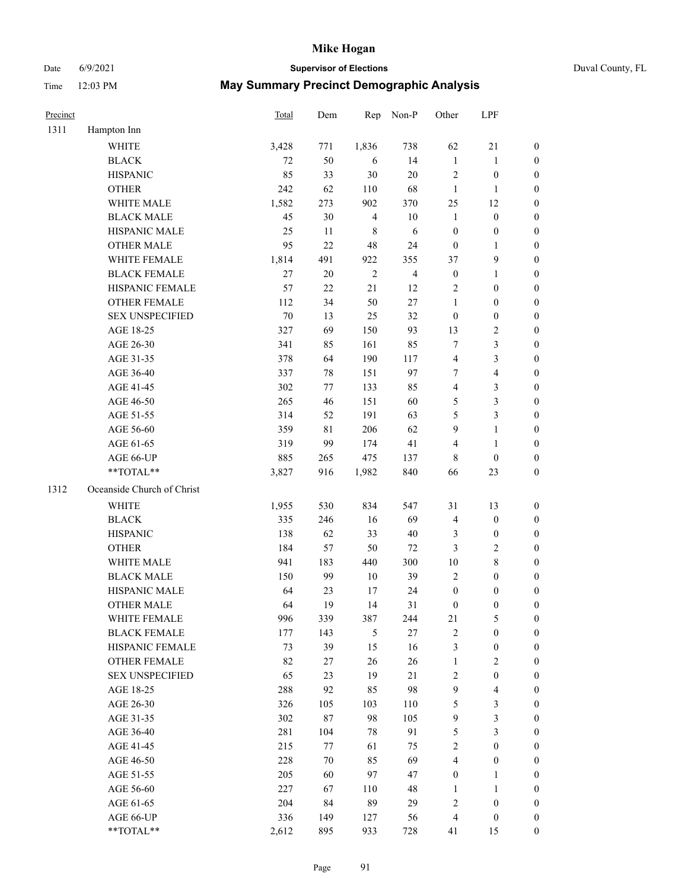# Mike Hogan

Date 6/9/2021 **Supervisor of Elections** Duval County, FL

Time 12:03 PM **May Summary Precinct Demographic Analysis**

| Precinct | | Total | Dem | Rep | Non-P | Other | LPF | |
|---|---|---|---|---|---|---|---|---|
| 1311 | Hampton Inn | | | | | | | |
| | WHITE | 3,428 | 771 | 1,836 | 738 | 62 | 21 | 0 |
| | BLACK | 72 | 50 | 6 | 14 | 1 | 1 | 0 |
| | HISPANIC | 85 | 33 | 30 | 20 | 2 | 0 | 0 |
| | OTHER | 242 | 62 | 110 | 68 | 1 | 1 | 0 |
| | WHITE MALE | 1,582 | 273 | 902 | 370 | 25 | 12 | 0 |
| | BLACK MALE | 45 | 30 | 4 | 10 | 1 | 0 | 0 |
| | HISPANIC MALE | 25 | 11 | 8 | 6 | 0 | 0 | 0 |
| | OTHER MALE | 95 | 22 | 48 | 24 | 0 | 1 | 0 |
| | WHITE FEMALE | 1,814 | 491 | 922 | 355 | 37 | 9 | 0 |
| | BLACK FEMALE | 27 | 20 | 2 | 4 | 0 | 1 | 0 |
| | HISPANIC FEMALE | 57 | 22 | 21 | 12 | 2 | 0 | 0 |
| | OTHER FEMALE | 112 | 34 | 50 | 27 | 1 | 0 | 0 |
| | SEX UNSPECIFIED | 70 | 13 | 25 | 32 | 0 | 0 | 0 |
| | AGE 18-25 | 327 | 69 | 150 | 93 | 13 | 2 | 0 |
| | AGE 26-30 | 341 | 85 | 161 | 85 | 7 | 3 | 0 |
| | AGE 31-35 | 378 | 64 | 190 | 117 | 4 | 3 | 0 |
| | AGE 36-40 | 337 | 78 | 151 | 97 | 7 | 4 | 0 |
| | AGE 41-45 | 302 | 77 | 133 | 85 | 4 | 3 | 0 |
| | AGE 46-50 | 265 | 46 | 151 | 60 | 5 | 3 | 0 |
| | AGE 51-55 | 314 | 52 | 191 | 63 | 5 | 3 | 0 |
| | AGE 56-60 | 359 | 81 | 206 | 62 | 9 | 1 | 0 |
| | AGE 61-65 | 319 | 99 | 174 | 41 | 4 | 1 | 0 |
| | AGE 66-UP | 885 | 265 | 475 | 137 | 8 | 0 | 0 |
| | **TOTAL** | 3,827 | 916 | 1,982 | 840 | 66 | 23 | 0 |
| 1312 | Oceanside Church of Christ | | | | | | | |
| | WHITE | 1,955 | 530 | 834 | 547 | 31 | 13 | 0 |
| | BLACK | 335 | 246 | 16 | 69 | 4 | 0 | 0 |
| | HISPANIC | 138 | 62 | 33 | 40 | 3 | 0 | 0 |
| | OTHER | 184 | 57 | 50 | 72 | 3 | 2 | 0 |
| | WHITE MALE | 941 | 183 | 440 | 300 | 10 | 8 | 0 |
| | BLACK MALE | 150 | 99 | 10 | 39 | 2 | 0 | 0 |
| | HISPANIC MALE | 64 | 23 | 17 | 24 | 0 | 0 | 0 |
| | OTHER MALE | 64 | 19 | 14 | 31 | 0 | 0 | 0 |
| | WHITE FEMALE | 996 | 339 | 387 | 244 | 21 | 5 | 0 |
| | BLACK FEMALE | 177 | 143 | 5 | 27 | 2 | 0 | 0 |
| | HISPANIC FEMALE | 73 | 39 | 15 | 16 | 3 | 0 | 0 |
| | OTHER FEMALE | 82 | 27 | 26 | 26 | 1 | 2 | 0 |
| | SEX UNSPECIFIED | 65 | 23 | 19 | 21 | 2 | 0 | 0 |
| | AGE 18-25 | 288 | 92 | 85 | 98 | 9 | 4 | 0 |
| | AGE 26-30 | 326 | 105 | 103 | 110 | 5 | 3 | 0 |
| | AGE 31-35 | 302 | 87 | 98 | 105 | 9 | 3 | 0 |
| | AGE 36-40 | 281 | 104 | 78 | 91 | 5 | 3 | 0 |
| | AGE 41-45 | 215 | 77 | 61 | 75 | 2 | 0 | 0 |
| | AGE 46-50 | 228 | 70 | 85 | 69 | 4 | 0 | 0 |
| | AGE 51-55 | 205 | 60 | 97 | 47 | 0 | 1 | 0 |
| | AGE 56-60 | 227 | 67 | 110 | 48 | 1 | 1 | 0 |
| | AGE 61-65 | 204 | 84 | 89 | 29 | 2 | 0 | 0 |
| | AGE 66-UP | 336 | 149 | 127 | 56 | 4 | 0 | 0 |
| | **TOTAL** | 2,612 | 895 | 933 | 728 | 41 | 15 | 0 |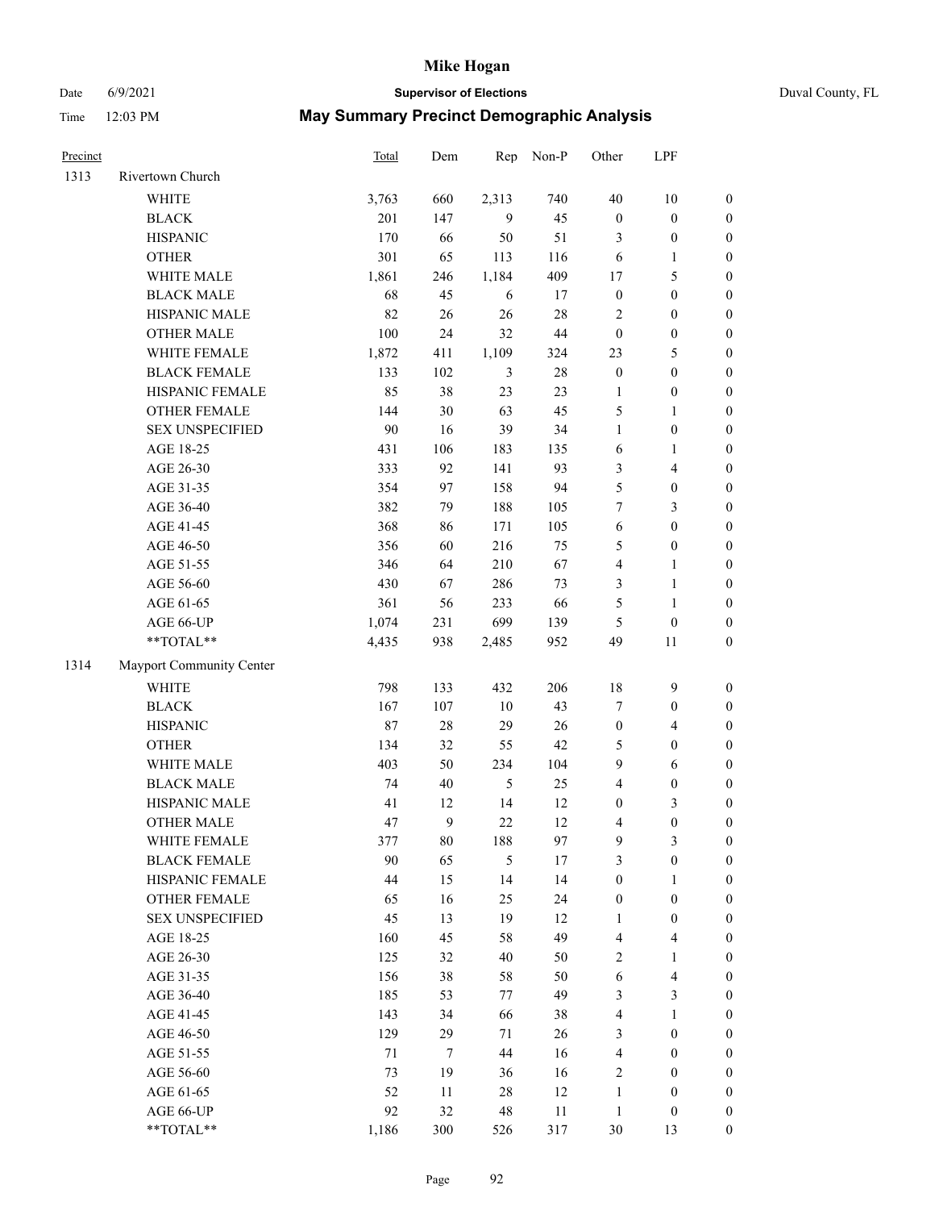# Mike Hogan

Date 6/9/2021 **Supervisor of Elections** Duval County, FL

Time 12:03 PM **May Summary Precinct Demographic Analysis**

| Precinct | | Total | Dem | Rep | Non-P | Other | LPF | |
|---|---|---|---|---|---|---|---|---|
| 1313 | Rivertown Church | | | | | | | |
| | WHITE | 3,763 | 660 | 2,313 | 740 | 40 | 10 | 0 |
| | BLACK | 201 | 147 | 9 | 45 | 0 | 0 | 0 |
| | HISPANIC | 170 | 66 | 50 | 51 | 3 | 0 | 0 |
| | OTHER | 301 | 65 | 113 | 116 | 6 | 1 | 0 |
| | WHITE MALE | 1,861 | 246 | 1,184 | 409 | 17 | 5 | 0 |
| | BLACK MALE | 68 | 45 | 6 | 17 | 0 | 0 | 0 |
| | HISPANIC MALE | 82 | 26 | 26 | 28 | 2 | 0 | 0 |
| | OTHER MALE | 100 | 24 | 32 | 44 | 0 | 0 | 0 |
| | WHITE FEMALE | 1,872 | 411 | 1,109 | 324 | 23 | 5 | 0 |
| | BLACK FEMALE | 133 | 102 | 3 | 28 | 0 | 0 | 0 |
| | HISPANIC FEMALE | 85 | 38 | 23 | 23 | 1 | 0 | 0 |
| | OTHER FEMALE | 144 | 30 | 63 | 45 | 5 | 1 | 0 |
| | SEX UNSPECIFIED | 90 | 16 | 39 | 34 | 1 | 0 | 0 |
| | AGE 18-25 | 431 | 106 | 183 | 135 | 6 | 1 | 0 |
| | AGE 26-30 | 333 | 92 | 141 | 93 | 3 | 4 | 0 |
| | AGE 31-35 | 354 | 97 | 158 | 94 | 5 | 0 | 0 |
| | AGE 36-40 | 382 | 79 | 188 | 105 | 7 | 3 | 0 |
| | AGE 41-45 | 368 | 86 | 171 | 105 | 6 | 0 | 0 |
| | AGE 46-50 | 356 | 60 | 216 | 75 | 5 | 0 | 0 |
| | AGE 51-55 | 346 | 64 | 210 | 67 | 4 | 1 | 0 |
| | AGE 56-60 | 430 | 67 | 286 | 73 | 3 | 1 | 0 |
| | AGE 61-65 | 361 | 56 | 233 | 66 | 5 | 1 | 0 |
| | AGE 66-UP | 1,074 | 231 | 699 | 139 | 5 | 0 | 0 |
| | **TOTAL** | 4,435 | 938 | 2,485 | 952 | 49 | 11 | 0 |
| 1314 | Mayport Community Center | | | | | | | |
| | WHITE | 798 | 133 | 432 | 206 | 18 | 9 | 0 |
| | BLACK | 167 | 107 | 10 | 43 | 7 | 0 | 0 |
| | HISPANIC | 87 | 28 | 29 | 26 | 0 | 4 | 0 |
| | OTHER | 134 | 32 | 55 | 42 | 5 | 0 | 0 |
| | WHITE MALE | 403 | 50 | 234 | 104 | 9 | 6 | 0 |
| | BLACK MALE | 74 | 40 | 5 | 25 | 4 | 0 | 0 |
| | HISPANIC MALE | 41 | 12 | 14 | 12 | 0 | 3 | 0 |
| | OTHER MALE | 47 | 9 | 22 | 12 | 4 | 0 | 0 |
| | WHITE FEMALE | 377 | 80 | 188 | 97 | 9 | 3 | 0 |
| | BLACK FEMALE | 90 | 65 | 5 | 17 | 3 | 0 | 0 |
| | HISPANIC FEMALE | 44 | 15 | 14 | 14 | 0 | 1 | 0 |
| | OTHER FEMALE | 65 | 16 | 25 | 24 | 0 | 0 | 0 |
| | SEX UNSPECIFIED | 45 | 13 | 19 | 12 | 1 | 0 | 0 |
| | AGE 18-25 | 160 | 45 | 58 | 49 | 4 | 4 | 0 |
| | AGE 26-30 | 125 | 32 | 40 | 50 | 2 | 1 | 0 |
| | AGE 31-35 | 156 | 38 | 58 | 50 | 6 | 4 | 0 |
| | AGE 36-40 | 185 | 53 | 77 | 49 | 3 | 3 | 0 |
| | AGE 41-45 | 143 | 34 | 66 | 38 | 4 | 1 | 0 |
| | AGE 46-50 | 129 | 29 | 71 | 26 | 3 | 0 | 0 |
| | AGE 51-55 | 71 | 7 | 44 | 16 | 4 | 0 | 0 |
| | AGE 56-60 | 73 | 19 | 36 | 16 | 2 | 0 | 0 |
| | AGE 61-65 | 52 | 11 | 28 | 12 | 1 | 0 | 0 |
| | AGE 66-UP | 92 | 32 | 48 | 11 | 1 | 0 | 0 |
| | **TOTAL** | 1,186 | 300 | 526 | 317 | 30 | 13 | 0 |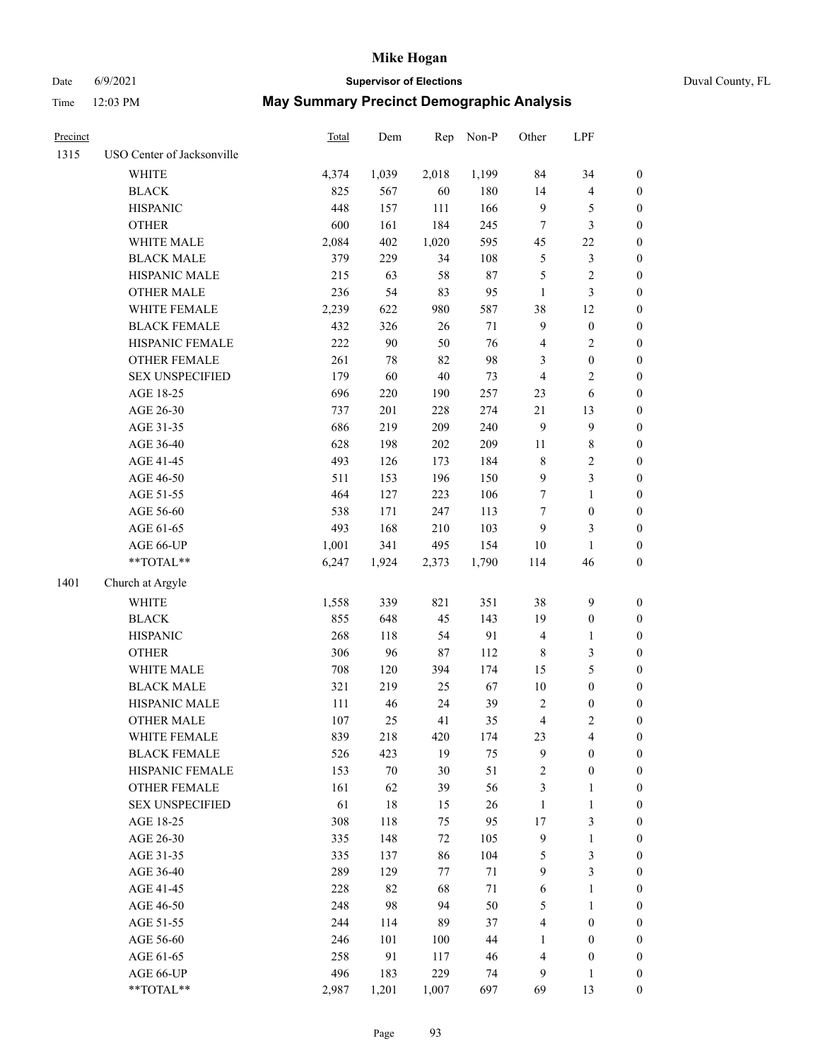# Mike Hogan

Date 6/9/2021 **Supervisor of Elections** Duval County, FL

Time 12:03 PM **May Summary Precinct Demographic Analysis**

| Precinct | | Total | Dem | Rep | Non-P | Other | LPF | |
|---|---|---|---|---|---|---|---|---|
| 1315 | USO Center of Jacksonville | | | | | | | |
| | WHITE | 4,374 | 1,039 | 2,018 | 1,199 | 84 | 34 | 0 |
| | BLACK | 825 | 567 | 60 | 180 | 14 | 4 | 0 |
| | HISPANIC | 448 | 157 | 111 | 166 | 9 | 5 | 0 |
| | OTHER | 600 | 161 | 184 | 245 | 7 | 3 | 0 |
| | WHITE MALE | 2,084 | 402 | 1,020 | 595 | 45 | 22 | 0 |
| | BLACK MALE | 379 | 229 | 34 | 108 | 5 | 3 | 0 |
| | HISPANIC MALE | 215 | 63 | 58 | 87 | 5 | 2 | 0 |
| | OTHER MALE | 236 | 54 | 83 | 95 | 1 | 3 | 0 |
| | WHITE FEMALE | 2,239 | 622 | 980 | 587 | 38 | 12 | 0 |
| | BLACK FEMALE | 432 | 326 | 26 | 71 | 9 | 0 | 0 |
| | HISPANIC FEMALE | 222 | 90 | 50 | 76 | 4 | 2 | 0 |
| | OTHER FEMALE | 261 | 78 | 82 | 98 | 3 | 0 | 0 |
| | SEX UNSPECIFIED | 179 | 60 | 40 | 73 | 4 | 2 | 0 |
| | AGE 18-25 | 696 | 220 | 190 | 257 | 23 | 6 | 0 |
| | AGE 26-30 | 737 | 201 | 228 | 274 | 21 | 13 | 0 |
| | AGE 31-35 | 686 | 219 | 209 | 240 | 9 | 9 | 0 |
| | AGE 36-40 | 628 | 198 | 202 | 209 | 11 | 8 | 0 |
| | AGE 41-45 | 493 | 126 | 173 | 184 | 8 | 2 | 0 |
| | AGE 46-50 | 511 | 153 | 196 | 150 | 9 | 3 | 0 |
| | AGE 51-55 | 464 | 127 | 223 | 106 | 7 | 1 | 0 |
| | AGE 56-60 | 538 | 171 | 247 | 113 | 7 | 0 | 0 |
| | AGE 61-65 | 493 | 168 | 210 | 103 | 9 | 3 | 0 |
| | AGE 66-UP | 1,001 | 341 | 495 | 154 | 10 | 1 | 0 |
| | **TOTAL** | 6,247 | 1,924 | 2,373 | 1,790 | 114 | 46 | 0 |
| 1401 | Church at Argyle | | | | | | | |
| | WHITE | 1,558 | 339 | 821 | 351 | 38 | 9 | 0 |
| | BLACK | 855 | 648 | 45 | 143 | 19 | 0 | 0 |
| | HISPANIC | 268 | 118 | 54 | 91 | 4 | 1 | 0 |
| | OTHER | 306 | 96 | 87 | 112 | 8 | 3 | 0 |
| | WHITE MALE | 708 | 120 | 394 | 174 | 15 | 5 | 0 |
| | BLACK MALE | 321 | 219 | 25 | 67 | 10 | 0 | 0 |
| | HISPANIC MALE | 111 | 46 | 24 | 39 | 2 | 0 | 0 |
| | OTHER MALE | 107 | 25 | 41 | 35 | 4 | 2 | 0 |
| | WHITE FEMALE | 839 | 218 | 420 | 174 | 23 | 4 | 0 |
| | BLACK FEMALE | 526 | 423 | 19 | 75 | 9 | 0 | 0 |
| | HISPANIC FEMALE | 153 | 70 | 30 | 51 | 2 | 0 | 0 |
| | OTHER FEMALE | 161 | 62 | 39 | 56 | 3 | 1 | 0 |
| | SEX UNSPECIFIED | 61 | 18 | 15 | 26 | 1 | 1 | 0 |
| | AGE 18-25 | 308 | 118 | 75 | 95 | 17 | 3 | 0 |
| | AGE 26-30 | 335 | 148 | 72 | 105 | 9 | 1 | 0 |
| | AGE 31-35 | 335 | 137 | 86 | 104 | 5 | 3 | 0 |
| | AGE 36-40 | 289 | 129 | 77 | 71 | 9 | 3 | 0 |
| | AGE 41-45 | 228 | 82 | 68 | 71 | 6 | 1 | 0 |
| | AGE 46-50 | 248 | 98 | 94 | 50 | 5 | 1 | 0 |
| | AGE 51-55 | 244 | 114 | 89 | 37 | 4 | 0 | 0 |
| | AGE 56-60 | 246 | 101 | 100 | 44 | 1 | 0 | 0 |
| | AGE 61-65 | 258 | 91 | 117 | 46 | 4 | 0 | 0 |
| | AGE 66-UP | 496 | 183 | 229 | 74 | 9 | 1 | 0 |
| | **TOTAL** | 2,987 | 1,201 | 1,007 | 697 | 69 | 13 | 0 |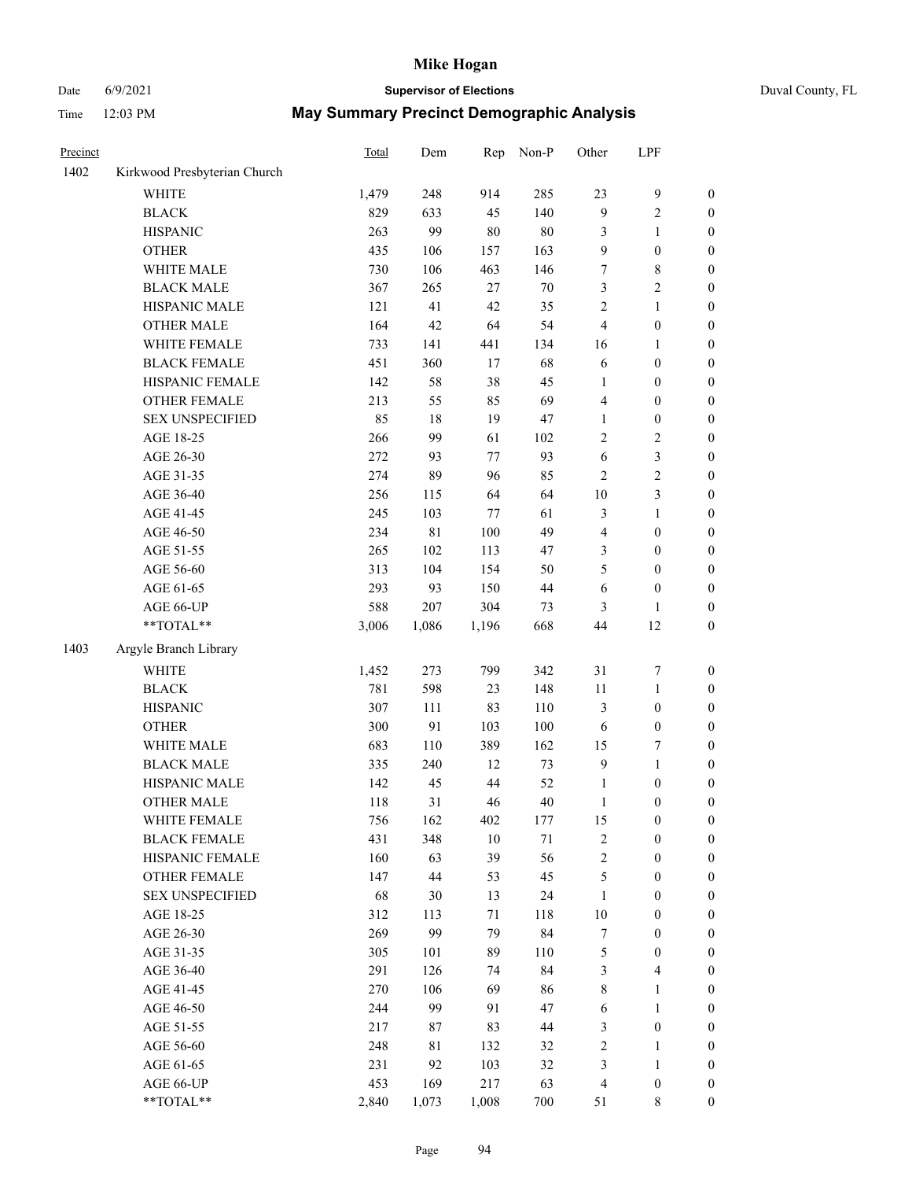| Precinct | | Total | Dem | Rep | Non-P | Other | LPF | |
|---|---|---|---|---|---|---|---|---|
| 1402 | Kirkwood Presbyterian Church | | | | | | | |
| | WHITE | 1,479 | 248 | 914 | 285 | 23 | 9 | 0 |
| | BLACK | 829 | 633 | 45 | 140 | 9 | 2 | 0 |
| | HISPANIC | 263 | 99 | 80 | 80 | 3 | 1 | 0 |
| | OTHER | 435 | 106 | 157 | 163 | 9 | 0 | 0 |
| | WHITE MALE | 730 | 106 | 463 | 146 | 7 | 8 | 0 |
| | BLACK MALE | 367 | 265 | 27 | 70 | 3 | 2 | 0 |
| | HISPANIC MALE | 121 | 41 | 42 | 35 | 2 | 1 | 0 |
| | OTHER MALE | 164 | 42 | 64 | 54 | 4 | 0 | 0 |
| | WHITE FEMALE | 733 | 141 | 441 | 134 | 16 | 1 | 0 |
| | BLACK FEMALE | 451 | 360 | 17 | 68 | 6 | 0 | 0 |
| | HISPANIC FEMALE | 142 | 58 | 38 | 45 | 1 | 0 | 0 |
| | OTHER FEMALE | 213 | 55 | 85 | 69 | 4 | 0 | 0 |
| | SEX UNSPECIFIED | 85 | 18 | 19 | 47 | 1 | 0 | 0 |
| | AGE 18-25 | 266 | 99 | 61 | 102 | 2 | 2 | 0 |
| | AGE 26-30 | 272 | 93 | 77 | 93 | 6 | 3 | 0 |
| | AGE 31-35 | 274 | 89 | 96 | 85 | 2 | 2 | 0 |
| | AGE 36-40 | 256 | 115 | 64 | 64 | 10 | 3 | 0 |
| | AGE 41-45 | 245 | 103 | 77 | 61 | 3 | 1 | 0 |
| | AGE 46-50 | 234 | 81 | 100 | 49 | 4 | 0 | 0 |
| | AGE 51-55 | 265 | 102 | 113 | 47 | 3 | 0 | 0 |
| | AGE 56-60 | 313 | 104 | 154 | 50 | 5 | 0 | 0 |
| | AGE 61-65 | 293 | 93 | 150 | 44 | 6 | 0 | 0 |
| | AGE 66-UP | 588 | 207 | 304 | 73 | 3 | 1 | 0 |
| | **TOTAL** | 3,006 | 1,086 | 1,196 | 668 | 44 | 12 | 0 |
| 1403 | Argyle Branch Library | | | | | | | |
| | WHITE | 1,452 | 273 | 799 | 342 | 31 | 7 | 0 |
| | BLACK | 781 | 598 | 23 | 148 | 11 | 1 | 0 |
| | HISPANIC | 307 | 111 | 83 | 110 | 3 | 0 | 0 |
| | OTHER | 300 | 91 | 103 | 100 | 6 | 0 | 0 |
| | WHITE MALE | 683 | 110 | 389 | 162 | 15 | 7 | 0 |
| | BLACK MALE | 335 | 240 | 12 | 73 | 9 | 1 | 0 |
| | HISPANIC MALE | 142 | 45 | 44 | 52 | 1 | 0 | 0 |
| | OTHER MALE | 118 | 31 | 46 | 40 | 1 | 0 | 0 |
| | WHITE FEMALE | 756 | 162 | 402 | 177 | 15 | 0 | 0 |
| | BLACK FEMALE | 431 | 348 | 10 | 71 | 2 | 0 | 0 |
| | HISPANIC FEMALE | 160 | 63 | 39 | 56 | 2 | 0 | 0 |
| | OTHER FEMALE | 147 | 44 | 53 | 45 | 5 | 0 | 0 |
| | SEX UNSPECIFIED | 68 | 30 | 13 | 24 | 1 | 0 | 0 |
| | AGE 18-25 | 312 | 113 | 71 | 118 | 10 | 0 | 0 |
| | AGE 26-30 | 269 | 99 | 79 | 84 | 7 | 0 | 0 |
| | AGE 31-35 | 305 | 101 | 89 | 110 | 5 | 0 | 0 |
| | AGE 36-40 | 291 | 126 | 74 | 84 | 3 | 4 | 0 |
| | AGE 41-45 | 270 | 106 | 69 | 86 | 8 | 1 | 0 |
| | AGE 46-50 | 244 | 99 | 91 | 47 | 6 | 1 | 0 |
| | AGE 51-55 | 217 | 87 | 83 | 44 | 3 | 0 | 0 |
| | AGE 56-60 | 248 | 81 | 132 | 32 | 2 | 1 | 0 |
| | AGE 61-65 | 231 | 92 | 103 | 32 | 3 | 1 | 0 |
| | AGE 66-UP | 453 | 169 | 217 | 63 | 4 | 0 | 0 |
| | **TOTAL** | 2,840 | 1,073 | 1,008 | 700 | 51 | 8 | 0 |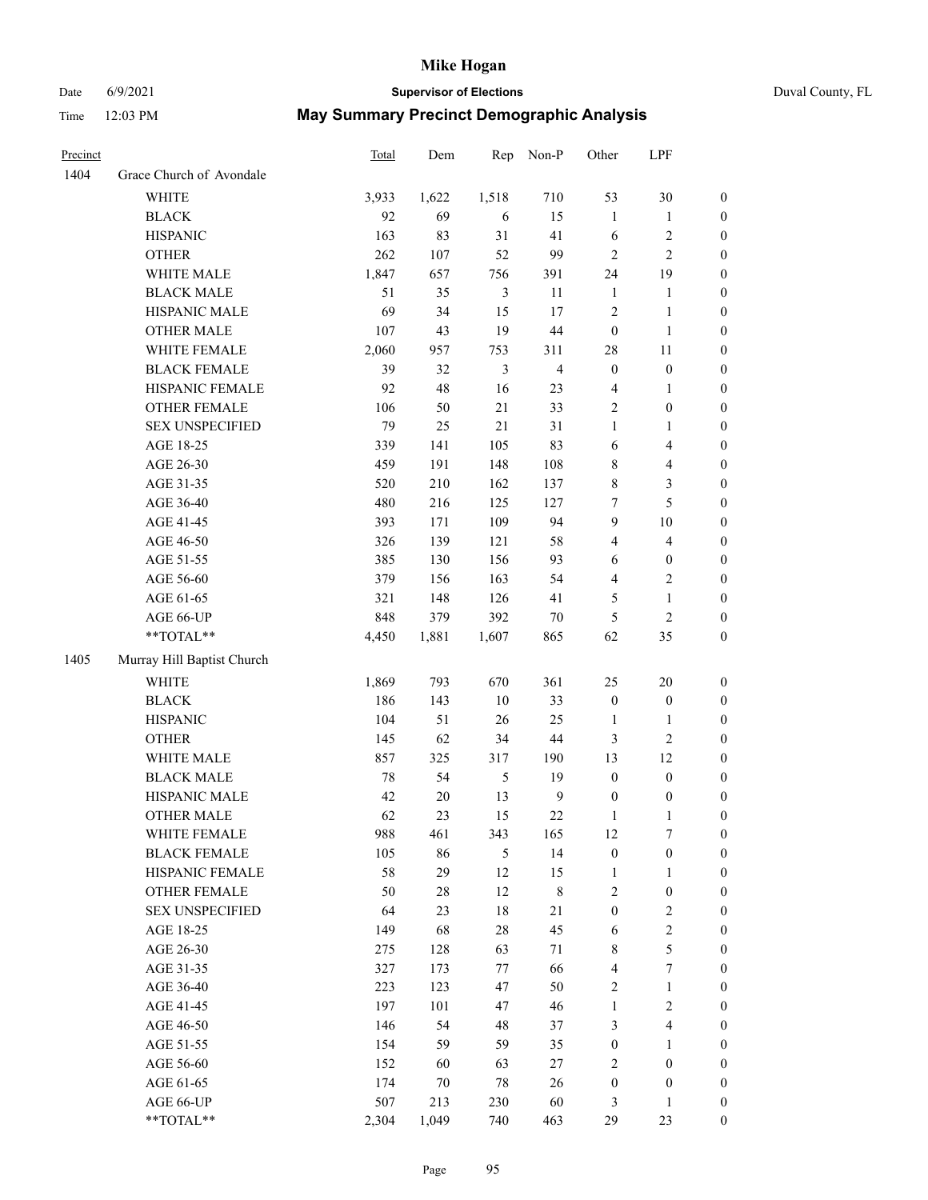# Mike Hogan

Date 6/9/2021 **Supervisor of Elections** Duval County, FL

Time 12:03 PM **May Summary Precinct Demographic Analysis**

| Precinct | | Total | Dem | Rep | Non-P | Other | LPF | |
|---|---|---|---|---|---|---|---|---|
| 1404 | Grace Church of Avondale | | | | | | | |
| | WHITE | 3,933 | 1,622 | 1,518 | 710 | 53 | 30 | 0 |
| | BLACK | 92 | 69 | 6 | 15 | 1 | 1 | 0 |
| | HISPANIC | 163 | 83 | 31 | 41 | 6 | 2 | 0 |
| | OTHER | 262 | 107 | 52 | 99 | 2 | 2 | 0 |
| | WHITE MALE | 1,847 | 657 | 756 | 391 | 24 | 19 | 0 |
| | BLACK MALE | 51 | 35 | 3 | 11 | 1 | 1 | 0 |
| | HISPANIC MALE | 69 | 34 | 15 | 17 | 2 | 1 | 0 |
| | OTHER MALE | 107 | 43 | 19 | 44 | 0 | 1 | 0 |
| | WHITE FEMALE | 2,060 | 957 | 753 | 311 | 28 | 11 | 0 |
| | BLACK FEMALE | 39 | 32 | 3 | 4 | 0 | 0 | 0 |
| | HISPANIC FEMALE | 92 | 48 | 16 | 23 | 4 | 1 | 0 |
| | OTHER FEMALE | 106 | 50 | 21 | 33 | 2 | 0 | 0 |
| | SEX UNSPECIFIED | 79 | 25 | 21 | 31 | 1 | 1 | 0 |
| | AGE 18-25 | 339 | 141 | 105 | 83 | 6 | 4 | 0 |
| | AGE 26-30 | 459 | 191 | 148 | 108 | 8 | 4 | 0 |
| | AGE 31-35 | 520 | 210 | 162 | 137 | 8 | 3 | 0 |
| | AGE 36-40 | 480 | 216 | 125 | 127 | 7 | 5 | 0 |
| | AGE 41-45 | 393 | 171 | 109 | 94 | 9 | 10 | 0 |
| | AGE 46-50 | 326 | 139 | 121 | 58 | 4 | 4 | 0 |
| | AGE 51-55 | 385 | 130 | 156 | 93 | 6 | 0 | 0 |
| | AGE 56-60 | 379 | 156 | 163 | 54 | 4 | 2 | 0 |
| | AGE 61-65 | 321 | 148 | 126 | 41 | 5 | 1 | 0 |
| | AGE 66-UP | 848 | 379 | 392 | 70 | 5 | 2 | 0 |
| | **TOTAL** | 4,450 | 1,881 | 1,607 | 865 | 62 | 35 | 0 |
| 1405 | Murray Hill Baptist Church | | | | | | | |
| | WHITE | 1,869 | 793 | 670 | 361 | 25 | 20 | 0 |
| | BLACK | 186 | 143 | 10 | 33 | 0 | 0 | 0 |
| | HISPANIC | 104 | 51 | 26 | 25 | 1 | 1 | 0 |
| | OTHER | 145 | 62 | 34 | 44 | 3 | 2 | 0 |
| | WHITE MALE | 857 | 325 | 317 | 190 | 13 | 12 | 0 |
| | BLACK MALE | 78 | 54 | 5 | 19 | 0 | 0 | 0 |
| | HISPANIC MALE | 42 | 20 | 13 | 9 | 0 | 0 | 0 |
| | OTHER MALE | 62 | 23 | 15 | 22 | 1 | 1 | 0 |
| | WHITE FEMALE | 988 | 461 | 343 | 165 | 12 | 7 | 0 |
| | BLACK FEMALE | 105 | 86 | 5 | 14 | 0 | 0 | 0 |
| | HISPANIC FEMALE | 58 | 29 | 12 | 15 | 1 | 1 | 0 |
| | OTHER FEMALE | 50 | 28 | 12 | 8 | 2 | 0 | 0 |
| | SEX UNSPECIFIED | 64 | 23 | 18 | 21 | 0 | 2 | 0 |
| | AGE 18-25 | 149 | 68 | 28 | 45 | 6 | 2 | 0 |
| | AGE 26-30 | 275 | 128 | 63 | 71 | 8 | 5 | 0 |
| | AGE 31-35 | 327 | 173 | 77 | 66 | 4 | 7 | 0 |
| | AGE 36-40 | 223 | 123 | 47 | 50 | 2 | 1 | 0 |
| | AGE 41-45 | 197 | 101 | 47 | 46 | 1 | 2 | 0 |
| | AGE 46-50 | 146 | 54 | 48 | 37 | 3 | 4 | 0 |
| | AGE 51-55 | 154 | 59 | 59 | 35 | 0 | 1 | 0 |
| | AGE 56-60 | 152 | 60 | 63 | 27 | 2 | 0 | 0 |
| | AGE 61-65 | 174 | 70 | 78 | 26 | 0 | 0 | 0 |
| | AGE 66-UP | 507 | 213 | 230 | 60 | 3 | 1 | 0 |
| | **TOTAL** | 2,304 | 1,049 | 740 | 463 | 29 | 23 | 0 |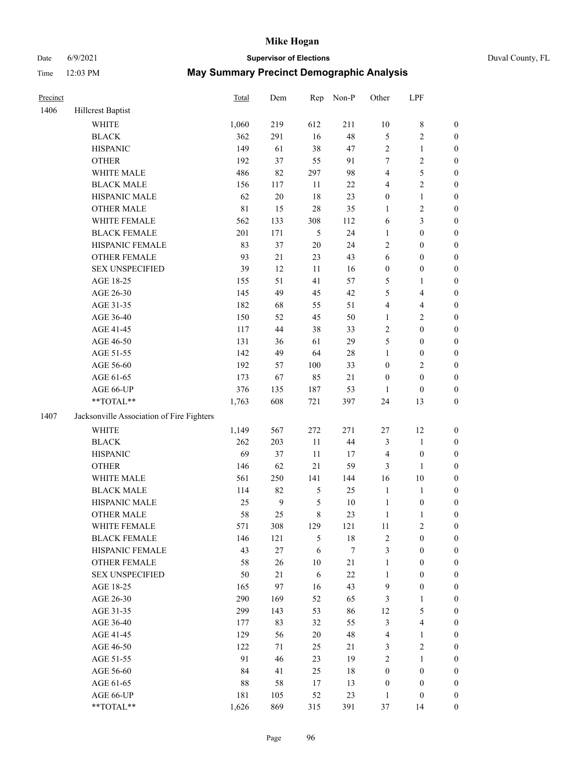# Mike Hogan

Date 6/9/2021 **Supervisor of Elections** Duval County, FL

Time 12:03 PM **May Summary Precinct Demographic Analysis**

| Precinct | | Total | Dem | Rep | Non-P | Other | LPF | |
|---|---|---|---|---|---|---|---|---|
| 1406 | Hillcrest Baptist | | | | | | | |
| | WHITE | 1,060 | 219 | 612 | 211 | 10 | 8 | 0 |
| | BLACK | 362 | 291 | 16 | 48 | 5 | 2 | 0 |
| | HISPANIC | 149 | 61 | 38 | 47 | 2 | 1 | 0 |
| | OTHER | 192 | 37 | 55 | 91 | 7 | 2 | 0 |
| | WHITE MALE | 486 | 82 | 297 | 98 | 4 | 5 | 0 |
| | BLACK MALE | 156 | 117 | 11 | 22 | 4 | 2 | 0 |
| | HISPANIC MALE | 62 | 20 | 18 | 23 | 0 | 1 | 0 |
| | OTHER MALE | 81 | 15 | 28 | 35 | 1 | 2 | 0 |
| | WHITE FEMALE | 562 | 133 | 308 | 112 | 6 | 3 | 0 |
| | BLACK FEMALE | 201 | 171 | 5 | 24 | 1 | 0 | 0 |
| | HISPANIC FEMALE | 83 | 37 | 20 | 24 | 2 | 0 | 0 |
| | OTHER FEMALE | 93 | 21 | 23 | 43 | 6 | 0 | 0 |
| | SEX UNSPECIFIED | 39 | 12 | 11 | 16 | 0 | 0 | 0 |
| | AGE 18-25 | 155 | 51 | 41 | 57 | 5 | 1 | 0 |
| | AGE 26-30 | 145 | 49 | 45 | 42 | 5 | 4 | 0 |
| | AGE 31-35 | 182 | 68 | 55 | 51 | 4 | 4 | 0 |
| | AGE 36-40 | 150 | 52 | 45 | 50 | 1 | 2 | 0 |
| | AGE 41-45 | 117 | 44 | 38 | 33 | 2 | 0 | 0 |
| | AGE 46-50 | 131 | 36 | 61 | 29 | 5 | 0 | 0 |
| | AGE 51-55 | 142 | 49 | 64 | 28 | 1 | 0 | 0 |
| | AGE 56-60 | 192 | 57 | 100 | 33 | 0 | 2 | 0 |
| | AGE 61-65 | 173 | 67 | 85 | 21 | 0 | 0 | 0 |
| | AGE 66-UP | 376 | 135 | 187 | 53 | 1 | 0 | 0 |
| | **TOTAL** | 1,763 | 608 | 721 | 397 | 24 | 13 | 0 |
| 1407 | Jacksonville Association of Fire Fighters | | | | | | | |
| | WHITE | 1,149 | 567 | 272 | 271 | 27 | 12 | 0 |
| | BLACK | 262 | 203 | 11 | 44 | 3 | 1 | 0 |
| | HISPANIC | 69 | 37 | 11 | 17 | 4 | 0 | 0 |
| | OTHER | 146 | 62 | 21 | 59 | 3 | 1 | 0 |
| | WHITE MALE | 561 | 250 | 141 | 144 | 16 | 10 | 0 |
| | BLACK MALE | 114 | 82 | 5 | 25 | 1 | 1 | 0 |
| | HISPANIC MALE | 25 | 9 | 5 | 10 | 1 | 0 | 0 |
| | OTHER MALE | 58 | 25 | 8 | 23 | 1 | 1 | 0 |
| | WHITE FEMALE | 571 | 308 | 129 | 121 | 11 | 2 | 0 |
| | BLACK FEMALE | 146 | 121 | 5 | 18 | 2 | 0 | 0 |
| | HISPANIC FEMALE | 43 | 27 | 6 | 7 | 3 | 0 | 0 |
| | OTHER FEMALE | 58 | 26 | 10 | 21 | 1 | 0 | 0 |
| | SEX UNSPECIFIED | 50 | 21 | 6 | 22 | 1 | 0 | 0 |
| | AGE 18-25 | 165 | 97 | 16 | 43 | 9 | 0 | 0 |
| | AGE 26-30 | 290 | 169 | 52 | 65 | 3 | 1 | 0 |
| | AGE 31-35 | 299 | 143 | 53 | 86 | 12 | 5 | 0 |
| | AGE 36-40 | 177 | 83 | 32 | 55 | 3 | 4 | 0 |
| | AGE 41-45 | 129 | 56 | 20 | 48 | 4 | 1 | 0 |
| | AGE 46-50 | 122 | 71 | 25 | 21 | 3 | 2 | 0 |
| | AGE 51-55 | 91 | 46 | 23 | 19 | 2 | 1 | 0 |
| | AGE 56-60 | 84 | 41 | 25 | 18 | 0 | 0 | 0 |
| | AGE 61-65 | 88 | 58 | 17 | 13 | 0 | 0 | 0 |
| | AGE 66-UP | 181 | 105 | 52 | 23 | 1 | 0 | 0 |
| | **TOTAL** | 1,626 | 869 | 315 | 391 | 37 | 14 | 0 |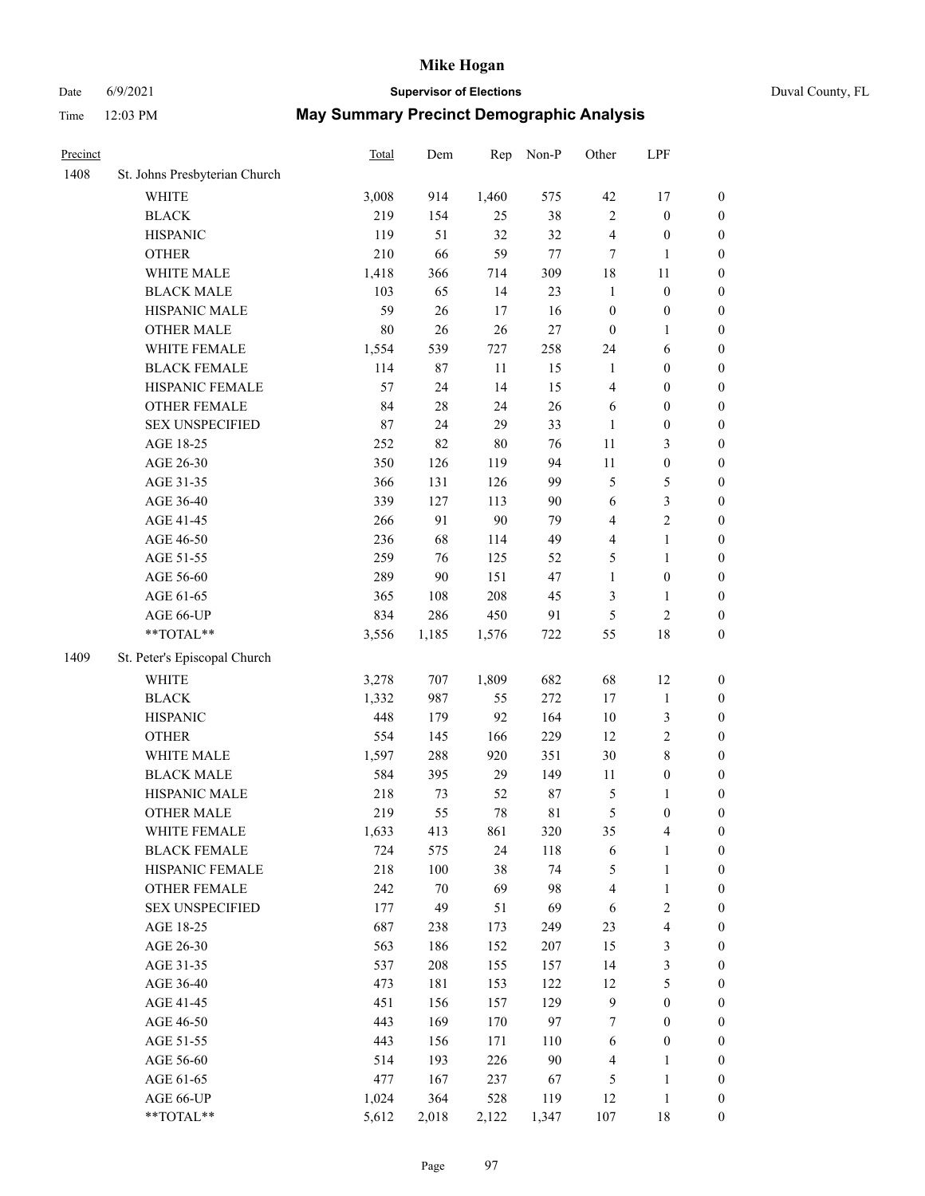# Mike Hogan

Date 6/9/2021 **Supervisor of Elections** Duval County, FL

Time 12:03 PM **May Summary Precinct Demographic Analysis**

| Precinct | | Total | Dem | Rep | Non-P | Other | LPF | |
|---|---|---|---|---|---|---|---|---|
| 1408 | St. Johns Presbyterian Church | | | | | | | |
| | WHITE | 3,008 | 914 | 1,460 | 575 | 42 | 17 | 0 |
| | BLACK | 219 | 154 | 25 | 38 | 2 | 0 | 0 |
| | HISPANIC | 119 | 51 | 32 | 32 | 4 | 0 | 0 |
| | OTHER | 210 | 66 | 59 | 77 | 7 | 1 | 0 |
| | WHITE MALE | 1,418 | 366 | 714 | 309 | 18 | 11 | 0 |
| | BLACK MALE | 103 | 65 | 14 | 23 | 1 | 0 | 0 |
| | HISPANIC MALE | 59 | 26 | 17 | 16 | 0 | 0 | 0 |
| | OTHER MALE | 80 | 26 | 26 | 27 | 0 | 1 | 0 |
| | WHITE FEMALE | 1,554 | 539 | 727 | 258 | 24 | 6 | 0 |
| | BLACK FEMALE | 114 | 87 | 11 | 15 | 1 | 0 | 0 |
| | HISPANIC FEMALE | 57 | 24 | 14 | 15 | 4 | 0 | 0 |
| | OTHER FEMALE | 84 | 28 | 24 | 26 | 6 | 0 | 0 |
| | SEX UNSPECIFIED | 87 | 24 | 29 | 33 | 1 | 0 | 0 |
| | AGE 18-25 | 252 | 82 | 80 | 76 | 11 | 3 | 0 |
| | AGE 26-30 | 350 | 126 | 119 | 94 | 11 | 0 | 0 |
| | AGE 31-35 | 366 | 131 | 126 | 99 | 5 | 5 | 0 |
| | AGE 36-40 | 339 | 127 | 113 | 90 | 6 | 3 | 0 |
| | AGE 41-45 | 266 | 91 | 90 | 79 | 4 | 2 | 0 |
| | AGE 46-50 | 236 | 68 | 114 | 49 | 4 | 1 | 0 |
| | AGE 51-55 | 259 | 76 | 125 | 52 | 5 | 1 | 0 |
| | AGE 56-60 | 289 | 90 | 151 | 47 | 1 | 0 | 0 |
| | AGE 61-65 | 365 | 108 | 208 | 45 | 3 | 1 | 0 |
| | AGE 66-UP | 834 | 286 | 450 | 91 | 5 | 2 | 0 |
| | **TOTAL** | 3,556 | 1,185 | 1,576 | 722 | 55 | 18 | 0 |
| 1409 | St. Peter's Episcopal Church | | | | | | | |
| | WHITE | 3,278 | 707 | 1,809 | 682 | 68 | 12 | 0 |
| | BLACK | 1,332 | 987 | 55 | 272 | 17 | 1 | 0 |
| | HISPANIC | 448 | 179 | 92 | 164 | 10 | 3 | 0 |
| | OTHER | 554 | 145 | 166 | 229 | 12 | 2 | 0 |
| | WHITE MALE | 1,597 | 288 | 920 | 351 | 30 | 8 | 0 |
| | BLACK MALE | 584 | 395 | 29 | 149 | 11 | 0 | 0 |
| | HISPANIC MALE | 218 | 73 | 52 | 87 | 5 | 1 | 0 |
| | OTHER MALE | 219 | 55 | 78 | 81 | 5 | 0 | 0 |
| | WHITE FEMALE | 1,633 | 413 | 861 | 320 | 35 | 4 | 0 |
| | BLACK FEMALE | 724 | 575 | 24 | 118 | 6 | 1 | 0 |
| | HISPANIC FEMALE | 218 | 100 | 38 | 74 | 5 | 1 | 0 |
| | OTHER FEMALE | 242 | 70 | 69 | 98 | 4 | 1 | 0 |
| | SEX UNSPECIFIED | 177 | 49 | 51 | 69 | 6 | 2 | 0 |
| | AGE 18-25 | 687 | 238 | 173 | 249 | 23 | 4 | 0 |
| | AGE 26-30 | 563 | 186 | 152 | 207 | 15 | 3 | 0 |
| | AGE 31-35 | 537 | 208 | 155 | 157 | 14 | 3 | 0 |
| | AGE 36-40 | 473 | 181 | 153 | 122 | 12 | 5 | 0 |
| | AGE 41-45 | 451 | 156 | 157 | 129 | 9 | 0 | 0 |
| | AGE 46-50 | 443 | 169 | 170 | 97 | 7 | 0 | 0 |
| | AGE 51-55 | 443 | 156 | 171 | 110 | 6 | 0 | 0 |
| | AGE 56-60 | 514 | 193 | 226 | 90 | 4 | 1 | 0 |
| | AGE 61-65 | 477 | 167 | 237 | 67 | 5 | 1 | 0 |
| | AGE 66-UP | 1,024 | 364 | 528 | 119 | 12 | 1 | 0 |
| | **TOTAL** | 5,612 | 2,018 | 2,122 | 1,347 | 107 | 18 | 0 |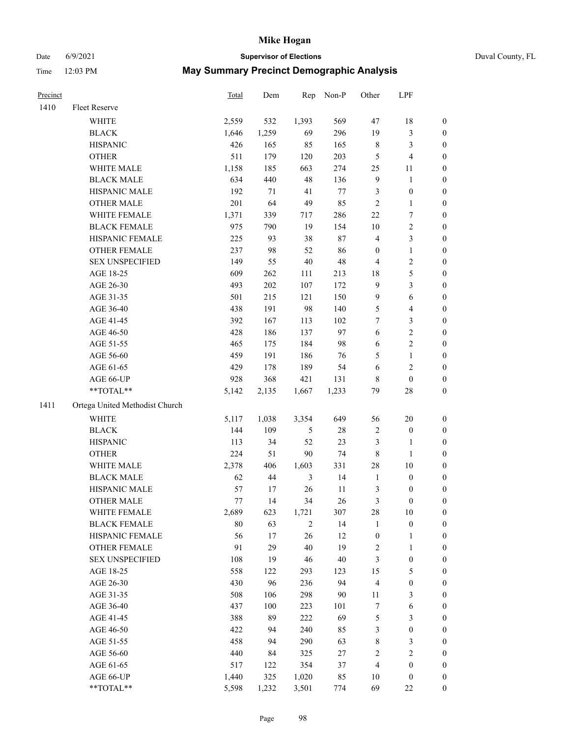# Mike Hogan

Date 6/9/2021 **Supervisor of Elections** Duval County, FL

Time 12:03 PM **May Summary Precinct Demographic Analysis**

| Precinct | | Total | Dem | Rep | Non-P | Other | LPF | |
|---|---|---|---|---|---|---|---|---|
| 1410 | Fleet Reserve | | | | | | | |
| | WHITE | 2,559 | 532 | 1,393 | 569 | 47 | 18 | 0 |
| | BLACK | 1,646 | 1,259 | 69 | 296 | 19 | 3 | 0 |
| | HISPANIC | 426 | 165 | 85 | 165 | 8 | 3 | 0 |
| | OTHER | 511 | 179 | 120 | 203 | 5 | 4 | 0 |
| | WHITE MALE | 1,158 | 185 | 663 | 274 | 25 | 11 | 0 |
| | BLACK MALE | 634 | 440 | 48 | 136 | 9 | 1 | 0 |
| | HISPANIC MALE | 192 | 71 | 41 | 77 | 3 | 0 | 0 |
| | OTHER MALE | 201 | 64 | 49 | 85 | 2 | 1 | 0 |
| | WHITE FEMALE | 1,371 | 339 | 717 | 286 | 22 | 7 | 0 |
| | BLACK FEMALE | 975 | 790 | 19 | 154 | 10 | 2 | 0 |
| | HISPANIC FEMALE | 225 | 93 | 38 | 87 | 4 | 3 | 0 |
| | OTHER FEMALE | 237 | 98 | 52 | 86 | 0 | 1 | 0 |
| | SEX UNSPECIFIED | 149 | 55 | 40 | 48 | 4 | 2 | 0 |
| | AGE 18-25 | 609 | 262 | 111 | 213 | 18 | 5 | 0 |
| | AGE 26-30 | 493 | 202 | 107 | 172 | 9 | 3 | 0 |
| | AGE 31-35 | 501 | 215 | 121 | 150 | 9 | 6 | 0 |
| | AGE 36-40 | 438 | 191 | 98 | 140 | 5 | 4 | 0 |
| | AGE 41-45 | 392 | 167 | 113 | 102 | 7 | 3 | 0 |
| | AGE 46-50 | 428 | 186 | 137 | 97 | 6 | 2 | 0 |
| | AGE 51-55 | 465 | 175 | 184 | 98 | 6 | 2 | 0 |
| | AGE 56-60 | 459 | 191 | 186 | 76 | 5 | 1 | 0 |
| | AGE 61-65 | 429 | 178 | 189 | 54 | 6 | 2 | 0 |
| | AGE 66-UP | 928 | 368 | 421 | 131 | 8 | 0 | 0 |
| | **TOTAL** | 5,142 | 2,135 | 1,667 | 1,233 | 79 | 28 | 0 |
| 1411 | Ortega United Methodist Church | | | | | | | |
| | WHITE | 5,117 | 1,038 | 3,354 | 649 | 56 | 20 | 0 |
| | BLACK | 144 | 109 | 5 | 28 | 2 | 0 | 0 |
| | HISPANIC | 113 | 34 | 52 | 23 | 3 | 1 | 0 |
| | OTHER | 224 | 51 | 90 | 74 | 8 | 1 | 0 |
| | WHITE MALE | 2,378 | 406 | 1,603 | 331 | 28 | 10 | 0 |
| | BLACK MALE | 62 | 44 | 3 | 14 | 1 | 0 | 0 |
| | HISPANIC MALE | 57 | 17 | 26 | 11 | 3 | 0 | 0 |
| | OTHER MALE | 77 | 14 | 34 | 26 | 3 | 0 | 0 |
| | WHITE FEMALE | 2,689 | 623 | 1,721 | 307 | 28 | 10 | 0 |
| | BLACK FEMALE | 80 | 63 | 2 | 14 | 1 | 0 | 0 |
| | HISPANIC FEMALE | 56 | 17 | 26 | 12 | 0 | 1 | 0 |
| | OTHER FEMALE | 91 | 29 | 40 | 19 | 2 | 1 | 0 |
| | SEX UNSPECIFIED | 108 | 19 | 46 | 40 | 3 | 0 | 0 |
| | AGE 18-25 | 558 | 122 | 293 | 123 | 15 | 5 | 0 |
| | AGE 26-30 | 430 | 96 | 236 | 94 | 4 | 0 | 0 |
| | AGE 31-35 | 508 | 106 | 298 | 90 | 11 | 3 | 0 |
| | AGE 36-40 | 437 | 100 | 223 | 101 | 7 | 6 | 0 |
| | AGE 41-45 | 388 | 89 | 222 | 69 | 5 | 3 | 0 |
| | AGE 46-50 | 422 | 94 | 240 | 85 | 3 | 0 | 0 |
| | AGE 51-55 | 458 | 94 | 290 | 63 | 8 | 3 | 0 |
| | AGE 56-60 | 440 | 84 | 325 | 27 | 2 | 2 | 0 |
| | AGE 61-65 | 517 | 122 | 354 | 37 | 4 | 0 | 0 |
| | AGE 66-UP | 1,440 | 325 | 1,020 | 85 | 10 | 0 | 0 |
| | **TOTAL** | 5,598 | 1,232 | 3,501 | 774 | 69 | 22 | 0 |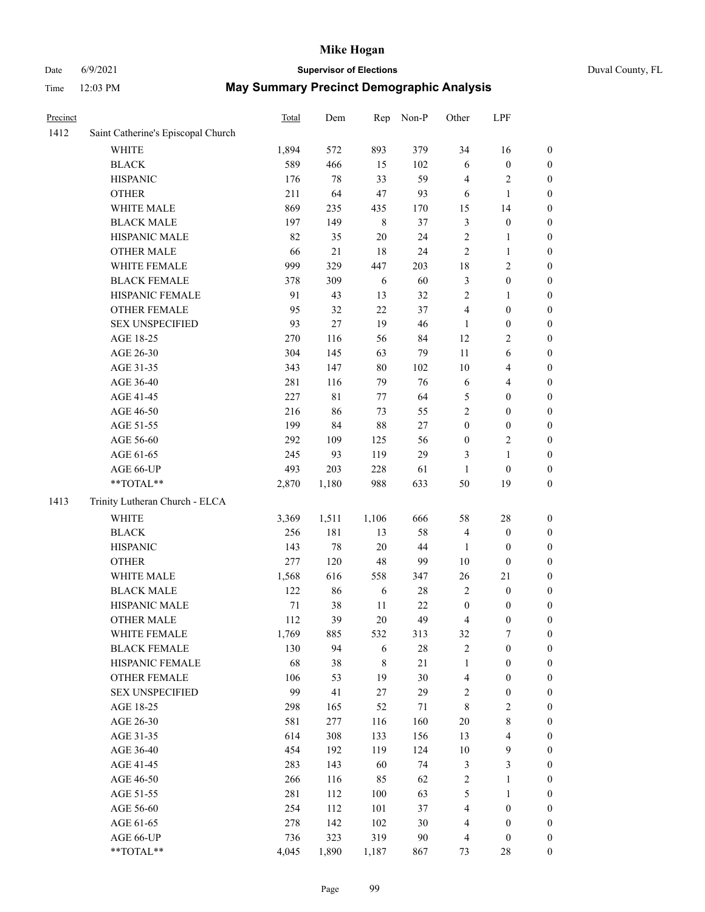| Precinct | | Total | Dem | Rep | Non-P | Other | LPF | |
|---|---|---|---|---|---|---|---|---|
| 1412 | Saint Catherine's Episcopal Church | | | | | | | |
| | WHITE | 1,894 | 572 | 893 | 379 | 34 | 16 | 0 |
| | BLACK | 589 | 466 | 15 | 102 | 6 | 0 | 0 |
| | HISPANIC | 176 | 78 | 33 | 59 | 4 | 2 | 0 |
| | OTHER | 211 | 64 | 47 | 93 | 6 | 1 | 0 |
| | WHITE MALE | 869 | 235 | 435 | 170 | 15 | 14 | 0 |
| | BLACK MALE | 197 | 149 | 8 | 37 | 3 | 0 | 0 |
| | HISPANIC MALE | 82 | 35 | 20 | 24 | 2 | 1 | 0 |
| | OTHER MALE | 66 | 21 | 18 | 24 | 2 | 1 | 0 |
| | WHITE FEMALE | 999 | 329 | 447 | 203 | 18 | 2 | 0 |
| | BLACK FEMALE | 378 | 309 | 6 | 60 | 3 | 0 | 0 |
| | HISPANIC FEMALE | 91 | 43 | 13 | 32 | 2 | 1 | 0 |
| | OTHER FEMALE | 95 | 32 | 22 | 37 | 4 | 0 | 0 |
| | SEX UNSPECIFIED | 93 | 27 | 19 | 46 | 1 | 0 | 0 |
| | AGE 18-25 | 270 | 116 | 56 | 84 | 12 | 2 | 0 |
| | AGE 26-30 | 304 | 145 | 63 | 79 | 11 | 6 | 0 |
| | AGE 31-35 | 343 | 147 | 80 | 102 | 10 | 4 | 0 |
| | AGE 36-40 | 281 | 116 | 79 | 76 | 6 | 4 | 0 |
| | AGE 41-45 | 227 | 81 | 77 | 64 | 5 | 0 | 0 |
| | AGE 46-50 | 216 | 86 | 73 | 55 | 2 | 0 | 0 |
| | AGE 51-55 | 199 | 84 | 88 | 27 | 0 | 0 | 0 |
| | AGE 56-60 | 292 | 109 | 125 | 56 | 0 | 2 | 0 |
| | AGE 61-65 | 245 | 93 | 119 | 29 | 3 | 1 | 0 |
| | AGE 66-UP | 493 | 203 | 228 | 61 | 1 | 0 | 0 |
| | **TOTAL** | 2,870 | 1,180 | 988 | 633 | 50 | 19 | 0 |
| 1413 | Trinity Lutheran Church - ELCA | | | | | | | |
| | WHITE | 3,369 | 1,511 | 1,106 | 666 | 58 | 28 | 0 |
| | BLACK | 256 | 181 | 13 | 58 | 4 | 0 | 0 |
| | HISPANIC | 143 | 78 | 20 | 44 | 1 | 0 | 0 |
| | OTHER | 277 | 120 | 48 | 99 | 10 | 0 | 0 |
| | WHITE MALE | 1,568 | 616 | 558 | 347 | 26 | 21 | 0 |
| | BLACK MALE | 122 | 86 | 6 | 28 | 2 | 0 | 0 |
| | HISPANIC MALE | 71 | 38 | 11 | 22 | 0 | 0 | 0 |
| | OTHER MALE | 112 | 39 | 20 | 49 | 4 | 0 | 0 |
| | WHITE FEMALE | 1,769 | 885 | 532 | 313 | 32 | 7 | 0 |
| | BLACK FEMALE | 130 | 94 | 6 | 28 | 2 | 0 | 0 |
| | HISPANIC FEMALE | 68 | 38 | 8 | 21 | 1 | 0 | 0 |
| | OTHER FEMALE | 106 | 53 | 19 | 30 | 4 | 0 | 0 |
| | SEX UNSPECIFIED | 99 | 41 | 27 | 29 | 2 | 0 | 0 |
| | AGE 18-25 | 298 | 165 | 52 | 71 | 8 | 2 | 0 |
| | AGE 26-30 | 581 | 277 | 116 | 160 | 20 | 8 | 0 |
| | AGE 31-35 | 614 | 308 | 133 | 156 | 13 | 4 | 0 |
| | AGE 36-40 | 454 | 192 | 119 | 124 | 10 | 9 | 0 |
| | AGE 41-45 | 283 | 143 | 60 | 74 | 3 | 3 | 0 |
| | AGE 46-50 | 266 | 116 | 85 | 62 | 2 | 1 | 0 |
| | AGE 51-55 | 281 | 112 | 100 | 63 | 5 | 1 | 0 |
| | AGE 56-60 | 254 | 112 | 101 | 37 | 4 | 0 | 0 |
| | AGE 61-65 | 278 | 142 | 102 | 30 | 4 | 0 | 0 |
| | AGE 66-UP | 736 | 323 | 319 | 90 | 4 | 0 | 0 |
| | **TOTAL** | 4,045 | 1,890 | 1,187 | 867 | 73 | 28 | 0 |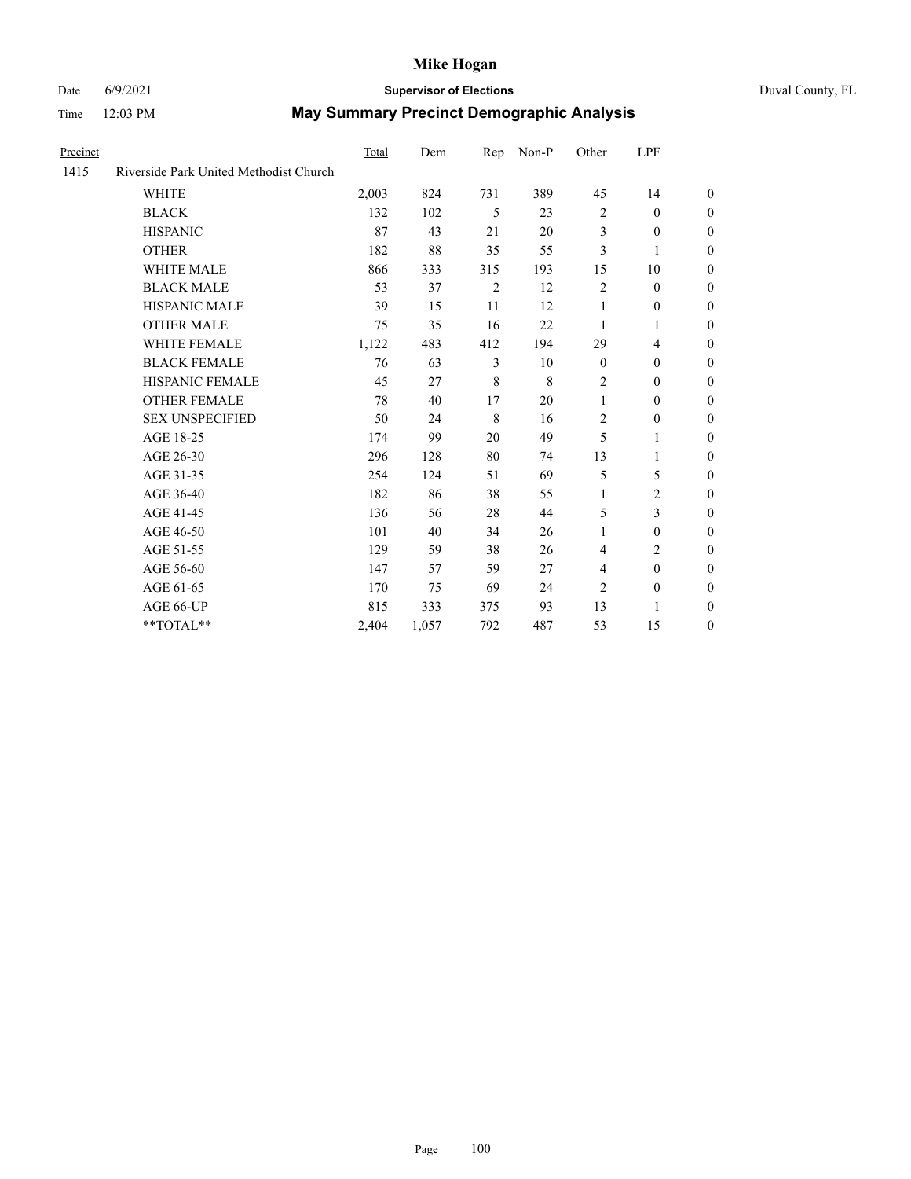# Mike Hogan

Date 6/9/2021 **Supervisor of Elections** Duval County, FL

Time 12:03 PM **May Summary Precinct Demographic Analysis**

| Precinct | | Total | Dem | Rep | Non-P | Other | LPF | |
|---|---|---|---|---|---|---|---|---|
| 1415 | Riverside Park United Methodist Church | | | | | | | |
| | WHITE | 2,003 | 824 | 731 | 389 | 45 | 14 | 0 |
| | BLACK | 132 | 102 | 5 | 23 | 2 | 0 | 0 |
| | HISPANIC | 87 | 43 | 21 | 20 | 3 | 0 | 0 |
| | OTHER | 182 | 88 | 35 | 55 | 3 | 1 | 0 |
| | WHITE MALE | 866 | 333 | 315 | 193 | 15 | 10 | 0 |
| | BLACK MALE | 53 | 37 | 2 | 12 | 2 | 0 | 0 |
| | HISPANIC MALE | 39 | 15 | 11 | 12 | 1 | 0 | 0 |
| | OTHER MALE | 75 | 35 | 16 | 22 | 1 | 1 | 0 |
| | WHITE FEMALE | 1,122 | 483 | 412 | 194 | 29 | 4 | 0 |
| | BLACK FEMALE | 76 | 63 | 3 | 10 | 0 | 0 | 0 |
| | HISPANIC FEMALE | 45 | 27 | 8 | 8 | 2 | 0 | 0 |
| | OTHER FEMALE | 78 | 40 | 17 | 20 | 1 | 0 | 0 |
| | SEX UNSPECIFIED | 50 | 24 | 8 | 16 | 2 | 0 | 0 |
| | AGE 18-25 | 174 | 99 | 20 | 49 | 5 | 1 | 0 |
| | AGE 26-30 | 296 | 128 | 80 | 74 | 13 | 1 | 0 |
| | AGE 31-35 | 254 | 124 | 51 | 69 | 5 | 5 | 0 |
| | AGE 36-40 | 182 | 86 | 38 | 55 | 1 | 2 | 0 |
| | AGE 41-45 | 136 | 56 | 28 | 44 | 5 | 3 | 0 |
| | AGE 46-50 | 101 | 40 | 34 | 26 | 1 | 0 | 0 |
| | AGE 51-55 | 129 | 59 | 38 | 26 | 4 | 2 | 0 |
| | AGE 56-60 | 147 | 57 | 59 | 27 | 4 | 0 | 0 |
| | AGE 61-65 | 170 | 75 | 69 | 24 | 2 | 0 | 0 |
| | AGE 66-UP | 815 | 333 | 375 | 93 | 13 | 1 | 0 |
| | **TOTAL** | 2,404 | 1,057 | 792 | 487 | 53 | 15 | 0 |